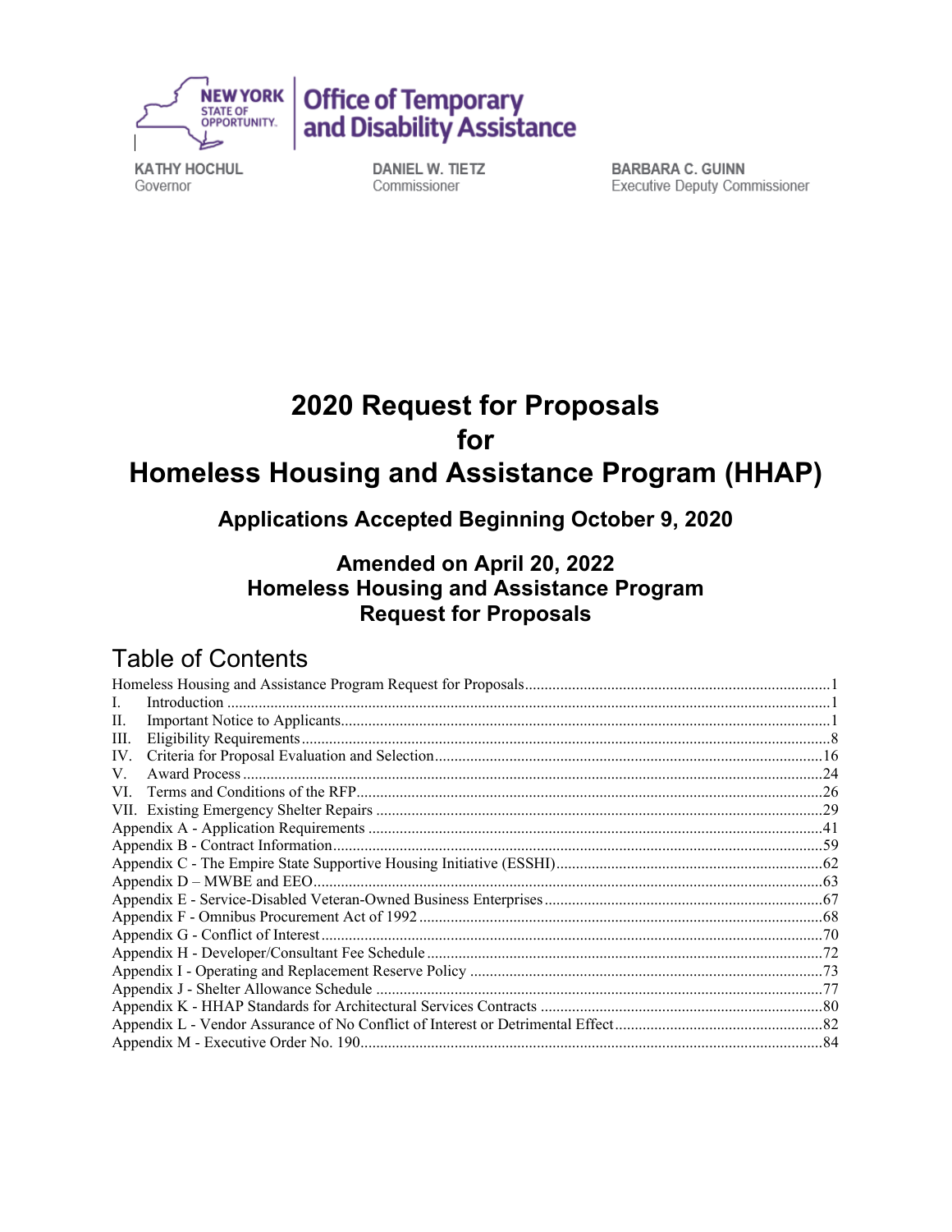NEW YORK STATE OF OPPORTUNITY | Office of Temporary and Disability Assistance

KATHY HOCHUL
Governor

DANIEL W. TIETZ
Commissioner

BARBARA C. GUINN
Executive Deputy Commissioner

# 2020 Request for Proposals for Homeless Housing and Assistance Program (HHAP)

## Applications Accepted Beginning October 9, 2020

## Amended on April 20, 2022 Homeless Housing and Assistance Program Request for Proposals

## Table of Contents

Homeless Housing and Assistance Program Request for Proposals....1
I. Introduction....1
II. Important Notice to Applicants....1
III. Eligibility Requirements....8
IV. Criteria for Proposal Evaluation and Selection....16
V. Award Process....24
VI. Terms and Conditions of the RFP....26
VII. Existing Emergency Shelter Repairs....29
Appendix A - Application Requirements....41
Appendix B - Contract Information....59
Appendix C - The Empire State Supportive Housing Initiative (ESSHI)....62
Appendix D – MWBE and EEO....63
Appendix E - Service-Disabled Veteran-Owned Business Enterprises....67
Appendix F - Omnibus Procurement Act of 1992....68
Appendix G - Conflict of Interest....70
Appendix H - Developer/Consultant Fee Schedule....72
Appendix I - Operating and Replacement Reserve Policy....73
Appendix J - Shelter Allowance Schedule....77
Appendix K - HHAP Standards for Architectural Services Contracts....80
Appendix L - Vendor Assurance of No Conflict of Interest or Detrimental Effect....82
Appendix M - Executive Order No. 190....84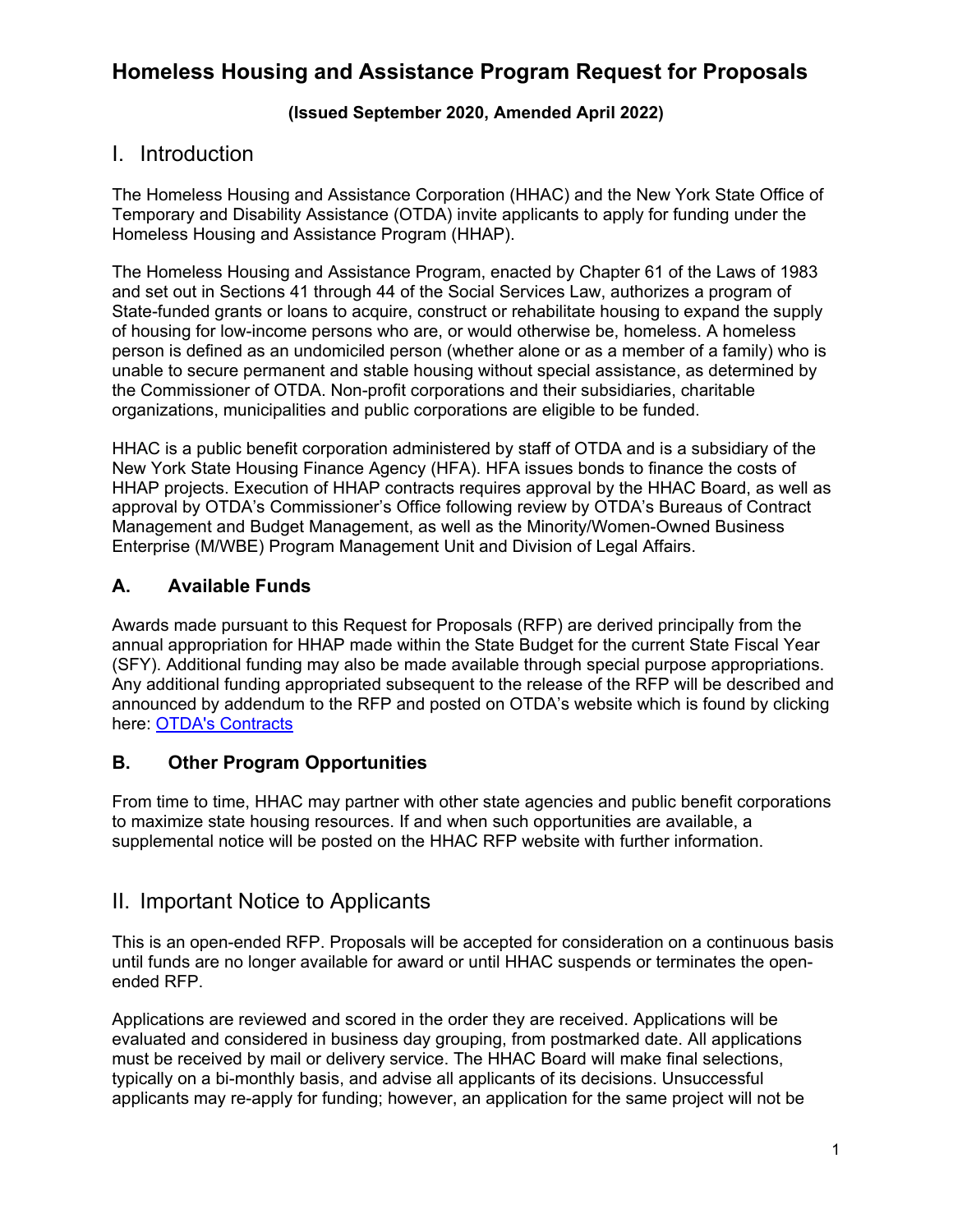# Homeless Housing and Assistance Program Request for Proposals

**(Issued September 2020, Amended April 2022)**

## I. Introduction

The Homeless Housing and Assistance Corporation (HHAC) and the New York State Office of Temporary and Disability Assistance (OTDA) invite applicants to apply for funding under the Homeless Housing and Assistance Program (HHAP).

The Homeless Housing and Assistance Program, enacted by Chapter 61 of the Laws of 1983 and set out in Sections 41 through 44 of the Social Services Law, authorizes a program of State-funded grants or loans to acquire, construct or rehabilitate housing to expand the supply of housing for low-income persons who are, or would otherwise be, homeless. A homeless person is defined as an undomiciled person (whether alone or as a member of a family) who is unable to secure permanent and stable housing without special assistance, as determined by the Commissioner of OTDA. Non-profit corporations and their subsidiaries, charitable organizations, municipalities and public corporations are eligible to be funded.

HHAC is a public benefit corporation administered by staff of OTDA and is a subsidiary of the New York State Housing Finance Agency (HFA). HFA issues bonds to finance the costs of HHAP projects. Execution of HHAP contracts requires approval by the HHAC Board, as well as approval by OTDA's Commissioner's Office following review by OTDA's Bureaus of Contract Management and Budget Management, as well as the Minority/Women-Owned Business Enterprise (M/WBE) Program Management Unit and Division of Legal Affairs.

### A. Available Funds

Awards made pursuant to this Request for Proposals (RFP) are derived principally from the annual appropriation for HHAP made within the State Budget for the current State Fiscal Year (SFY). Additional funding may also be made available through special purpose appropriations. Any additional funding appropriated subsequent to the release of the RFP will be described and announced by addendum to the RFP and posted on OTDA's website which is found by clicking here: OTDA's Contracts

### B. Other Program Opportunities

From time to time, HHAC may partner with other state agencies and public benefit corporations to maximize state housing resources. If and when such opportunities are available, a supplemental notice will be posted on the HHAC RFP website with further information.

## II. Important Notice to Applicants

This is an open-ended RFP. Proposals will be accepted for consideration on a continuous basis until funds are no longer available for award or until HHAC suspends or terminates the open-ended RFP.

Applications are reviewed and scored in the order they are received. Applications will be evaluated and considered in business day grouping, from postmarked date. All applications must be received by mail or delivery service. The HHAC Board will make final selections, typically on a bi-monthly basis, and advise all applicants of its decisions. Unsuccessful applicants may re-apply for funding; however, an application for the same project will not be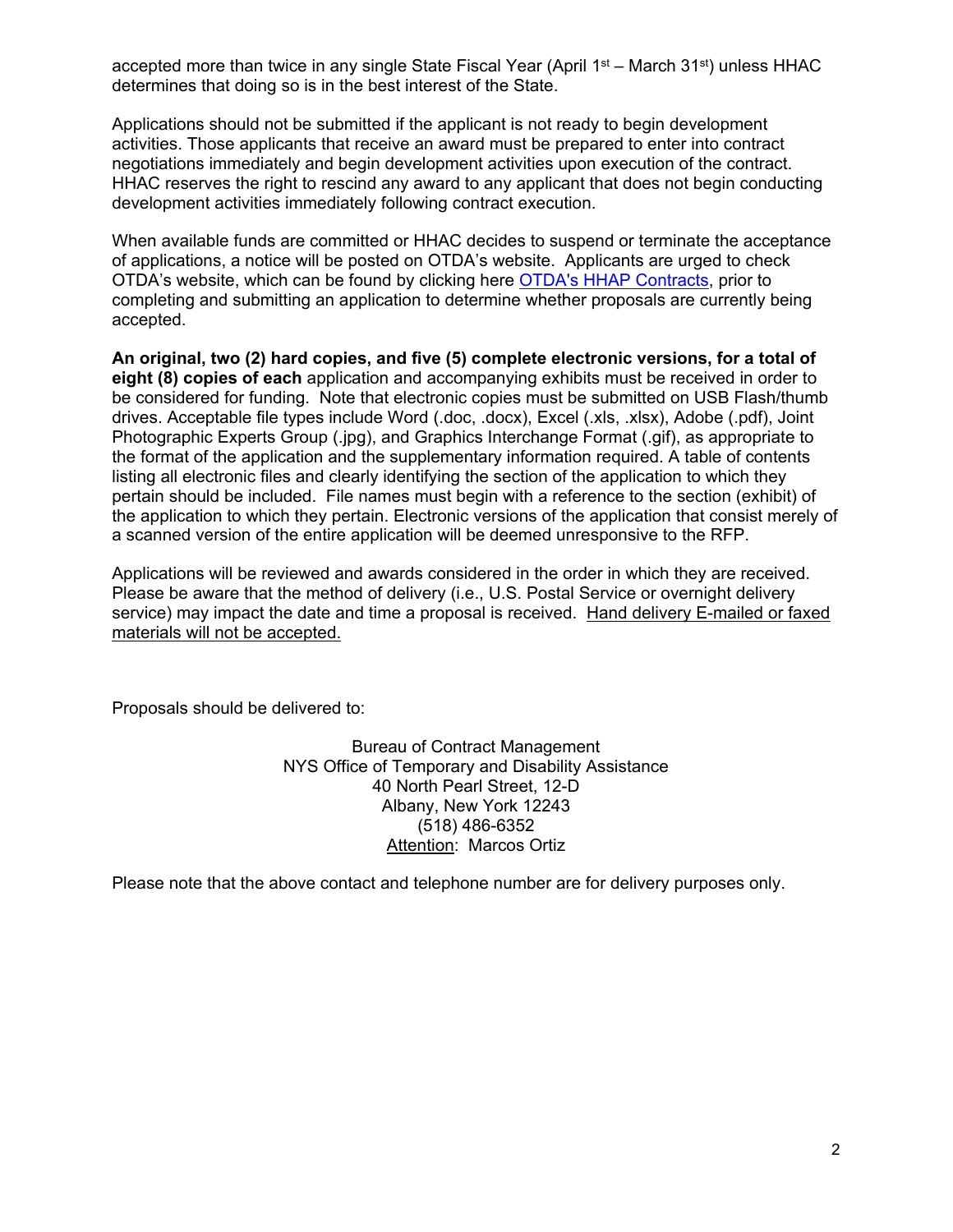accepted more than twice in any single State Fiscal Year (April 1st – March 31st) unless HHAC determines that doing so is in the best interest of the State.

Applications should not be submitted if the applicant is not ready to begin development activities. Those applicants that receive an award must be prepared to enter into contract negotiations immediately and begin development activities upon execution of the contract. HHAC reserves the right to rescind any award to any applicant that does not begin conducting development activities immediately following contract execution.

When available funds are committed or HHAC decides to suspend or terminate the acceptance of applications, a notice will be posted on OTDA's website. Applicants are urged to check OTDA's website, which can be found by clicking here OTDA's HHAP Contracts, prior to completing and submitting an application to determine whether proposals are currently being accepted.

**An original, two (2) hard copies, and five (5) complete electronic versions, for a total of eight (8) copies of each** application and accompanying exhibits must be received in order to be considered for funding. Note that electronic copies must be submitted on USB Flash/thumb drives. Acceptable file types include Word (.doc, .docx), Excel (.xls, .xlsx), Adobe (.pdf), Joint Photographic Experts Group (.jpg), and Graphics Interchange Format (.gif), as appropriate to the format of the application and the supplementary information required. A table of contents listing all electronic files and clearly identifying the section of the application to which they pertain should be included. File names must begin with a reference to the section (exhibit) of the application to which they pertain. Electronic versions of the application that consist merely of a scanned version of the entire application will be deemed unresponsive to the RFP.

Applications will be reviewed and awards considered in the order in which they are received. Please be aware that the method of delivery (i.e., U.S. Postal Service or overnight delivery service) may impact the date and time a proposal is received. Hand delivery E-mailed or faxed materials will not be accepted.

Proposals should be delivered to:

Bureau of Contract Management
NYS Office of Temporary and Disability Assistance
40 North Pearl Street, 12-D
Albany, New York 12243
(518) 486-6352
Attention: Marcos Ortiz

Please note that the above contact and telephone number are for delivery purposes only.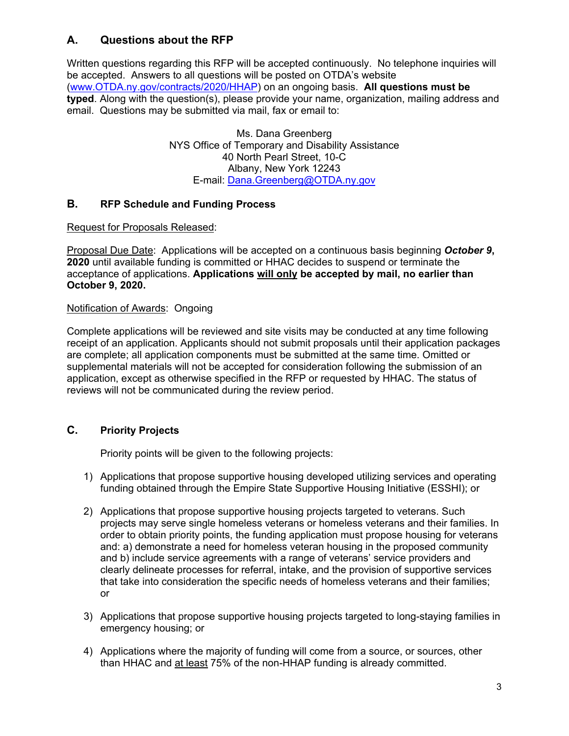## A. Questions about the RFP

Written questions regarding this RFP will be accepted continuously. No telephone inquiries will be accepted. Answers to all questions will be posted on OTDA's website (www.OTDA.ny.gov/contracts/2020/HHAP) on an ongoing basis. **All questions must be typed**. Along with the question(s), please provide your name, organization, mailing address and email. Questions may be submitted via mail, fax or email to:

Ms. Dana Greenberg
NYS Office of Temporary and Disability Assistance
40 North Pearl Street, 10-C
Albany, New York 12243
E-mail: Dana.Greenberg@OTDA.ny.gov

## B. RFP Schedule and Funding Process

Request for Proposals Released:

Proposal Due Date: Applications will be accepted on a continuous basis beginning ***October 9*, 2020** until available funding is committed or HHAC decides to suspend or terminate the acceptance of applications. **Applications will only be accepted by mail, no earlier than October 9, 2020.**

Notification of Awards: Ongoing

Complete applications will be reviewed and site visits may be conducted at any time following receipt of an application. Applicants should not submit proposals until their application packages are complete; all application components must be submitted at the same time. Omitted or supplemental materials will not be accepted for consideration following the submission of an application, except as otherwise specified in the RFP or requested by HHAC. The status of reviews will not be communicated during the review period.

## C. Priority Projects

Priority points will be given to the following projects:

1) Applications that propose supportive housing developed utilizing services and operating funding obtained through the Empire State Supportive Housing Initiative (ESSHI); or

2) Applications that propose supportive housing projects targeted to veterans. Such projects may serve single homeless veterans or homeless veterans and their families. In order to obtain priority points, the funding application must propose housing for veterans and: a) demonstrate a need for homeless veteran housing in the proposed community and b) include service agreements with a range of veterans' service providers and clearly delineate processes for referral, intake, and the provision of supportive services that take into consideration the specific needs of homeless veterans and their families; or

3) Applications that propose supportive housing projects targeted to long-staying families in emergency housing; or

4) Applications where the majority of funding will come from a source, or sources, other than HHAC and at least 75% of the non-HHAP funding is already committed.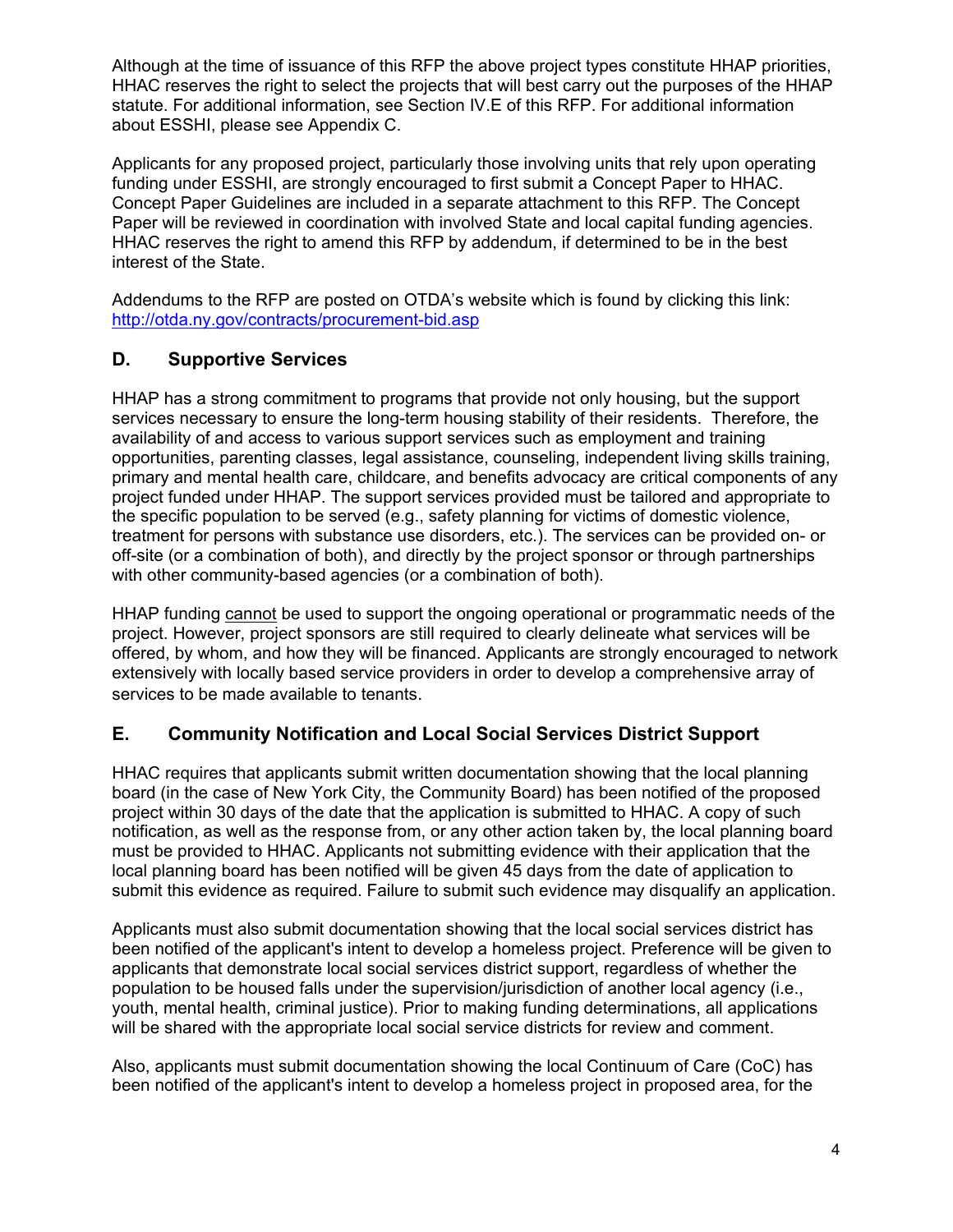Although at the time of issuance of this RFP the above project types constitute HHAP priorities, HHAC reserves the right to select the projects that will best carry out the purposes of the HHAP statute. For additional information, see Section IV.E of this RFP. For additional information about ESSHI, please see Appendix C.

Applicants for any proposed project, particularly those involving units that rely upon operating funding under ESSHI, are strongly encouraged to first submit a Concept Paper to HHAC. Concept Paper Guidelines are included in a separate attachment to this RFP. The Concept Paper will be reviewed in coordination with involved State and local capital funding agencies. HHAC reserves the right to amend this RFP by addendum, if determined to be in the best interest of the State.

Addendums to the RFP are posted on OTDA's website which is found by clicking this link: http://otda.ny.gov/contracts/procurement-bid.asp

## D. Supportive Services

HHAP has a strong commitment to programs that provide not only housing, but the support services necessary to ensure the long-term housing stability of their residents. Therefore, the availability of and access to various support services such as employment and training opportunities, parenting classes, legal assistance, counseling, independent living skills training, primary and mental health care, childcare, and benefits advocacy are critical components of any project funded under HHAP. The support services provided must be tailored and appropriate to the specific population to be served (e.g., safety planning for victims of domestic violence, treatment for persons with substance use disorders, etc.). The services can be provided on- or off-site (or a combination of both), and directly by the project sponsor or through partnerships with other community-based agencies (or a combination of both).

HHAP funding cannot be used to support the ongoing operational or programmatic needs of the project. However, project sponsors are still required to clearly delineate what services will be offered, by whom, and how they will be financed. Applicants are strongly encouraged to network extensively with locally based service providers in order to develop a comprehensive array of services to be made available to tenants.

## E. Community Notification and Local Social Services District Support

HHAC requires that applicants submit written documentation showing that the local planning board (in the case of New York City, the Community Board) has been notified of the proposed project within 30 days of the date that the application is submitted to HHAC. A copy of such notification, as well as the response from, or any other action taken by, the local planning board must be provided to HHAC. Applicants not submitting evidence with their application that the local planning board has been notified will be given 45 days from the date of application to submit this evidence as required. Failure to submit such evidence may disqualify an application.

Applicants must also submit documentation showing that the local social services district has been notified of the applicant's intent to develop a homeless project. Preference will be given to applicants that demonstrate local social services district support, regardless of whether the population to be housed falls under the supervision/jurisdiction of another local agency (i.e., youth, mental health, criminal justice). Prior to making funding determinations, all applications will be shared with the appropriate local social service districts for review and comment.

Also, applicants must submit documentation showing the local Continuum of Care (CoC) has been notified of the applicant's intent to develop a homeless project in proposed area, for the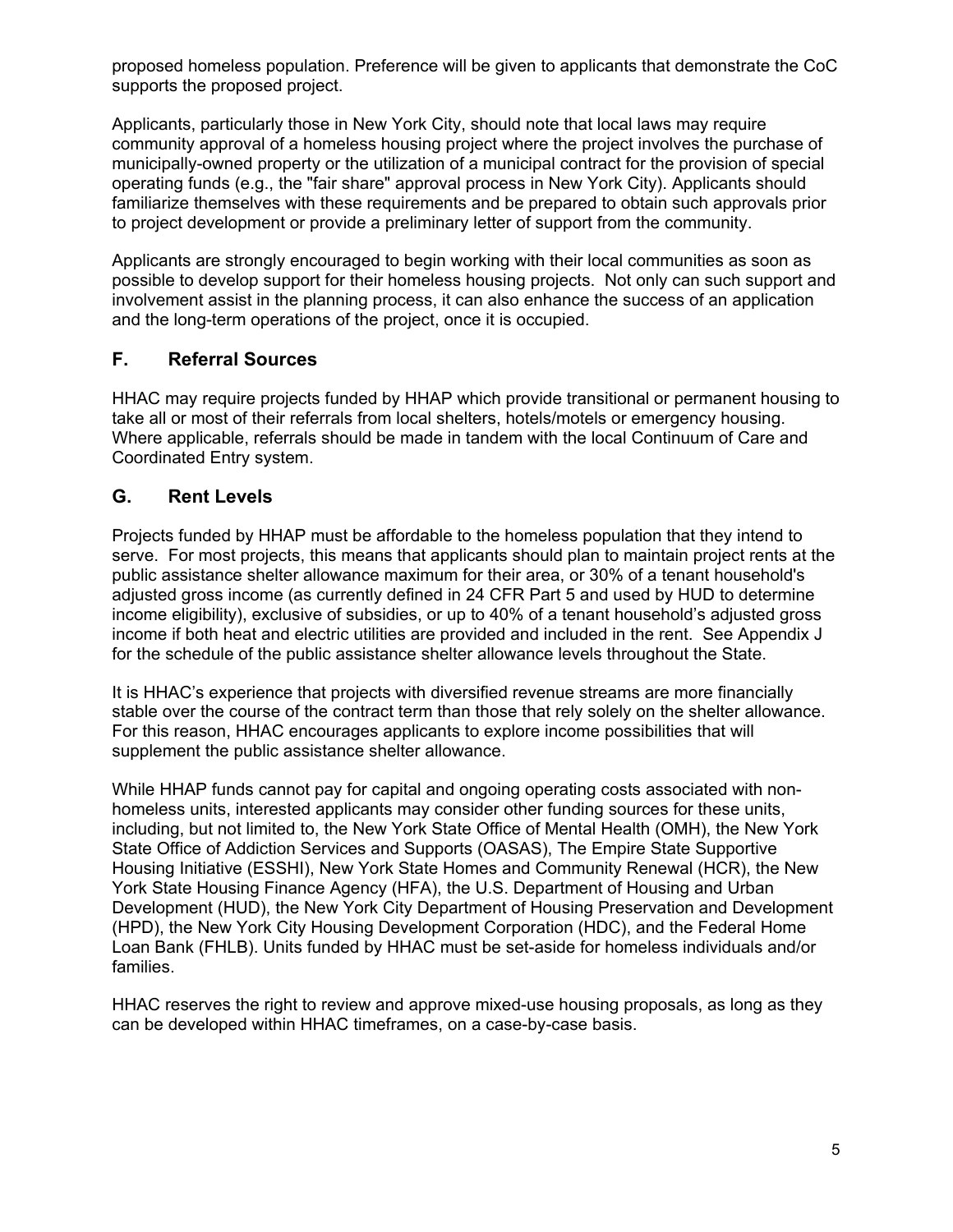proposed homeless population. Preference will be given to applicants that demonstrate the CoC supports the proposed project.

Applicants, particularly those in New York City, should note that local laws may require community approval of a homeless housing project where the project involves the purchase of municipally-owned property or the utilization of a municipal contract for the provision of special operating funds (e.g., the "fair share" approval process in New York City). Applicants should familiarize themselves with these requirements and be prepared to obtain such approvals prior to project development or provide a preliminary letter of support from the community.

Applicants are strongly encouraged to begin working with their local communities as soon as possible to develop support for their homeless housing projects. Not only can such support and involvement assist in the planning process, it can also enhance the success of an application and the long-term operations of the project, once it is occupied.

## F. Referral Sources

HHAC may require projects funded by HHAP which provide transitional or permanent housing to take all or most of their referrals from local shelters, hotels/motels or emergency housing. Where applicable, referrals should be made in tandem with the local Continuum of Care and Coordinated Entry system.

## G. Rent Levels

Projects funded by HHAP must be affordable to the homeless population that they intend to serve. For most projects, this means that applicants should plan to maintain project rents at the public assistance shelter allowance maximum for their area, or 30% of a tenant household's adjusted gross income (as currently defined in 24 CFR Part 5 and used by HUD to determine income eligibility), exclusive of subsidies, or up to 40% of a tenant household's adjusted gross income if both heat and electric utilities are provided and included in the rent. See Appendix J for the schedule of the public assistance shelter allowance levels throughout the State.

It is HHAC's experience that projects with diversified revenue streams are more financially stable over the course of the contract term than those that rely solely on the shelter allowance. For this reason, HHAC encourages applicants to explore income possibilities that will supplement the public assistance shelter allowance.

While HHAP funds cannot pay for capital and ongoing operating costs associated with non-homeless units, interested applicants may consider other funding sources for these units, including, but not limited to, the New York State Office of Mental Health (OMH), the New York State Office of Addiction Services and Supports (OASAS), The Empire State Supportive Housing Initiative (ESSHI), New York State Homes and Community Renewal (HCR), the New York State Housing Finance Agency (HFA), the U.S. Department of Housing and Urban Development (HUD), the New York City Department of Housing Preservation and Development (HPD), the New York City Housing Development Corporation (HDC), and the Federal Home Loan Bank (FHLB). Units funded by HHAC must be set-aside for homeless individuals and/or families.

HHAC reserves the right to review and approve mixed-use housing proposals, as long as they can be developed within HHAC timeframes, on a case-by-case basis.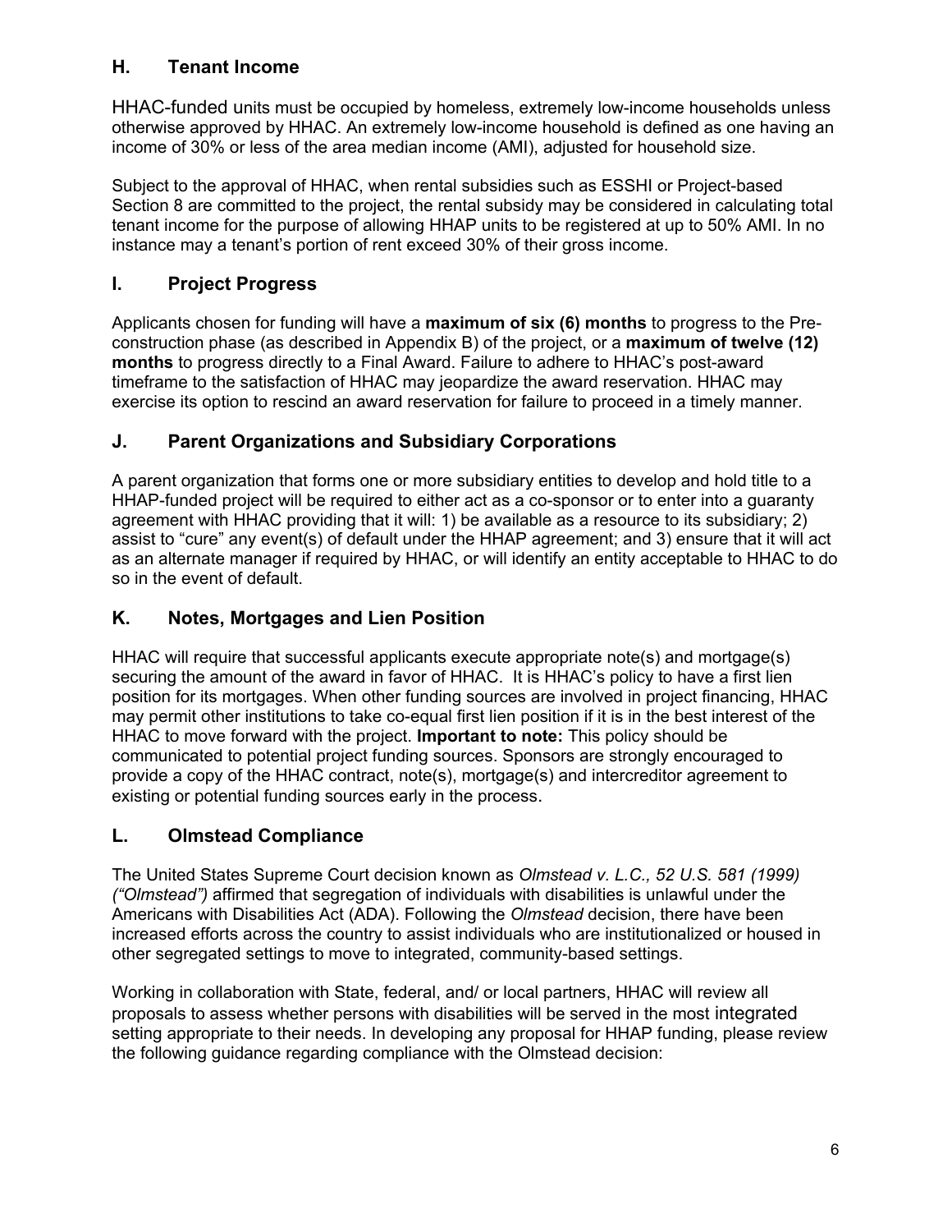## H. Tenant Income

HHAC-funded units must be occupied by homeless, extremely low-income households unless otherwise approved by HHAC. An extremely low-income household is defined as one having an income of 30% or less of the area median income (AMI), adjusted for household size.

Subject to the approval of HHAC, when rental subsidies such as ESSHI or Project-based Section 8 are committed to the project, the rental subsidy may be considered in calculating total tenant income for the purpose of allowing HHAP units to be registered at up to 50% AMI. In no instance may a tenant's portion of rent exceed 30% of their gross income.

## I. Project Progress

Applicants chosen for funding will have a **maximum of six (6) months** to progress to the Pre-construction phase (as described in Appendix B) of the project, or a **maximum of twelve (12) months** to progress directly to a Final Award. Failure to adhere to HHAC's post-award timeframe to the satisfaction of HHAC may jeopardize the award reservation. HHAC may exercise its option to rescind an award reservation for failure to proceed in a timely manner.

## J. Parent Organizations and Subsidiary Corporations

A parent organization that forms one or more subsidiary entities to develop and hold title to a HHAP-funded project will be required to either act as a co-sponsor or to enter into a guaranty agreement with HHAC providing that it will: 1) be available as a resource to its subsidiary; 2) assist to "cure" any event(s) of default under the HHAP agreement; and 3) ensure that it will act as an alternate manager if required by HHAC, or will identify an entity acceptable to HHAC to do so in the event of default.

## K. Notes, Mortgages and Lien Position

HHAC will require that successful applicants execute appropriate note(s) and mortgage(s) securing the amount of the award in favor of HHAC. It is HHAC's policy to have a first lien position for its mortgages. When other funding sources are involved in project financing, HHAC may permit other institutions to take co-equal first lien position if it is in the best interest of the HHAC to move forward with the project. **Important to note:** This policy should be communicated to potential project funding sources. Sponsors are strongly encouraged to provide a copy of the HHAC contract, note(s), mortgage(s) and intercreditor agreement to existing or potential funding sources early in the process.

## L. Olmstead Compliance

The United States Supreme Court decision known as *Olmstead v. L.C., 52 U.S. 581 (1999) ("Olmstead")* affirmed that segregation of individuals with disabilities is unlawful under the Americans with Disabilities Act (ADA). Following the *Olmstead* decision, there have been increased efforts across the country to assist individuals who are institutionalized or housed in other segregated settings to move to integrated, community-based settings.

Working in collaboration with State, federal, and/ or local partners, HHAC will review all proposals to assess whether persons with disabilities will be served in the most integrated setting appropriate to their needs. In developing any proposal for HHAP funding, please review the following guidance regarding compliance with the Olmstead decision: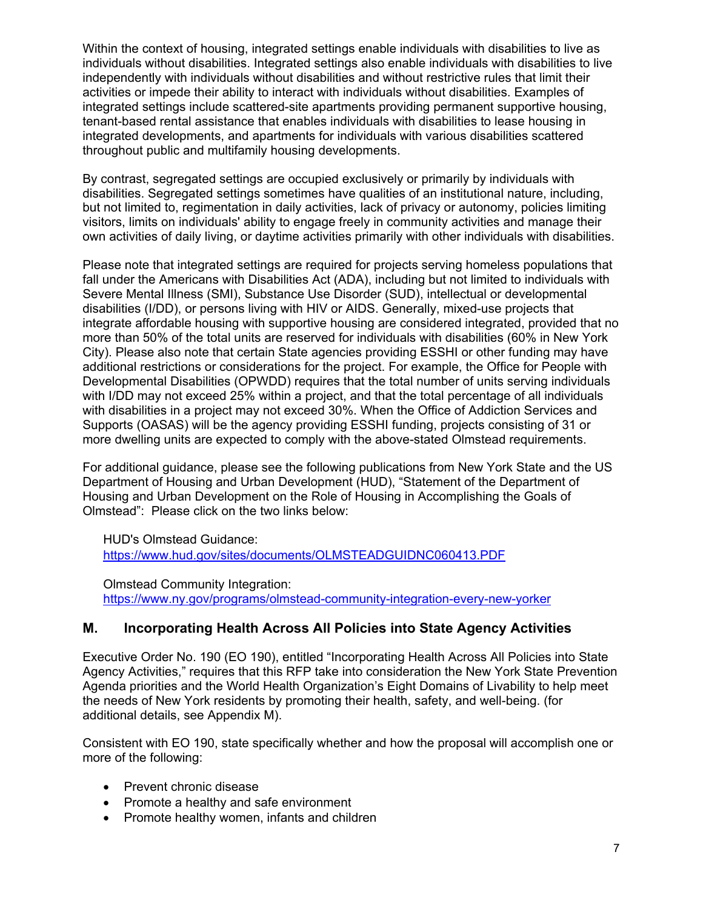Within the context of housing, integrated settings enable individuals with disabilities to live as individuals without disabilities. Integrated settings also enable individuals with disabilities to live independently with individuals without disabilities and without restrictive rules that limit their activities or impede their ability to interact with individuals without disabilities. Examples of integrated settings include scattered-site apartments providing permanent supportive housing, tenant-based rental assistance that enables individuals with disabilities to lease housing in integrated developments, and apartments for individuals with various disabilities scattered throughout public and multifamily housing developments.

By contrast, segregated settings are occupied exclusively or primarily by individuals with disabilities. Segregated settings sometimes have qualities of an institutional nature, including, but not limited to, regimentation in daily activities, lack of privacy or autonomy, policies limiting visitors, limits on individuals' ability to engage freely in community activities and manage their own activities of daily living, or daytime activities primarily with other individuals with disabilities.

Please note that integrated settings are required for projects serving homeless populations that fall under the Americans with Disabilities Act (ADA), including but not limited to individuals with Severe Mental Illness (SMI), Substance Use Disorder (SUD), intellectual or developmental disabilities (I/DD), or persons living with HIV or AIDS. Generally, mixed-use projects that integrate affordable housing with supportive housing are considered integrated, provided that no more than 50% of the total units are reserved for individuals with disabilities (60% in New York City). Please also note that certain State agencies providing ESSHI or other funding may have additional restrictions or considerations for the project. For example, the Office for People with Developmental Disabilities (OPWDD) requires that the total number of units serving individuals with I/DD may not exceed 25% within a project, and that the total percentage of all individuals with disabilities in a project may not exceed 30%. When the Office of Addiction Services and Supports (OASAS) will be the agency providing ESSHI funding, projects consisting of 31 or more dwelling units are expected to comply with the above-stated Olmstead requirements.

For additional guidance, please see the following publications from New York State and the US Department of Housing and Urban Development (HUD), "Statement of the Department of Housing and Urban Development on the Role of Housing in Accomplishing the Goals of Olmstead": Please click on the two links below:

HUD's Olmstead Guidance:
https://www.hud.gov/sites/documents/OLMSTEADGUIDNC060413.PDF

Olmstead Community Integration:
https://www.ny.gov/programs/olmstead-community-integration-every-new-yorker

## M. Incorporating Health Across All Policies into State Agency Activities

Executive Order No. 190 (EO 190), entitled "Incorporating Health Across All Policies into State Agency Activities," requires that this RFP take into consideration the New York State Prevention Agenda priorities and the World Health Organization's Eight Domains of Livability to help meet the needs of New York residents by promoting their health, safety, and well-being. (for additional details, see Appendix M).

Consistent with EO 190, state specifically whether and how the proposal will accomplish one or more of the following:

- Prevent chronic disease
- Promote a healthy and safe environment
- Promote healthy women, infants and children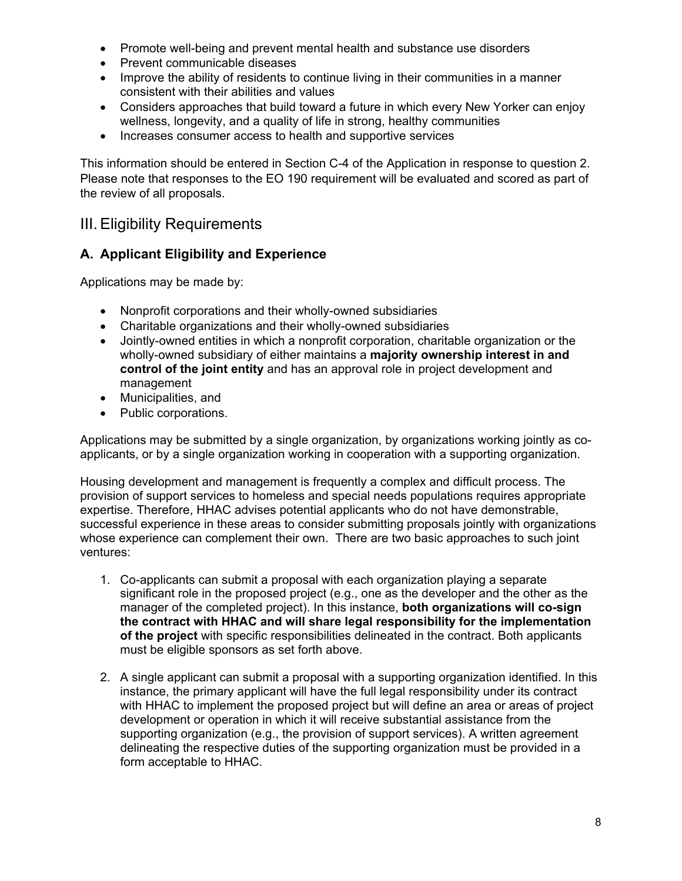- Promote well-being and prevent mental health and substance use disorders
- Prevent communicable diseases
- Improve the ability of residents to continue living in their communities in a manner consistent with their abilities and values
- Considers approaches that build toward a future in which every New Yorker can enjoy wellness, longevity, and a quality of life in strong, healthy communities
- Increases consumer access to health and supportive services

This information should be entered in Section C-4 of the Application in response to question 2. Please note that responses to the EO 190 requirement will be evaluated and scored as part of the review of all proposals.

## III. Eligibility Requirements

### A. Applicant Eligibility and Experience

Applications may be made by:

- Nonprofit corporations and their wholly-owned subsidiaries
- Charitable organizations and their wholly-owned subsidiaries
- Jointly-owned entities in which a nonprofit corporation, charitable organization or the wholly-owned subsidiary of either maintains a **majority ownership interest in and control of the joint entity** and has an approval role in project development and management
- Municipalities, and
- Public corporations.

Applications may be submitted by a single organization, by organizations working jointly as co-applicants, or by a single organization working in cooperation with a supporting organization.

Housing development and management is frequently a complex and difficult process. The provision of support services to homeless and special needs populations requires appropriate expertise. Therefore, HHAC advises potential applicants who do not have demonstrable, successful experience in these areas to consider submitting proposals jointly with organizations whose experience can complement their own. There are two basic approaches to such joint ventures:

1. Co-applicants can submit a proposal with each organization playing a separate significant role in the proposed project (e.g., one as the developer and the other as the manager of the completed project). In this instance, **both organizations will co-sign the contract with HHAC and will share legal responsibility for the implementation of the project** with specific responsibilities delineated in the contract. Both applicants must be eligible sponsors as set forth above.

2. A single applicant can submit a proposal with a supporting organization identified. In this instance, the primary applicant will have the full legal responsibility under its contract with HHAC to implement the proposed project but will define an area or areas of project development or operation in which it will receive substantial assistance from the supporting organization (e.g., the provision of support services). A written agreement delineating the respective duties of the supporting organization must be provided in a form acceptable to HHAC.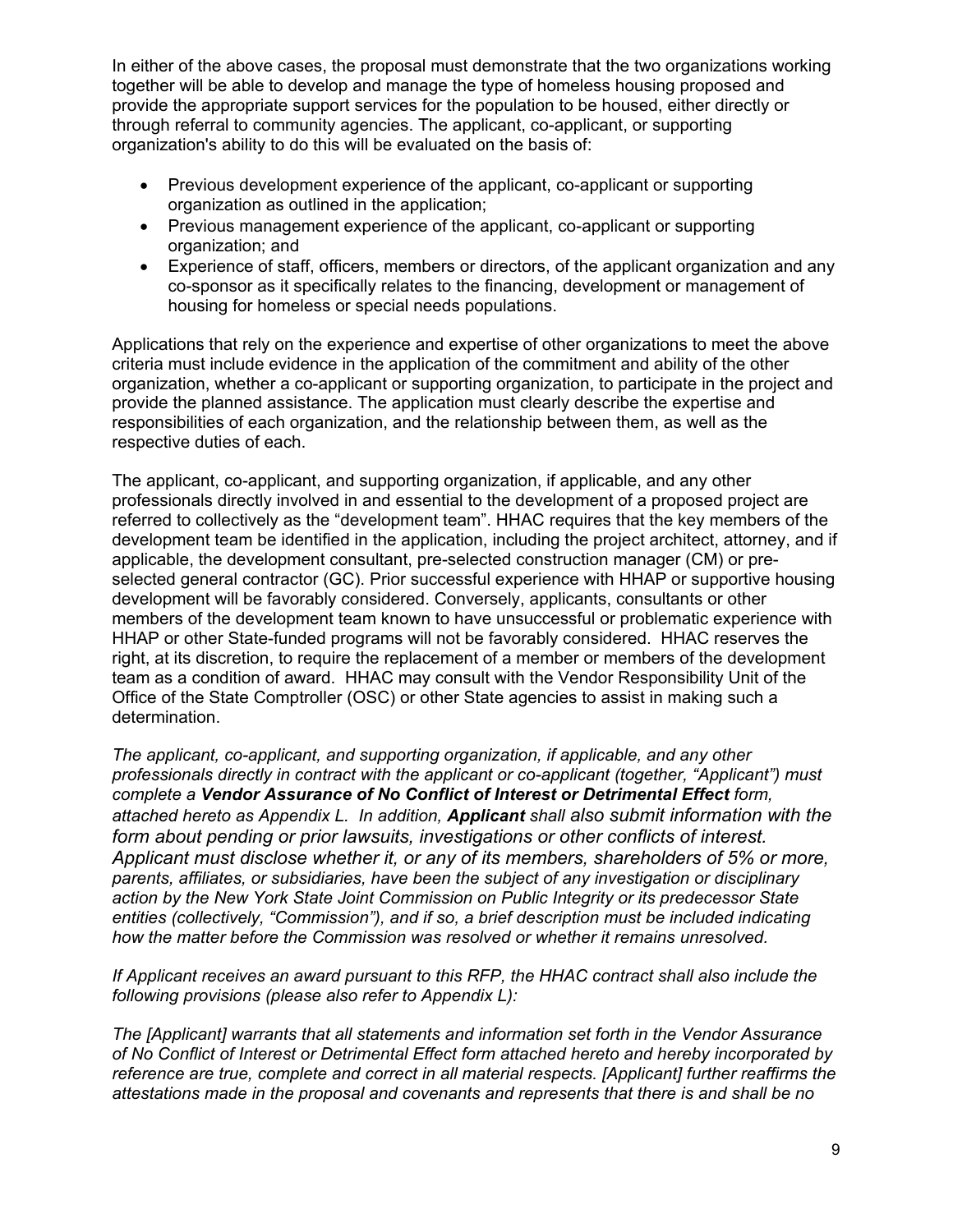In either of the above cases, the proposal must demonstrate that the two organizations working together will be able to develop and manage the type of homeless housing proposed and provide the appropriate support services for the population to be housed, either directly or through referral to community agencies. The applicant, co-applicant, or supporting organization's ability to do this will be evaluated on the basis of:

- Previous development experience of the applicant, co-applicant or supporting organization as outlined in the application;
- Previous management experience of the applicant, co-applicant or supporting organization; and
- Experience of staff, officers, members or directors, of the applicant organization and any co-sponsor as it specifically relates to the financing, development or management of housing for homeless or special needs populations.

Applications that rely on the experience and expertise of other organizations to meet the above criteria must include evidence in the application of the commitment and ability of the other organization, whether a co-applicant or supporting organization, to participate in the project and provide the planned assistance. The application must clearly describe the expertise and responsibilities of each organization, and the relationship between them, as well as the respective duties of each.

The applicant, co-applicant, and supporting organization, if applicable, and any other professionals directly involved in and essential to the development of a proposed project are referred to collectively as the "development team". HHAC requires that the key members of the development team be identified in the application, including the project architect, attorney, and if applicable, the development consultant, pre-selected construction manager (CM) or pre-selected general contractor (GC). Prior successful experience with HHAP or supportive housing development will be favorably considered. Conversely, applicants, consultants or other members of the development team known to have unsuccessful or problematic experience with HHAP or other State-funded programs will not be favorably considered. HHAC reserves the right, at its discretion, to require the replacement of a member or members of the development team as a condition of award. HHAC may consult with the Vendor Responsibility Unit of the Office of the State Comptroller (OSC) or other State agencies to assist in making such a determination.

*The applicant, co-applicant, and supporting organization, if applicable, and any other professionals directly in contract with the applicant or co-applicant (together, "Applicant") must complete a **Vendor Assurance of No Conflict of Interest or Detrimental Effect** form, attached hereto as Appendix L. In addition, **Applicant** shall also submit information with the form about pending or prior lawsuits, investigations or other conflicts of interest. Applicant must disclose whether it, or any of its members, shareholders of 5% or more, parents, affiliates, or subsidiaries, have been the subject of any investigation or disciplinary action by the New York State Joint Commission on Public Integrity or its predecessor State entities (collectively, "Commission"), and if so, a brief description must be included indicating how the matter before the Commission was resolved or whether it remains unresolved.*

*If Applicant receives an award pursuant to this RFP, the HHAC contract shall also include the following provisions (please also refer to Appendix L):*

*The [Applicant] warrants that all statements and information set forth in the Vendor Assurance of No Conflict of Interest or Detrimental Effect form attached hereto and hereby incorporated by reference are true, complete and correct in all material respects. [Applicant] further reaffirms the attestations made in the proposal and covenants and represents that there is and shall be no*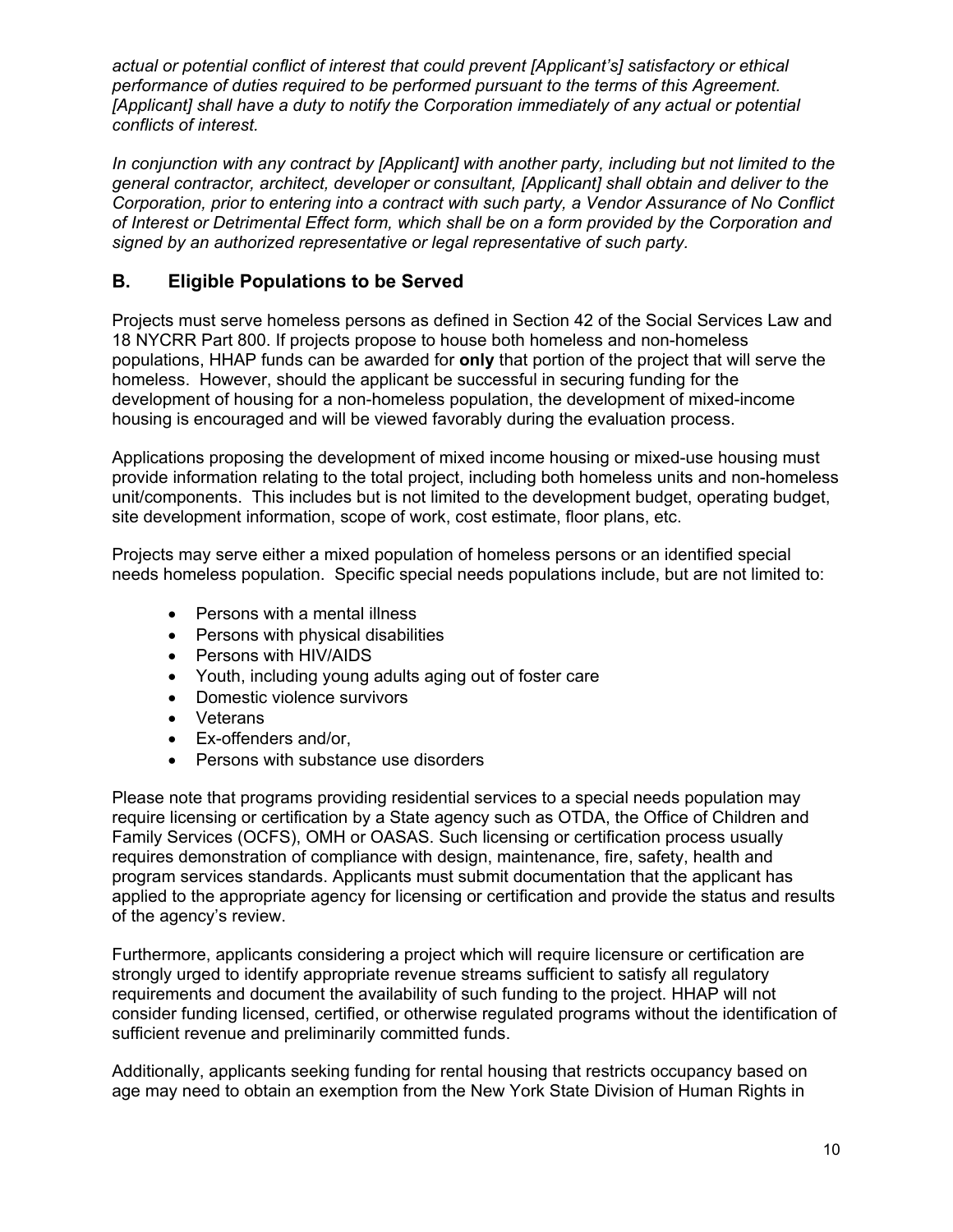*actual or potential conflict of interest that could prevent [Applicant's] satisfactory or ethical performance of duties required to be performed pursuant to the terms of this Agreement. [Applicant] shall have a duty to notify the Corporation immediately of any actual or potential conflicts of interest.*

*In conjunction with any contract by [Applicant] with another party, including but not limited to the general contractor, architect, developer or consultant, [Applicant] shall obtain and deliver to the Corporation, prior to entering into a contract with such party, a Vendor Assurance of No Conflict of Interest or Detrimental Effect form, which shall be on a form provided by the Corporation and signed by an authorized representative or legal representative of such party.*

## B. Eligible Populations to be Served

Projects must serve homeless persons as defined in Section 42 of the Social Services Law and 18 NYCRR Part 800. If projects propose to house both homeless and non-homeless populations, HHAP funds can be awarded for **only** that portion of the project that will serve the homeless. However, should the applicant be successful in securing funding for the development of housing for a non-homeless population, the development of mixed-income housing is encouraged and will be viewed favorably during the evaluation process.

Applications proposing the development of mixed income housing or mixed-use housing must provide information relating to the total project, including both homeless units and non-homeless unit/components. This includes but is not limited to the development budget, operating budget, site development information, scope of work, cost estimate, floor plans, etc.

Projects may serve either a mixed population of homeless persons or an identified special needs homeless population. Specific special needs populations include, but are not limited to:

- Persons with a mental illness
- Persons with physical disabilities
- Persons with HIV/AIDS
- Youth, including young adults aging out of foster care
- Domestic violence survivors
- Veterans
- Ex-offenders and/or,
- Persons with substance use disorders

Please note that programs providing residential services to a special needs population may require licensing or certification by a State agency such as OTDA, the Office of Children and Family Services (OCFS), OMH or OASAS. Such licensing or certification process usually requires demonstration of compliance with design, maintenance, fire, safety, health and program services standards. Applicants must submit documentation that the applicant has applied to the appropriate agency for licensing or certification and provide the status and results of the agency's review.

Furthermore, applicants considering a project which will require licensure or certification are strongly urged to identify appropriate revenue streams sufficient to satisfy all regulatory requirements and document the availability of such funding to the project. HHAP will not consider funding licensed, certified, or otherwise regulated programs without the identification of sufficient revenue and preliminarily committed funds.

Additionally, applicants seeking funding for rental housing that restricts occupancy based on age may need to obtain an exemption from the New York State Division of Human Rights in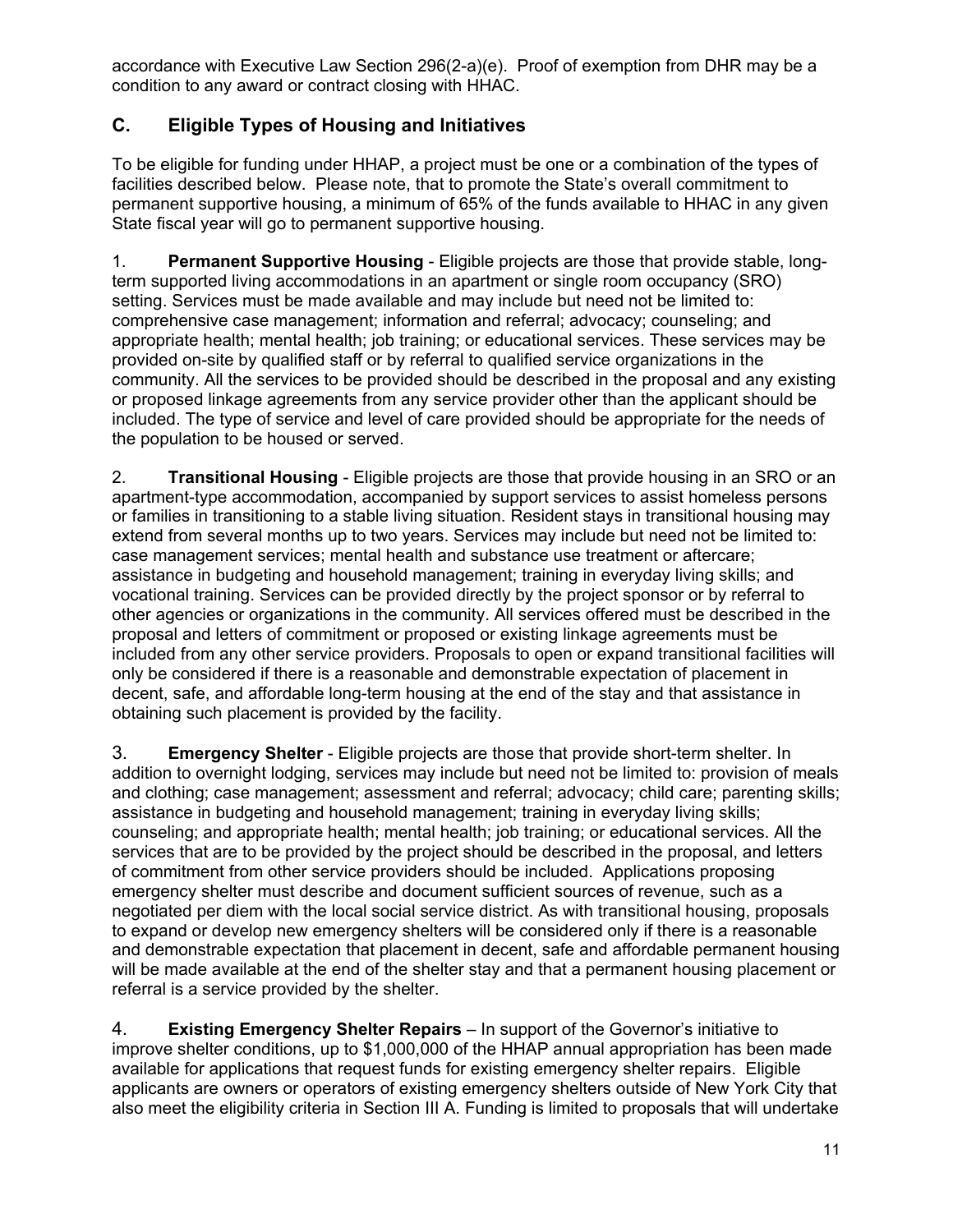accordance with Executive Law Section 296(2-a)(e). Proof of exemption from DHR may be a condition to any award or contract closing with HHAC.

## C. Eligible Types of Housing and Initiatives

To be eligible for funding under HHAP, a project must be one or a combination of the types of facilities described below. Please note, that to promote the State's overall commitment to permanent supportive housing, a minimum of 65% of the funds available to HHAC in any given State fiscal year will go to permanent supportive housing.

1. **Permanent Supportive Housing** - Eligible projects are those that provide stable, long-term supported living accommodations in an apartment or single room occupancy (SRO) setting. Services must be made available and may include but need not be limited to: comprehensive case management; information and referral; advocacy; counseling; and appropriate health; mental health; job training; or educational services. These services may be provided on-site by qualified staff or by referral to qualified service organizations in the community. All the services to be provided should be described in the proposal and any existing or proposed linkage agreements from any service provider other than the applicant should be included. The type of service and level of care provided should be appropriate for the needs of the population to be housed or served.

2. **Transitional Housing** - Eligible projects are those that provide housing in an SRO or an apartment-type accommodation, accompanied by support services to assist homeless persons or families in transitioning to a stable living situation. Resident stays in transitional housing may extend from several months up to two years. Services may include but need not be limited to: case management services; mental health and substance use treatment or aftercare; assistance in budgeting and household management; training in everyday living skills; and vocational training. Services can be provided directly by the project sponsor or by referral to other agencies or organizations in the community. All services offered must be described in the proposal and letters of commitment or proposed or existing linkage agreements must be included from any other service providers. Proposals to open or expand transitional facilities will only be considered if there is a reasonable and demonstrable expectation of placement in decent, safe, and affordable long-term housing at the end of the stay and that assistance in obtaining such placement is provided by the facility.

3. **Emergency Shelter** - Eligible projects are those that provide short-term shelter. In addition to overnight lodging, services may include but need not be limited to: provision of meals and clothing; case management; assessment and referral; advocacy; child care; parenting skills; assistance in budgeting and household management; training in everyday living skills; counseling; and appropriate health; mental health; job training; or educational services. All the services that are to be provided by the project should be described in the proposal, and letters of commitment from other service providers should be included. Applications proposing emergency shelter must describe and document sufficient sources of revenue, such as a negotiated per diem with the local social service district. As with transitional housing, proposals to expand or develop new emergency shelters will be considered only if there is a reasonable and demonstrable expectation that placement in decent, safe and affordable permanent housing will be made available at the end of the shelter stay and that a permanent housing placement or referral is a service provided by the shelter.

4. **Existing Emergency Shelter Repairs** – In support of the Governor's initiative to improve shelter conditions, up to $1,000,000 of the HHAP annual appropriation has been made available for applications that request funds for existing emergency shelter repairs. Eligible applicants are owners or operators of existing emergency shelters outside of New York City that also meet the eligibility criteria in Section III A. Funding is limited to proposals that will undertake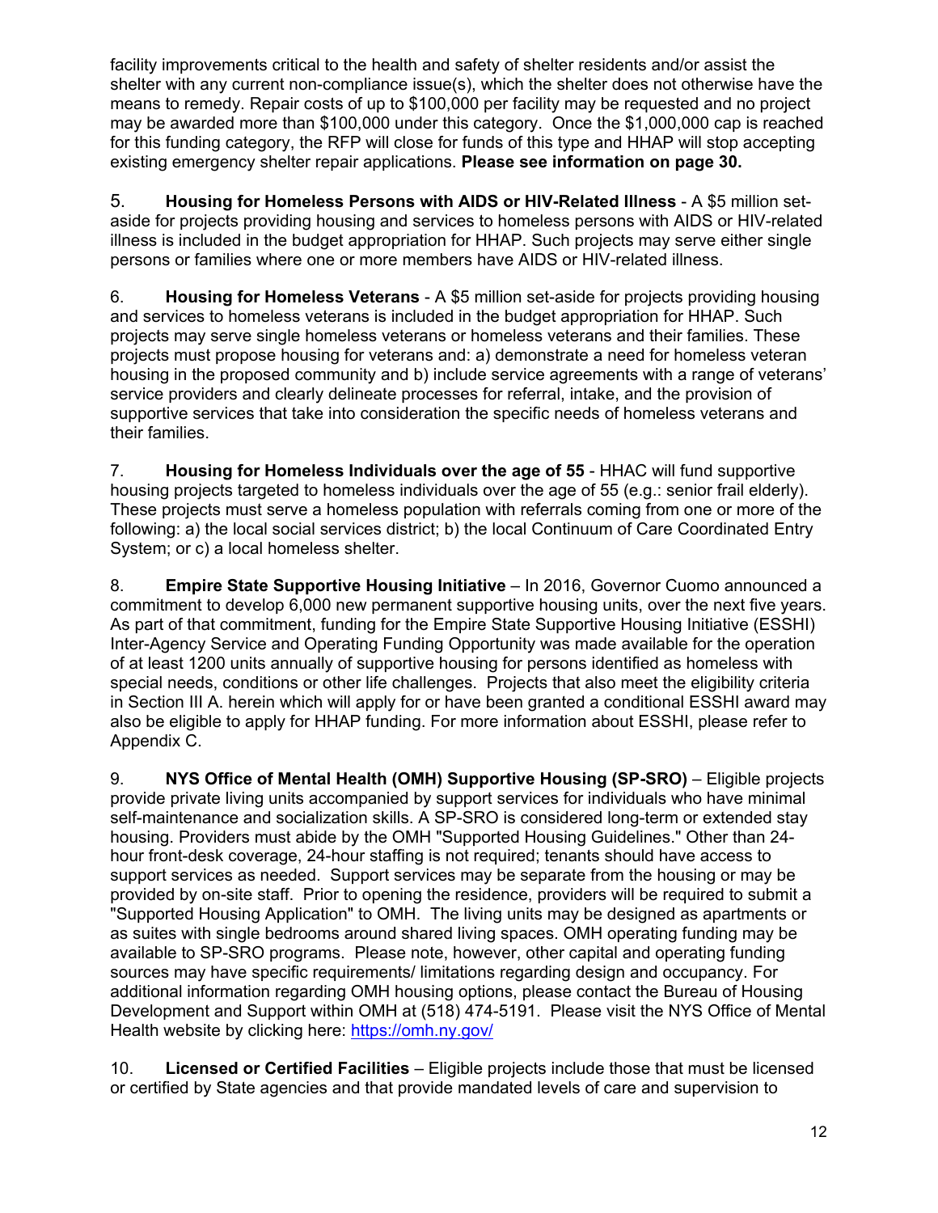facility improvements critical to the health and safety of shelter residents and/or assist the shelter with any current non-compliance issue(s), which the shelter does not otherwise have the means to remedy. Repair costs of up to $100,000 per facility may be requested and no project may be awarded more than $100,000 under this category. Once the $1,000,000 cap is reached for this funding category, the RFP will close for funds of this type and HHAP will stop accepting existing emergency shelter repair applications. **Please see information on page 30.**

5. **Housing for Homeless Persons with AIDS or HIV-Related Illness** - A $5 million set-aside for projects providing housing and services to homeless persons with AIDS or HIV-related illness is included in the budget appropriation for HHAP. Such projects may serve either single persons or families where one or more members have AIDS or HIV-related illness.

6. **Housing for Homeless Veterans** - A $5 million set-aside for projects providing housing and services to homeless veterans is included in the budget appropriation for HHAP. Such projects may serve single homeless veterans or homeless veterans and their families. These projects must propose housing for veterans and: a) demonstrate a need for homeless veteran housing in the proposed community and b) include service agreements with a range of veterans' service providers and clearly delineate processes for referral, intake, and the provision of supportive services that take into consideration the specific needs of homeless veterans and their families.

7. **Housing for Homeless Individuals over the age of 55** - HHAC will fund supportive housing projects targeted to homeless individuals over the age of 55 (e.g.: senior frail elderly). These projects must serve a homeless population with referrals coming from one or more of the following: a) the local social services district; b) the local Continuum of Care Coordinated Entry System; or c) a local homeless shelter.

8. **Empire State Supportive Housing Initiative** – In 2016, Governor Cuomo announced a commitment to develop 6,000 new permanent supportive housing units, over the next five years. As part of that commitment, funding for the Empire State Supportive Housing Initiative (ESSHI) Inter-Agency Service and Operating Funding Opportunity was made available for the operation of at least 1200 units annually of supportive housing for persons identified as homeless with special needs, conditions or other life challenges. Projects that also meet the eligibility criteria in Section III A. herein which will apply for or have been granted a conditional ESSHI award may also be eligible to apply for HHAP funding. For more information about ESSHI, please refer to Appendix C.

9. **NYS Office of Mental Health (OMH) Supportive Housing (SP-SRO)** – Eligible projects provide private living units accompanied by support services for individuals who have minimal self-maintenance and socialization skills. A SP-SRO is considered long-term or extended stay housing. Providers must abide by the OMH "Supported Housing Guidelines." Other than 24-hour front-desk coverage, 24-hour staffing is not required; tenants should have access to support services as needed. Support services may be separate from the housing or may be provided by on-site staff. Prior to opening the residence, providers will be required to submit a "Supported Housing Application" to OMH. The living units may be designed as apartments or as suites with single bedrooms around shared living spaces. OMH operating funding may be available to SP-SRO programs. Please note, however, other capital and operating funding sources may have specific requirements/ limitations regarding design and occupancy. For additional information regarding OMH housing options, please contact the Bureau of Housing Development and Support within OMH at (518) 474-5191. Please visit the NYS Office of Mental Health website by clicking here: [https://omh.ny.gov/](https://omh.ny.gov/)

10. **Licensed or Certified Facilities** – Eligible projects include those that must be licensed or certified by State agencies and that provide mandated levels of care and supervision to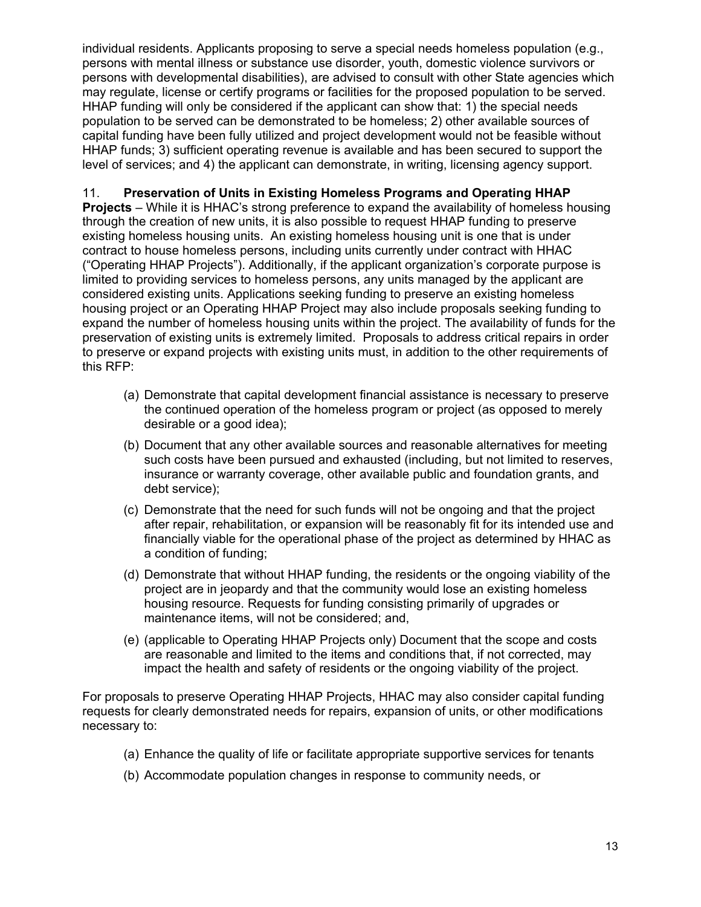individual residents. Applicants proposing to serve a special needs homeless population (e.g., persons with mental illness or substance use disorder, youth, domestic violence survivors or persons with developmental disabilities), are advised to consult with other State agencies which may regulate, license or certify programs or facilities for the proposed population to be served. HHAP funding will only be considered if the applicant can show that: 1) the special needs population to be served can be demonstrated to be homeless; 2) other available sources of capital funding have been fully utilized and project development would not be feasible without HHAP funds; 3) sufficient operating revenue is available and has been secured to support the level of services; and 4) the applicant can demonstrate, in writing, licensing agency support.

11. **Preservation of Units in Existing Homeless Programs and Operating HHAP Projects** – While it is HHAC's strong preference to expand the availability of homeless housing through the creation of new units, it is also possible to request HHAP funding to preserve existing homeless housing units. An existing homeless housing unit is one that is under contract to house homeless persons, including units currently under contract with HHAC ("Operating HHAP Projects"). Additionally, if the applicant organization's corporate purpose is limited to providing services to homeless persons, any units managed by the applicant are considered existing units. Applications seeking funding to preserve an existing homeless housing project or an Operating HHAP Project may also include proposals seeking funding to expand the number of homeless housing units within the project. The availability of funds for the preservation of existing units is extremely limited. Proposals to address critical repairs in order to preserve or expand projects with existing units must, in addition to the other requirements of this RFP:

(a) Demonstrate that capital development financial assistance is necessary to preserve the continued operation of the homeless program or project (as opposed to merely desirable or a good idea);

(b) Document that any other available sources and reasonable alternatives for meeting such costs have been pursued and exhausted (including, but not limited to reserves, insurance or warranty coverage, other available public and foundation grants, and debt service);

(c) Demonstrate that the need for such funds will not be ongoing and that the project after repair, rehabilitation, or expansion will be reasonably fit for its intended use and financially viable for the operational phase of the project as determined by HHAC as a condition of funding;

(d) Demonstrate that without HHAP funding, the residents or the ongoing viability of the project are in jeopardy and that the community would lose an existing homeless housing resource. Requests for funding consisting primarily of upgrades or maintenance items, will not be considered; and,

(e) (applicable to Operating HHAP Projects only) Document that the scope and costs are reasonable and limited to the items and conditions that, if not corrected, may impact the health and safety of residents or the ongoing viability of the project.

For proposals to preserve Operating HHAP Projects, HHAC may also consider capital funding requests for clearly demonstrated needs for repairs, expansion of units, or other modifications necessary to:

(a) Enhance the quality of life or facilitate appropriate supportive services for tenants

(b) Accommodate population changes in response to community needs, or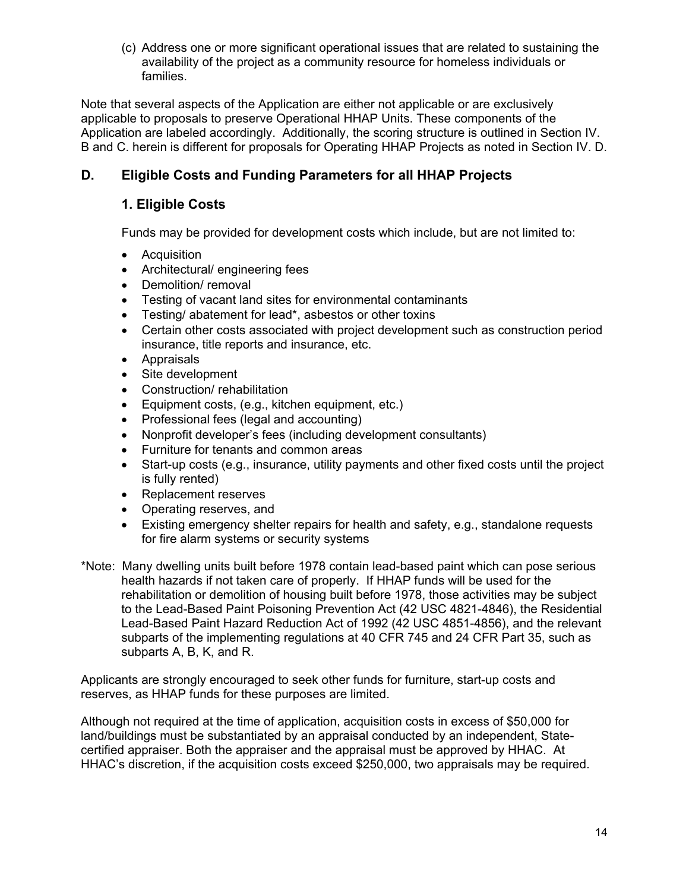(c) Address one or more significant operational issues that are related to sustaining the availability of the project as a community resource for homeless individuals or families.

Note that several aspects of the Application are either not applicable or are exclusively applicable to proposals to preserve Operational HHAP Units. These components of the Application are labeled accordingly. Additionally, the scoring structure is outlined in Section IV. B and C. herein is different for proposals for Operating HHAP Projects as noted in Section IV. D.

## D. Eligible Costs and Funding Parameters for all HHAP Projects

### 1. Eligible Costs

Funds may be provided for development costs which include, but are not limited to:

- Acquisition
- Architectural/ engineering fees
- Demolition/ removal
- Testing of vacant land sites for environmental contaminants
- Testing/ abatement for lead*, asbestos or other toxins
- Certain other costs associated with project development such as construction period insurance, title reports and insurance, etc.
- Appraisals
- Site development
- Construction/ rehabilitation
- Equipment costs, (e.g., kitchen equipment, etc.)
- Professional fees (legal and accounting)
- Nonprofit developer's fees (including development consultants)
- Furniture for tenants and common areas
- Start-up costs (e.g., insurance, utility payments and other fixed costs until the project is fully rented)
- Replacement reserves
- Operating reserves, and
- Existing emergency shelter repairs for health and safety, e.g., standalone requests for fire alarm systems or security systems

*Note: Many dwelling units built before 1978 contain lead-based paint which can pose serious health hazards if not taken care of properly. If HHAP funds will be used for the rehabilitation or demolition of housing built before 1978, those activities may be subject to the Lead-Based Paint Poisoning Prevention Act (42 USC 4821-4846), the Residential Lead-Based Paint Hazard Reduction Act of 1992 (42 USC 4851-4856), and the relevant subparts of the implementing regulations at 40 CFR 745 and 24 CFR Part 35, such as subparts A, B, K, and R.

Applicants are strongly encouraged to seek other funds for furniture, start-up costs and reserves, as HHAP funds for these purposes are limited.

Although not required at the time of application, acquisition costs in excess of $50,000 for land/buildings must be substantiated by an appraisal conducted by an independent, State-certified appraiser. Both the appraiser and the appraisal must be approved by HHAC. At HHAC's discretion, if the acquisition costs exceed $250,000, two appraisals may be required.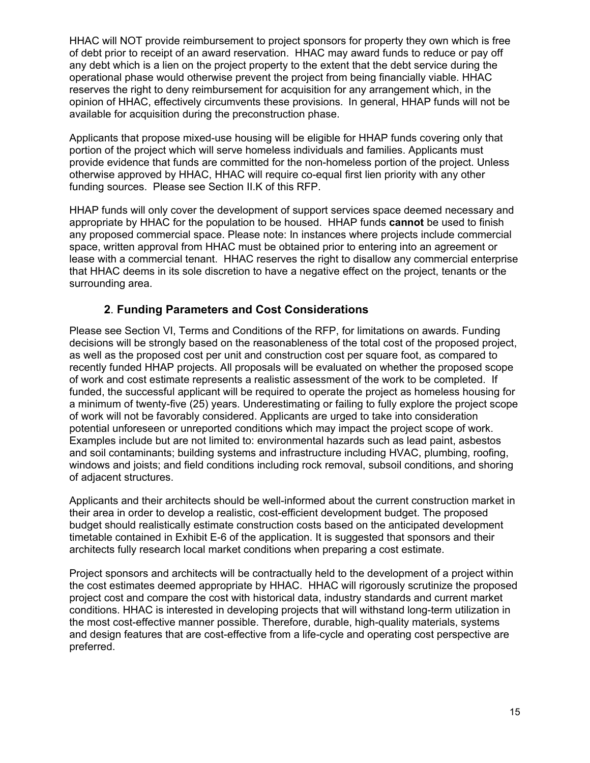HHAC will NOT provide reimbursement to project sponsors for property they own which is free of debt prior to receipt of an award reservation. HHAC may award funds to reduce or pay off any debt which is a lien on the project property to the extent that the debt service during the operational phase would otherwise prevent the project from being financially viable. HHAC reserves the right to deny reimbursement for acquisition for any arrangement which, in the opinion of HHAC, effectively circumvents these provisions. In general, HHAP funds will not be available for acquisition during the preconstruction phase.

Applicants that propose mixed-use housing will be eligible for HHAP funds covering only that portion of the project which will serve homeless individuals and families. Applicants must provide evidence that funds are committed for the non-homeless portion of the project. Unless otherwise approved by HHAC, HHAC will require co-equal first lien priority with any other funding sources. Please see Section II.K of this RFP.

HHAP funds will only cover the development of support services space deemed necessary and appropriate by HHAC for the population to be housed. HHAP funds **cannot** be used to finish any proposed commercial space. Please note: In instances where projects include commercial space, written approval from HHAC must be obtained prior to entering into an agreement or lease with a commercial tenant. HHAC reserves the right to disallow any commercial enterprise that HHAC deems in its sole discretion to have a negative effect on the project, tenants or the surrounding area.

### 2. Funding Parameters and Cost Considerations

Please see Section VI, Terms and Conditions of the RFP, for limitations on awards. Funding decisions will be strongly based on the reasonableness of the total cost of the proposed project, as well as the proposed cost per unit and construction cost per square foot, as compared to recently funded HHAP projects. All proposals will be evaluated on whether the proposed scope of work and cost estimate represents a realistic assessment of the work to be completed. If funded, the successful applicant will be required to operate the project as homeless housing for a minimum of twenty-five (25) years. Underestimating or failing to fully explore the project scope of work will not be favorably considered. Applicants are urged to take into consideration potential unforeseen or unreported conditions which may impact the project scope of work. Examples include but are not limited to: environmental hazards such as lead paint, asbestos and soil contaminants; building systems and infrastructure including HVAC, plumbing, roofing, windows and joists; and field conditions including rock removal, subsoil conditions, and shoring of adjacent structures.

Applicants and their architects should be well-informed about the current construction market in their area in order to develop a realistic, cost-efficient development budget. The proposed budget should realistically estimate construction costs based on the anticipated development timetable contained in Exhibit E-6 of the application. It is suggested that sponsors and their architects fully research local market conditions when preparing a cost estimate.

Project sponsors and architects will be contractually held to the development of a project within the cost estimates deemed appropriate by HHAC. HHAC will rigorously scrutinize the proposed project cost and compare the cost with historical data, industry standards and current market conditions. HHAC is interested in developing projects that will withstand long-term utilization in the most cost-effective manner possible. Therefore, durable, high-quality materials, systems and design features that are cost-effective from a life-cycle and operating cost perspective are preferred.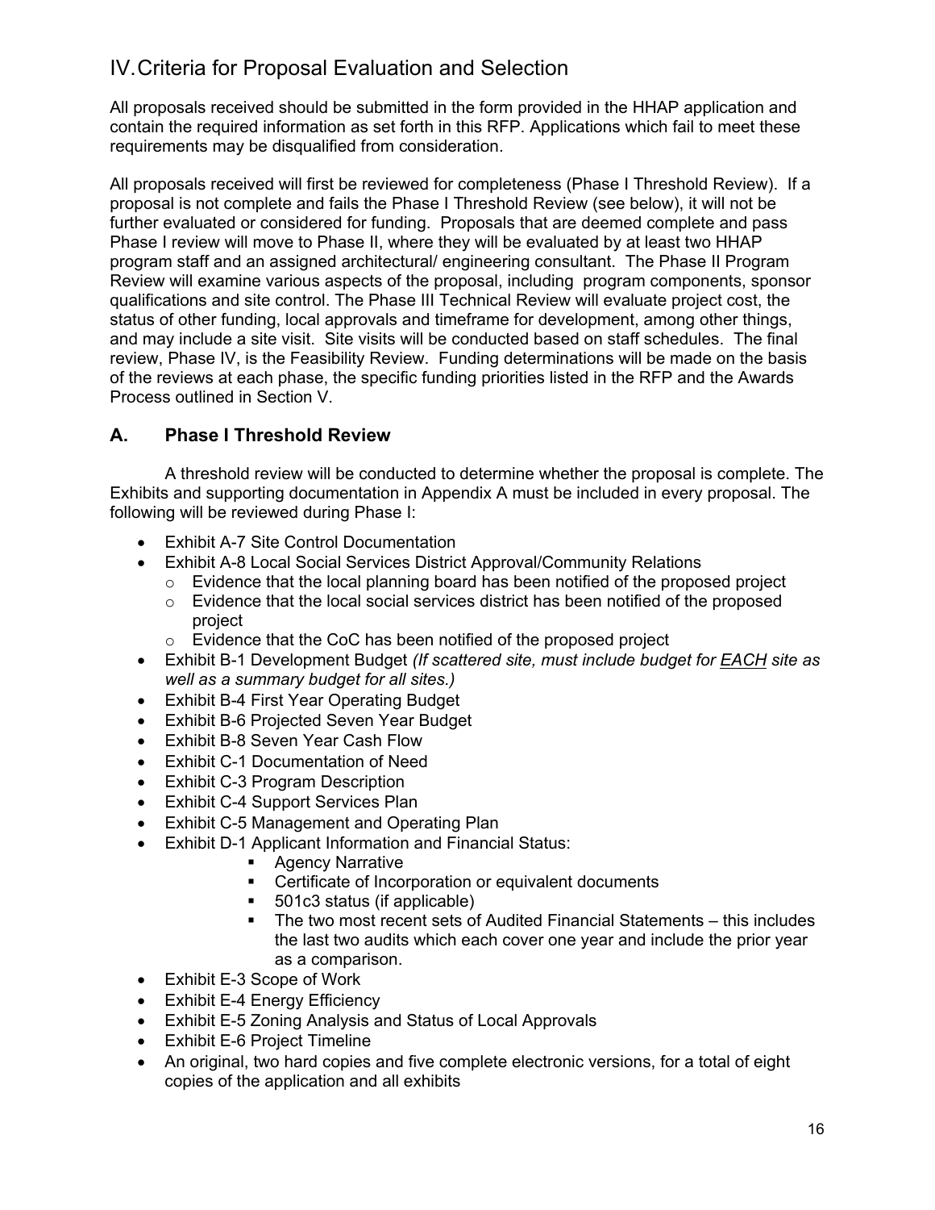# IV. Criteria for Proposal Evaluation and Selection

All proposals received should be submitted in the form provided in the HHAP application and contain the required information as set forth in this RFP. Applications which fail to meet these requirements may be disqualified from consideration.

All proposals received will first be reviewed for completeness (Phase I Threshold Review). If a proposal is not complete and fails the Phase I Threshold Review (see below), it will not be further evaluated or considered for funding. Proposals that are deemed complete and pass Phase I review will move to Phase II, where they will be evaluated by at least two HHAP program staff and an assigned architectural/ engineering consultant. The Phase II Program Review will examine various aspects of the proposal, including program components, sponsor qualifications and site control. The Phase III Technical Review will evaluate project cost, the status of other funding, local approvals and timeframe for development, among other things, and may include a site visit. Site visits will be conducted based on staff schedules. The final review, Phase IV, is the Feasibility Review. Funding determinations will be made on the basis of the reviews at each phase, the specific funding priorities listed in the RFP and the Awards Process outlined in Section V.

## A. Phase I Threshold Review

A threshold review will be conducted to determine whether the proposal is complete. The Exhibits and supporting documentation in Appendix A must be included in every proposal. The following will be reviewed during Phase I:

- Exhibit A-7 Site Control Documentation
- Exhibit A-8 Local Social Services District Approval/Community Relations
  - Evidence that the local planning board has been notified of the proposed project
  - Evidence that the local social services district has been notified of the proposed project
  - Evidence that the CoC has been notified of the proposed project
- Exhibit B-1 Development Budget *(If scattered site, must include budget for EACH site as well as a summary budget for all sites.)*
- Exhibit B-4 First Year Operating Budget
- Exhibit B-6 Projected Seven Year Budget
- Exhibit B-8 Seven Year Cash Flow
- Exhibit C-1 Documentation of Need
- Exhibit C-3 Program Description
- Exhibit C-4 Support Services Plan
- Exhibit C-5 Management and Operating Plan
- Exhibit D-1 Applicant Information and Financial Status:
  - Agency Narrative
  - Certificate of Incorporation or equivalent documents
  - 501c3 status (if applicable)
  - The two most recent sets of Audited Financial Statements – this includes the last two audits which each cover one year and include the prior year as a comparison.
- Exhibit E-3 Scope of Work
- Exhibit E-4 Energy Efficiency
- Exhibit E-5 Zoning Analysis and Status of Local Approvals
- Exhibit E-6 Project Timeline
- An original, two hard copies and five complete electronic versions, for a total of eight copies of the application and all exhibits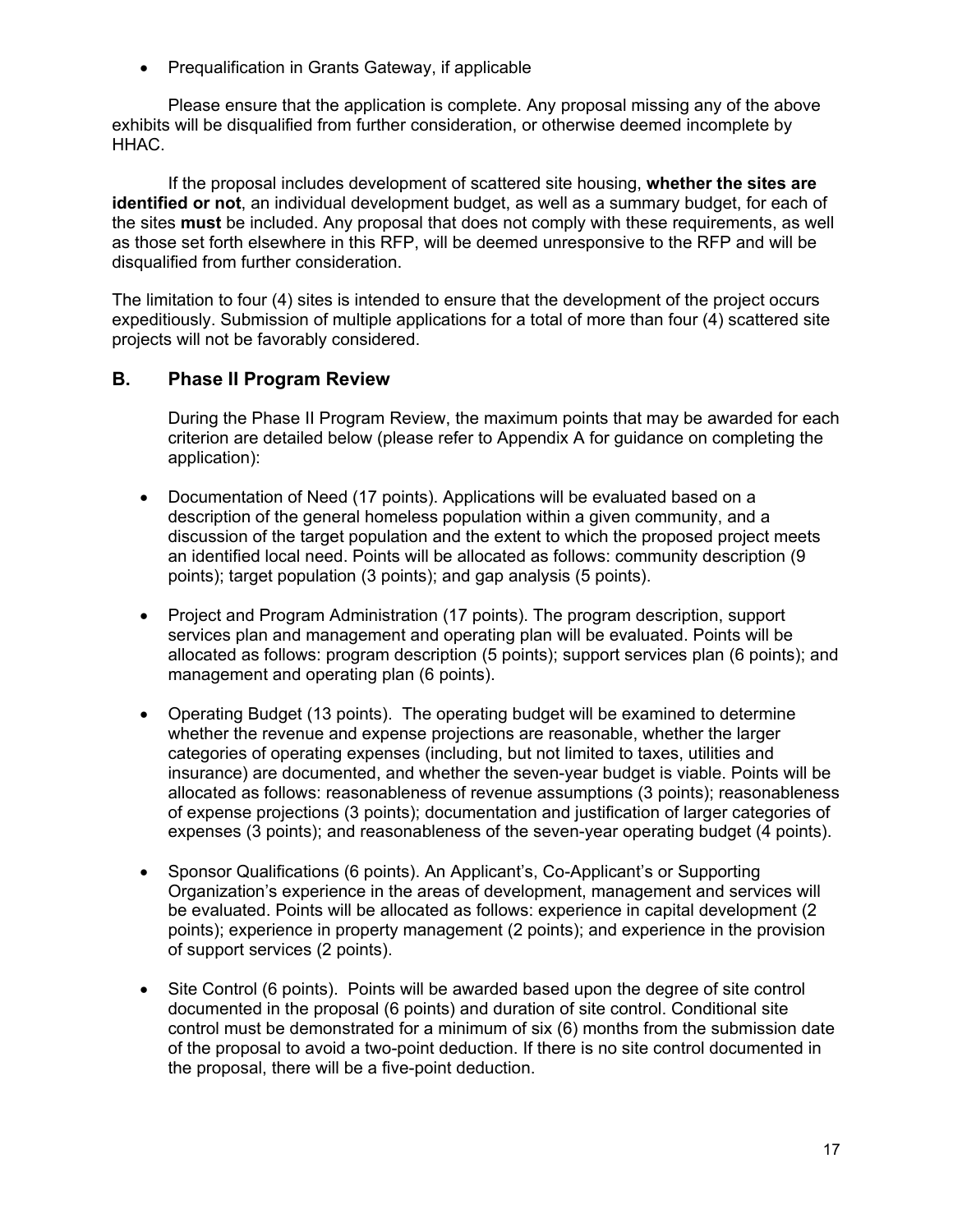- Prequalification in Grants Gateway, if applicable

Please ensure that the application is complete. Any proposal missing any of the above exhibits will be disqualified from further consideration, or otherwise deemed incomplete by HHAC.

If the proposal includes development of scattered site housing, **whether the sites are identified or not**, an individual development budget, as well as a summary budget, for each of the sites **must** be included. Any proposal that does not comply with these requirements, as well as those set forth elsewhere in this RFP, will be deemed unresponsive to the RFP and will be disqualified from further consideration.

The limitation to four (4) sites is intended to ensure that the development of the project occurs expeditiously. Submission of multiple applications for a total of more than four (4) scattered site projects will not be favorably considered.

## B. Phase II Program Review

During the Phase II Program Review, the maximum points that may be awarded for each criterion are detailed below (please refer to Appendix A for guidance on completing the application):

- Documentation of Need (17 points). Applications will be evaluated based on a description of the general homeless population within a given community, and a discussion of the target population and the extent to which the proposed project meets an identified local need. Points will be allocated as follows: community description (9 points); target population (3 points); and gap analysis (5 points).

- Project and Program Administration (17 points). The program description, support services plan and management and operating plan will be evaluated. Points will be allocated as follows: program description (5 points); support services plan (6 points); and management and operating plan (6 points).

- Operating Budget (13 points). The operating budget will be examined to determine whether the revenue and expense projections are reasonable, whether the larger categories of operating expenses (including, but not limited to taxes, utilities and insurance) are documented, and whether the seven-year budget is viable. Points will be allocated as follows: reasonableness of revenue assumptions (3 points); reasonableness of expense projections (3 points); documentation and justification of larger categories of expenses (3 points); and reasonableness of the seven-year operating budget (4 points).

- Sponsor Qualifications (6 points). An Applicant's, Co-Applicant's or Supporting Organization's experience in the areas of development, management and services will be evaluated. Points will be allocated as follows: experience in capital development (2 points); experience in property management (2 points); and experience in the provision of support services (2 points).

- Site Control (6 points). Points will be awarded based upon the degree of site control documented in the proposal (6 points) and duration of site control. Conditional site control must be demonstrated for a minimum of six (6) months from the submission date of the proposal to avoid a two-point deduction. If there is no site control documented in the proposal, there will be a five-point deduction.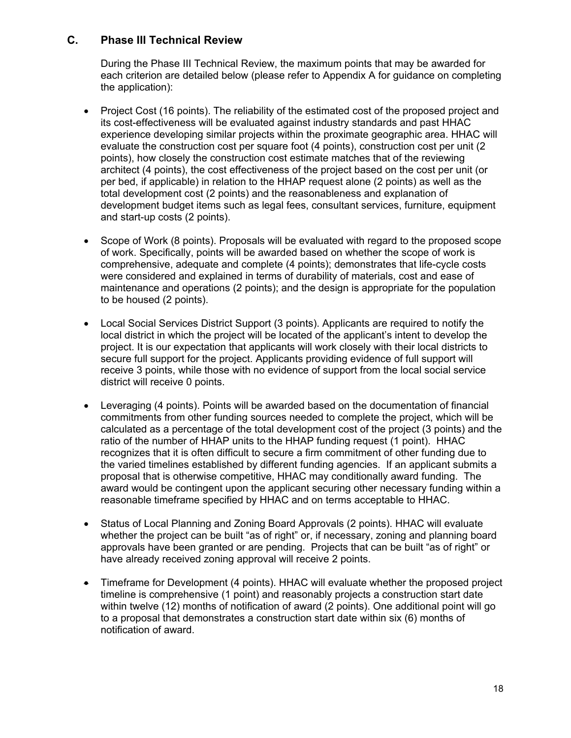## C. Phase III Technical Review

During the Phase III Technical Review, the maximum points that may be awarded for each criterion are detailed below (please refer to Appendix A for guidance on completing the application):

- Project Cost (16 points). The reliability of the estimated cost of the proposed project and its cost-effectiveness will be evaluated against industry standards and past HHAC experience developing similar projects within the proximate geographic area. HHAC will evaluate the construction cost per square foot (4 points), construction cost per unit (2 points), how closely the construction cost estimate matches that of the reviewing architect (4 points), the cost effectiveness of the project based on the cost per unit (or per bed, if applicable) in relation to the HHAP request alone (2 points) as well as the total development cost (2 points) and the reasonableness and explanation of development budget items such as legal fees, consultant services, furniture, equipment and start-up costs (2 points).

- Scope of Work (8 points). Proposals will be evaluated with regard to the proposed scope of work. Specifically, points will be awarded based on whether the scope of work is comprehensive, adequate and complete (4 points); demonstrates that life-cycle costs were considered and explained in terms of durability of materials, cost and ease of maintenance and operations (2 points); and the design is appropriate for the population to be housed (2 points).

- Local Social Services District Support (3 points). Applicants are required to notify the local district in which the project will be located of the applicant's intent to develop the project. It is our expectation that applicants will work closely with their local districts to secure full support for the project. Applicants providing evidence of full support will receive 3 points, while those with no evidence of support from the local social service district will receive 0 points.

- Leveraging (4 points). Points will be awarded based on the documentation of financial commitments from other funding sources needed to complete the project, which will be calculated as a percentage of the total development cost of the project (3 points) and the ratio of the number of HHAP units to the HHAP funding request (1 point). HHAC recognizes that it is often difficult to secure a firm commitment of other funding due to the varied timelines established by different funding agencies. If an applicant submits a proposal that is otherwise competitive, HHAC may conditionally award funding. The award would be contingent upon the applicant securing other necessary funding within a reasonable timeframe specified by HHAC and on terms acceptable to HHAC.

- Status of Local Planning and Zoning Board Approvals (2 points). HHAC will evaluate whether the project can be built "as of right" or, if necessary, zoning and planning board approvals have been granted or are pending. Projects that can be built "as of right" or have already received zoning approval will receive 2 points.

- Timeframe for Development (4 points). HHAC will evaluate whether the proposed project timeline is comprehensive (1 point) and reasonably projects a construction start date within twelve (12) months of notification of award (2 points). One additional point will go to a proposal that demonstrates a construction start date within six (6) months of notification of award.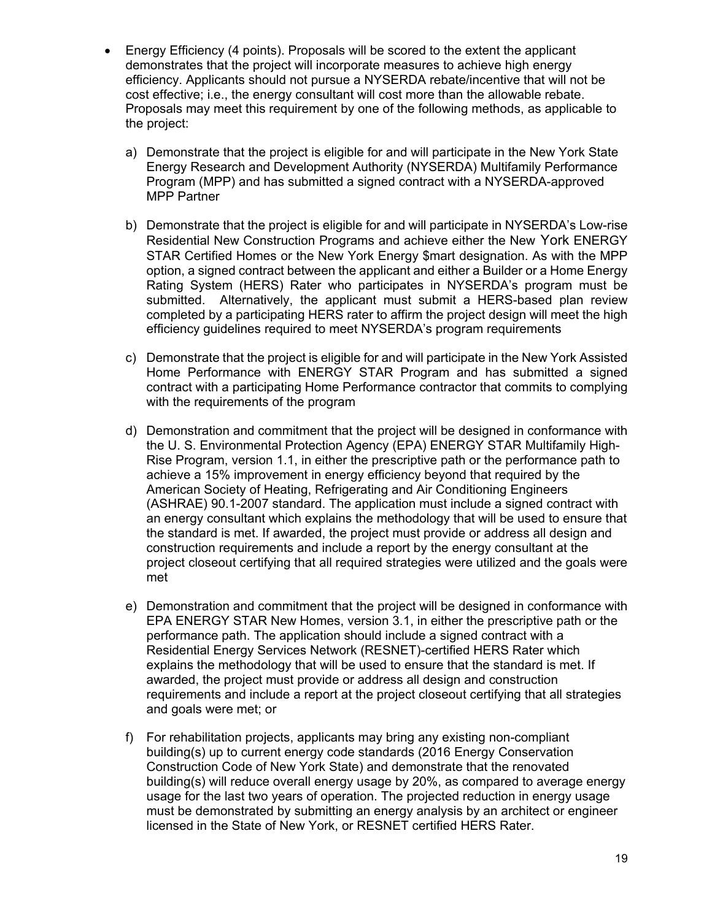- Energy Efficiency (4 points). Proposals will be scored to the extent the applicant demonstrates that the project will incorporate measures to achieve high energy efficiency. Applicants should not pursue a NYSERDA rebate/incentive that will not be cost effective; i.e., the energy consultant will cost more than the allowable rebate. Proposals may meet this requirement by one of the following methods, as applicable to the project:

  a) Demonstrate that the project is eligible for and will participate in the New York State Energy Research and Development Authority (NYSERDA) Multifamily Performance Program (MPP) and has submitted a signed contract with a NYSERDA-approved MPP Partner

  b) Demonstrate that the project is eligible for and will participate in NYSERDA's Low-rise Residential New Construction Programs and achieve either the New York ENERGY STAR Certified Homes or the New York Energy $mart designation. As with the MPP option, a signed contract between the applicant and either a Builder or a Home Energy Rating System (HERS) Rater who participates in NYSERDA's program must be submitted. Alternatively, the applicant must submit a HERS-based plan review completed by a participating HERS rater to affirm the project design will meet the high efficiency guidelines required to meet NYSERDA's program requirements

  c) Demonstrate that the project is eligible for and will participate in the New York Assisted Home Performance with ENERGY STAR Program and has submitted a signed contract with a participating Home Performance contractor that commits to complying with the requirements of the program

  d) Demonstration and commitment that the project will be designed in conformance with the U. S. Environmental Protection Agency (EPA) ENERGY STAR Multifamily High-Rise Program, version 1.1, in either the prescriptive path or the performance path to achieve a 15% improvement in energy efficiency beyond that required by the American Society of Heating, Refrigerating and Air Conditioning Engineers (ASHRAE) 90.1-2007 standard. The application must include a signed contract with an energy consultant which explains the methodology that will be used to ensure that the standard is met. If awarded, the project must provide or address all design and construction requirements and include a report by the energy consultant at the project closeout certifying that all required strategies were utilized and the goals were met

  e) Demonstration and commitment that the project will be designed in conformance with EPA ENERGY STAR New Homes, version 3.1, in either the prescriptive path or the performance path. The application should include a signed contract with a Residential Energy Services Network (RESNET)-certified HERS Rater which explains the methodology that will be used to ensure that the standard is met. If awarded, the project must provide or address all design and construction requirements and include a report at the project closeout certifying that all strategies and goals were met; or

  f) For rehabilitation projects, applicants may bring any existing non-compliant building(s) up to current energy code standards (2016 Energy Conservation Construction Code of New York State) and demonstrate that the renovated building(s) will reduce overall energy usage by 20%, as compared to average energy usage for the last two years of operation. The projected reduction in energy usage must be demonstrated by submitting an energy analysis by an architect or engineer licensed in the State of New York, or RESNET certified HERS Rater.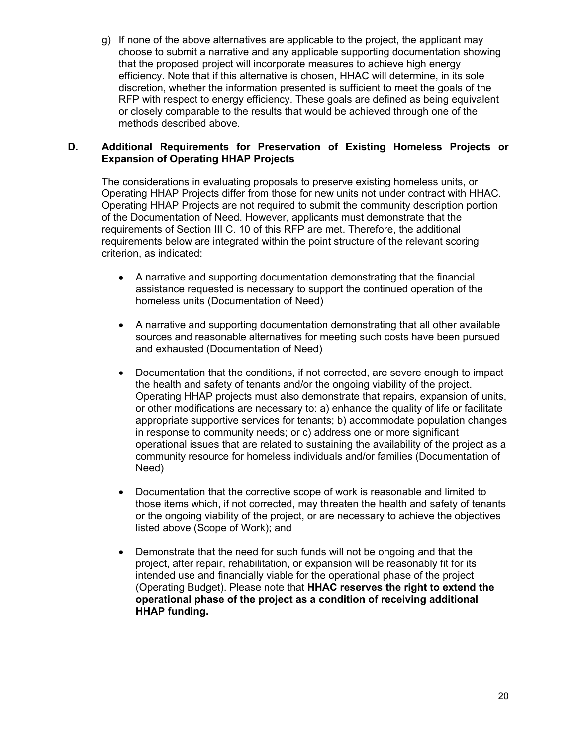g) If none of the above alternatives are applicable to the project, the applicant may choose to submit a narrative and any applicable supporting documentation showing that the proposed project will incorporate measures to achieve high energy efficiency. Note that if this alternative is chosen, HHAC will determine, in its sole discretion, whether the information presented is sufficient to meet the goals of the RFP with respect to energy efficiency. These goals are defined as being equivalent or closely comparable to the results that would be achieved through one of the methods described above.

### D. Additional Requirements for Preservation of Existing Homeless Projects or Expansion of Operating HHAP Projects

The considerations in evaluating proposals to preserve existing homeless units, or Operating HHAP Projects differ from those for new units not under contract with HHAC. Operating HHAP Projects are not required to submit the community description portion of the Documentation of Need. However, applicants must demonstrate that the requirements of Section III C. 10 of this RFP are met. Therefore, the additional requirements below are integrated within the point structure of the relevant scoring criterion, as indicated:

- A narrative and supporting documentation demonstrating that the financial assistance requested is necessary to support the continued operation of the homeless units (Documentation of Need)
- A narrative and supporting documentation demonstrating that all other available sources and reasonable alternatives for meeting such costs have been pursued and exhausted (Documentation of Need)
- Documentation that the conditions, if not corrected, are severe enough to impact the health and safety of tenants and/or the ongoing viability of the project. Operating HHAP projects must also demonstrate that repairs, expansion of units, or other modifications are necessary to: a) enhance the quality of life or facilitate appropriate supportive services for tenants; b) accommodate population changes in response to community needs; or c) address one or more significant operational issues that are related to sustaining the availability of the project as a community resource for homeless individuals and/or families (Documentation of Need)
- Documentation that the corrective scope of work is reasonable and limited to those items which, if not corrected, may threaten the health and safety of tenants or the ongoing viability of the project, or are necessary to achieve the objectives listed above (Scope of Work); and
- Demonstrate that the need for such funds will not be ongoing and that the project, after repair, rehabilitation, or expansion will be reasonably fit for its intended use and financially viable for the operational phase of the project (Operating Budget). Please note that **HHAC reserves the right to extend the operational phase of the project as a condition of receiving additional HHAP funding.**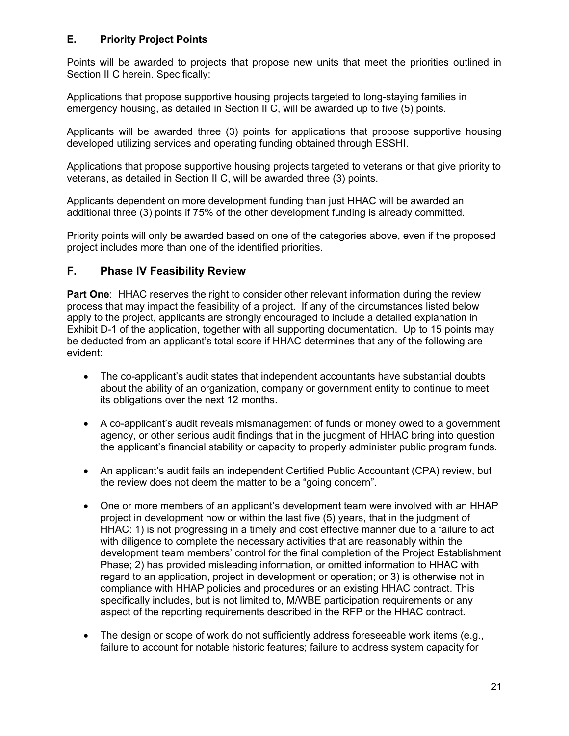## E. Priority Project Points

Points will be awarded to projects that propose new units that meet the priorities outlined in Section II C herein. Specifically:

Applications that propose supportive housing projects targeted to long-staying families in emergency housing, as detailed in Section II C, will be awarded up to five (5) points.

Applicants will be awarded three (3) points for applications that propose supportive housing developed utilizing services and operating funding obtained through ESSHI.

Applications that propose supportive housing projects targeted to veterans or that give priority to veterans, as detailed in Section II C, will be awarded three (3) points.

Applicants dependent on more development funding than just HHAC will be awarded an additional three (3) points if 75% of the other development funding is already committed.

Priority points will only be awarded based on one of the categories above, even if the proposed project includes more than one of the identified priorities.

## F. Phase IV Feasibility Review

**Part One**: HHAC reserves the right to consider other relevant information during the review process that may impact the feasibility of a project. If any of the circumstances listed below apply to the project, applicants are strongly encouraged to include a detailed explanation in Exhibit D-1 of the application, together with all supporting documentation. Up to 15 points may be deducted from an applicant's total score if HHAC determines that any of the following are evident:

- The co-applicant's audit states that independent accountants have substantial doubts about the ability of an organization, company or government entity to continue to meet its obligations over the next 12 months.

- A co-applicant's audit reveals mismanagement of funds or money owed to a government agency, or other serious audit findings that in the judgment of HHAC bring into question the applicant's financial stability or capacity to properly administer public program funds.

- An applicant's audit fails an independent Certified Public Accountant (CPA) review, but the review does not deem the matter to be a "going concern".

- One or more members of an applicant's development team were involved with an HHAP project in development now or within the last five (5) years, that in the judgment of HHAC: 1) is not progressing in a timely and cost effective manner due to a failure to act with diligence to complete the necessary activities that are reasonably within the development team members' control for the final completion of the Project Establishment Phase; 2) has provided misleading information, or omitted information to HHAC with regard to an application, project in development or operation; or 3) is otherwise not in compliance with HHAP policies and procedures or an existing HHAC contract. This specifically includes, but is not limited to, M/WBE participation requirements or any aspect of the reporting requirements described in the RFP or the HHAC contract.

- The design or scope of work do not sufficiently address foreseeable work items (e.g., failure to account for notable historic features; failure to address system capacity for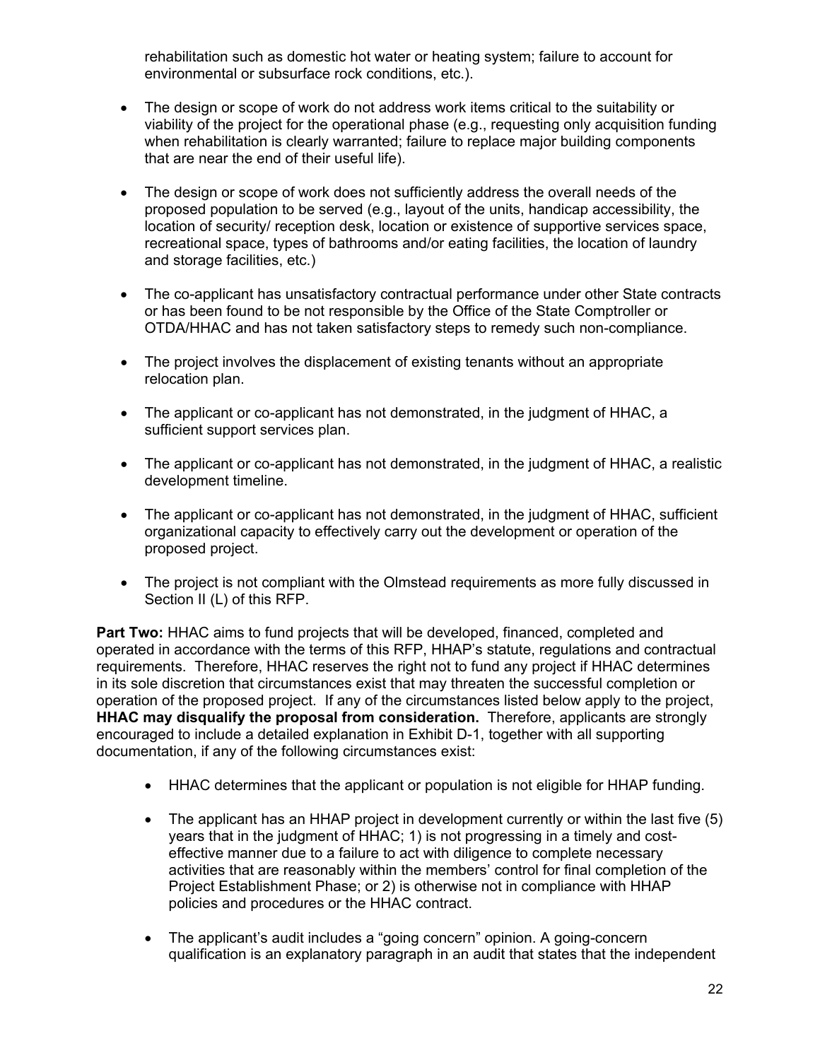rehabilitation such as domestic hot water or heating system; failure to account for environmental or subsurface rock conditions, etc.).

- The design or scope of work do not address work items critical to the suitability or viability of the project for the operational phase (e.g., requesting only acquisition funding when rehabilitation is clearly warranted; failure to replace major building components that are near the end of their useful life).

- The design or scope of work does not sufficiently address the overall needs of the proposed population to be served (e.g., layout of the units, handicap accessibility, the location of security/ reception desk, location or existence of supportive services space, recreational space, types of bathrooms and/or eating facilities, the location of laundry and storage facilities, etc.)

- The co-applicant has unsatisfactory contractual performance under other State contracts or has been found to be not responsible by the Office of the State Comptroller or OTDA/HHAC and has not taken satisfactory steps to remedy such non-compliance.

- The project involves the displacement of existing tenants without an appropriate relocation plan.

- The applicant or co-applicant has not demonstrated, in the judgment of HHAC, a sufficient support services plan.

- The applicant or co-applicant has not demonstrated, in the judgment of HHAC, a realistic development timeline.

- The applicant or co-applicant has not demonstrated, in the judgment of HHAC, sufficient organizational capacity to effectively carry out the development or operation of the proposed project.

- The project is not compliant with the Olmstead requirements as more fully discussed in Section II (L) of this RFP.

**Part Two:** HHAC aims to fund projects that will be developed, financed, completed and operated in accordance with the terms of this RFP, HHAP's statute, regulations and contractual requirements. Therefore, HHAC reserves the right not to fund any project if HHAC determines in its sole discretion that circumstances exist that may threaten the successful completion or operation of the proposed project. If any of the circumstances listed below apply to the project, **HHAC may disqualify the proposal from consideration.** Therefore, applicants are strongly encouraged to include a detailed explanation in Exhibit D-1, together with all supporting documentation, if any of the following circumstances exist:

- HHAC determines that the applicant or population is not eligible for HHAP funding.

- The applicant has an HHAP project in development currently or within the last five (5) years that in the judgment of HHAC; 1) is not progressing in a timely and cost-effective manner due to a failure to act with diligence to complete necessary activities that are reasonably within the members' control for final completion of the Project Establishment Phase; or 2) is otherwise not in compliance with HHAP policies and procedures or the HHAC contract.

- The applicant's audit includes a "going concern" opinion. A going-concern qualification is an explanatory paragraph in an audit that states that the independent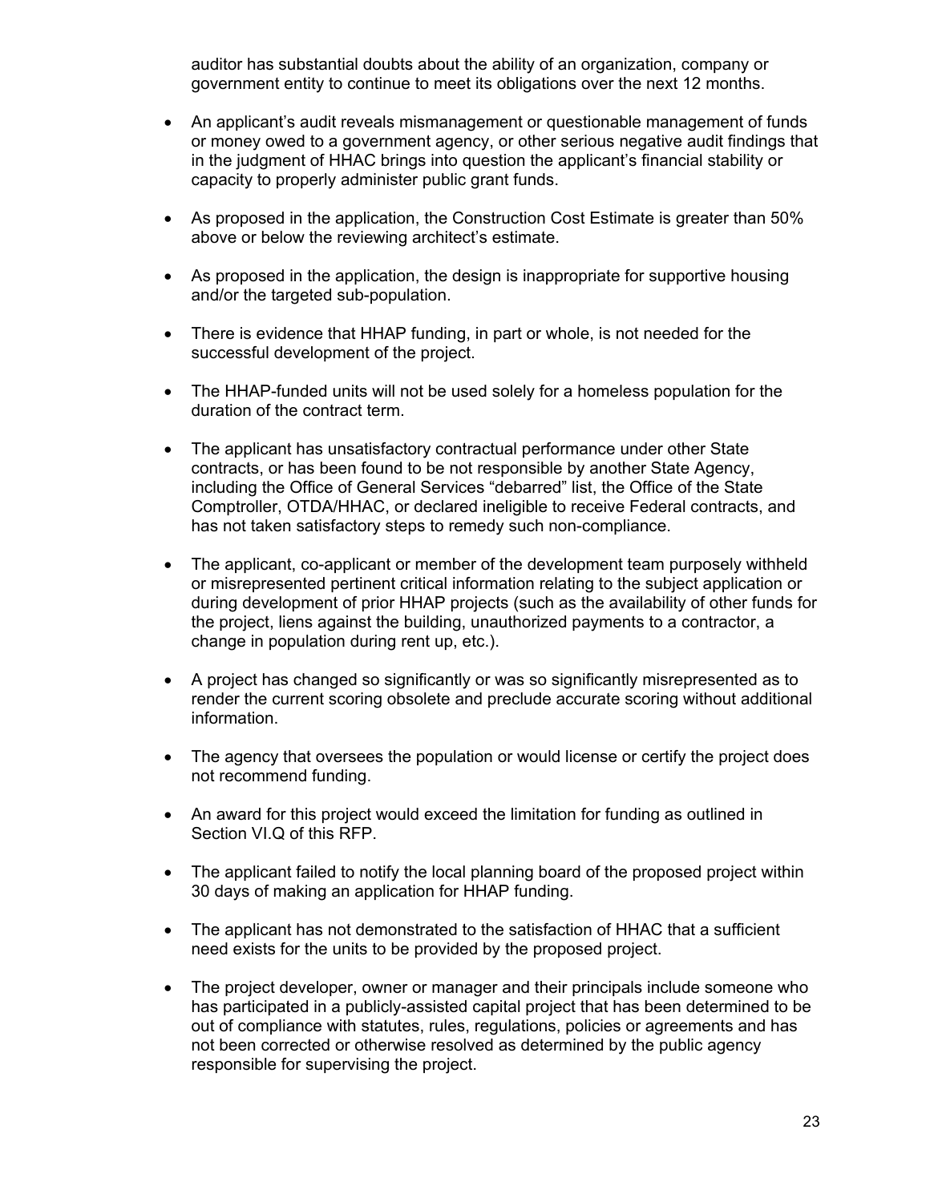auditor has substantial doubts about the ability of an organization, company or government entity to continue to meet its obligations over the next 12 months.

- An applicant's audit reveals mismanagement or questionable management of funds or money owed to a government agency, or other serious negative audit findings that in the judgment of HHAC brings into question the applicant's financial stability or capacity to properly administer public grant funds.
- As proposed in the application, the Construction Cost Estimate is greater than 50% above or below the reviewing architect's estimate.
- As proposed in the application, the design is inappropriate for supportive housing and/or the targeted sub-population.
- There is evidence that HHAP funding, in part or whole, is not needed for the successful development of the project.
- The HHAP-funded units will not be used solely for a homeless population for the duration of the contract term.
- The applicant has unsatisfactory contractual performance under other State contracts, or has been found to be not responsible by another State Agency, including the Office of General Services "debarred" list, the Office of the State Comptroller, OTDA/HHAC, or declared ineligible to receive Federal contracts, and has not taken satisfactory steps to remedy such non-compliance.
- The applicant, co-applicant or member of the development team purposely withheld or misrepresented pertinent critical information relating to the subject application or during development of prior HHAP projects (such as the availability of other funds for the project, liens against the building, unauthorized payments to a contractor, a change in population during rent up, etc.).
- A project has changed so significantly or was so significantly misrepresented as to render the current scoring obsolete and preclude accurate scoring without additional information.
- The agency that oversees the population or would license or certify the project does not recommend funding.
- An award for this project would exceed the limitation for funding as outlined in Section VI.Q of this RFP.
- The applicant failed to notify the local planning board of the proposed project within 30 days of making an application for HHAP funding.
- The applicant has not demonstrated to the satisfaction of HHAC that a sufficient need exists for the units to be provided by the proposed project.
- The project developer, owner or manager and their principals include someone who has participated in a publicly-assisted capital project that has been determined to be out of compliance with statutes, rules, regulations, policies or agreements and has not been corrected or otherwise resolved as determined by the public agency responsible for supervising the project.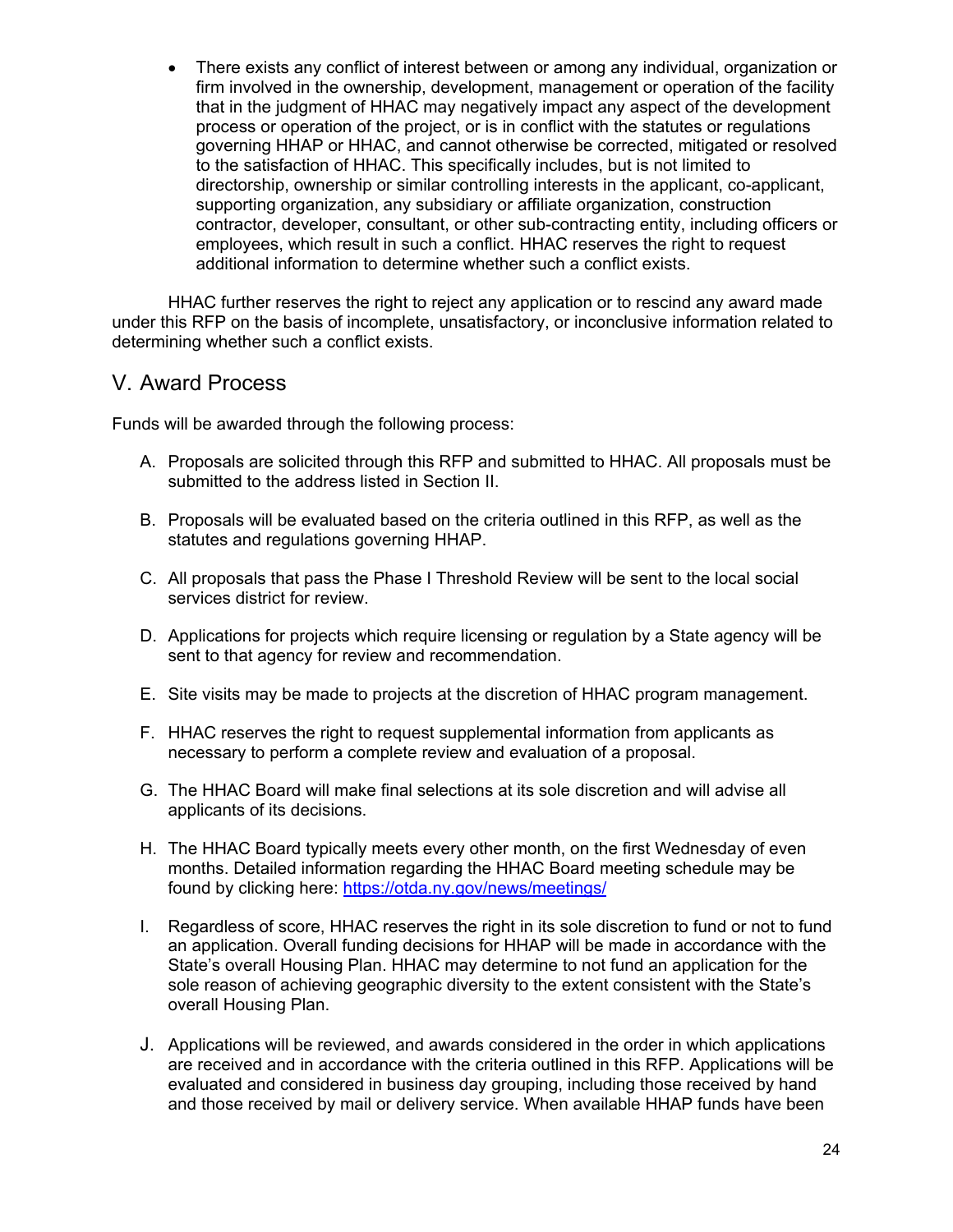- There exists any conflict of interest between or among any individual, organization or firm involved in the ownership, development, management or operation of the facility that in the judgment of HHAC may negatively impact any aspect of the development process or operation of the project, or is in conflict with the statutes or regulations governing HHAP or HHAC, and cannot otherwise be corrected, mitigated or resolved to the satisfaction of HHAC. This specifically includes, but is not limited to directorship, ownership or similar controlling interests in the applicant, co-applicant, supporting organization, any subsidiary or affiliate organization, construction contractor, developer, consultant, or other sub-contracting entity, including officers or employees, which result in such a conflict. HHAC reserves the right to request additional information to determine whether such a conflict exists.

HHAC further reserves the right to reject any application or to rescind any award made under this RFP on the basis of incomplete, unsatisfactory, or inconclusive information related to determining whether such a conflict exists.

## V. Award Process

Funds will be awarded through the following process:

A. Proposals are solicited through this RFP and submitted to HHAC. All proposals must be submitted to the address listed in Section II.

B. Proposals will be evaluated based on the criteria outlined in this RFP, as well as the statutes and regulations governing HHAP.

C. All proposals that pass the Phase I Threshold Review will be sent to the local social services district for review.

D. Applications for projects which require licensing or regulation by a State agency will be sent to that agency for review and recommendation.

E. Site visits may be made to projects at the discretion of HHAC program management.

F. HHAC reserves the right to request supplemental information from applicants as necessary to perform a complete review and evaluation of a proposal.

G. The HHAC Board will make final selections at its sole discretion and will advise all applicants of its decisions.

H. The HHAC Board typically meets every other month, on the first Wednesday of even months. Detailed information regarding the HHAC Board meeting schedule may be found by clicking here: [https://otda.ny.gov/news/meetings/](https://otda.ny.gov/news/meetings/)

I. Regardless of score, HHAC reserves the right in its sole discretion to fund or not to fund an application. Overall funding decisions for HHAP will be made in accordance with the State's overall Housing Plan. HHAC may determine to not fund an application for the sole reason of achieving geographic diversity to the extent consistent with the State's overall Housing Plan.

J. Applications will be reviewed, and awards considered in the order in which applications are received and in accordance with the criteria outlined in this RFP. Applications will be evaluated and considered in business day grouping, including those received by hand and those received by mail or delivery service. When available HHAP funds have been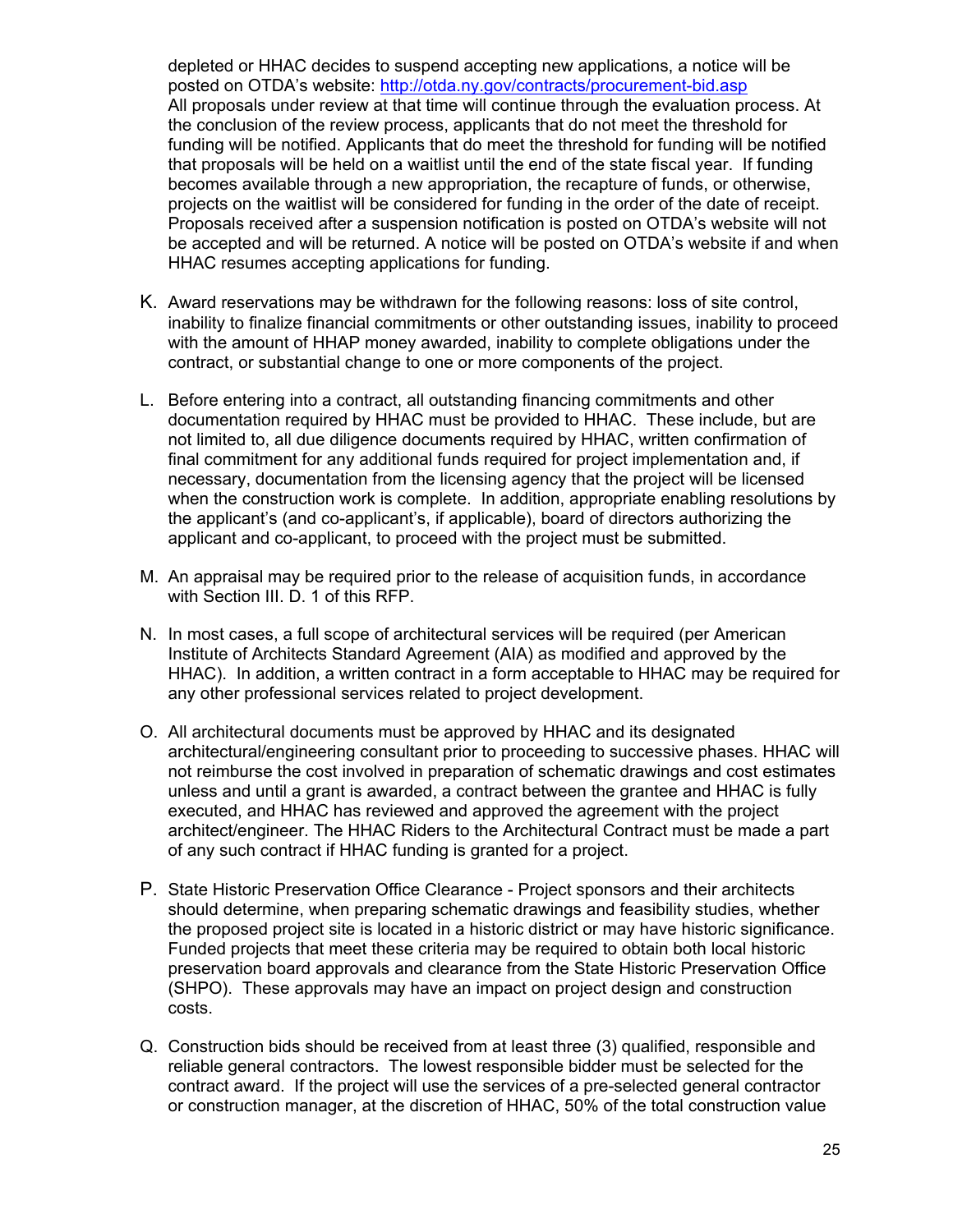depleted or HHAC decides to suspend accepting new applications, a notice will be posted on OTDA's website: http://otda.ny.gov/contracts/procurement-bid.asp
All proposals under review at that time will continue through the evaluation process. At the conclusion of the review process, applicants that do not meet the threshold for funding will be notified. Applicants that do meet the threshold for funding will be notified that proposals will be held on a waitlist until the end of the state fiscal year. If funding becomes available through a new appropriation, the recapture of funds, or otherwise, projects on the waitlist will be considered for funding in the order of the date of receipt. Proposals received after a suspension notification is posted on OTDA's website will not be accepted and will be returned. A notice will be posted on OTDA's website if and when HHAC resumes accepting applications for funding.

K. Award reservations may be withdrawn for the following reasons: loss of site control, inability to finalize financial commitments or other outstanding issues, inability to proceed with the amount of HHAP money awarded, inability to complete obligations under the contract, or substantial change to one or more components of the project.

L. Before entering into a contract, all outstanding financing commitments and other documentation required by HHAC must be provided to HHAC. These include, but are not limited to, all due diligence documents required by HHAC, written confirmation of final commitment for any additional funds required for project implementation and, if necessary, documentation from the licensing agency that the project will be licensed when the construction work is complete. In addition, appropriate enabling resolutions by the applicant's (and co-applicant's, if applicable), board of directors authorizing the applicant and co-applicant, to proceed with the project must be submitted.

M. An appraisal may be required prior to the release of acquisition funds, in accordance with Section III. D. 1 of this RFP.

N. In most cases, a full scope of architectural services will be required (per American Institute of Architects Standard Agreement (AIA) as modified and approved by the HHAC). In addition, a written contract in a form acceptable to HHAC may be required for any other professional services related to project development.

O. All architectural documents must be approved by HHAC and its designated architectural/engineering consultant prior to proceeding to successive phases. HHAC will not reimburse the cost involved in preparation of schematic drawings and cost estimates unless and until a grant is awarded, a contract between the grantee and HHAC is fully executed, and HHAC has reviewed and approved the agreement with the project architect/engineer. The HHAC Riders to the Architectural Contract must be made a part of any such contract if HHAC funding is granted for a project.

P. State Historic Preservation Office Clearance - Project sponsors and their architects should determine, when preparing schematic drawings and feasibility studies, whether the proposed project site is located in a historic district or may have historic significance. Funded projects that meet these criteria may be required to obtain both local historic preservation board approvals and clearance from the State Historic Preservation Office (SHPO). These approvals may have an impact on project design and construction costs.

Q. Construction bids should be received from at least three (3) qualified, responsible and reliable general contractors. The lowest responsible bidder must be selected for the contract award. If the project will use the services of a pre-selected general contractor or construction manager, at the discretion of HHAC, 50% of the total construction value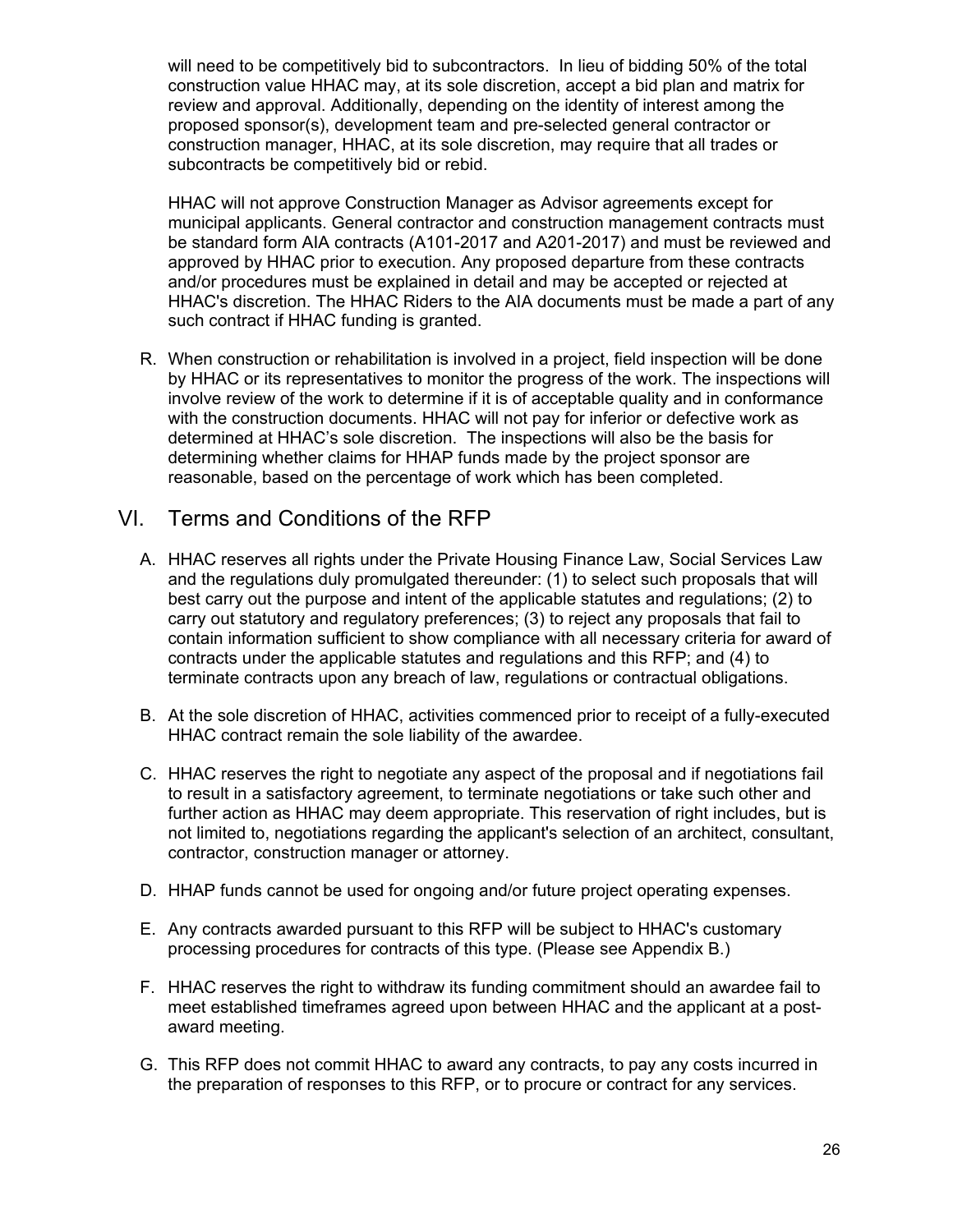will need to be competitively bid to subcontractors. In lieu of bidding 50% of the total construction value HHAC may, at its sole discretion, accept a bid plan and matrix for review and approval. Additionally, depending on the identity of interest among the proposed sponsor(s), development team and pre-selected general contractor or construction manager, HHAC, at its sole discretion, may require that all trades or subcontracts be competitively bid or rebid.

HHAC will not approve Construction Manager as Advisor agreements except for municipal applicants. General contractor and construction management contracts must be standard form AIA contracts (A101-2017 and A201-2017) and must be reviewed and approved by HHAC prior to execution. Any proposed departure from these contracts and/or procedures must be explained in detail and may be accepted or rejected at HHAC's discretion. The HHAC Riders to the AIA documents must be made a part of any such contract if HHAC funding is granted.

R. When construction or rehabilitation is involved in a project, field inspection will be done by HHAC or its representatives to monitor the progress of the work. The inspections will involve review of the work to determine if it is of acceptable quality and in conformance with the construction documents. HHAC will not pay for inferior or defective work as determined at HHAC's sole discretion. The inspections will also be the basis for determining whether claims for HHAP funds made by the project sponsor are reasonable, based on the percentage of work which has been completed.

## VI. Terms and Conditions of the RFP

A. HHAC reserves all rights under the Private Housing Finance Law, Social Services Law and the regulations duly promulgated thereunder: (1) to select such proposals that will best carry out the purpose and intent of the applicable statutes and regulations; (2) to carry out statutory and regulatory preferences; (3) to reject any proposals that fail to contain information sufficient to show compliance with all necessary criteria for award of contracts under the applicable statutes and regulations and this RFP; and (4) to terminate contracts upon any breach of law, regulations or contractual obligations.

B. At the sole discretion of HHAC, activities commenced prior to receipt of a fully-executed HHAC contract remain the sole liability of the awardee.

C. HHAC reserves the right to negotiate any aspect of the proposal and if negotiations fail to result in a satisfactory agreement, to terminate negotiations or take such other and further action as HHAC may deem appropriate. This reservation of right includes, but is not limited to, negotiations regarding the applicant's selection of an architect, consultant, contractor, construction manager or attorney.

D. HHAP funds cannot be used for ongoing and/or future project operating expenses.

E. Any contracts awarded pursuant to this RFP will be subject to HHAC's customary processing procedures for contracts of this type. (Please see Appendix B.)

F. HHAC reserves the right to withdraw its funding commitment should an awardee fail to meet established timeframes agreed upon between HHAC and the applicant at a post-award meeting.

G. This RFP does not commit HHAC to award any contracts, to pay any costs incurred in the preparation of responses to this RFP, or to procure or contract for any services.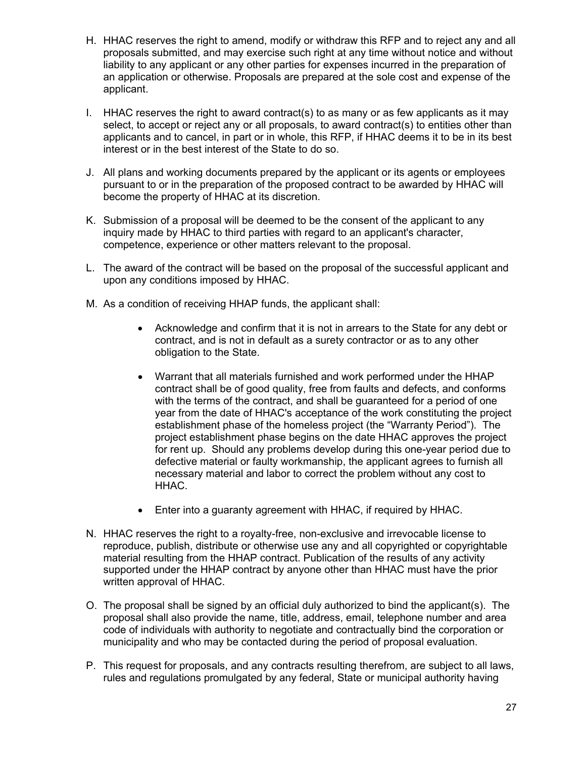H. HHAC reserves the right to amend, modify or withdraw this RFP and to reject any and all proposals submitted, and may exercise such right at any time without notice and without liability to any applicant or any other parties for expenses incurred in the preparation of an application or otherwise. Proposals are prepared at the sole cost and expense of the applicant.

I. HHAC reserves the right to award contract(s) to as many or as few applicants as it may select, to accept or reject any or all proposals, to award contract(s) to entities other than applicants and to cancel, in part or in whole, this RFP, if HHAC deems it to be in its best interest or in the best interest of the State to do so.

J. All plans and working documents prepared by the applicant or its agents or employees pursuant to or in the preparation of the proposed contract to be awarded by HHAC will become the property of HHAC at its discretion.

K. Submission of a proposal will be deemed to be the consent of the applicant to any inquiry made by HHAC to third parties with regard to an applicant's character, competence, experience or other matters relevant to the proposal.

L. The award of the contract will be based on the proposal of the successful applicant and upon any conditions imposed by HHAC.

M. As a condition of receiving HHAP funds, the applicant shall:

- Acknowledge and confirm that it is not in arrears to the State for any debt or contract, and is not in default as a surety contractor or as to any other obligation to the State.

- Warrant that all materials furnished and work performed under the HHAP contract shall be of good quality, free from faults and defects, and conforms with the terms of the contract, and shall be guaranteed for a period of one year from the date of HHAC's acceptance of the work constituting the project establishment phase of the homeless project (the "Warranty Period"). The project establishment phase begins on the date HHAC approves the project for rent up. Should any problems develop during this one-year period due to defective material or faulty workmanship, the applicant agrees to furnish all necessary material and labor to correct the problem without any cost to HHAC.

- Enter into a guaranty agreement with HHAC, if required by HHAC.

N. HHAC reserves the right to a royalty-free, non-exclusive and irrevocable license to reproduce, publish, distribute or otherwise use any and all copyrighted or copyrightable material resulting from the HHAP contract. Publication of the results of any activity supported under the HHAP contract by anyone other than HHAC must have the prior written approval of HHAC.

O. The proposal shall be signed by an official duly authorized to bind the applicant(s). The proposal shall also provide the name, title, address, email, telephone number and area code of individuals with authority to negotiate and contractually bind the corporation or municipality and who may be contacted during the period of proposal evaluation.

P. This request for proposals, and any contracts resulting therefrom, are subject to all laws, rules and regulations promulgated by any federal, State or municipal authority having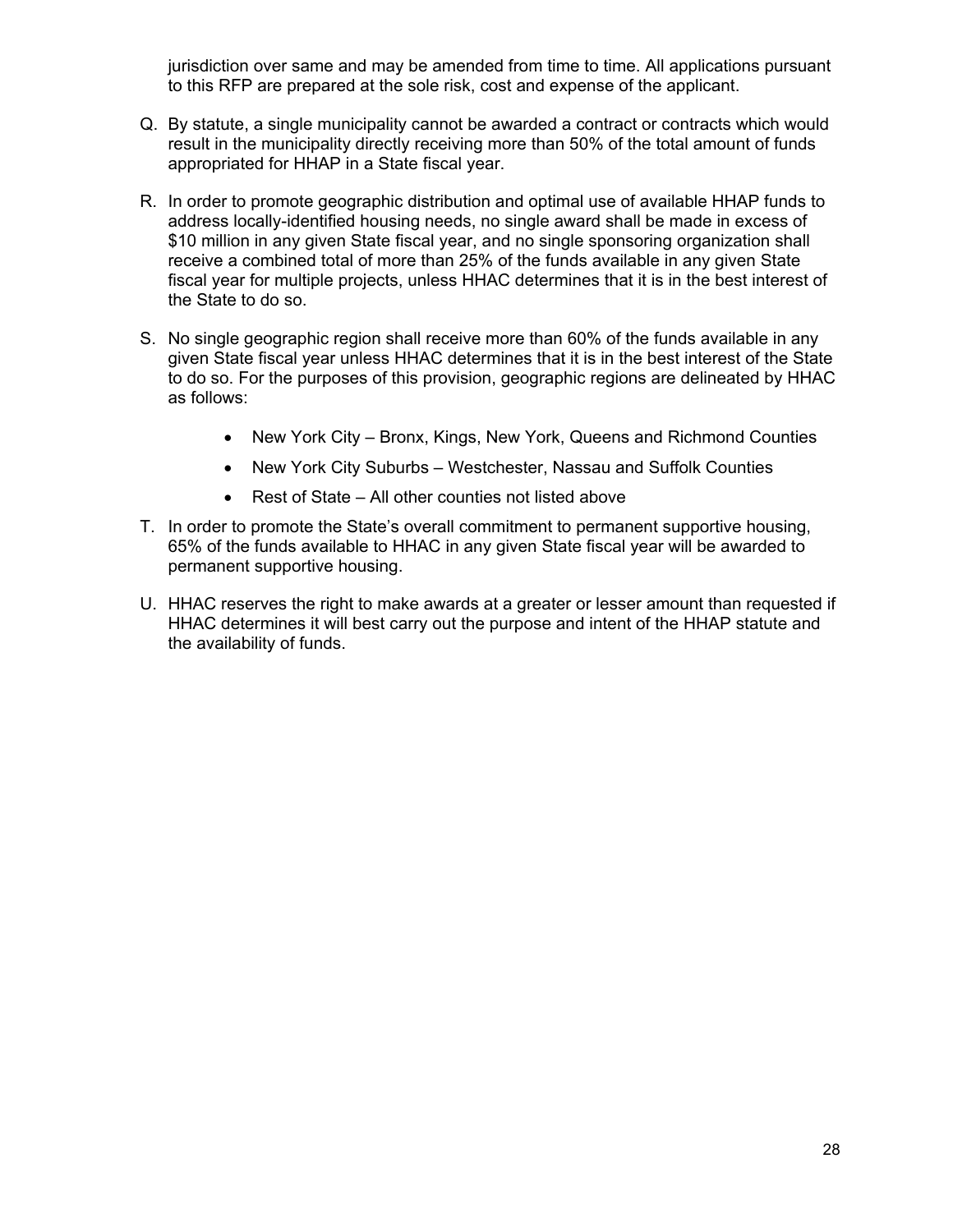jurisdiction over same and may be amended from time to time. All applications pursuant to this RFP are prepared at the sole risk, cost and expense of the applicant.

Q. By statute, a single municipality cannot be awarded a contract or contracts which would result in the municipality directly receiving more than 50% of the total amount of funds appropriated for HHAP in a State fiscal year.

R. In order to promote geographic distribution and optimal use of available HHAP funds to address locally-identified housing needs, no single award shall be made in excess of $10 million in any given State fiscal year, and no single sponsoring organization shall receive a combined total of more than 25% of the funds available in any given State fiscal year for multiple projects, unless HHAC determines that it is in the best interest of the State to do so.

S. No single geographic region shall receive more than 60% of the funds available in any given State fiscal year unless HHAC determines that it is in the best interest of the State to do so. For the purposes of this provision, geographic regions are delineated by HHAC as follows:

   - New York City – Bronx, Kings, New York, Queens and Richmond Counties
   - New York City Suburbs – Westchester, Nassau and Suffolk Counties
   - Rest of State – All other counties not listed above

T. In order to promote the State's overall commitment to permanent supportive housing, 65% of the funds available to HHAC in any given State fiscal year will be awarded to permanent supportive housing.

U. HHAC reserves the right to make awards at a greater or lesser amount than requested if HHAC determines it will best carry out the purpose and intent of the HHAP statute and the availability of funds.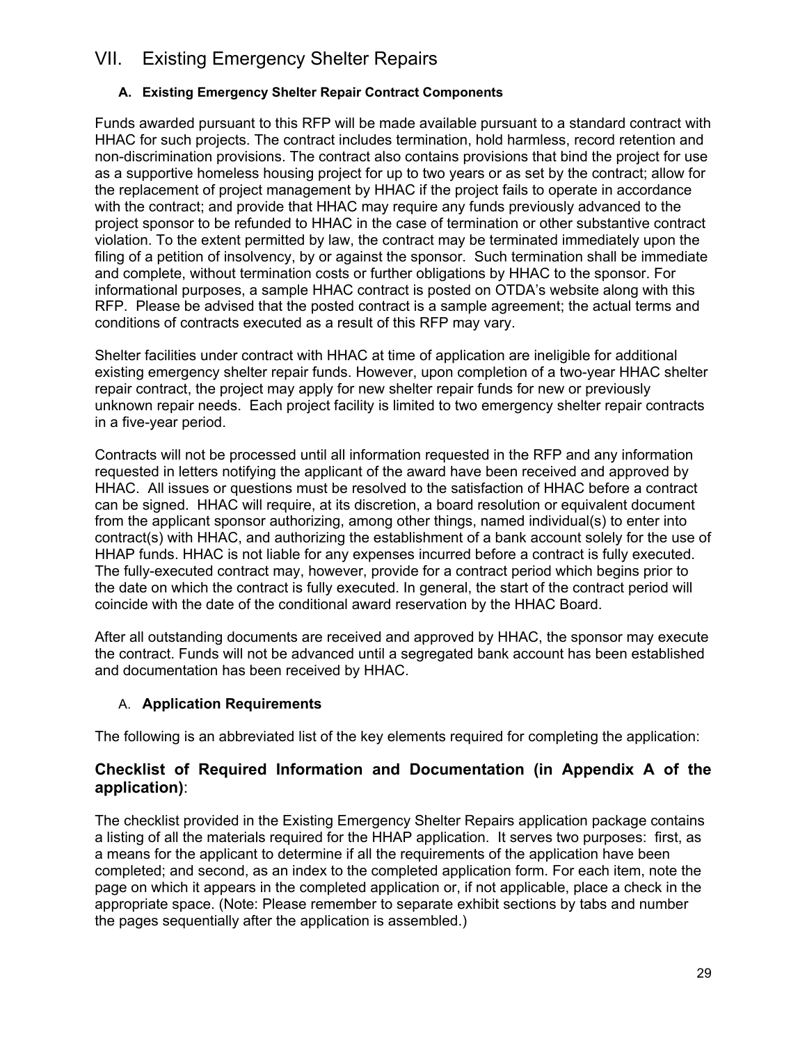# VII. Existing Emergency Shelter Repairs

### A. Existing Emergency Shelter Repair Contract Components

Funds awarded pursuant to this RFP will be made available pursuant to a standard contract with HHAC for such projects. The contract includes termination, hold harmless, record retention and non-discrimination provisions. The contract also contains provisions that bind the project for use as a supportive homeless housing project for up to two years or as set by the contract; allow for the replacement of project management by HHAC if the project fails to operate in accordance with the contract; and provide that HHAC may require any funds previously advanced to the project sponsor to be refunded to HHAC in the case of termination or other substantive contract violation. To the extent permitted by law, the contract may be terminated immediately upon the filing of a petition of insolvency, by or against the sponsor. Such termination shall be immediate and complete, without termination costs or further obligations by HHAC to the sponsor. For informational purposes, a sample HHAC contract is posted on OTDA's website along with this RFP. Please be advised that the posted contract is a sample agreement; the actual terms and conditions of contracts executed as a result of this RFP may vary.

Shelter facilities under contract with HHAC at time of application are ineligible for additional existing emergency shelter repair funds. However, upon completion of a two-year HHAC shelter repair contract, the project may apply for new shelter repair funds for new or previously unknown repair needs. Each project facility is limited to two emergency shelter repair contracts in a five-year period.

Contracts will not be processed until all information requested in the RFP and any information requested in letters notifying the applicant of the award have been received and approved by HHAC. All issues or questions must be resolved to the satisfaction of HHAC before a contract can be signed. HHAC will require, at its discretion, a board resolution or equivalent document from the applicant sponsor authorizing, among other things, named individual(s) to enter into contract(s) with HHAC, and authorizing the establishment of a bank account solely for the use of HHAP funds. HHAC is not liable for any expenses incurred before a contract is fully executed. The fully-executed contract may, however, provide for a contract period which begins prior to the date on which the contract is fully executed. In general, the start of the contract period will coincide with the date of the conditional award reservation by the HHAC Board.

After all outstanding documents are received and approved by HHAC, the sponsor may execute the contract. Funds will not be advanced until a segregated bank account has been established and documentation has been received by HHAC.

### A. Application Requirements

The following is an abbreviated list of the key elements required for completing the application:

### Checklist of Required Information and Documentation (in Appendix A of the application):

The checklist provided in the Existing Emergency Shelter Repairs application package contains a listing of all the materials required for the HHAP application. It serves two purposes: first, as a means for the applicant to determine if all the requirements of the application have been completed; and second, as an index to the completed application form. For each item, note the page on which it appears in the completed application or, if not applicable, place a check in the appropriate space. (Note: Please remember to separate exhibit sections by tabs and number the pages sequentially after the application is assembled.)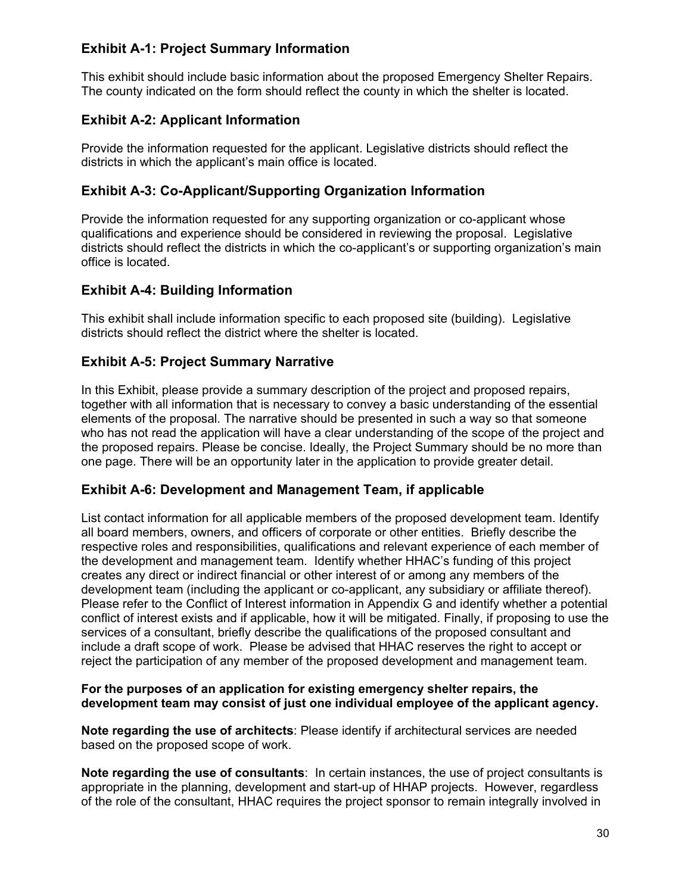### Exhibit A-1: Project Summary Information

This exhibit should include basic information about the proposed Emergency Shelter Repairs. The county indicated on the form should reflect the county in which the shelter is located.

### Exhibit A-2: Applicant Information

Provide the information requested for the applicant. Legislative districts should reflect the districts in which the applicant's main office is located.

### Exhibit A-3: Co-Applicant/Supporting Organization Information

Provide the information requested for any supporting organization or co-applicant whose qualifications and experience should be considered in reviewing the proposal. Legislative districts should reflect the districts in which the co-applicant's or supporting organization's main office is located.

### Exhibit A-4: Building Information

This exhibit shall include information specific to each proposed site (building). Legislative districts should reflect the district where the shelter is located.

### Exhibit A-5: Project Summary Narrative

In this Exhibit, please provide a summary description of the project and proposed repairs, together with all information that is necessary to convey a basic understanding of the essential elements of the proposal. The narrative should be presented in such a way so that someone who has not read the application will have a clear understanding of the scope of the project and the proposed repairs. Please be concise. Ideally, the Project Summary should be no more than one page. There will be an opportunity later in the application to provide greater detail.

### Exhibit A-6: Development and Management Team, if applicable

List contact information for all applicable members of the proposed development team. Identify all board members, owners, and officers of corporate or other entities. Briefly describe the respective roles and responsibilities, qualifications and relevant experience of each member of the development and management team. Identify whether HHAC's funding of this project creates any direct or indirect financial or other interest of or among any members of the development team (including the applicant or co-applicant, any subsidiary or affiliate thereof). Please refer to the Conflict of Interest information in Appendix G and identify whether a potential conflict of interest exists and if applicable, how it will be mitigated. Finally, if proposing to use the services of a consultant, briefly describe the qualifications of the proposed consultant and include a draft scope of work. Please be advised that HHAC reserves the right to accept or reject the participation of any member of the proposed development and management team.

**For the purposes of an application for existing emergency shelter repairs, the development team may consist of just one individual employee of the applicant agency.**

**Note regarding the use of architects**: Please identify if architectural services are needed based on the proposed scope of work.

**Note regarding the use of consultants**: In certain instances, the use of project consultants is appropriate in the planning, development and start-up of HHAP projects. However, regardless of the role of the consultant, HHAC requires the project sponsor to remain integrally involved in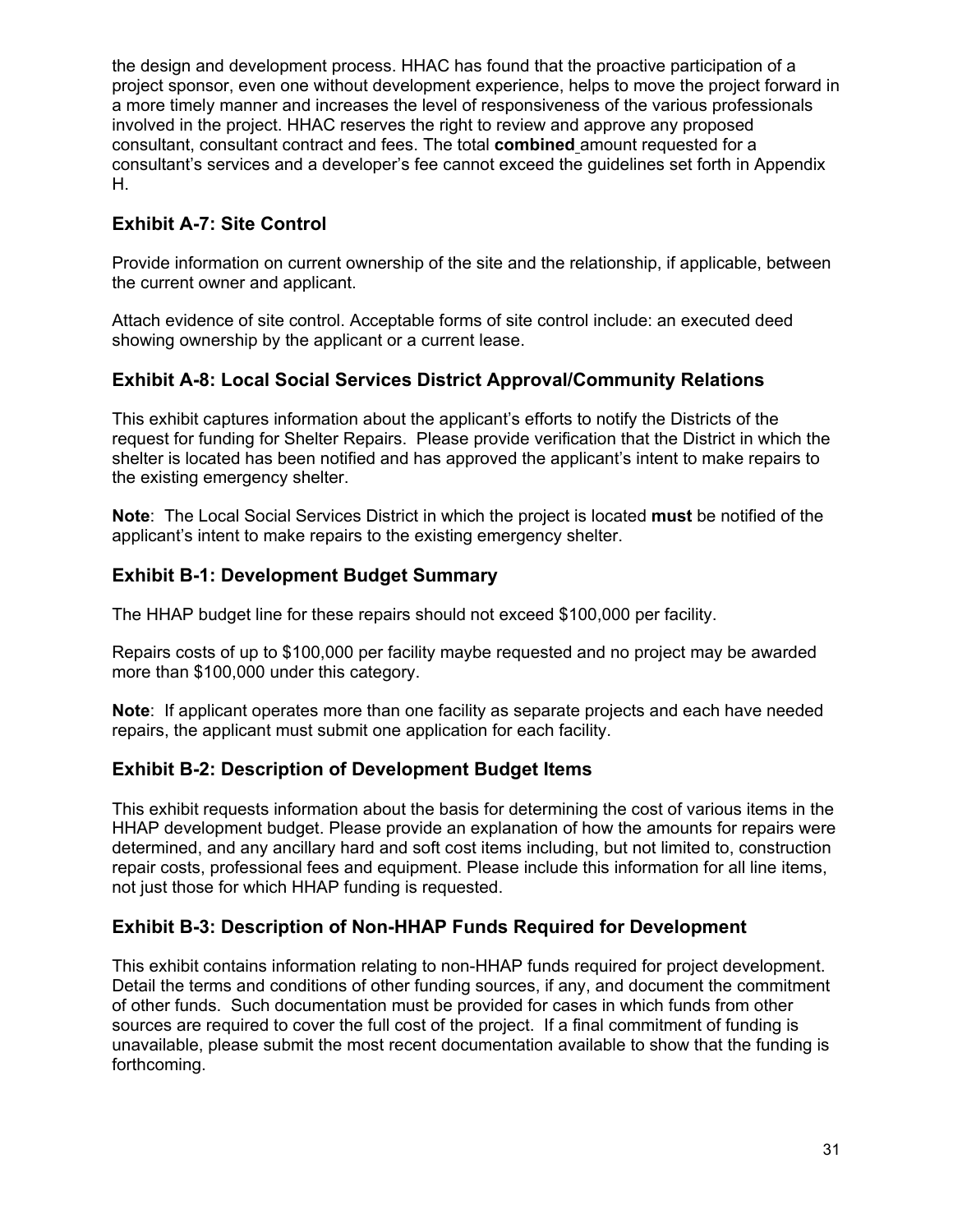the design and development process. HHAC has found that the proactive participation of a project sponsor, even one without development experience, helps to move the project forward in a more timely manner and increases the level of responsiveness of the various professionals involved in the project. HHAC reserves the right to review and approve any proposed consultant, consultant contract and fees. The total **combined** amount requested for a consultant's services and a developer's fee cannot exceed the guidelines set forth in Appendix H.

### Exhibit A-7: Site Control

Provide information on current ownership of the site and the relationship, if applicable, between the current owner and applicant.

Attach evidence of site control. Acceptable forms of site control include: an executed deed showing ownership by the applicant or a current lease.

### Exhibit A-8: Local Social Services District Approval/Community Relations

This exhibit captures information about the applicant's efforts to notify the Districts of the request for funding for Shelter Repairs. Please provide verification that the District in which the shelter is located has been notified and has approved the applicant's intent to make repairs to the existing emergency shelter.

**Note**: The Local Social Services District in which the project is located **must** be notified of the applicant's intent to make repairs to the existing emergency shelter.

### Exhibit B-1: Development Budget Summary

The HHAP budget line for these repairs should not exceed $100,000 per facility.

Repairs costs of up to $100,000 per facility maybe requested and no project may be awarded more than $100,000 under this category.

**Note**: If applicant operates more than one facility as separate projects and each have needed repairs, the applicant must submit one application for each facility.

### Exhibit B-2: Description of Development Budget Items

This exhibit requests information about the basis for determining the cost of various items in the HHAP development budget. Please provide an explanation of how the amounts for repairs were determined, and any ancillary hard and soft cost items including, but not limited to, construction repair costs, professional fees and equipment. Please include this information for all line items, not just those for which HHAP funding is requested.

### Exhibit B-3: Description of Non-HHAP Funds Required for Development

This exhibit contains information relating to non-HHAP funds required for project development. Detail the terms and conditions of other funding sources, if any, and document the commitment of other funds. Such documentation must be provided for cases in which funds from other sources are required to cover the full cost of the project. If a final commitment of funding is unavailable, please submit the most recent documentation available to show that the funding is forthcoming.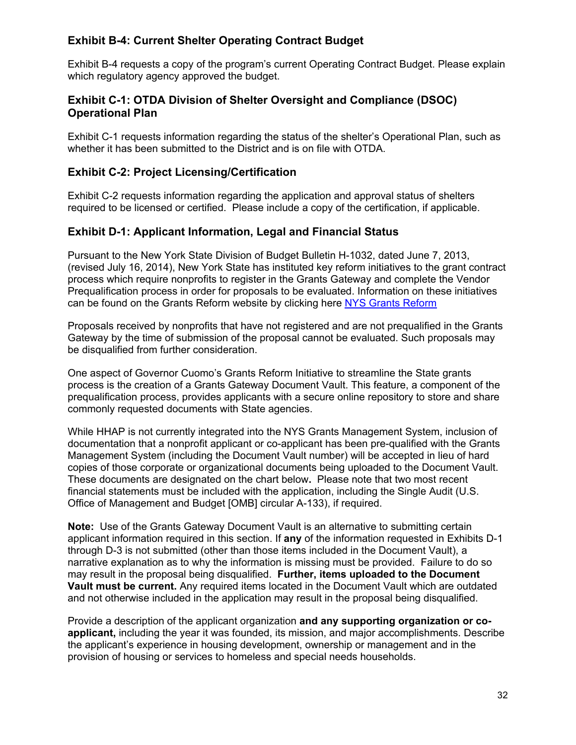### Exhibit B-4: Current Shelter Operating Contract Budget

Exhibit B-4 requests a copy of the program's current Operating Contract Budget. Please explain which regulatory agency approved the budget.

### Exhibit C-1: OTDA Division of Shelter Oversight and Compliance (DSOC) Operational Plan

Exhibit C-1 requests information regarding the status of the shelter's Operational Plan, such as whether it has been submitted to the District and is on file with OTDA.

### Exhibit C-2: Project Licensing/Certification

Exhibit C-2 requests information regarding the application and approval status of shelters required to be licensed or certified. Please include a copy of the certification, if applicable.

### Exhibit D-1: Applicant Information, Legal and Financial Status

Pursuant to the New York State Division of Budget Bulletin H-1032, dated June 7, 2013, (revised July 16, 2014), New York State has instituted key reform initiatives to the grant contract process which require nonprofits to register in the Grants Gateway and complete the Vendor Prequalification process in order for proposals to be evaluated. Information on these initiatives can be found on the Grants Reform website by clicking here NYS Grants Reform

Proposals received by nonprofits that have not registered and are not prequalified in the Grants Gateway by the time of submission of the proposal cannot be evaluated. Such proposals may be disqualified from further consideration.

One aspect of Governor Cuomo's Grants Reform Initiative to streamline the State grants process is the creation of a Grants Gateway Document Vault. This feature, a component of the prequalification process, provides applicants with a secure online repository to store and share commonly requested documents with State agencies.

While HHAP is not currently integrated into the NYS Grants Management System, inclusion of documentation that a nonprofit applicant or co-applicant has been pre-qualified with the Grants Management System (including the Document Vault number) will be accepted in lieu of hard copies of those corporate or organizational documents being uploaded to the Document Vault. These documents are designated on the chart below**.** Please note that two most recent financial statements must be included with the application, including the Single Audit (U.S. Office of Management and Budget [OMB] circular A-133), if required.

**Note:** Use of the Grants Gateway Document Vault is an alternative to submitting certain applicant information required in this section. If **any** of the information requested in Exhibits D-1 through D-3 is not submitted (other than those items included in the Document Vault), a narrative explanation as to why the information is missing must be provided. Failure to do so may result in the proposal being disqualified. **Further, items uploaded to the Document Vault must be current.** Any required items located in the Document Vault which are outdated and not otherwise included in the application may result in the proposal being disqualified.

Provide a description of the applicant organization **and any supporting organization or co-applicant,** including the year it was founded, its mission, and major accomplishments. Describe the applicant's experience in housing development, ownership or management and in the provision of housing or services to homeless and special needs households.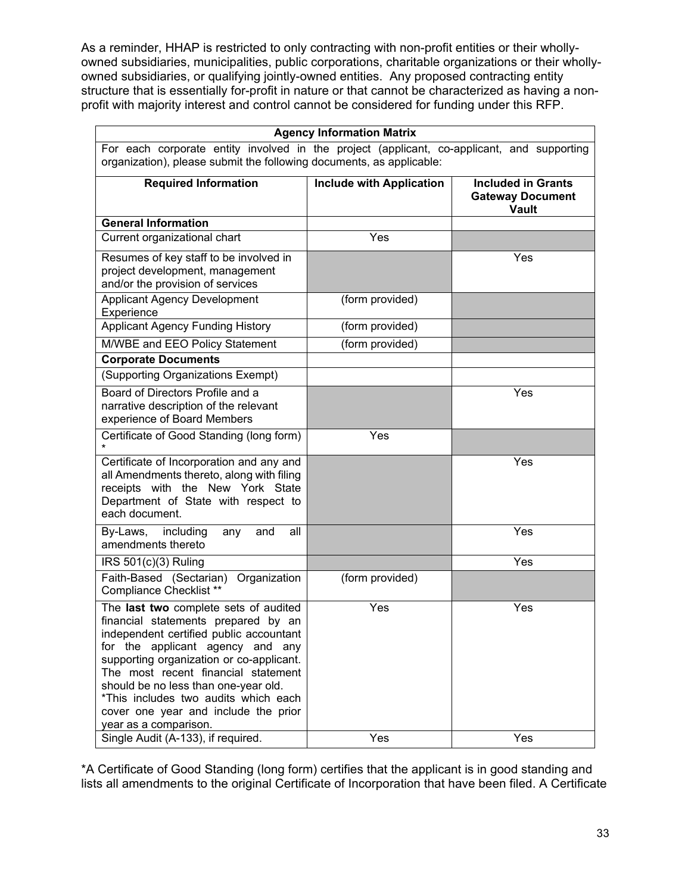As a reminder, HHAP is restricted to only contracting with non-profit entities or their wholly-owned subsidiaries, municipalities, public corporations, charitable organizations or their wholly-owned subsidiaries, or qualifying jointly-owned entities. Any proposed contracting entity structure that is essentially for-profit in nature or that cannot be characterized as having a non-profit with majority interest and control cannot be considered for funding under this RFP.

| **Agency Information Matrix** | | |
|---|---|---|
| For each corporate entity involved in the project (applicant, co-applicant, and supporting organization), please submit the following documents, as applicable: | | |
| **Required Information** | **Include with Application** | **Included in Grants Gateway Document Vault** |
| **General Information** | | |
| Current organizational chart | Yes | |
| Resumes of key staff to be involved in project development, management and/or the provision of services | | Yes |
| Applicant Agency Development Experience | (form provided) | |
| Applicant Agency Funding History | (form provided) | |
| M/WBE and EEO Policy Statement | (form provided) | |
| **Corporate Documents** | | |
| (Supporting Organizations Exempt) | | |
| Board of Directors Profile and a narrative description of the relevant experience of Board Members | | Yes |
| Certificate of Good Standing (long form) * | Yes | |
| Certificate of Incorporation and any and all Amendments thereto, along with filing receipts with the New York State Department of State with respect to each document. | | Yes |
| By-Laws, including any and all amendments thereto | | Yes |
| IRS 501(c)(3) Ruling | | Yes |
| Faith-Based (Sectarian) Organization Compliance Checklist ** | (form provided) | |
| The **last two** complete sets of audited financial statements prepared by an independent certified public accountant for the applicant agency and any supporting organization or co-applicant. The most recent financial statement should be no less than one-year old. *This includes two audits which each cover one year and include the prior year as a comparison. | Yes | Yes |
| Single Audit (A-133), if required. | Yes | Yes |

*A Certificate of Good Standing (long form) certifies that the applicant is in good standing and lists all amendments to the original Certificate of Incorporation that have been filed. A Certificate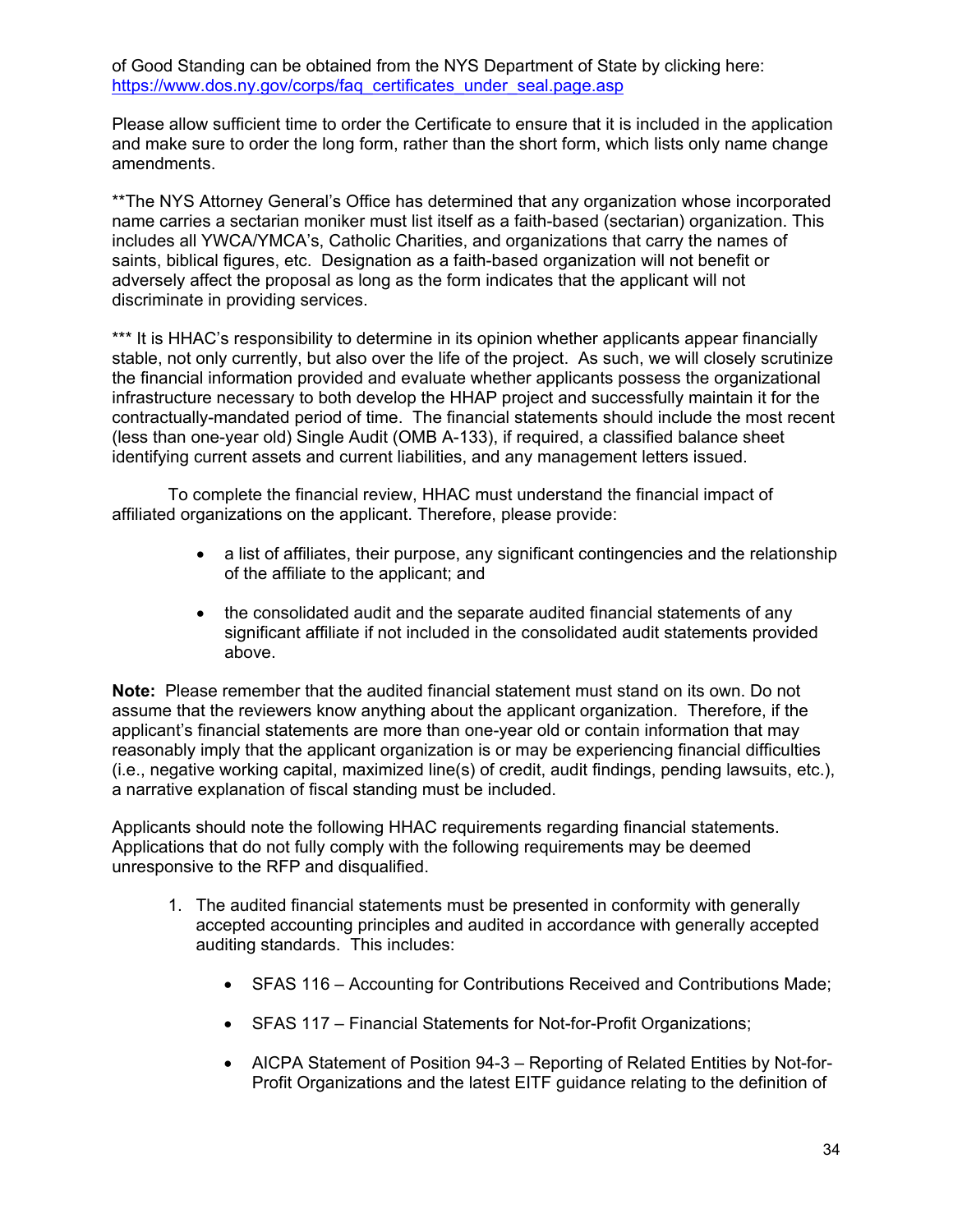of Good Standing can be obtained from the NYS Department of State by clicking here: https://www.dos.ny.gov/corps/faq_certificates_under_seal.page.asp

Please allow sufficient time to order the Certificate to ensure that it is included in the application and make sure to order the long form, rather than the short form, which lists only name change amendments.

**The NYS Attorney General's Office has determined that any organization whose incorporated name carries a sectarian moniker must list itself as a faith-based (sectarian) organization. This includes all YWCA/YMCA's, Catholic Charities, and organizations that carry the names of saints, biblical figures, etc. Designation as a faith-based organization will not benefit or adversely affect the proposal as long as the form indicates that the applicant will not discriminate in providing services.

*** It is HHAC's responsibility to determine in its opinion whether applicants appear financially stable, not only currently, but also over the life of the project. As such, we will closely scrutinize the financial information provided and evaluate whether applicants possess the organizational infrastructure necessary to both develop the HHAP project and successfully maintain it for the contractually-mandated period of time. The financial statements should include the most recent (less than one-year old) Single Audit (OMB A-133), if required, a classified balance sheet identifying current assets and current liabilities, and any management letters issued.

To complete the financial review, HHAC must understand the financial impact of affiliated organizations on the applicant. Therefore, please provide:

- a list of affiliates, their purpose, any significant contingencies and the relationship of the affiliate to the applicant; and
- the consolidated audit and the separate audited financial statements of any significant affiliate if not included in the consolidated audit statements provided above.

**Note:** Please remember that the audited financial statement must stand on its own. Do not assume that the reviewers know anything about the applicant organization. Therefore, if the applicant's financial statements are more than one-year old or contain information that may reasonably imply that the applicant organization is or may be experiencing financial difficulties (i.e., negative working capital, maximized line(s) of credit, audit findings, pending lawsuits, etc.), a narrative explanation of fiscal standing must be included.

Applicants should note the following HHAC requirements regarding financial statements. Applications that do not fully comply with the following requirements may be deemed unresponsive to the RFP and disqualified.

1. The audited financial statements must be presented in conformity with generally accepted accounting principles and audited in accordance with generally accepted auditing standards. This includes:
   - SFAS 116 – Accounting for Contributions Received and Contributions Made;
   - SFAS 117 – Financial Statements for Not-for-Profit Organizations;
   - AICPA Statement of Position 94-3 – Reporting of Related Entities by Not-for-Profit Organizations and the latest EITF guidance relating to the definition of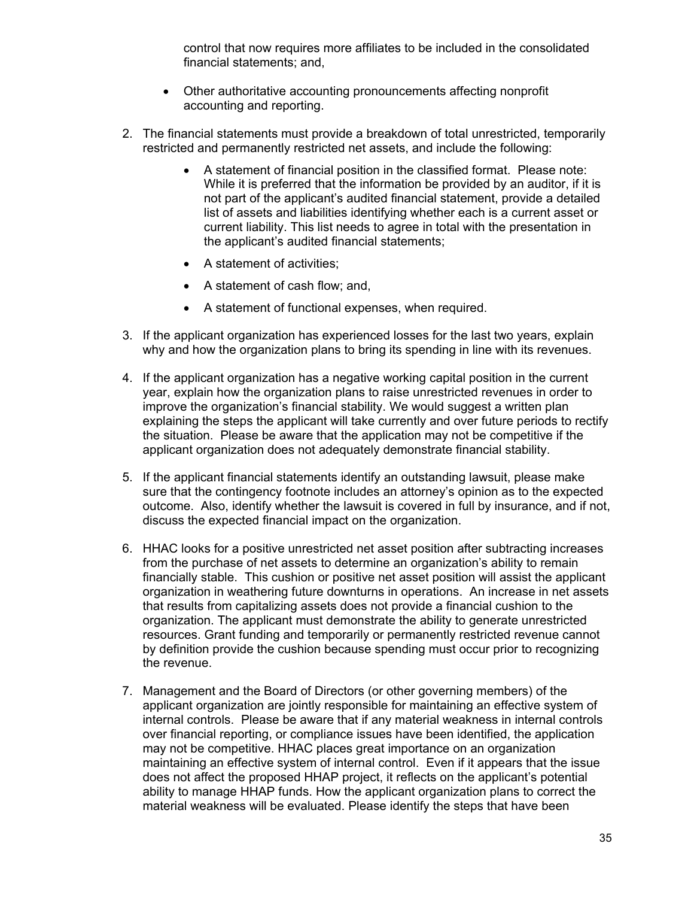control that now requires more affiliates to be included in the consolidated financial statements; and,

- Other authoritative accounting pronouncements affecting nonprofit accounting and reporting.

2. The financial statements must provide a breakdown of total unrestricted, temporarily restricted and permanently restricted net assets, and include the following:

   - A statement of financial position in the classified format. Please note: While it is preferred that the information be provided by an auditor, if it is not part of the applicant's audited financial statement, provide a detailed list of assets and liabilities identifying whether each is a current asset or current liability. This list needs to agree in total with the presentation in the applicant's audited financial statements;
   - A statement of activities;
   - A statement of cash flow; and,
   - A statement of functional expenses, when required.

3. If the applicant organization has experienced losses for the last two years, explain why and how the organization plans to bring its spending in line with its revenues.

4. If the applicant organization has a negative working capital position in the current year, explain how the organization plans to raise unrestricted revenues in order to improve the organization's financial stability. We would suggest a written plan explaining the steps the applicant will take currently and over future periods to rectify the situation. Please be aware that the application may not be competitive if the applicant organization does not adequately demonstrate financial stability.

5. If the applicant financial statements identify an outstanding lawsuit, please make sure that the contingency footnote includes an attorney's opinion as to the expected outcome. Also, identify whether the lawsuit is covered in full by insurance, and if not, discuss the expected financial impact on the organization.

6. HHAC looks for a positive unrestricted net asset position after subtracting increases from the purchase of net assets to determine an organization's ability to remain financially stable. This cushion or positive net asset position will assist the applicant organization in weathering future downturns in operations. An increase in net assets that results from capitalizing assets does not provide a financial cushion to the organization. The applicant must demonstrate the ability to generate unrestricted resources. Grant funding and temporarily or permanently restricted revenue cannot by definition provide the cushion because spending must occur prior to recognizing the revenue.

7. Management and the Board of Directors (or other governing members) of the applicant organization are jointly responsible for maintaining an effective system of internal controls. Please be aware that if any material weakness in internal controls over financial reporting, or compliance issues have been identified, the application may not be competitive. HHAC places great importance on an organization maintaining an effective system of internal control. Even if it appears that the issue does not affect the proposed HHAP project, it reflects on the applicant's potential ability to manage HHAP funds. How the applicant organization plans to correct the material weakness will be evaluated. Please identify the steps that have been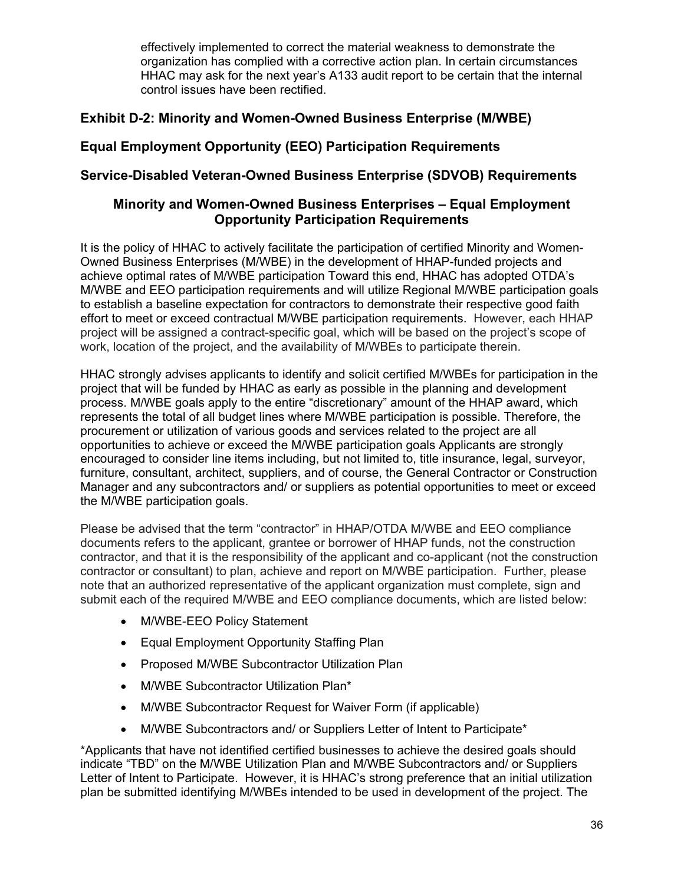effectively implemented to correct the material weakness to demonstrate the organization has complied with a corrective action plan. In certain circumstances HHAC may ask for the next year's A133 audit report to be certain that the internal control issues have been rectified.

## Exhibit D-2: Minority and Women-Owned Business Enterprise (M/WBE)

## Equal Employment Opportunity (EEO) Participation Requirements

## Service-Disabled Veteran-Owned Business Enterprise (SDVOB) Requirements

### Minority and Women-Owned Business Enterprises – Equal Employment Opportunity Participation Requirements

It is the policy of HHAC to actively facilitate the participation of certified Minority and Women-Owned Business Enterprises (M/WBE) in the development of HHAP-funded projects and achieve optimal rates of M/WBE participation Toward this end, HHAC has adopted OTDA's M/WBE and EEO participation requirements and will utilize Regional M/WBE participation goals to establish a baseline expectation for contractors to demonstrate their respective good faith effort to meet or exceed contractual M/WBE participation requirements. However, each HHAP project will be assigned a contract-specific goal, which will be based on the project's scope of work, location of the project, and the availability of M/WBEs to participate therein.

HHAC strongly advises applicants to identify and solicit certified M/WBEs for participation in the project that will be funded by HHAC as early as possible in the planning and development process. M/WBE goals apply to the entire "discretionary" amount of the HHAP award, which represents the total of all budget lines where M/WBE participation is possible. Therefore, the procurement or utilization of various goods and services related to the project are all opportunities to achieve or exceed the M/WBE participation goals Applicants are strongly encouraged to consider line items including, but not limited to, title insurance, legal, surveyor, furniture, consultant, architect, suppliers, and of course, the General Contractor or Construction Manager and any subcontractors and/ or suppliers as potential opportunities to meet or exceed the M/WBE participation goals.

Please be advised that the term "contractor" in HHAP/OTDA M/WBE and EEO compliance documents refers to the applicant, grantee or borrower of HHAP funds, not the construction contractor, and that it is the responsibility of the applicant and co-applicant (not the construction contractor or consultant) to plan, achieve and report on M/WBE participation. Further, please note that an authorized representative of the applicant organization must complete, sign and submit each of the required M/WBE and EEO compliance documents, which are listed below:

- M/WBE-EEO Policy Statement
- Equal Employment Opportunity Staffing Plan
- Proposed M/WBE Subcontractor Utilization Plan
- M/WBE Subcontractor Utilization Plan*
- M/WBE Subcontractor Request for Waiver Form (if applicable)
- M/WBE Subcontractors and/ or Suppliers Letter of Intent to Participate*

*Applicants that have not identified certified businesses to achieve the desired goals should indicate "TBD" on the M/WBE Utilization Plan and M/WBE Subcontractors and/ or Suppliers Letter of Intent to Participate. However, it is HHAC's strong preference that an initial utilization plan be submitted identifying M/WBEs intended to be used in development of the project. The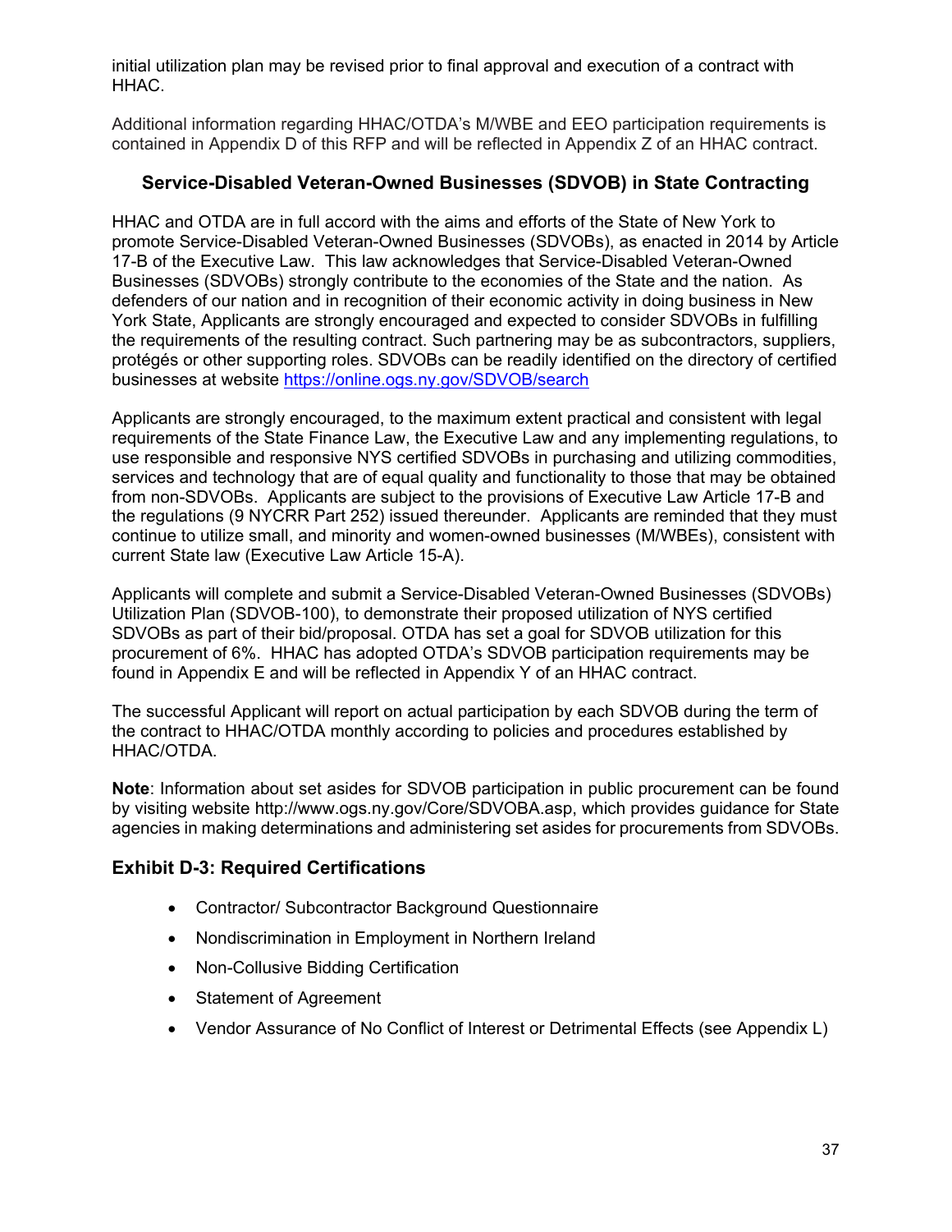initial utilization plan may be revised prior to final approval and execution of a contract with HHAC.

Additional information regarding HHAC/OTDA's M/WBE and EEO participation requirements is contained in Appendix D of this RFP and will be reflected in Appendix Z of an HHAC contract.

### Service-Disabled Veteran-Owned Businesses (SDVOB) in State Contracting

HHAC and OTDA are in full accord with the aims and efforts of the State of New York to promote Service-Disabled Veteran-Owned Businesses (SDVOBs), as enacted in 2014 by Article 17-B of the Executive Law. This law acknowledges that Service-Disabled Veteran-Owned Businesses (SDVOBs) strongly contribute to the economies of the State and the nation. As defenders of our nation and in recognition of their economic activity in doing business in New York State, Applicants are strongly encouraged and expected to consider SDVOBs in fulfilling the requirements of the resulting contract. Such partnering may be as subcontractors, suppliers, protégés or other supporting roles. SDVOBs can be readily identified on the directory of certified businesses at website https://online.ogs.ny.gov/SDVOB/search

Applicants are strongly encouraged, to the maximum extent practical and consistent with legal requirements of the State Finance Law, the Executive Law and any implementing regulations, to use responsible and responsive NYS certified SDVOBs in purchasing and utilizing commodities, services and technology that are of equal quality and functionality to those that may be obtained from non-SDVOBs. Applicants are subject to the provisions of Executive Law Article 17-B and the regulations (9 NYCRR Part 252) issued thereunder. Applicants are reminded that they must continue to utilize small, and minority and women-owned businesses (M/WBEs), consistent with current State law (Executive Law Article 15-A).

Applicants will complete and submit a Service-Disabled Veteran-Owned Businesses (SDVOBs) Utilization Plan (SDVOB-100), to demonstrate their proposed utilization of NYS certified SDVOBs as part of their bid/proposal. OTDA has set a goal for SDVOB utilization for this procurement of 6%. HHAC has adopted OTDA's SDVOB participation requirements may be found in Appendix E and will be reflected in Appendix Y of an HHAC contract.

The successful Applicant will report on actual participation by each SDVOB during the term of the contract to HHAC/OTDA monthly according to policies and procedures established by HHAC/OTDA.

**Note**: Information about set asides for SDVOB participation in public procurement can be found by visiting website http://www.ogs.ny.gov/Core/SDVOBA.asp, which provides guidance for State agencies in making determinations and administering set asides for procurements from SDVOBs.

### Exhibit D-3: Required Certifications

- Contractor/ Subcontractor Background Questionnaire
- Nondiscrimination in Employment in Northern Ireland
- Non-Collusive Bidding Certification
- Statement of Agreement
- Vendor Assurance of No Conflict of Interest or Detrimental Effects (see Appendix L)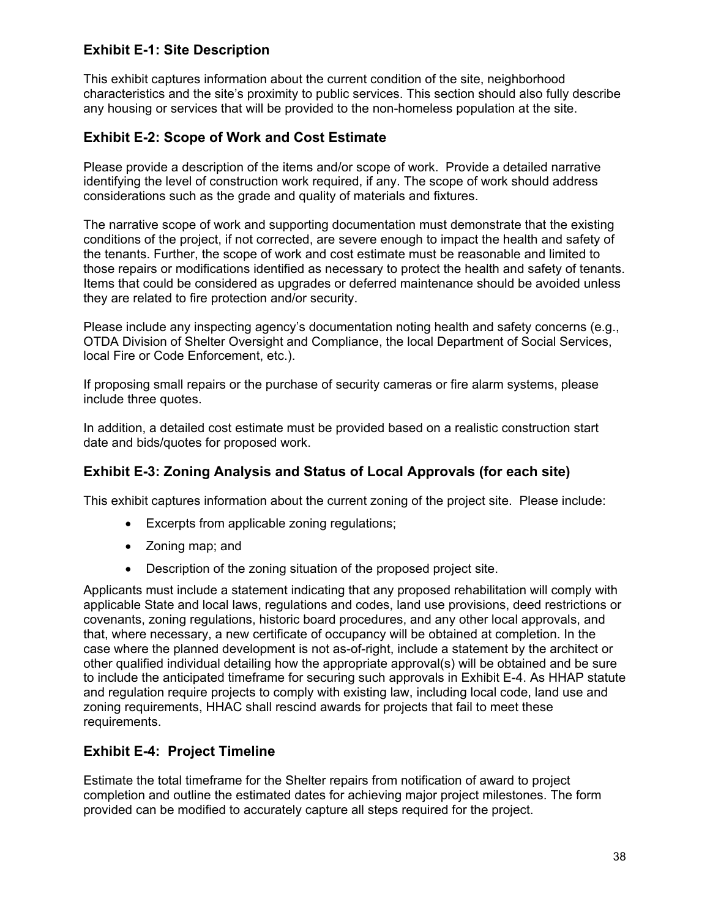### Exhibit E-1: Site Description

This exhibit captures information about the current condition of the site, neighborhood characteristics and the site's proximity to public services. This section should also fully describe any housing or services that will be provided to the non-homeless population at the site.

### Exhibit E-2: Scope of Work and Cost Estimate

Please provide a description of the items and/or scope of work. Provide a detailed narrative identifying the level of construction work required, if any. The scope of work should address considerations such as the grade and quality of materials and fixtures.

The narrative scope of work and supporting documentation must demonstrate that the existing conditions of the project, if not corrected, are severe enough to impact the health and safety of the tenants. Further, the scope of work and cost estimate must be reasonable and limited to those repairs or modifications identified as necessary to protect the health and safety of tenants. Items that could be considered as upgrades or deferred maintenance should be avoided unless they are related to fire protection and/or security.

Please include any inspecting agency's documentation noting health and safety concerns (e.g., OTDA Division of Shelter Oversight and Compliance, the local Department of Social Services, local Fire or Code Enforcement, etc.).

If proposing small repairs or the purchase of security cameras or fire alarm systems, please include three quotes.

In addition, a detailed cost estimate must be provided based on a realistic construction start date and bids/quotes for proposed work.

### Exhibit E-3: Zoning Analysis and Status of Local Approvals (for each site)

This exhibit captures information about the current zoning of the project site. Please include:

- Excerpts from applicable zoning regulations;
- Zoning map; and
- Description of the zoning situation of the proposed project site.

Applicants must include a statement indicating that any proposed rehabilitation will comply with applicable State and local laws, regulations and codes, land use provisions, deed restrictions or covenants, zoning regulations, historic board procedures, and any other local approvals, and that, where necessary, a new certificate of occupancy will be obtained at completion. In the case where the planned development is not as-of-right, include a statement by the architect or other qualified individual detailing how the appropriate approval(s) will be obtained and be sure to include the anticipated timeframe for securing such approvals in Exhibit E-4. As HHAP statute and regulation require projects to comply with existing law, including local code, land use and zoning requirements, HHAC shall rescind awards for projects that fail to meet these requirements.

### Exhibit E-4: Project Timeline

Estimate the total timeframe for the Shelter repairs from notification of award to project completion and outline the estimated dates for achieving major project milestones. The form provided can be modified to accurately capture all steps required for the project.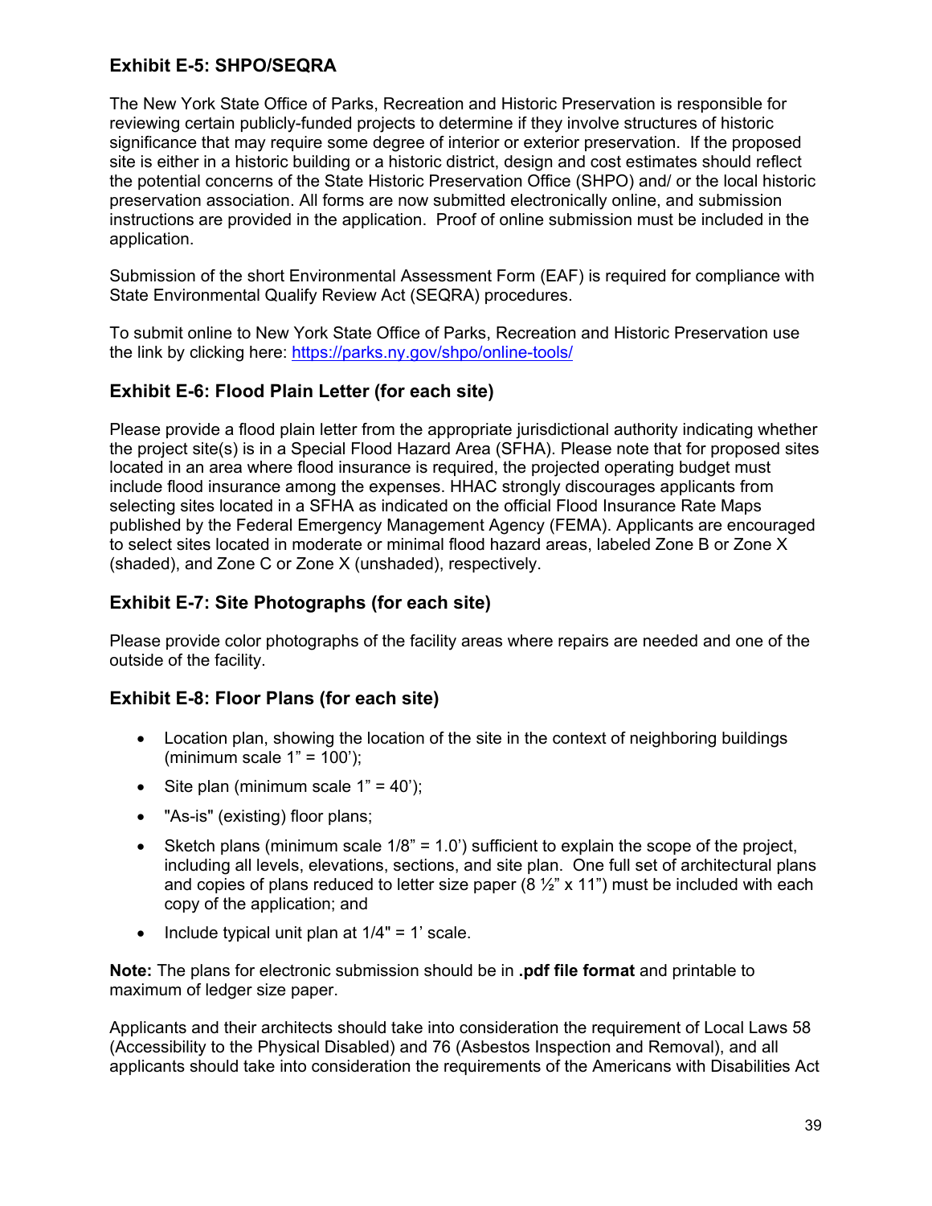### Exhibit E-5: SHPO/SEQRA

The New York State Office of Parks, Recreation and Historic Preservation is responsible for reviewing certain publicly-funded projects to determine if they involve structures of historic significance that may require some degree of interior or exterior preservation. If the proposed site is either in a historic building or a historic district, design and cost estimates should reflect the potential concerns of the State Historic Preservation Office (SHPO) and/ or the local historic preservation association. All forms are now submitted electronically online, and submission instructions are provided in the application. Proof of online submission must be included in the application.

Submission of the short Environmental Assessment Form (EAF) is required for compliance with State Environmental Qualify Review Act (SEQRA) procedures.

To submit online to New York State Office of Parks, Recreation and Historic Preservation use the link by clicking here: [https://parks.ny.gov/shpo/online-tools/](https://parks.ny.gov/shpo/online-tools/)

### Exhibit E-6: Flood Plain Letter (for each site)

Please provide a flood plain letter from the appropriate jurisdictional authority indicating whether the project site(s) is in a Special Flood Hazard Area (SFHA). Please note that for proposed sites located in an area where flood insurance is required, the projected operating budget must include flood insurance among the expenses. HHAC strongly discourages applicants from selecting sites located in a SFHA as indicated on the official Flood Insurance Rate Maps published by the Federal Emergency Management Agency (FEMA). Applicants are encouraged to select sites located in moderate or minimal flood hazard areas, labeled Zone B or Zone X (shaded), and Zone C or Zone X (unshaded), respectively.

### Exhibit E-7: Site Photographs (for each site)

Please provide color photographs of the facility areas where repairs are needed and one of the outside of the facility.

### Exhibit E-8: Floor Plans (for each site)

- Location plan, showing the location of the site in the context of neighboring buildings (minimum scale 1" = 100');
- Site plan (minimum scale 1" = 40');
- "As-is" (existing) floor plans;
- Sketch plans (minimum scale 1/8" = 1.0') sufficient to explain the scope of the project, including all levels, elevations, sections, and site plan. One full set of architectural plans and copies of plans reduced to letter size paper (8 ½" x 11") must be included with each copy of the application; and
- Include typical unit plan at 1/4" = 1' scale.

**Note:** The plans for electronic submission should be in **.pdf file format** and printable to maximum of ledger size paper.

Applicants and their architects should take into consideration the requirement of Local Laws 58 (Accessibility to the Physical Disabled) and 76 (Asbestos Inspection and Removal), and all applicants should take into consideration the requirements of the Americans with Disabilities Act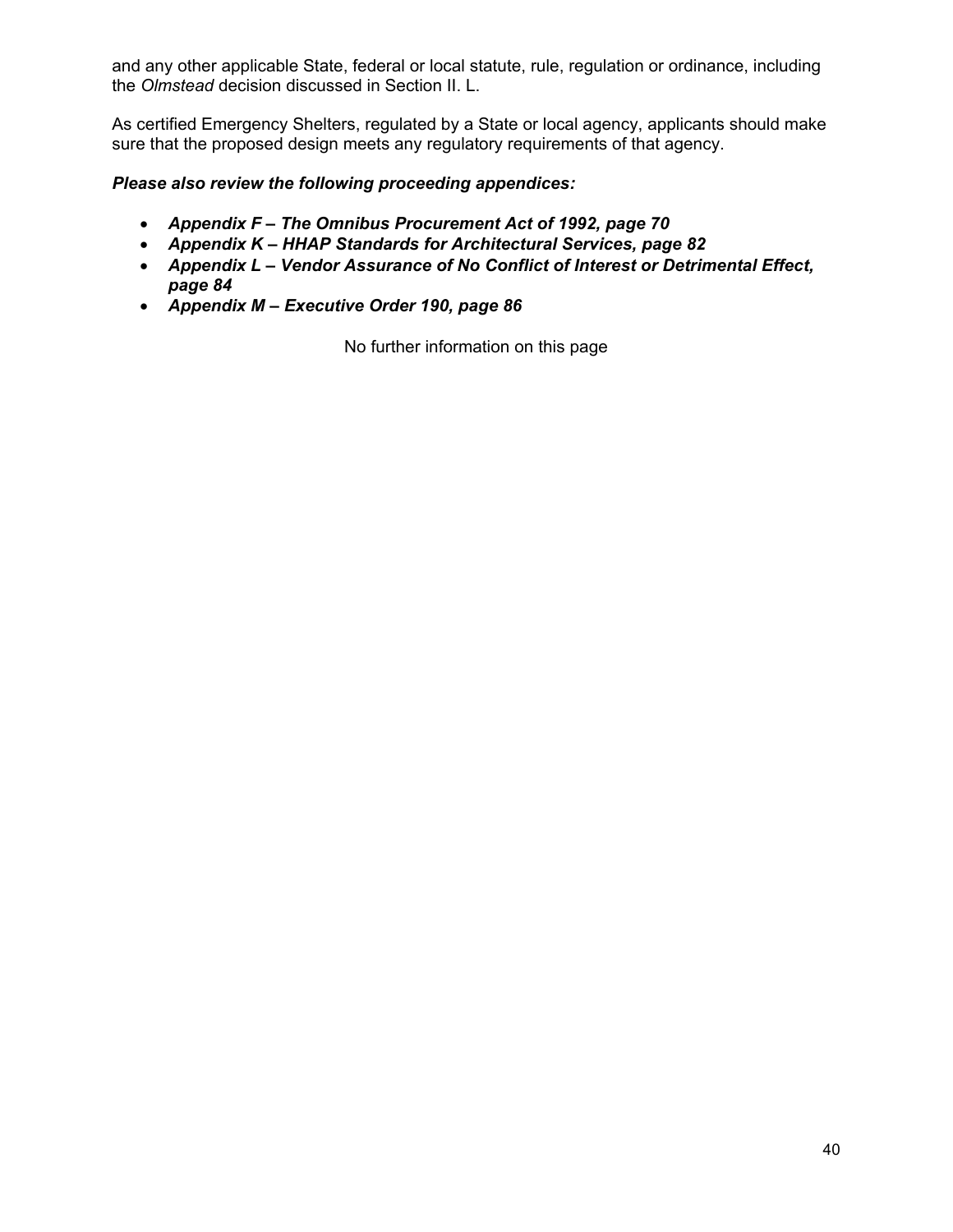and any other applicable State, federal or local statute, rule, regulation or ordinance, including the *Olmstead* decision discussed in Section II. L.

As certified Emergency Shelters, regulated by a State or local agency, applicants should make sure that the proposed design meets any regulatory requirements of that agency.

***Please also review the following proceeding appendices:***

- ***Appendix F – The Omnibus Procurement Act of 1992, page 70***
- ***Appendix K – HHAP Standards for Architectural Services, page 82***
- ***Appendix L – Vendor Assurance of No Conflict of Interest or Detrimental Effect, page 84***
- ***Appendix M – Executive Order 190, page 86***

No further information on this page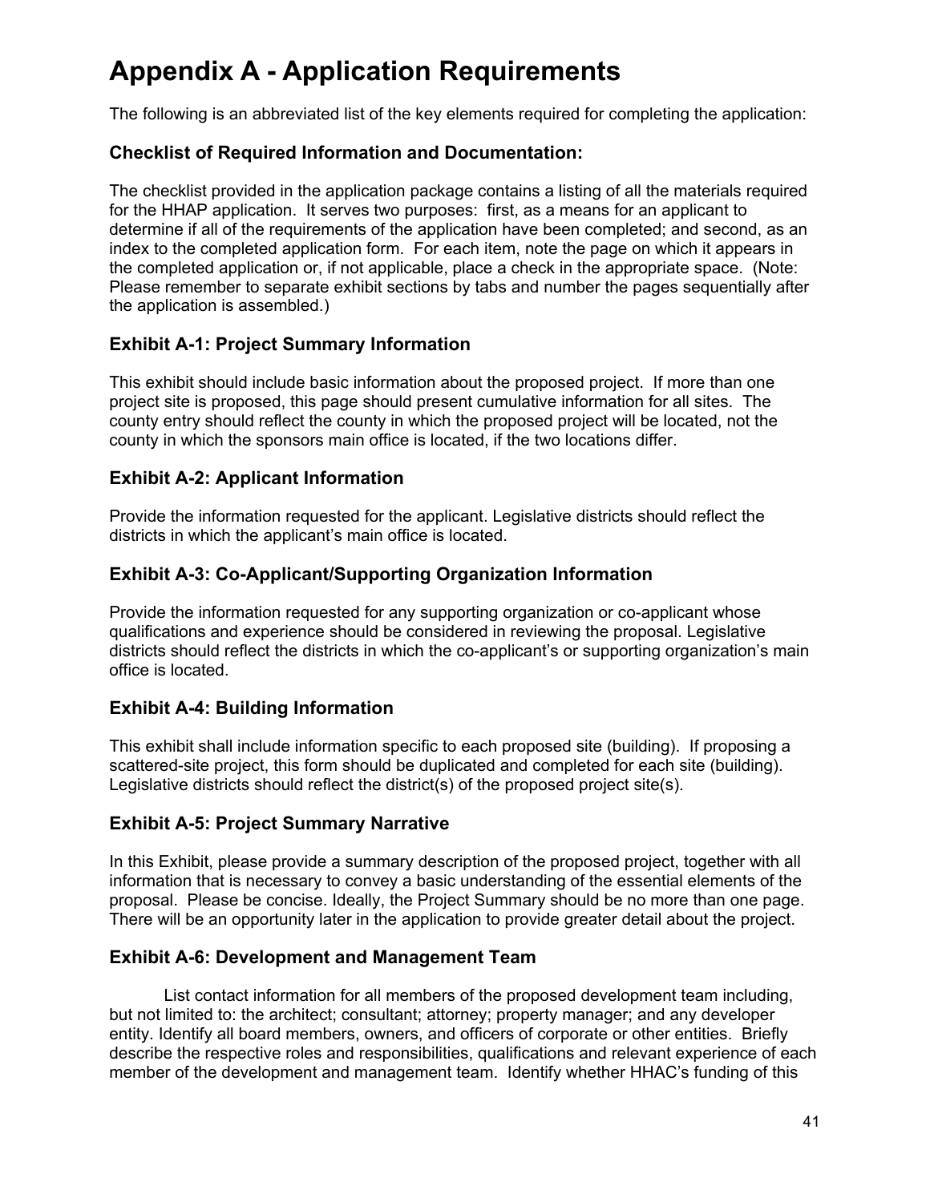# Appendix A - Application Requirements

The following is an abbreviated list of the key elements required for completing the application:

### Checklist of Required Information and Documentation:

The checklist provided in the application package contains a listing of all the materials required for the HHAP application. It serves two purposes: first, as a means for an applicant to determine if all of the requirements of the application have been completed; and second, as an index to the completed application form. For each item, note the page on which it appears in the completed application or, if not applicable, place a check in the appropriate space. (Note: Please remember to separate exhibit sections by tabs and number the pages sequentially after the application is assembled.)

### Exhibit A-1: Project Summary Information

This exhibit should include basic information about the proposed project. If more than one project site is proposed, this page should present cumulative information for all sites. The county entry should reflect the county in which the proposed project will be located, not the county in which the sponsors main office is located, if the two locations differ.

### Exhibit A-2: Applicant Information

Provide the information requested for the applicant. Legislative districts should reflect the districts in which the applicant's main office is located.

### Exhibit A-3: Co-Applicant/Supporting Organization Information

Provide the information requested for any supporting organization or co-applicant whose qualifications and experience should be considered in reviewing the proposal. Legislative districts should reflect the districts in which the co-applicant's or supporting organization's main office is located.

### Exhibit A-4: Building Information

This exhibit shall include information specific to each proposed site (building). If proposing a scattered-site project, this form should be duplicated and completed for each site (building). Legislative districts should reflect the district(s) of the proposed project site(s).

### Exhibit A-5: Project Summary Narrative

In this Exhibit, please provide a summary description of the proposed project, together with all information that is necessary to convey a basic understanding of the essential elements of the proposal. Please be concise. Ideally, the Project Summary should be no more than one page. There will be an opportunity later in the application to provide greater detail about the project.

### Exhibit A-6: Development and Management Team

List contact information for all members of the proposed development team including, but not limited to: the architect; consultant; attorney; property manager; and any developer entity. Identify all board members, owners, and officers of corporate or other entities. Briefly describe the respective roles and responsibilities, qualifications and relevant experience of each member of the development and management team. Identify whether HHAC's funding of this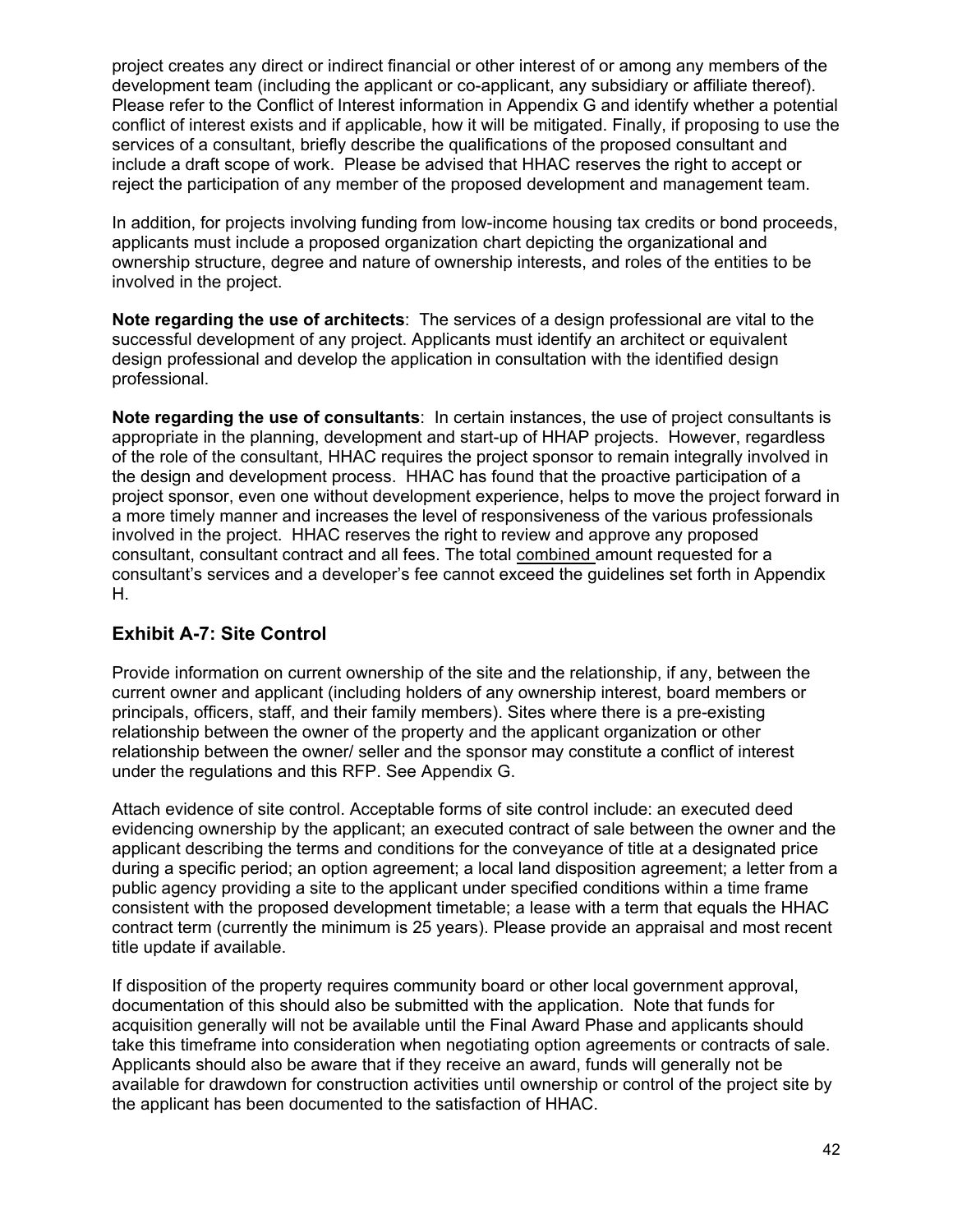project creates any direct or indirect financial or other interest of or among any members of the development team (including the applicant or co-applicant, any subsidiary or affiliate thereof). Please refer to the Conflict of Interest information in Appendix G and identify whether a potential conflict of interest exists and if applicable, how it will be mitigated. Finally, if proposing to use the services of a consultant, briefly describe the qualifications of the proposed consultant and include a draft scope of work. Please be advised that HHAC reserves the right to accept or reject the participation of any member of the proposed development and management team.

In addition, for projects involving funding from low-income housing tax credits or bond proceeds, applicants must include a proposed organization chart depicting the organizational and ownership structure, degree and nature of ownership interests, and roles of the entities to be involved in the project.

**Note regarding the use of architects**: The services of a design professional are vital to the successful development of any project. Applicants must identify an architect or equivalent design professional and develop the application in consultation with the identified design professional.

**Note regarding the use of consultants**: In certain instances, the use of project consultants is appropriate in the planning, development and start-up of HHAP projects. However, regardless of the role of the consultant, HHAC requires the project sponsor to remain integrally involved in the design and development process. HHAC has found that the proactive participation of a project sponsor, even one without development experience, helps to move the project forward in a more timely manner and increases the level of responsiveness of the various professionals involved in the project. HHAC reserves the right to review and approve any proposed consultant, consultant contract and all fees. The total combined amount requested for a consultant's services and a developer's fee cannot exceed the guidelines set forth in Appendix H.

## Exhibit A-7: Site Control

Provide information on current ownership of the site and the relationship, if any, between the current owner and applicant (including holders of any ownership interest, board members or principals, officers, staff, and their family members). Sites where there is a pre-existing relationship between the owner of the property and the applicant organization or other relationship between the owner/ seller and the sponsor may constitute a conflict of interest under the regulations and this RFP. See Appendix G.

Attach evidence of site control. Acceptable forms of site control include: an executed deed evidencing ownership by the applicant; an executed contract of sale between the owner and the applicant describing the terms and conditions for the conveyance of title at a designated price during a specific period; an option agreement; a local land disposition agreement; a letter from a public agency providing a site to the applicant under specified conditions within a time frame consistent with the proposed development timetable; a lease with a term that equals the HHAC contract term (currently the minimum is 25 years). Please provide an appraisal and most recent title update if available.

If disposition of the property requires community board or other local government approval, documentation of this should also be submitted with the application. Note that funds for acquisition generally will not be available until the Final Award Phase and applicants should take this timeframe into consideration when negotiating option agreements or contracts of sale. Applicants should also be aware that if they receive an award, funds will generally not be available for drawdown for construction activities until ownership or control of the project site by the applicant has been documented to the satisfaction of HHAC.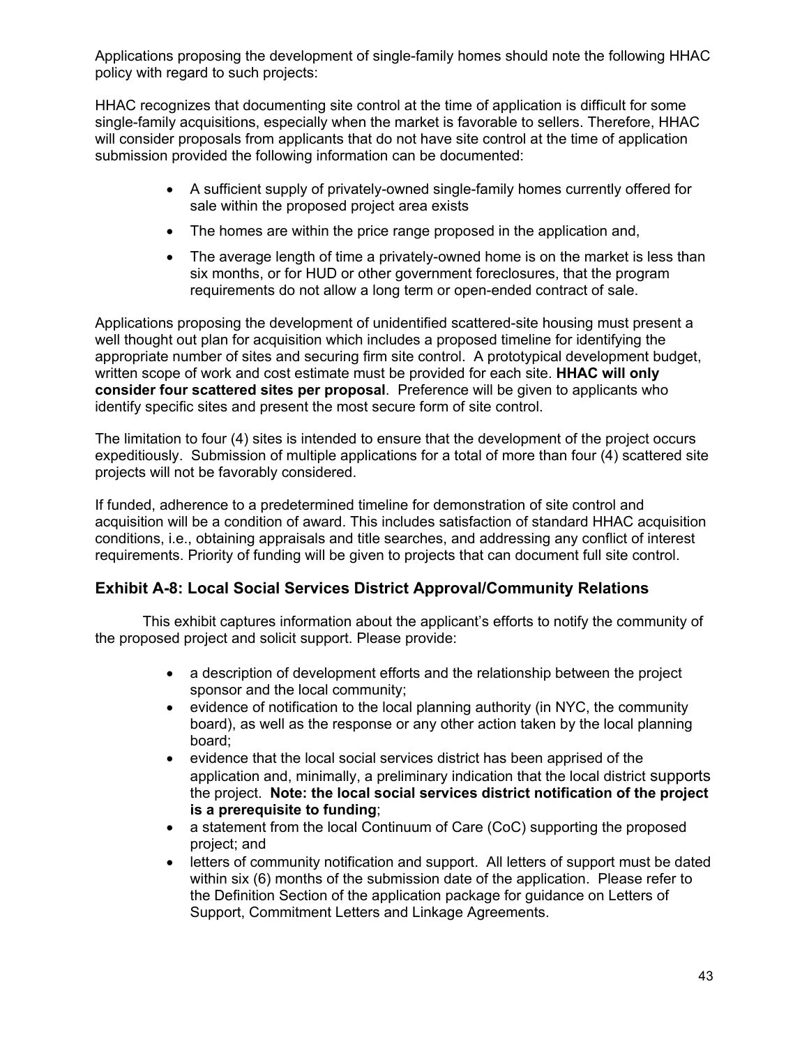Applications proposing the development of single-family homes should note the following HHAC policy with regard to such projects:

HHAC recognizes that documenting site control at the time of application is difficult for some single-family acquisitions, especially when the market is favorable to sellers. Therefore, HHAC will consider proposals from applicants that do not have site control at the time of application submission provided the following information can be documented:

- A sufficient supply of privately-owned single-family homes currently offered for sale within the proposed project area exists
- The homes are within the price range proposed in the application and,
- The average length of time a privately-owned home is on the market is less than six months, or for HUD or other government foreclosures, that the program requirements do not allow a long term or open-ended contract of sale.

Applications proposing the development of unidentified scattered-site housing must present a well thought out plan for acquisition which includes a proposed timeline for identifying the appropriate number of sites and securing firm site control. A prototypical development budget, written scope of work and cost estimate must be provided for each site. **HHAC will only consider four scattered sites per proposal**. Preference will be given to applicants who identify specific sites and present the most secure form of site control.

The limitation to four (4) sites is intended to ensure that the development of the project occurs expeditiously. Submission of multiple applications for a total of more than four (4) scattered site projects will not be favorably considered.

If funded, adherence to a predetermined timeline for demonstration of site control and acquisition will be a condition of award. This includes satisfaction of standard HHAC acquisition conditions, i.e., obtaining appraisals and title searches, and addressing any conflict of interest requirements. Priority of funding will be given to projects that can document full site control.

## Exhibit A-8: Local Social Services District Approval/Community Relations

This exhibit captures information about the applicant's efforts to notify the community of the proposed project and solicit support. Please provide:

- a description of development efforts and the relationship between the project sponsor and the local community;
- evidence of notification to the local planning authority (in NYC, the community board), as well as the response or any other action taken by the local planning board;
- evidence that the local social services district has been apprised of the application and, minimally, a preliminary indication that the local district supports the project. **Note: the local social services district notification of the project is a prerequisite to funding**;
- a statement from the local Continuum of Care (CoC) supporting the proposed project; and
- letters of community notification and support. All letters of support must be dated within six (6) months of the submission date of the application. Please refer to the Definition Section of the application package for guidance on Letters of Support, Commitment Letters and Linkage Agreements.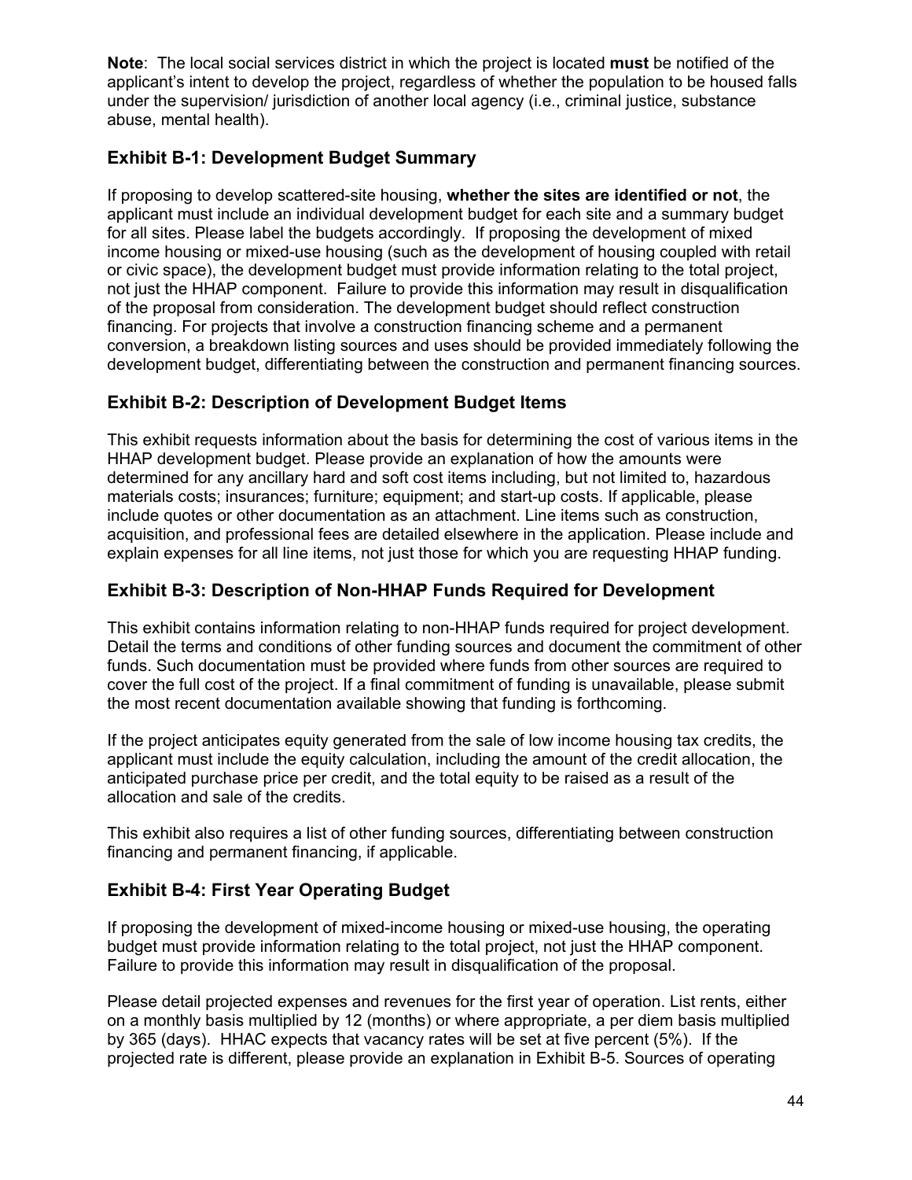**Note**: The local social services district in which the project is located **must** be notified of the applicant's intent to develop the project, regardless of whether the population to be housed falls under the supervision/ jurisdiction of another local agency (i.e., criminal justice, substance abuse, mental health).

### Exhibit B-1: Development Budget Summary

If proposing to develop scattered-site housing, **whether the sites are identified or not**, the applicant must include an individual development budget for each site and a summary budget for all sites. Please label the budgets accordingly. If proposing the development of mixed income housing or mixed-use housing (such as the development of housing coupled with retail or civic space), the development budget must provide information relating to the total project, not just the HHAP component. Failure to provide this information may result in disqualification of the proposal from consideration. The development budget should reflect construction financing. For projects that involve a construction financing scheme and a permanent conversion, a breakdown listing sources and uses should be provided immediately following the development budget, differentiating between the construction and permanent financing sources.

### Exhibit B-2: Description of Development Budget Items

This exhibit requests information about the basis for determining the cost of various items in the HHAP development budget. Please provide an explanation of how the amounts were determined for any ancillary hard and soft cost items including, but not limited to, hazardous materials costs; insurances; furniture; equipment; and start-up costs. If applicable, please include quotes or other documentation as an attachment. Line items such as construction, acquisition, and professional fees are detailed elsewhere in the application. Please include and explain expenses for all line items, not just those for which you are requesting HHAP funding.

### Exhibit B-3: Description of Non-HHAP Funds Required for Development

This exhibit contains information relating to non-HHAP funds required for project development. Detail the terms and conditions of other funding sources and document the commitment of other funds. Such documentation must be provided where funds from other sources are required to cover the full cost of the project. If a final commitment of funding is unavailable, please submit the most recent documentation available showing that funding is forthcoming.

If the project anticipates equity generated from the sale of low income housing tax credits, the applicant must include the equity calculation, including the amount of the credit allocation, the anticipated purchase price per credit, and the total equity to be raised as a result of the allocation and sale of the credits.

This exhibit also requires a list of other funding sources, differentiating between construction financing and permanent financing, if applicable.

### Exhibit B-4: First Year Operating Budget

If proposing the development of mixed-income housing or mixed-use housing, the operating budget must provide information relating to the total project, not just the HHAP component. Failure to provide this information may result in disqualification of the proposal.

Please detail projected expenses and revenues for the first year of operation. List rents, either on a monthly basis multiplied by 12 (months) or where appropriate, a per diem basis multiplied by 365 (days). HHAC expects that vacancy rates will be set at five percent (5%). If the projected rate is different, please provide an explanation in Exhibit B-5. Sources of operating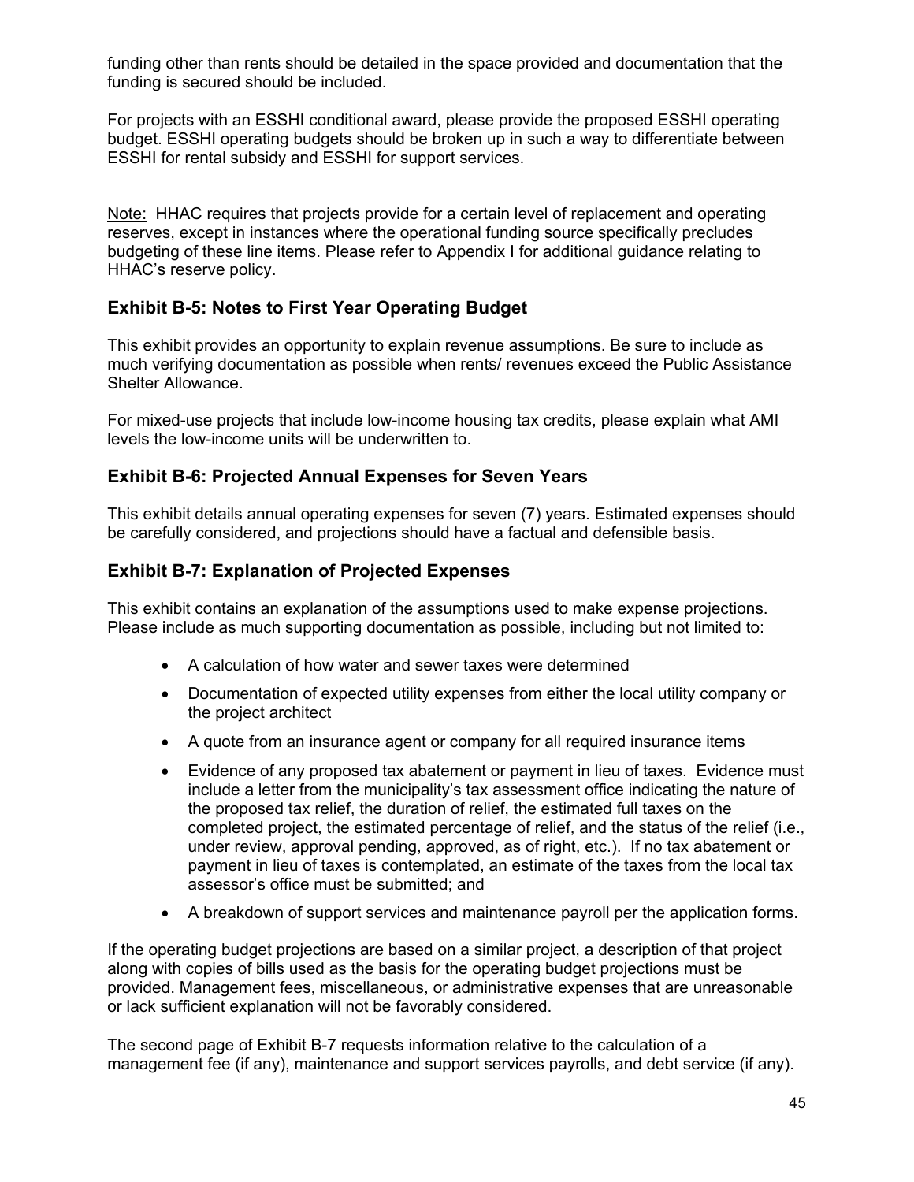funding other than rents should be detailed in the space provided and documentation that the funding is secured should be included.

For projects with an ESSHI conditional award, please provide the proposed ESSHI operating budget. ESSHI operating budgets should be broken up in such a way to differentiate between ESSHI for rental subsidy and ESSHI for support services.

Note: HHAC requires that projects provide for a certain level of replacement and operating reserves, except in instances where the operational funding source specifically precludes budgeting of these line items. Please refer to Appendix I for additional guidance relating to HHAC's reserve policy.

### Exhibit B-5: Notes to First Year Operating Budget

This exhibit provides an opportunity to explain revenue assumptions. Be sure to include as much verifying documentation as possible when rents/ revenues exceed the Public Assistance Shelter Allowance.

For mixed-use projects that include low-income housing tax credits, please explain what AMI levels the low-income units will be underwritten to.

### Exhibit B-6: Projected Annual Expenses for Seven Years

This exhibit details annual operating expenses for seven (7) years. Estimated expenses should be carefully considered, and projections should have a factual and defensible basis.

### Exhibit B-7: Explanation of Projected Expenses

This exhibit contains an explanation of the assumptions used to make expense projections. Please include as much supporting documentation as possible, including but not limited to:

- A calculation of how water and sewer taxes were determined
- Documentation of expected utility expenses from either the local utility company or the project architect
- A quote from an insurance agent or company for all required insurance items
- Evidence of any proposed tax abatement or payment in lieu of taxes. Evidence must include a letter from the municipality's tax assessment office indicating the nature of the proposed tax relief, the duration of relief, the estimated full taxes on the completed project, the estimated percentage of relief, and the status of the relief (i.e., under review, approval pending, approved, as of right, etc.). If no tax abatement or payment in lieu of taxes is contemplated, an estimate of the taxes from the local tax assessor's office must be submitted; and
- A breakdown of support services and maintenance payroll per the application forms.

If the operating budget projections are based on a similar project, a description of that project along with copies of bills used as the basis for the operating budget projections must be provided. Management fees, miscellaneous, or administrative expenses that are unreasonable or lack sufficient explanation will not be favorably considered.

The second page of Exhibit B-7 requests information relative to the calculation of a management fee (if any), maintenance and support services payrolls, and debt service (if any).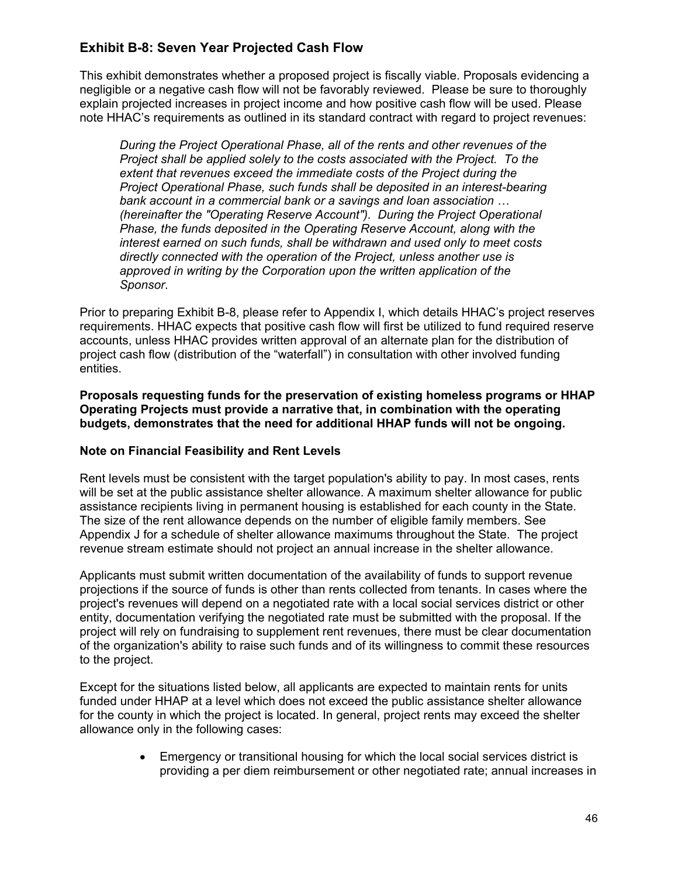## Exhibit B-8: Seven Year Projected Cash Flow

This exhibit demonstrates whether a proposed project is fiscally viable. Proposals evidencing a negligible or a negative cash flow will not be favorably reviewed. Please be sure to thoroughly explain projected increases in project income and how positive cash flow will be used. Please note HHAC's requirements as outlined in its standard contract with regard to project revenues:

> *During the Project Operational Phase, all of the rents and other revenues of the Project shall be applied solely to the costs associated with the Project. To the extent that revenues exceed the immediate costs of the Project during the Project Operational Phase, such funds shall be deposited in an interest-bearing bank account in a commercial bank or a savings and loan association … (hereinafter the "Operating Reserve Account"). During the Project Operational Phase, the funds deposited in the Operating Reserve Account, along with the interest earned on such funds, shall be withdrawn and used only to meet costs directly connected with the operation of the Project, unless another use is approved in writing by the Corporation upon the written application of the Sponsor.*

Prior to preparing Exhibit B-8, please refer to Appendix I, which details HHAC's project reserves requirements. HHAC expects that positive cash flow will first be utilized to fund required reserve accounts, unless HHAC provides written approval of an alternate plan for the distribution of project cash flow (distribution of the "waterfall") in consultation with other involved funding entities.

**Proposals requesting funds for the preservation of existing homeless programs or HHAP Operating Projects must provide a narrative that, in combination with the operating budgets, demonstrates that the need for additional HHAP funds will not be ongoing.**

### Note on Financial Feasibility and Rent Levels

Rent levels must be consistent with the target population's ability to pay. In most cases, rents will be set at the public assistance shelter allowance. A maximum shelter allowance for public assistance recipients living in permanent housing is established for each county in the State. The size of the rent allowance depends on the number of eligible family members. See Appendix J for a schedule of shelter allowance maximums throughout the State. The project revenue stream estimate should not project an annual increase in the shelter allowance.

Applicants must submit written documentation of the availability of funds to support revenue projections if the source of funds is other than rents collected from tenants. In cases where the project's revenues will depend on a negotiated rate with a local social services district or other entity, documentation verifying the negotiated rate must be submitted with the proposal. If the project will rely on fundraising to supplement rent revenues, there must be clear documentation of the organization's ability to raise such funds and of its willingness to commit these resources to the project.

Except for the situations listed below, all applicants are expected to maintain rents for units funded under HHAP at a level which does not exceed the public assistance shelter allowance for the county in which the project is located. In general, project rents may exceed the shelter allowance only in the following cases:

- Emergency or transitional housing for which the local social services district is providing a per diem reimbursement or other negotiated rate; annual increases in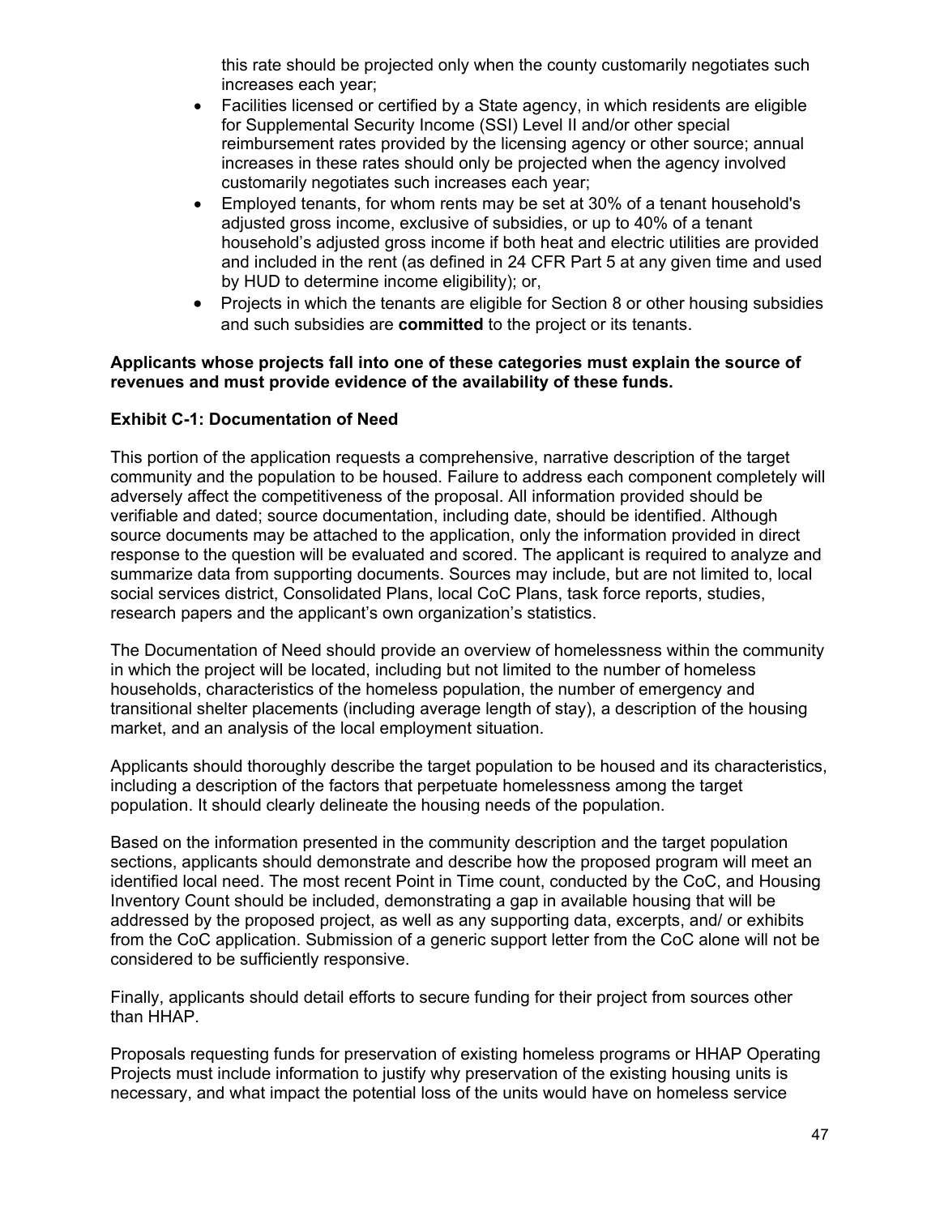this rate should be projected only when the county customarily negotiates such increases each year;

- Facilities licensed or certified by a State agency, in which residents are eligible for Supplemental Security Income (SSI) Level II and/or other special reimbursement rates provided by the licensing agency or other source; annual increases in these rates should only be projected when the agency involved customarily negotiates such increases each year;
- Employed tenants, for whom rents may be set at 30% of a tenant household's adjusted gross income, exclusive of subsidies, or up to 40% of a tenant household's adjusted gross income if both heat and electric utilities are provided and included in the rent (as defined in 24 CFR Part 5 at any given time and used by HUD to determine income eligibility); or,
- Projects in which the tenants are eligible for Section 8 or other housing subsidies and such subsidies are **committed** to the project or its tenants.

**Applicants whose projects fall into one of these categories must explain the source of revenues and must provide evidence of the availability of these funds.**

**Exhibit C-1: Documentation of Need**

This portion of the application requests a comprehensive, narrative description of the target community and the population to be housed. Failure to address each component completely will adversely affect the competitiveness of the proposal. All information provided should be verifiable and dated; source documentation, including date, should be identified. Although source documents may be attached to the application, only the information provided in direct response to the question will be evaluated and scored. The applicant is required to analyze and summarize data from supporting documents. Sources may include, but are not limited to, local social services district, Consolidated Plans, local CoC Plans, task force reports, studies, research papers and the applicant's own organization's statistics.

The Documentation of Need should provide an overview of homelessness within the community in which the project will be located, including but not limited to the number of homeless households, characteristics of the homeless population, the number of emergency and transitional shelter placements (including average length of stay), a description of the housing market, and an analysis of the local employment situation.

Applicants should thoroughly describe the target population to be housed and its characteristics, including a description of the factors that perpetuate homelessness among the target population. It should clearly delineate the housing needs of the population.

Based on the information presented in the community description and the target population sections, applicants should demonstrate and describe how the proposed program will meet an identified local need. The most recent Point in Time count, conducted by the CoC, and Housing Inventory Count should be included, demonstrating a gap in available housing that will be addressed by the proposed project, as well as any supporting data, excerpts, and/ or exhibits from the CoC application. Submission of a generic support letter from the CoC alone will not be considered to be sufficiently responsive.

Finally, applicants should detail efforts to secure funding for their project from sources other than HHAP.

Proposals requesting funds for preservation of existing homeless programs or HHAP Operating Projects must include information to justify why preservation of the existing housing units is necessary, and what impact the potential loss of the units would have on homeless service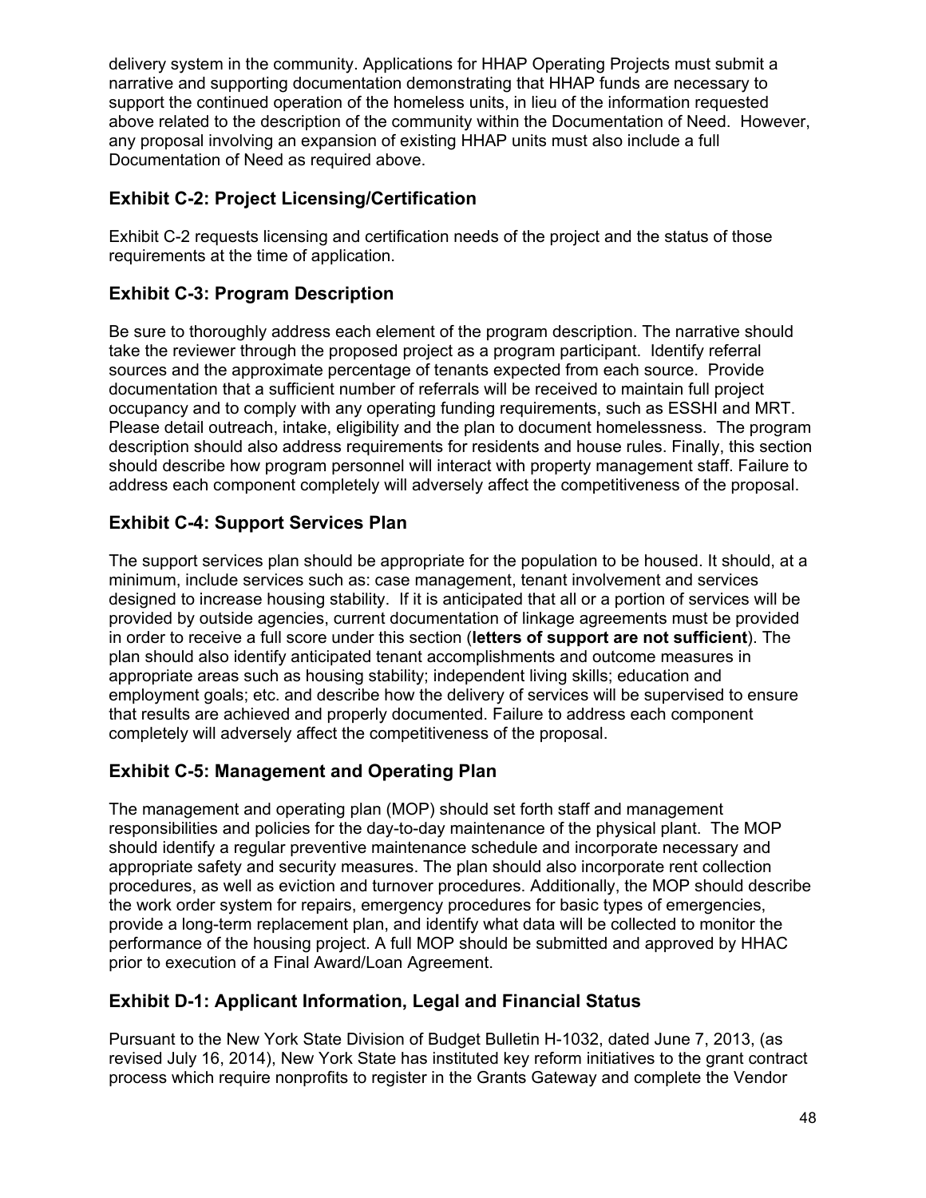delivery system in the community. Applications for HHAP Operating Projects must submit a narrative and supporting documentation demonstrating that HHAP funds are necessary to support the continued operation of the homeless units, in lieu of the information requested above related to the description of the community within the Documentation of Need. However, any proposal involving an expansion of existing HHAP units must also include a full Documentation of Need as required above.

## Exhibit C-2: Project Licensing/Certification

Exhibit C-2 requests licensing and certification needs of the project and the status of those requirements at the time of application.

## Exhibit C-3: Program Description

Be sure to thoroughly address each element of the program description. The narrative should take the reviewer through the proposed project as a program participant. Identify referral sources and the approximate percentage of tenants expected from each source. Provide documentation that a sufficient number of referrals will be received to maintain full project occupancy and to comply with any operating funding requirements, such as ESSHI and MRT. Please detail outreach, intake, eligibility and the plan to document homelessness. The program description should also address requirements for residents and house rules. Finally, this section should describe how program personnel will interact with property management staff. Failure to address each component completely will adversely affect the competitiveness of the proposal.

## Exhibit C-4: Support Services Plan

The support services plan should be appropriate for the population to be housed. It should, at a minimum, include services such as: case management, tenant involvement and services designed to increase housing stability. If it is anticipated that all or a portion of services will be provided by outside agencies, current documentation of linkage agreements must be provided in order to receive a full score under this section (**letters of support are not sufficient**). The plan should also identify anticipated tenant accomplishments and outcome measures in appropriate areas such as housing stability; independent living skills; education and employment goals; etc. and describe how the delivery of services will be supervised to ensure that results are achieved and properly documented. Failure to address each component completely will adversely affect the competitiveness of the proposal.

## Exhibit C-5: Management and Operating Plan

The management and operating plan (MOP) should set forth staff and management responsibilities and policies for the day-to-day maintenance of the physical plant. The MOP should identify a regular preventive maintenance schedule and incorporate necessary and appropriate safety and security measures. The plan should also incorporate rent collection procedures, as well as eviction and turnover procedures. Additionally, the MOP should describe the work order system for repairs, emergency procedures for basic types of emergencies, provide a long-term replacement plan, and identify what data will be collected to monitor the performance of the housing project. A full MOP should be submitted and approved by HHAC prior to execution of a Final Award/Loan Agreement.

## Exhibit D-1: Applicant Information, Legal and Financial Status

Pursuant to the New York State Division of Budget Bulletin H-1032, dated June 7, 2013, (as revised July 16, 2014), New York State has instituted key reform initiatives to the grant contract process which require nonprofits to register in the Grants Gateway and complete the Vendor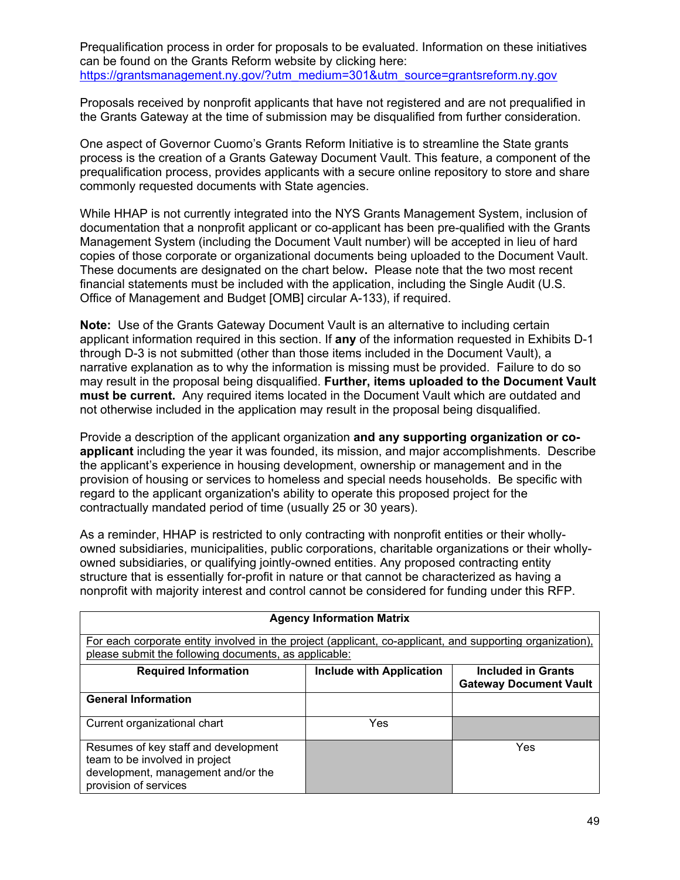Prequalification process in order for proposals to be evaluated. Information on these initiatives can be found on the Grants Reform website by clicking here: https://grantsmanagement.ny.gov/?utm_medium=301&utm_source=grantsreform.ny.gov

Proposals received by nonprofit applicants that have not registered and are not prequalified in the Grants Gateway at the time of submission may be disqualified from further consideration.

One aspect of Governor Cuomo's Grants Reform Initiative is to streamline the State grants process is the creation of a Grants Gateway Document Vault. This feature, a component of the prequalification process, provides applicants with a secure online repository to store and share commonly requested documents with State agencies.

While HHAP is not currently integrated into the NYS Grants Management System, inclusion of documentation that a nonprofit applicant or co-applicant has been pre-qualified with the Grants Management System (including the Document Vault number) will be accepted in lieu of hard copies of those corporate or organizational documents being uploaded to the Document Vault. These documents are designated on the chart below**.** Please note that the two most recent financial statements must be included with the application, including the Single Audit (U.S. Office of Management and Budget [OMB] circular A-133), if required.

**Note:** Use of the Grants Gateway Document Vault is an alternative to including certain applicant information required in this section. If **any** of the information requested in Exhibits D-1 through D-3 is not submitted (other than those items included in the Document Vault), a narrative explanation as to why the information is missing must be provided. Failure to do so may result in the proposal being disqualified. **Further, items uploaded to the Document Vault must be current.** Any required items located in the Document Vault which are outdated and not otherwise included in the application may result in the proposal being disqualified.

Provide a description of the applicant organization **and any supporting organization or co-applicant** including the year it was founded, its mission, and major accomplishments. Describe the applicant's experience in housing development, ownership or management and in the provision of housing or services to homeless and special needs households. Be specific with regard to the applicant organization's ability to operate this proposed project for the contractually mandated period of time (usually 25 or 30 years).

As a reminder, HHAP is restricted to only contracting with nonprofit entities or their wholly-owned subsidiaries, municipalities, public corporations, charitable organizations or their wholly-owned subsidiaries, or qualifying jointly-owned entities. Any proposed contracting entity structure that is essentially for-profit in nature or that cannot be characterized as having a nonprofit with majority interest and control cannot be considered for funding under this RFP.

| **Agency Information Matrix** | | |
|---|---|---|
| For each corporate entity involved in the project (applicant, co-applicant, and supporting organization), please submit the following documents, as applicable: | | |
| **Required Information** | **Include with Application** | **Included in Grants Gateway Document Vault** |
| **General Information** | | |
| Current organizational chart | Yes | |
| Resumes of key staff and development team to be involved in project development, management and/or the provision of services | | Yes |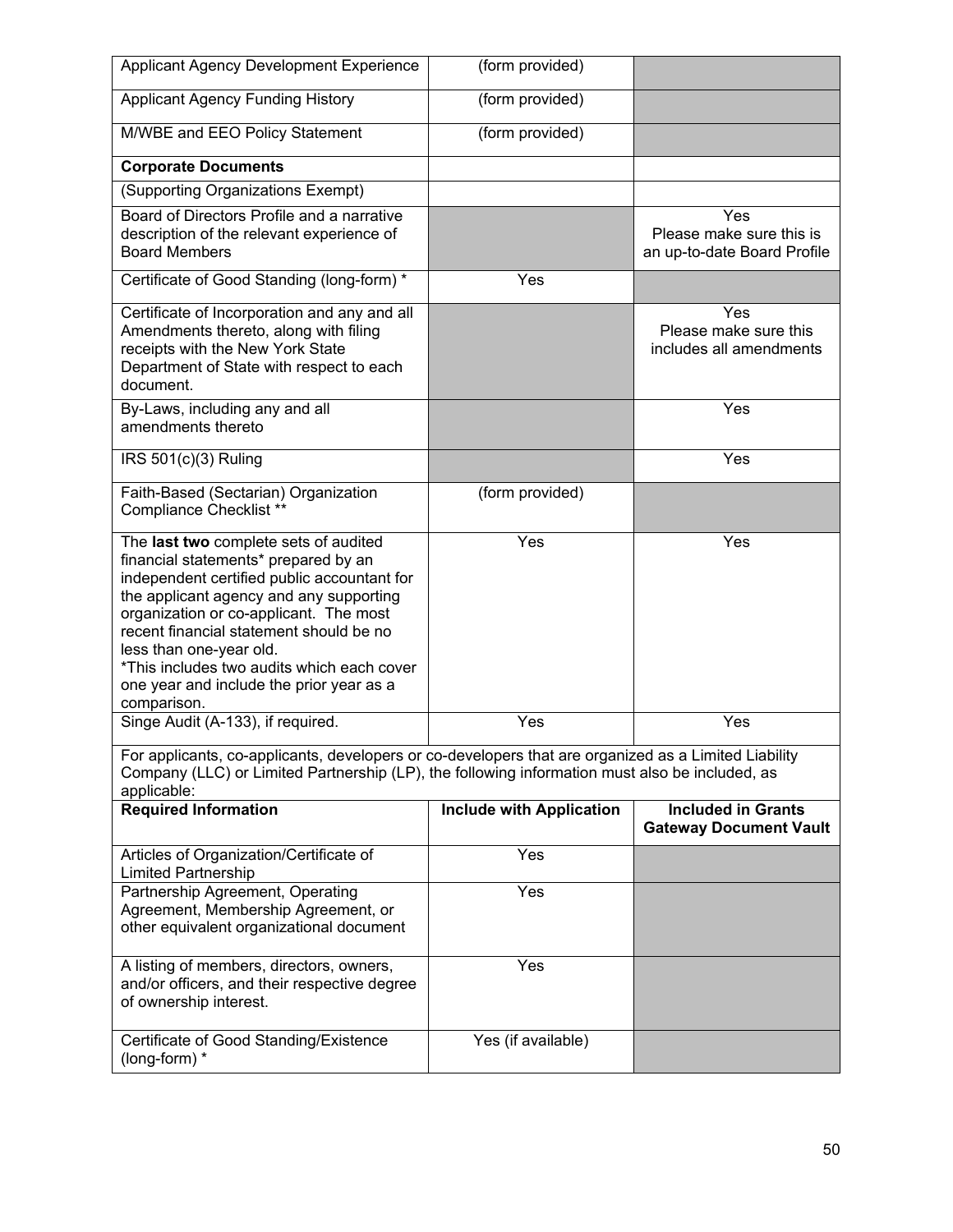| Applicant Agency Development Experience | (form provided) | |
|---|---|---|
| Applicant Agency Funding History | (form provided) | |
| M/WBE and EEO Policy Statement | (form provided) | |
| **Corporate Documents** | | |
| (Supporting Organizations Exempt) | | |
| Board of Directors Profile and a narrative description of the relevant experience of Board Members | | Yes<br>Please make sure this is an up-to-date Board Profile |
| Certificate of Good Standing (long-form) * | Yes | |
| Certificate of Incorporation and any and all Amendments thereto, along with filing receipts with the New York State Department of State with respect to each document. | | Yes<br>Please make sure this includes all amendments |
| By-Laws, including any and all amendments thereto | | Yes |
| IRS 501(c)(3) Ruling | | Yes |
| Faith-Based (Sectarian) Organization Compliance Checklist ** | (form provided) | |
| The **last two** complete sets of audited financial statements* prepared by an independent certified public accountant for the applicant agency and any supporting organization or co-applicant. The most recent financial statement should be no less than one-year old.<br>*This includes two audits which each cover one year and include the prior year as a comparison. | Yes | Yes |
| Singe Audit (A-133), if required. | Yes | Yes |

For applicants, co-applicants, developers or co-developers that are organized as a Limited Liability Company (LLC) or Limited Partnership (LP), the following information must also be included, as applicable:

| Required Information | Include with Application | Included in Grants Gateway Document Vault |
|---|---|---|
| Articles of Organization/Certificate of Limited Partnership | Yes | |
| Partnership Agreement, Operating Agreement, Membership Agreement, or other equivalent organizational document | Yes | |
| A listing of members, directors, owners, and/or officers, and their respective degree of ownership interest. | Yes | |
| Certificate of Good Standing/Existence (long-form) * | Yes (if available) | |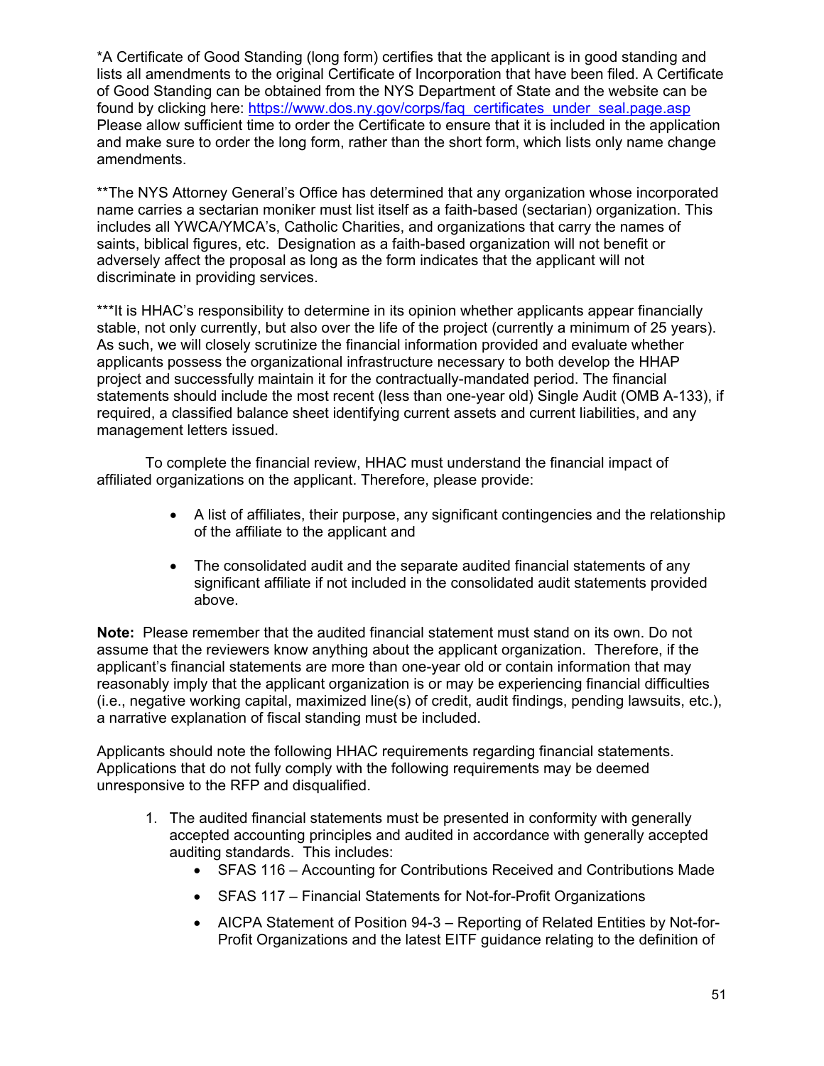*A Certificate of Good Standing (long form) certifies that the applicant is in good standing and lists all amendments to the original Certificate of Incorporation that have been filed. A Certificate of Good Standing can be obtained from the NYS Department of State and the website can be found by clicking here: https://www.dos.ny.gov/corps/faq_certificates_under_seal.page.asp Please allow sufficient time to order the Certificate to ensure that it is included in the application and make sure to order the long form, rather than the short form, which lists only name change amendments.

**The NYS Attorney General's Office has determined that any organization whose incorporated name carries a sectarian moniker must list itself as a faith-based (sectarian) organization. This includes all YWCA/YMCA's, Catholic Charities, and organizations that carry the names of saints, biblical figures, etc. Designation as a faith-based organization will not benefit or adversely affect the proposal as long as the form indicates that the applicant will not discriminate in providing services.

***It is HHAC's responsibility to determine in its opinion whether applicants appear financially stable, not only currently, but also over the life of the project (currently a minimum of 25 years). As such, we will closely scrutinize the financial information provided and evaluate whether applicants possess the organizational infrastructure necessary to both develop the HHAP project and successfully maintain it for the contractually-mandated period. The financial statements should include the most recent (less than one-year old) Single Audit (OMB A-133), if required, a classified balance sheet identifying current assets and current liabilities, and any management letters issued.

To complete the financial review, HHAC must understand the financial impact of affiliated organizations on the applicant. Therefore, please provide:

- A list of affiliates, their purpose, any significant contingencies and the relationship of the affiliate to the applicant and
- The consolidated audit and the separate audited financial statements of any significant affiliate if not included in the consolidated audit statements provided above.

**Note:** Please remember that the audited financial statement must stand on its own. Do not assume that the reviewers know anything about the applicant organization. Therefore, if the applicant's financial statements are more than one-year old or contain information that may reasonably imply that the applicant organization is or may be experiencing financial difficulties (i.e., negative working capital, maximized line(s) of credit, audit findings, pending lawsuits, etc.), a narrative explanation of fiscal standing must be included.

Applicants should note the following HHAC requirements regarding financial statements. Applications that do not fully comply with the following requirements may be deemed unresponsive to the RFP and disqualified.

1. The audited financial statements must be presented in conformity with generally accepted accounting principles and audited in accordance with generally accepted auditing standards. This includes:
   - SFAS 116 – Accounting for Contributions Received and Contributions Made
   - SFAS 117 – Financial Statements for Not-for-Profit Organizations
   - AICPA Statement of Position 94-3 – Reporting of Related Entities by Not-for-Profit Organizations and the latest EITF guidance relating to the definition of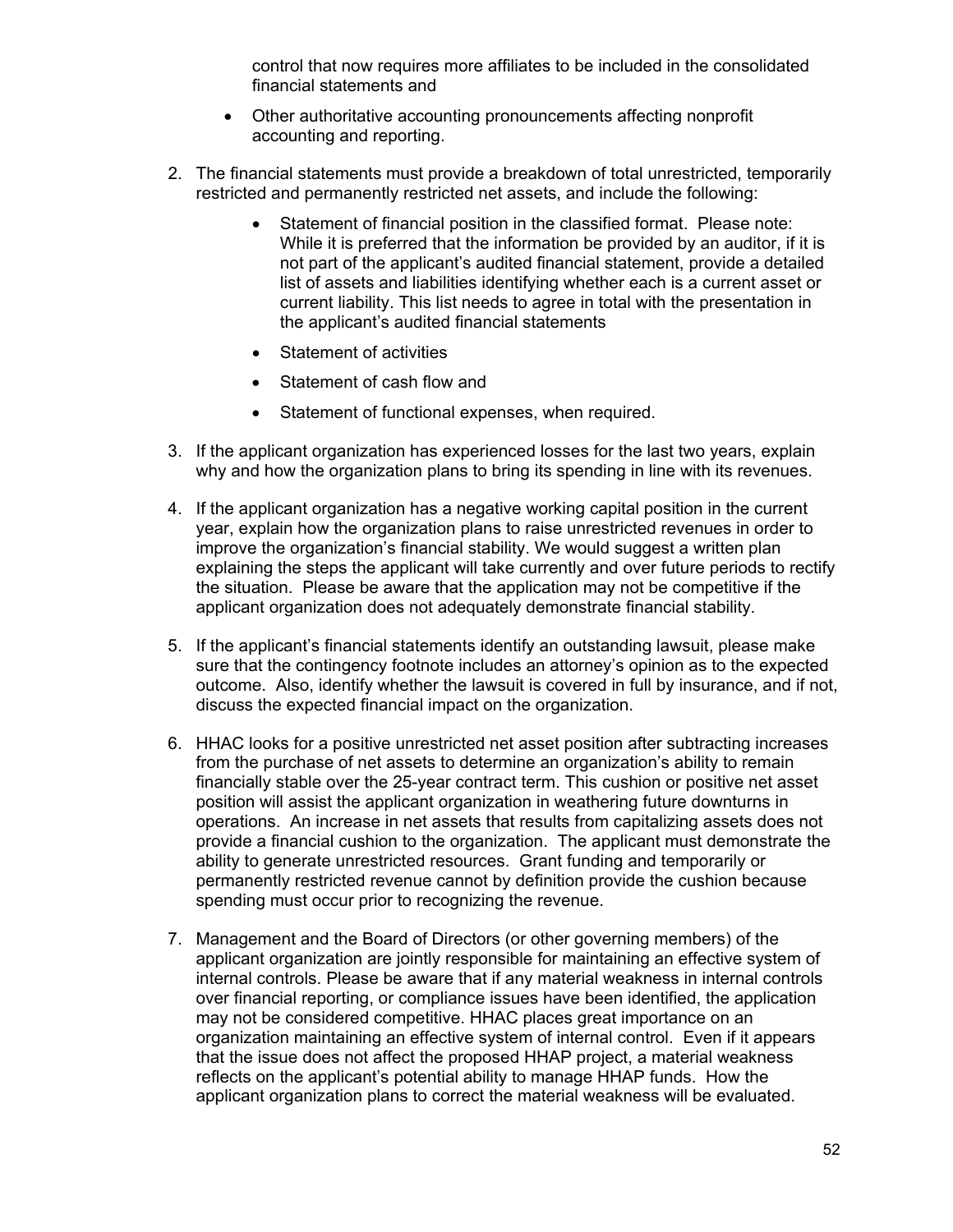control that now requires more affiliates to be included in the consolidated financial statements and

- Other authoritative accounting pronouncements affecting nonprofit accounting and reporting.

2. The financial statements must provide a breakdown of total unrestricted, temporarily restricted and permanently restricted net assets, and include the following:

    - Statement of financial position in the classified format. Please note: While it is preferred that the information be provided by an auditor, if it is not part of the applicant's audited financial statement, provide a detailed list of assets and liabilities identifying whether each is a current asset or current liability. This list needs to agree in total with the presentation in the applicant's audited financial statements
    - Statement of activities
    - Statement of cash flow and
    - Statement of functional expenses, when required.

3. If the applicant organization has experienced losses for the last two years, explain why and how the organization plans to bring its spending in line with its revenues.

4. If the applicant organization has a negative working capital position in the current year, explain how the organization plans to raise unrestricted revenues in order to improve the organization's financial stability. We would suggest a written plan explaining the steps the applicant will take currently and over future periods to rectify the situation. Please be aware that the application may not be competitive if the applicant organization does not adequately demonstrate financial stability.

5. If the applicant's financial statements identify an outstanding lawsuit, please make sure that the contingency footnote includes an attorney's opinion as to the expected outcome. Also, identify whether the lawsuit is covered in full by insurance, and if not, discuss the expected financial impact on the organization.

6. HHAC looks for a positive unrestricted net asset position after subtracting increases from the purchase of net assets to determine an organization's ability to remain financially stable over the 25-year contract term. This cushion or positive net asset position will assist the applicant organization in weathering future downturns in operations. An increase in net assets that results from capitalizing assets does not provide a financial cushion to the organization. The applicant must demonstrate the ability to generate unrestricted resources. Grant funding and temporarily or permanently restricted revenue cannot by definition provide the cushion because spending must occur prior to recognizing the revenue.

7. Management and the Board of Directors (or other governing members) of the applicant organization are jointly responsible for maintaining an effective system of internal controls. Please be aware that if any material weakness in internal controls over financial reporting, or compliance issues have been identified, the application may not be considered competitive. HHAC places great importance on an organization maintaining an effective system of internal control. Even if it appears that the issue does not affect the proposed HHAP project, a material weakness reflects on the applicant's potential ability to manage HHAP funds. How the applicant organization plans to correct the material weakness will be evaluated.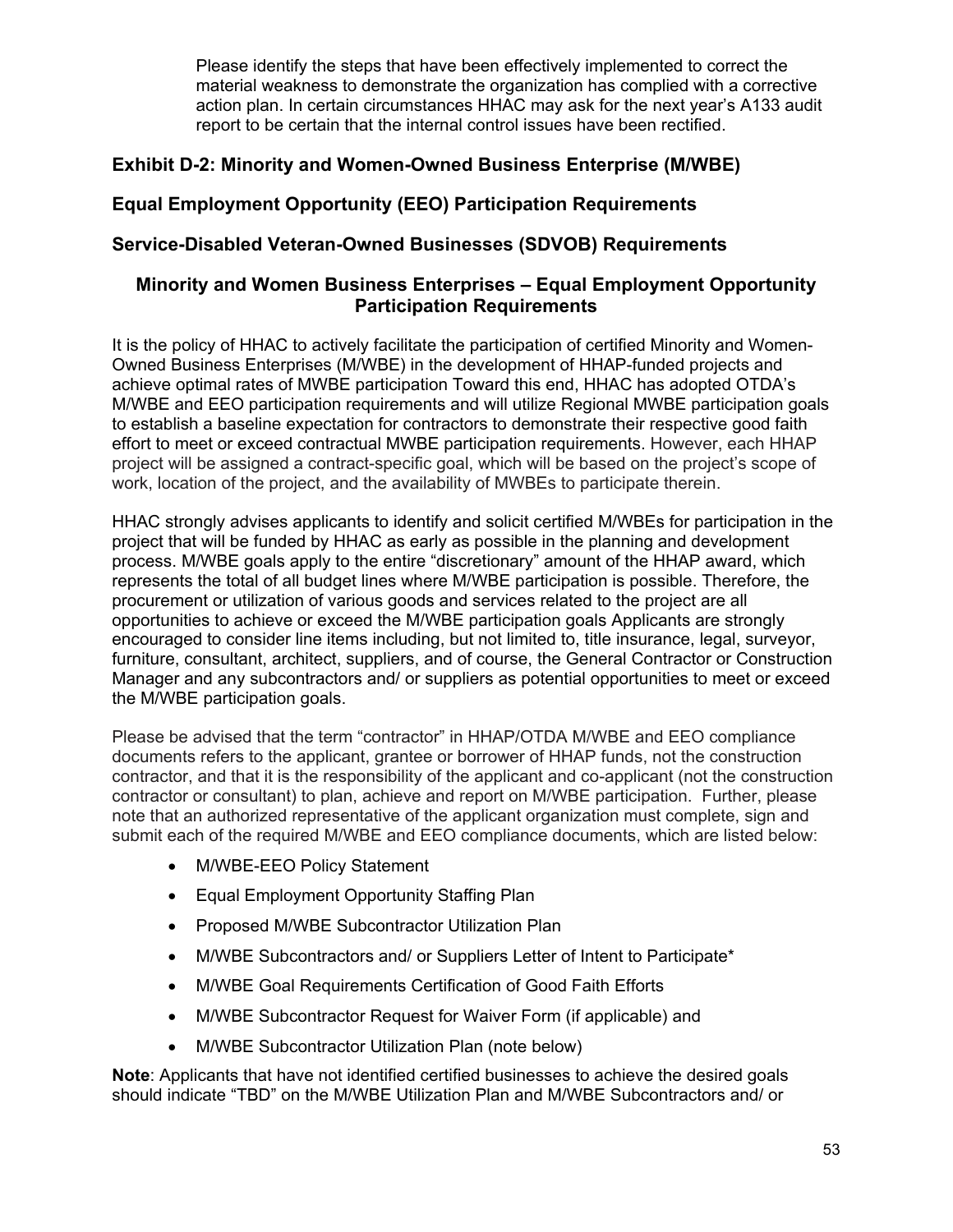Please identify the steps that have been effectively implemented to correct the material weakness to demonstrate the organization has complied with a corrective action plan. In certain circumstances HHAC may ask for the next year's A133 audit report to be certain that the internal control issues have been rectified.

## Exhibit D-2: Minority and Women-Owned Business Enterprise (M/WBE)

## Equal Employment Opportunity (EEO) Participation Requirements

## Service-Disabled Veteran-Owned Businesses (SDVOB) Requirements

### Minority and Women Business Enterprises – Equal Employment Opportunity Participation Requirements

It is the policy of HHAC to actively facilitate the participation of certified Minority and Women-Owned Business Enterprises (M/WBE) in the development of HHAP-funded projects and achieve optimal rates of MWBE participation Toward this end, HHAC has adopted OTDA's M/WBE and EEO participation requirements and will utilize Regional MWBE participation goals to establish a baseline expectation for contractors to demonstrate their respective good faith effort to meet or exceed contractual MWBE participation requirements. However, each HHAP project will be assigned a contract-specific goal, which will be based on the project's scope of work, location of the project, and the availability of MWBEs to participate therein.

HHAC strongly advises applicants to identify and solicit certified M/WBEs for participation in the project that will be funded by HHAC as early as possible in the planning and development process. M/WBE goals apply to the entire "discretionary" amount of the HHAP award, which represents the total of all budget lines where M/WBE participation is possible. Therefore, the procurement or utilization of various goods and services related to the project are all opportunities to achieve or exceed the M/WBE participation goals Applicants are strongly encouraged to consider line items including, but not limited to, title insurance, legal, surveyor, furniture, consultant, architect, suppliers, and of course, the General Contractor or Construction Manager and any subcontractors and/ or suppliers as potential opportunities to meet or exceed the M/WBE participation goals.

Please be advised that the term "contractor" in HHAP/OTDA M/WBE and EEO compliance documents refers to the applicant, grantee or borrower of HHAP funds, not the construction contractor, and that it is the responsibility of the applicant and co-applicant (not the construction contractor or consultant) to plan, achieve and report on M/WBE participation. Further, please note that an authorized representative of the applicant organization must complete, sign and submit each of the required M/WBE and EEO compliance documents, which are listed below:

- M/WBE-EEO Policy Statement
- Equal Employment Opportunity Staffing Plan
- Proposed M/WBE Subcontractor Utilization Plan
- M/WBE Subcontractors and/ or Suppliers Letter of Intent to Participate*
- M/WBE Goal Requirements Certification of Good Faith Efforts
- M/WBE Subcontractor Request for Waiver Form (if applicable) and
- M/WBE Subcontractor Utilization Plan (note below)

**Note**: Applicants that have not identified certified businesses to achieve the desired goals should indicate "TBD" on the M/WBE Utilization Plan and M/WBE Subcontractors and/ or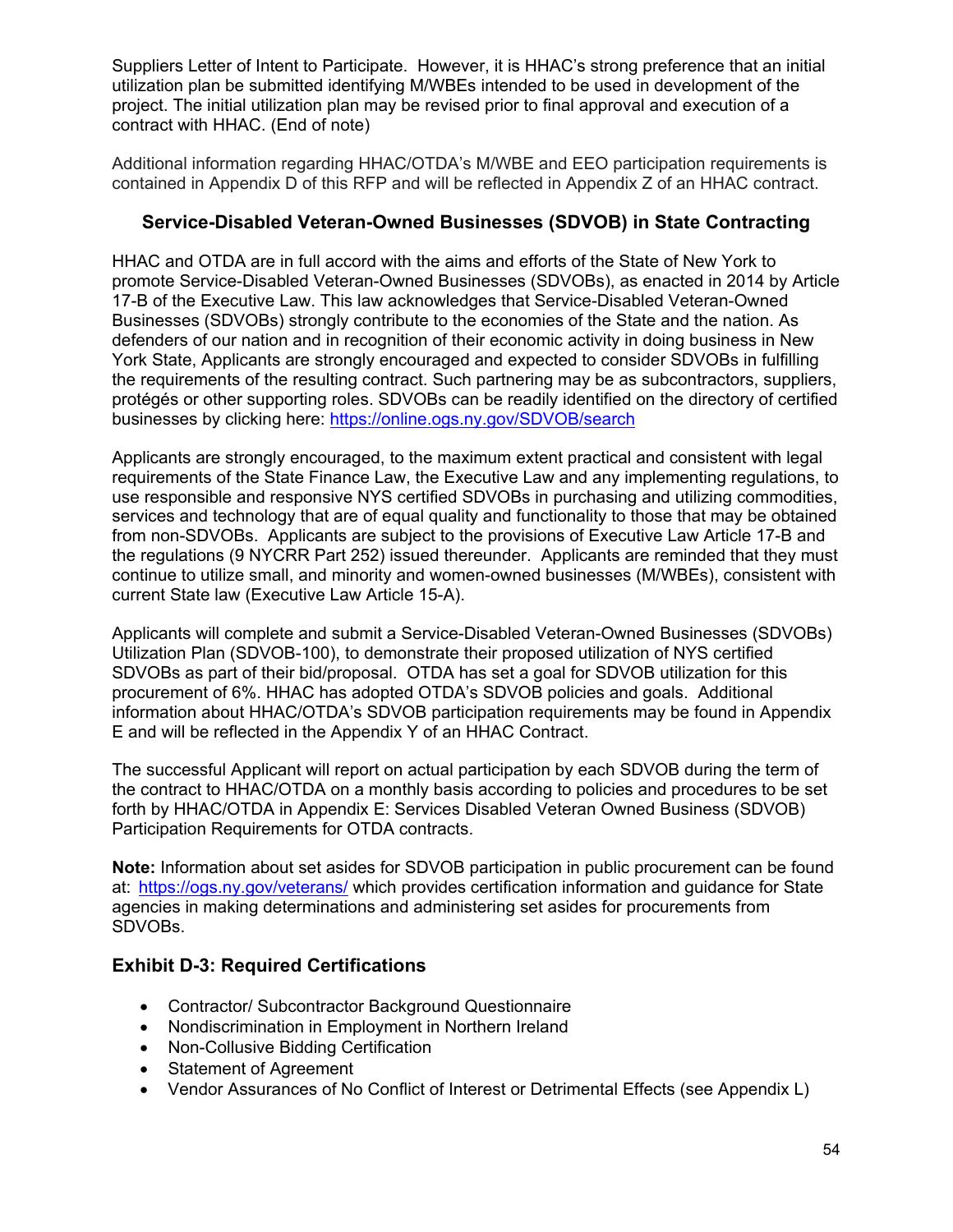Suppliers Letter of Intent to Participate. However, it is HHAC's strong preference that an initial utilization plan be submitted identifying M/WBEs intended to be used in development of the project. The initial utilization plan may be revised prior to final approval and execution of a contract with HHAC. (End of note)

Additional information regarding HHAC/OTDA's M/WBE and EEO participation requirements is contained in Appendix D of this RFP and will be reflected in Appendix Z of an HHAC contract.

### Service-Disabled Veteran-Owned Businesses (SDVOB) in State Contracting

HHAC and OTDA are in full accord with the aims and efforts of the State of New York to promote Service-Disabled Veteran-Owned Businesses (SDVOBs), as enacted in 2014 by Article 17-B of the Executive Law. This law acknowledges that Service-Disabled Veteran-Owned Businesses (SDVOBs) strongly contribute to the economies of the State and the nation. As defenders of our nation and in recognition of their economic activity in doing business in New York State, Applicants are strongly encouraged and expected to consider SDVOBs in fulfilling the requirements of the resulting contract. Such partnering may be as subcontractors, suppliers, protégés or other supporting roles. SDVOBs can be readily identified on the directory of certified businesses by clicking here: https://online.ogs.ny.gov/SDVOB/search

Applicants are strongly encouraged, to the maximum extent practical and consistent with legal requirements of the State Finance Law, the Executive Law and any implementing regulations, to use responsible and responsive NYS certified SDVOBs in purchasing and utilizing commodities, services and technology that are of equal quality and functionality to those that may be obtained from non-SDVOBs. Applicants are subject to the provisions of Executive Law Article 17-B and the regulations (9 NYCRR Part 252) issued thereunder. Applicants are reminded that they must continue to utilize small, and minority and women-owned businesses (M/WBEs), consistent with current State law (Executive Law Article 15-A).

Applicants will complete and submit a Service-Disabled Veteran-Owned Businesses (SDVOBs) Utilization Plan (SDVOB-100), to demonstrate their proposed utilization of NYS certified SDVOBs as part of their bid/proposal. OTDA has set a goal for SDVOB utilization for this procurement of 6%. HHAC has adopted OTDA's SDVOB policies and goals. Additional information about HHAC/OTDA's SDVOB participation requirements may be found in Appendix E and will be reflected in the Appendix Y of an HHAC Contract.

The successful Applicant will report on actual participation by each SDVOB during the term of the contract to HHAC/OTDA on a monthly basis according to policies and procedures to be set forth by HHAC/OTDA in Appendix E: Services Disabled Veteran Owned Business (SDVOB) Participation Requirements for OTDA contracts.

**Note:** Information about set asides for SDVOB participation in public procurement can be found at: https://ogs.ny.gov/veterans/ which provides certification information and guidance for State agencies in making determinations and administering set asides for procurements from SDVOBs.

### Exhibit D-3: Required Certifications

- Contractor/ Subcontractor Background Questionnaire
- Nondiscrimination in Employment in Northern Ireland
- Non-Collusive Bidding Certification
- Statement of Agreement
- Vendor Assurances of No Conflict of Interest or Detrimental Effects (see Appendix L)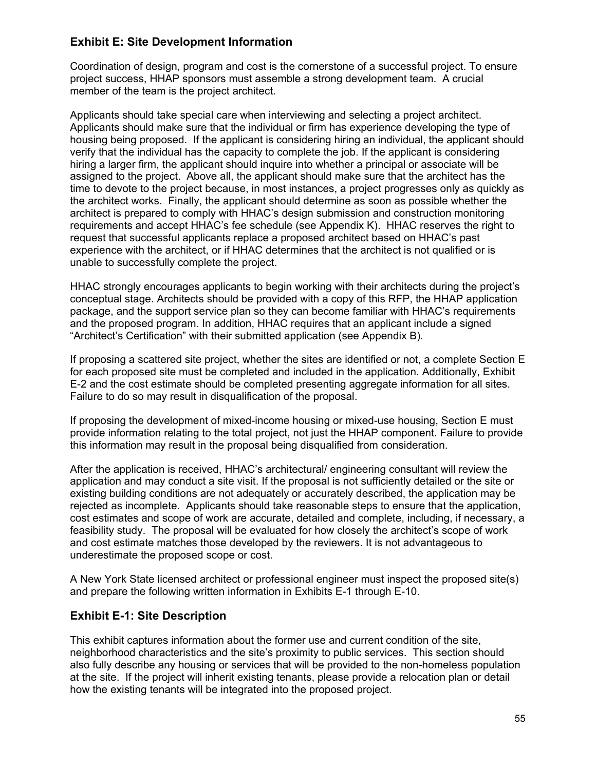## Exhibit E: Site Development Information

Coordination of design, program and cost is the cornerstone of a successful project. To ensure project success, HHAP sponsors must assemble a strong development team. A crucial member of the team is the project architect.

Applicants should take special care when interviewing and selecting a project architect. Applicants should make sure that the individual or firm has experience developing the type of housing being proposed. If the applicant is considering hiring an individual, the applicant should verify that the individual has the capacity to complete the job. If the applicant is considering hiring a larger firm, the applicant should inquire into whether a principal or associate will be assigned to the project. Above all, the applicant should make sure that the architect has the time to devote to the project because, in most instances, a project progresses only as quickly as the architect works. Finally, the applicant should determine as soon as possible whether the architect is prepared to comply with HHAC's design submission and construction monitoring requirements and accept HHAC's fee schedule (see Appendix K). HHAC reserves the right to request that successful applicants replace a proposed architect based on HHAC's past experience with the architect, or if HHAC determines that the architect is not qualified or is unable to successfully complete the project.

HHAC strongly encourages applicants to begin working with their architects during the project's conceptual stage. Architects should be provided with a copy of this RFP, the HHAP application package, and the support service plan so they can become familiar with HHAC's requirements and the proposed program. In addition, HHAC requires that an applicant include a signed "Architect's Certification" with their submitted application (see Appendix B).

If proposing a scattered site project, whether the sites are identified or not, a complete Section E for each proposed site must be completed and included in the application. Additionally, Exhibit E-2 and the cost estimate should be completed presenting aggregate information for all sites. Failure to do so may result in disqualification of the proposal.

If proposing the development of mixed-income housing or mixed-use housing, Section E must provide information relating to the total project, not just the HHAP component. Failure to provide this information may result in the proposal being disqualified from consideration.

After the application is received, HHAC's architectural/ engineering consultant will review the application and may conduct a site visit. If the proposal is not sufficiently detailed or the site or existing building conditions are not adequately or accurately described, the application may be rejected as incomplete. Applicants should take reasonable steps to ensure that the application, cost estimates and scope of work are accurate, detailed and complete, including, if necessary, a feasibility study. The proposal will be evaluated for how closely the architect's scope of work and cost estimate matches those developed by the reviewers. It is not advantageous to underestimate the proposed scope or cost.

A New York State licensed architect or professional engineer must inspect the proposed site(s) and prepare the following written information in Exhibits E-1 through E-10.

## Exhibit E-1: Site Description

This exhibit captures information about the former use and current condition of the site, neighborhood characteristics and the site's proximity to public services. This section should also fully describe any housing or services that will be provided to the non-homeless population at the site. If the project will inherit existing tenants, please provide a relocation plan or detail how the existing tenants will be integrated into the proposed project.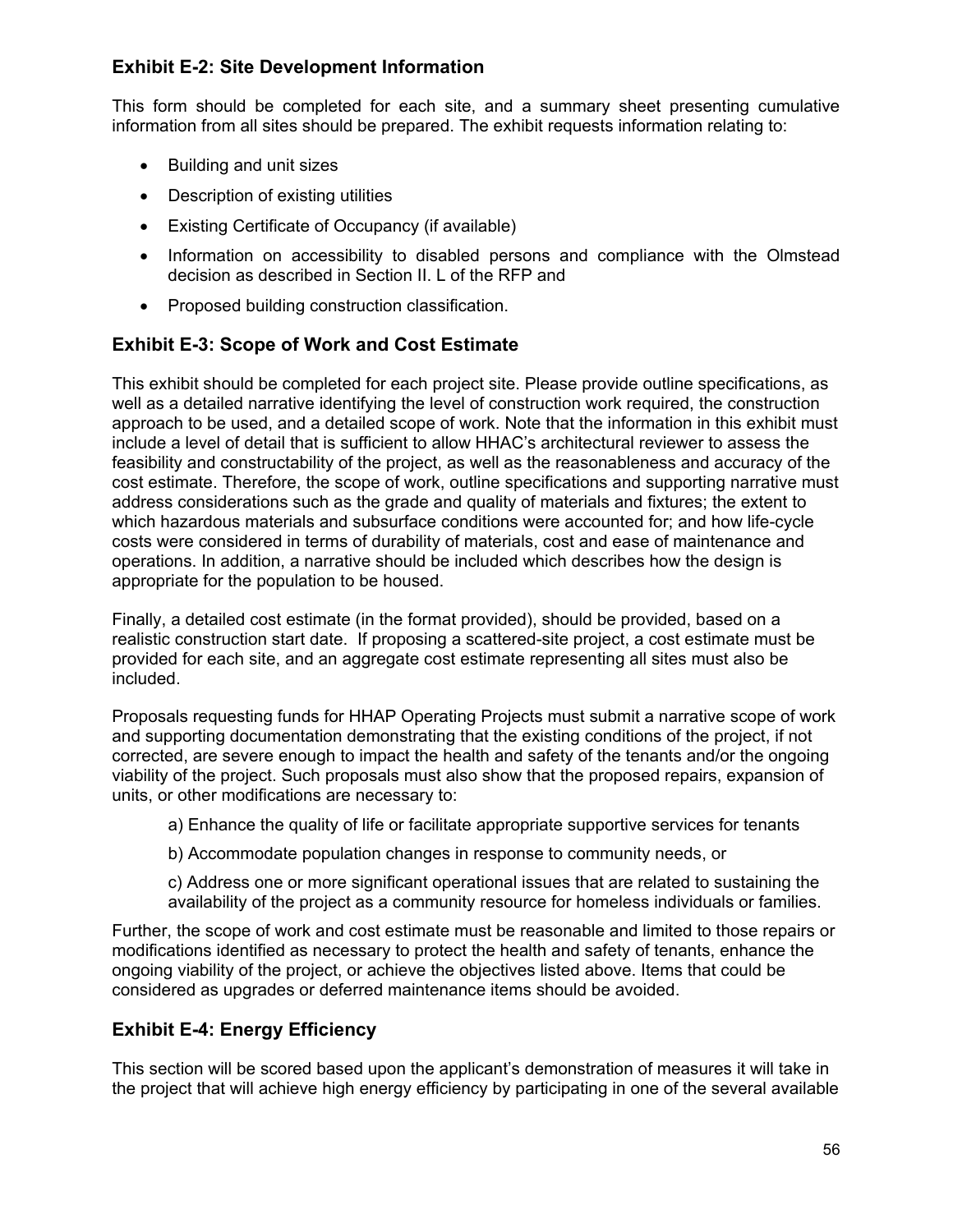## Exhibit E-2: Site Development Information

This form should be completed for each site, and a summary sheet presenting cumulative information from all sites should be prepared. The exhibit requests information relating to:

- Building and unit sizes
- Description of existing utilities
- Existing Certificate of Occupancy (if available)
- Information on accessibility to disabled persons and compliance with the Olmstead decision as described in Section II. L of the RFP and
- Proposed building construction classification.

## Exhibit E-3: Scope of Work and Cost Estimate

This exhibit should be completed for each project site. Please provide outline specifications, as well as a detailed narrative identifying the level of construction work required, the construction approach to be used, and a detailed scope of work. Note that the information in this exhibit must include a level of detail that is sufficient to allow HHAC's architectural reviewer to assess the feasibility and constructability of the project, as well as the reasonableness and accuracy of the cost estimate. Therefore, the scope of work, outline specifications and supporting narrative must address considerations such as the grade and quality of materials and fixtures; the extent to which hazardous materials and subsurface conditions were accounted for; and how life-cycle costs were considered in terms of durability of materials, cost and ease of maintenance and operations. In addition, a narrative should be included which describes how the design is appropriate for the population to be housed.

Finally, a detailed cost estimate (in the format provided), should be provided, based on a realistic construction start date. If proposing a scattered-site project, a cost estimate must be provided for each site, and an aggregate cost estimate representing all sites must also be included.

Proposals requesting funds for HHAP Operating Projects must submit a narrative scope of work and supporting documentation demonstrating that the existing conditions of the project, if not corrected, are severe enough to impact the health and safety of the tenants and/or the ongoing viability of the project. Such proposals must also show that the proposed repairs, expansion of units, or other modifications are necessary to:

a) Enhance the quality of life or facilitate appropriate supportive services for tenants

b) Accommodate population changes in response to community needs, or

c) Address one or more significant operational issues that are related to sustaining the availability of the project as a community resource for homeless individuals or families.

Further, the scope of work and cost estimate must be reasonable and limited to those repairs or modifications identified as necessary to protect the health and safety of tenants, enhance the ongoing viability of the project, or achieve the objectives listed above. Items that could be considered as upgrades or deferred maintenance items should be avoided.

## Exhibit E-4: Energy Efficiency

This section will be scored based upon the applicant's demonstration of measures it will take in the project that will achieve high energy efficiency by participating in one of the several available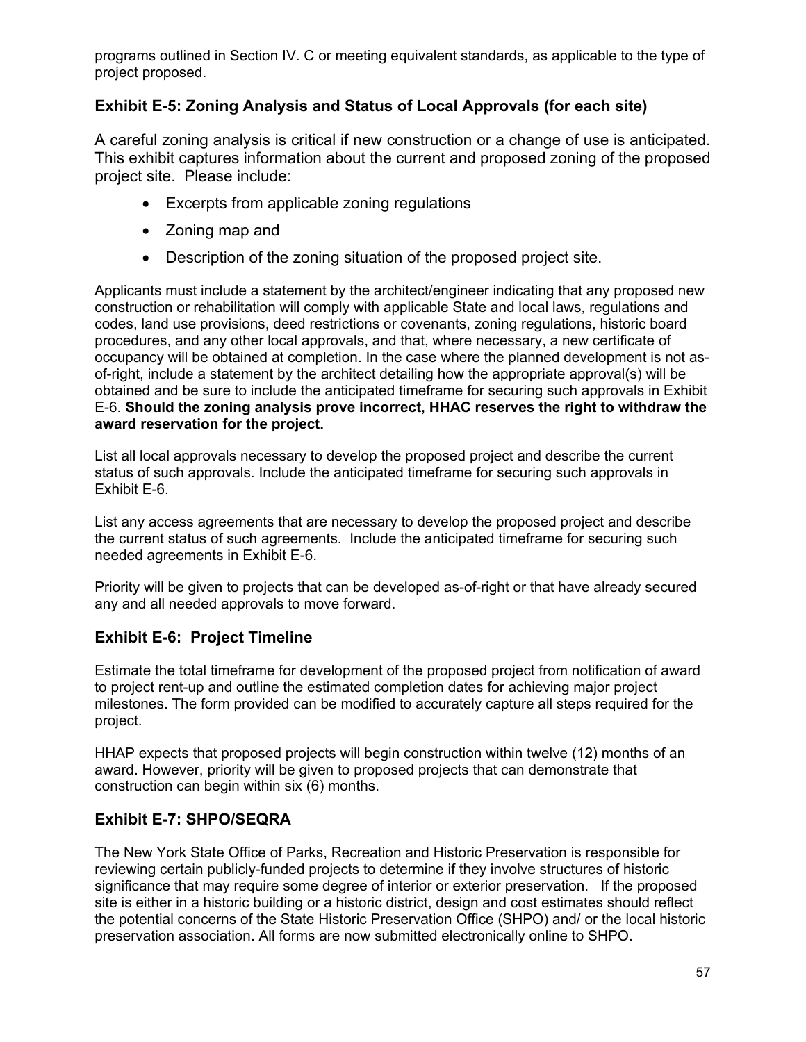programs outlined in Section IV. C or meeting equivalent standards, as applicable to the type of project proposed.

### Exhibit E-5: Zoning Analysis and Status of Local Approvals (for each site)

A careful zoning analysis is critical if new construction or a change of use is anticipated. This exhibit captures information about the current and proposed zoning of the proposed project site. Please include:

- Excerpts from applicable zoning regulations
- Zoning map and
- Description of the zoning situation of the proposed project site.

Applicants must include a statement by the architect/engineer indicating that any proposed new construction or rehabilitation will comply with applicable State and local laws, regulations and codes, land use provisions, deed restrictions or covenants, zoning regulations, historic board procedures, and any other local approvals, and that, where necessary, a new certificate of occupancy will be obtained at completion. In the case where the planned development is not as-of-right, include a statement by the architect detailing how the appropriate approval(s) will be obtained and be sure to include the anticipated timeframe for securing such approvals in Exhibit E-6. **Should the zoning analysis prove incorrect, HHAC reserves the right to withdraw the award reservation for the project.**

List all local approvals necessary to develop the proposed project and describe the current status of such approvals. Include the anticipated timeframe for securing such approvals in Exhibit E-6.

List any access agreements that are necessary to develop the proposed project and describe the current status of such agreements. Include the anticipated timeframe for securing such needed agreements in Exhibit E-6.

Priority will be given to projects that can be developed as-of-right or that have already secured any and all needed approvals to move forward.

### Exhibit E-6: Project Timeline

Estimate the total timeframe for development of the proposed project from notification of award to project rent-up and outline the estimated completion dates for achieving major project milestones. The form provided can be modified to accurately capture all steps required for the project.

HHAP expects that proposed projects will begin construction within twelve (12) months of an award. However, priority will be given to proposed projects that can demonstrate that construction can begin within six (6) months.

### Exhibit E-7: SHPO/SEQRA

The New York State Office of Parks, Recreation and Historic Preservation is responsible for reviewing certain publicly-funded projects to determine if they involve structures of historic significance that may require some degree of interior or exterior preservation. If the proposed site is either in a historic building or a historic district, design and cost estimates should reflect the potential concerns of the State Historic Preservation Office (SHPO) and/ or the local historic preservation association. All forms are now submitted electronically online to SHPO.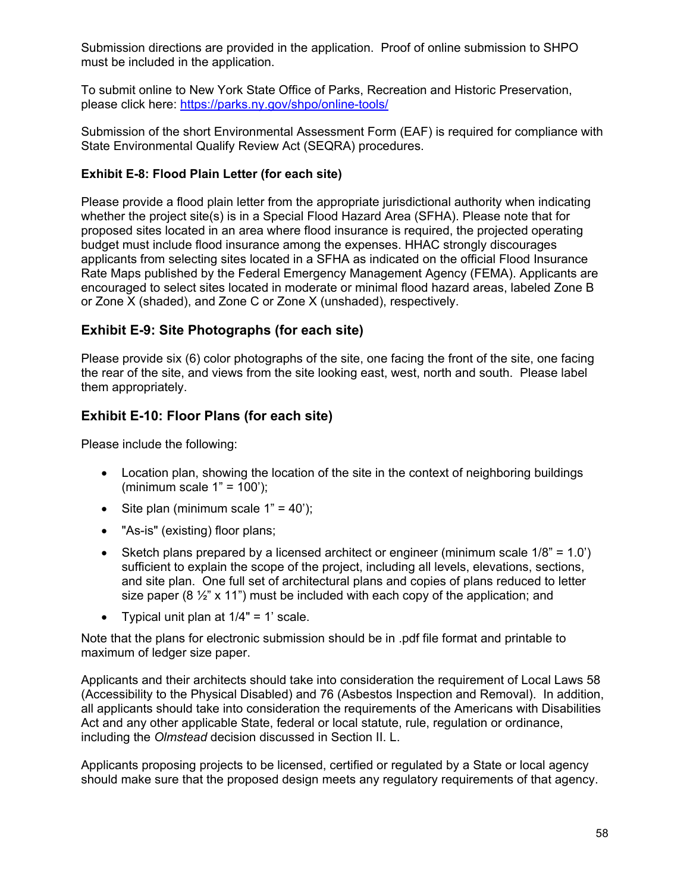Submission directions are provided in the application. Proof of online submission to SHPO must be included in the application.

To submit online to New York State Office of Parks, Recreation and Historic Preservation, please click here: https://parks.ny.gov/shpo/online-tools/

Submission of the short Environmental Assessment Form (EAF) is required for compliance with State Environmental Qualify Review Act (SEQRA) procedures.

**Exhibit E-8: Flood Plain Letter (for each site)**

Please provide a flood plain letter from the appropriate jurisdictional authority when indicating whether the project site(s) is in a Special Flood Hazard Area (SFHA). Please note that for proposed sites located in an area where flood insurance is required, the projected operating budget must include flood insurance among the expenses. HHAC strongly discourages applicants from selecting sites located in a SFHA as indicated on the official Flood Insurance Rate Maps published by the Federal Emergency Management Agency (FEMA). Applicants are encouraged to select sites located in moderate or minimal flood hazard areas, labeled Zone B or Zone X (shaded), and Zone C or Zone X (unshaded), respectively.

## Exhibit E-9: Site Photographs (for each site)

Please provide six (6) color photographs of the site, one facing the front of the site, one facing the rear of the site, and views from the site looking east, west, north and south. Please label them appropriately.

## Exhibit E-10: Floor Plans (for each site)

Please include the following:

- Location plan, showing the location of the site in the context of neighboring buildings (minimum scale 1" = 100');
- Site plan (minimum scale 1" = 40');
- "As-is" (existing) floor plans;
- Sketch plans prepared by a licensed architect or engineer (minimum scale 1/8" = 1.0') sufficient to explain the scope of the project, including all levels, elevations, sections, and site plan. One full set of architectural plans and copies of plans reduced to letter size paper (8 ½" x 11") must be included with each copy of the application; and
- Typical unit plan at 1/4" = 1' scale.

Note that the plans for electronic submission should be in .pdf file format and printable to maximum of ledger size paper.

Applicants and their architects should take into consideration the requirement of Local Laws 58 (Accessibility to the Physical Disabled) and 76 (Asbestos Inspection and Removal). In addition, all applicants should take into consideration the requirements of the Americans with Disabilities Act and any other applicable State, federal or local statute, rule, regulation or ordinance, including the *Olmstead* decision discussed in Section II. L.

Applicants proposing projects to be licensed, certified or regulated by a State or local agency should make sure that the proposed design meets any regulatory requirements of that agency.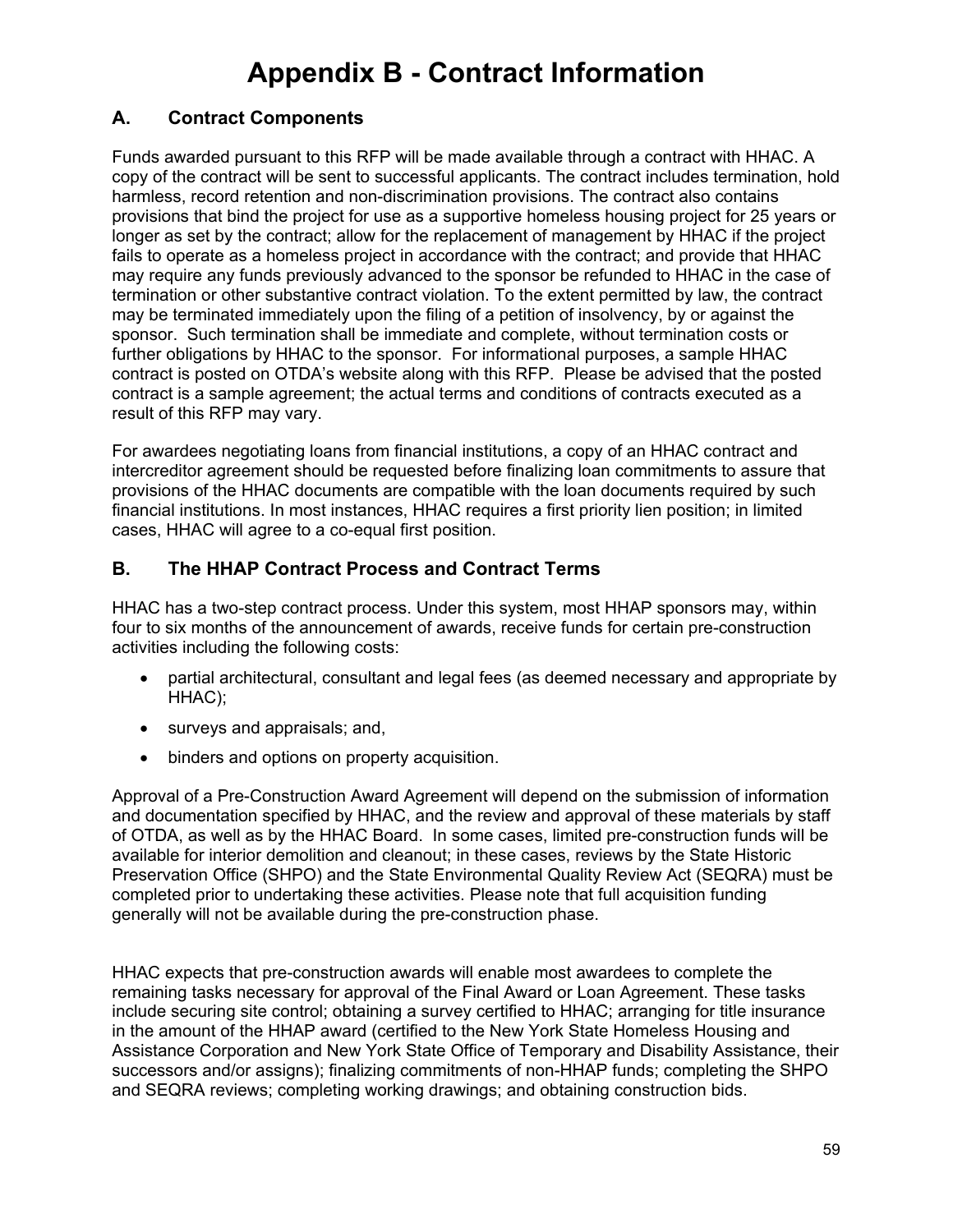# Appendix B - Contract Information

## A. Contract Components

Funds awarded pursuant to this RFP will be made available through a contract with HHAC. A copy of the contract will be sent to successful applicants. The contract includes termination, hold harmless, record retention and non-discrimination provisions. The contract also contains provisions that bind the project for use as a supportive homeless housing project for 25 years or longer as set by the contract; allow for the replacement of management by HHAC if the project fails to operate as a homeless project in accordance with the contract; and provide that HHAC may require any funds previously advanced to the sponsor be refunded to HHAC in the case of termination or other substantive contract violation. To the extent permitted by law, the contract may be terminated immediately upon the filing of a petition of insolvency, by or against the sponsor. Such termination shall be immediate and complete, without termination costs or further obligations by HHAC to the sponsor. For informational purposes, a sample HHAC contract is posted on OTDA's website along with this RFP. Please be advised that the posted contract is a sample agreement; the actual terms and conditions of contracts executed as a result of this RFP may vary.

For awardees negotiating loans from financial institutions, a copy of an HHAC contract and intercreditor agreement should be requested before finalizing loan commitments to assure that provisions of the HHAC documents are compatible with the loan documents required by such financial institutions. In most instances, HHAC requires a first priority lien position; in limited cases, HHAC will agree to a co-equal first position.

## B. The HHAP Contract Process and Contract Terms

HHAC has a two-step contract process. Under this system, most HHAP sponsors may, within four to six months of the announcement of awards, receive funds for certain pre-construction activities including the following costs:

- partial architectural, consultant and legal fees (as deemed necessary and appropriate by HHAC);
- surveys and appraisals; and,
- binders and options on property acquisition.

Approval of a Pre-Construction Award Agreement will depend on the submission of information and documentation specified by HHAC, and the review and approval of these materials by staff of OTDA, as well as by the HHAC Board. In some cases, limited pre-construction funds will be available for interior demolition and cleanout; in these cases, reviews by the State Historic Preservation Office (SHPO) and the State Environmental Quality Review Act (SEQRA) must be completed prior to undertaking these activities. Please note that full acquisition funding generally will not be available during the pre-construction phase.

HHAC expects that pre-construction awards will enable most awardees to complete the remaining tasks necessary for approval of the Final Award or Loan Agreement. These tasks include securing site control; obtaining a survey certified to HHAC; arranging for title insurance in the amount of the HHAP award (certified to the New York State Homeless Housing and Assistance Corporation and New York State Office of Temporary and Disability Assistance, their successors and/or assigns); finalizing commitments of non-HHAP funds; completing the SHPO and SEQRA reviews; completing working drawings; and obtaining construction bids.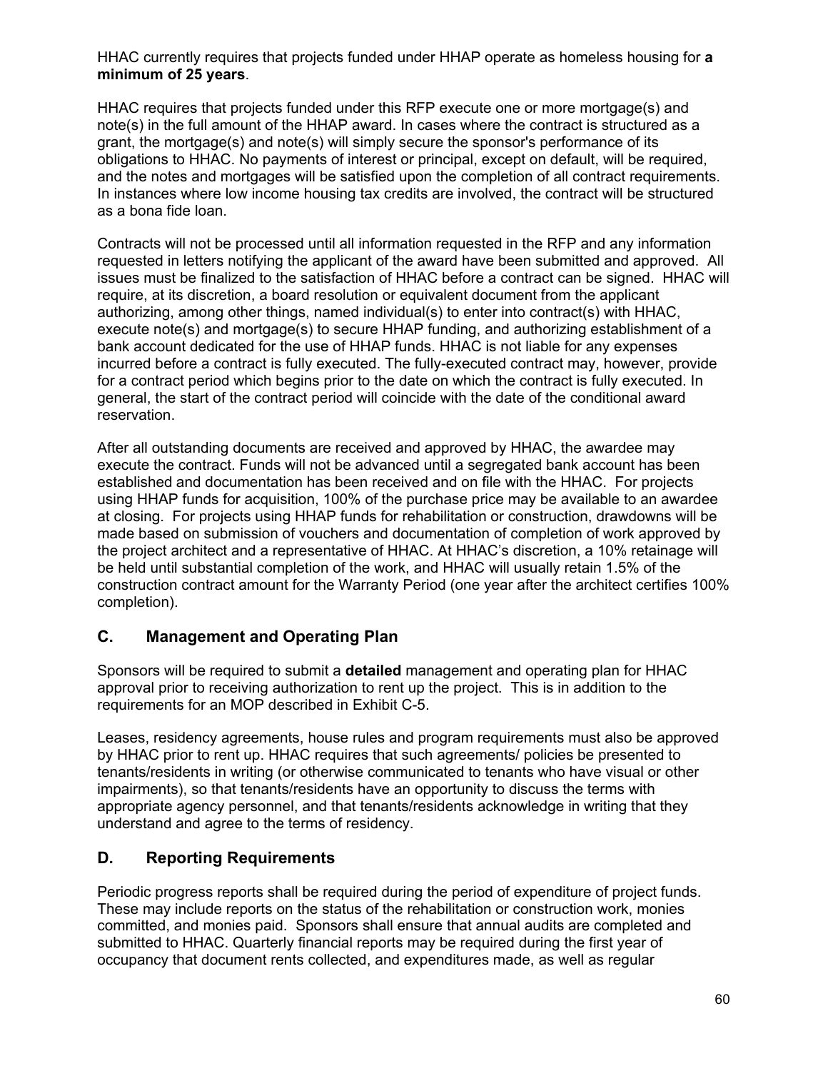HHAC currently requires that projects funded under HHAP operate as homeless housing for **a minimum of 25 years**.

HHAC requires that projects funded under this RFP execute one or more mortgage(s) and note(s) in the full amount of the HHAP award. In cases where the contract is structured as a grant, the mortgage(s) and note(s) will simply secure the sponsor's performance of its obligations to HHAC. No payments of interest or principal, except on default, will be required, and the notes and mortgages will be satisfied upon the completion of all contract requirements. In instances where low income housing tax credits are involved, the contract will be structured as a bona fide loan.

Contracts will not be processed until all information requested in the RFP and any information requested in letters notifying the applicant of the award have been submitted and approved. All issues must be finalized to the satisfaction of HHAC before a contract can be signed. HHAC will require, at its discretion, a board resolution or equivalent document from the applicant authorizing, among other things, named individual(s) to enter into contract(s) with HHAC, execute note(s) and mortgage(s) to secure HHAP funding, and authorizing establishment of a bank account dedicated for the use of HHAP funds. HHAC is not liable for any expenses incurred before a contract is fully executed. The fully-executed contract may, however, provide for a contract period which begins prior to the date on which the contract is fully executed. In general, the start of the contract period will coincide with the date of the conditional award reservation.

After all outstanding documents are received and approved by HHAC, the awardee may execute the contract. Funds will not be advanced until a segregated bank account has been established and documentation has been received and on file with the HHAC. For projects using HHAP funds for acquisition, 100% of the purchase price may be available to an awardee at closing. For projects using HHAP funds for rehabilitation or construction, drawdowns will be made based on submission of vouchers and documentation of completion of work approved by the project architect and a representative of HHAC. At HHAC's discretion, a 10% retainage will be held until substantial completion of the work, and HHAC will usually retain 1.5% of the construction contract amount for the Warranty Period (one year after the architect certifies 100% completion).

## C. Management and Operating Plan

Sponsors will be required to submit a **detailed** management and operating plan for HHAC approval prior to receiving authorization to rent up the project. This is in addition to the requirements for an MOP described in Exhibit C-5.

Leases, residency agreements, house rules and program requirements must also be approved by HHAC prior to rent up. HHAC requires that such agreements/ policies be presented to tenants/residents in writing (or otherwise communicated to tenants who have visual or other impairments), so that tenants/residents have an opportunity to discuss the terms with appropriate agency personnel, and that tenants/residents acknowledge in writing that they understand and agree to the terms of residency.

## D. Reporting Requirements

Periodic progress reports shall be required during the period of expenditure of project funds. These may include reports on the status of the rehabilitation or construction work, monies committed, and monies paid. Sponsors shall ensure that annual audits are completed and submitted to HHAC. Quarterly financial reports may be required during the first year of occupancy that document rents collected, and expenditures made, as well as regular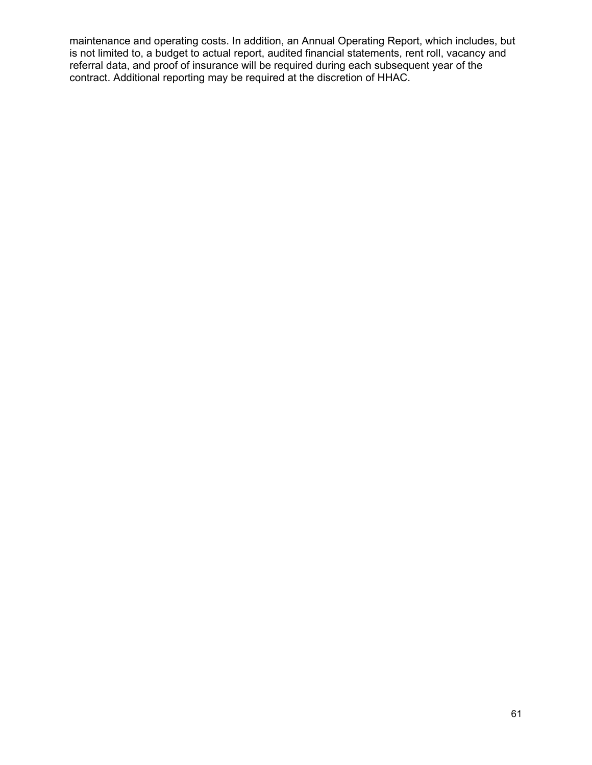maintenance and operating costs. In addition, an Annual Operating Report, which includes, but is not limited to, a budget to actual report, audited financial statements, rent roll, vacancy and referral data, and proof of insurance will be required during each subsequent year of the contract. Additional reporting may be required at the discretion of HHAC.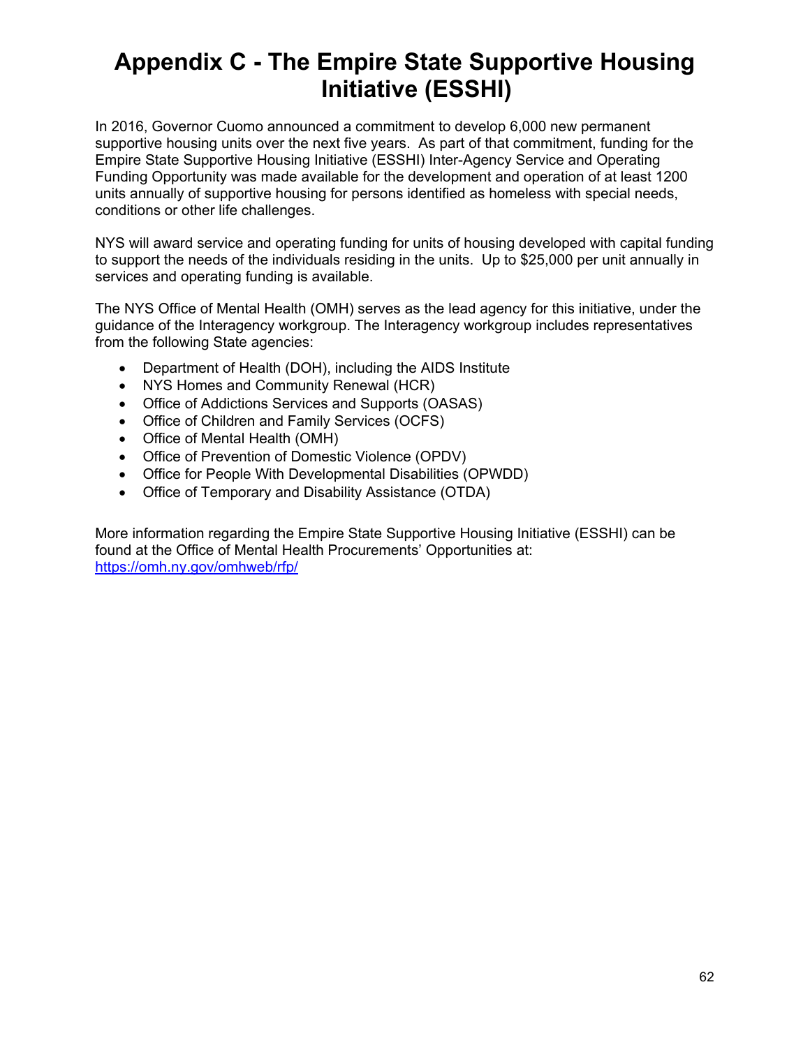# Appendix C - The Empire State Supportive Housing Initiative (ESSHI)

In 2016, Governor Cuomo announced a commitment to develop 6,000 new permanent supportive housing units over the next five years. As part of that commitment, funding for the Empire State Supportive Housing Initiative (ESSHI) Inter-Agency Service and Operating Funding Opportunity was made available for the development and operation of at least 1200 units annually of supportive housing for persons identified as homeless with special needs, conditions or other life challenges.

NYS will award service and operating funding for units of housing developed with capital funding to support the needs of the individuals residing in the units. Up to $25,000 per unit annually in services and operating funding is available.

The NYS Office of Mental Health (OMH) serves as the lead agency for this initiative, under the guidance of the Interagency workgroup. The Interagency workgroup includes representatives from the following State agencies:

- Department of Health (DOH), including the AIDS Institute
- NYS Homes and Community Renewal (HCR)
- Office of Addictions Services and Supports (OASAS)
- Office of Children and Family Services (OCFS)
- Office of Mental Health (OMH)
- Office of Prevention of Domestic Violence (OPDV)
- Office for People With Developmental Disabilities (OPWDD)
- Office of Temporary and Disability Assistance (OTDA)

More information regarding the Empire State Supportive Housing Initiative (ESSHI) can be found at the Office of Mental Health Procurements' Opportunities at: [https://omh.ny.gov/omhweb/rfp/](https://omh.ny.gov/omhweb/rfp/)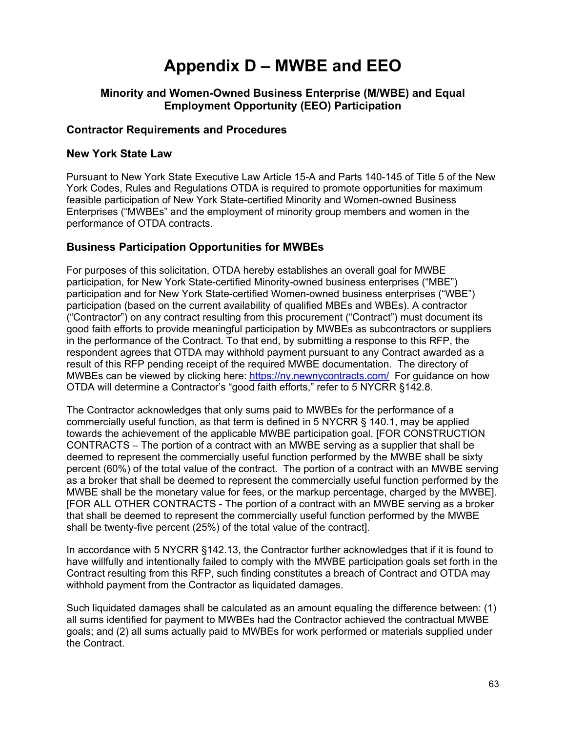# Appendix D – MWBE and EEO

### Minority and Women-Owned Business Enterprise (M/WBE) and Equal Employment Opportunity (EEO) Participation

## Contractor Requirements and Procedures

## New York State Law

Pursuant to New York State Executive Law Article 15-A and Parts 140-145 of Title 5 of the New York Codes, Rules and Regulations OTDA is required to promote opportunities for maximum feasible participation of New York State-certified Minority and Women-owned Business Enterprises ("MWBEs" and the employment of minority group members and women in the performance of OTDA contracts.

## Business Participation Opportunities for MWBEs

For purposes of this solicitation, OTDA hereby establishes an overall goal for MWBE participation, for New York State-certified Minority-owned business enterprises ("MBE") participation and for New York State-certified Women-owned business enterprises ("WBE") participation (based on the current availability of qualified MBEs and WBEs). A contractor ("Contractor") on any contract resulting from this procurement ("Contract") must document its good faith efforts to provide meaningful participation by MWBEs as subcontractors or suppliers in the performance of the Contract. To that end, by submitting a response to this RFP, the respondent agrees that OTDA may withhold payment pursuant to any Contract awarded as a result of this RFP pending receipt of the required MWBE documentation. The directory of MWBEs can be viewed by clicking here: https://ny.newnycontracts.com/ For guidance on how OTDA will determine a Contractor's "good faith efforts," refer to 5 NYCRR §142.8.

The Contractor acknowledges that only sums paid to MWBEs for the performance of a commercially useful function, as that term is defined in 5 NYCRR § 140.1, may be applied towards the achievement of the applicable MWBE participation goal. [FOR CONSTRUCTION CONTRACTS – The portion of a contract with an MWBE serving as a supplier that shall be deemed to represent the commercially useful function performed by the MWBE shall be sixty percent (60%) of the total value of the contract. The portion of a contract with an MWBE serving as a broker that shall be deemed to represent the commercially useful function performed by the MWBE shall be the monetary value for fees, or the markup percentage, charged by the MWBE]. [FOR ALL OTHER CONTRACTS - The portion of a contract with an MWBE serving as a broker that shall be deemed to represent the commercially useful function performed by the MWBE shall be twenty-five percent (25%) of the total value of the contract].

In accordance with 5 NYCRR §142.13, the Contractor further acknowledges that if it is found to have willfully and intentionally failed to comply with the MWBE participation goals set forth in the Contract resulting from this RFP, such finding constitutes a breach of Contract and OTDA may withhold payment from the Contractor as liquidated damages.

Such liquidated damages shall be calculated as an amount equaling the difference between: (1) all sums identified for payment to MWBEs had the Contractor achieved the contractual MWBE goals; and (2) all sums actually paid to MWBEs for work performed or materials supplied under the Contract.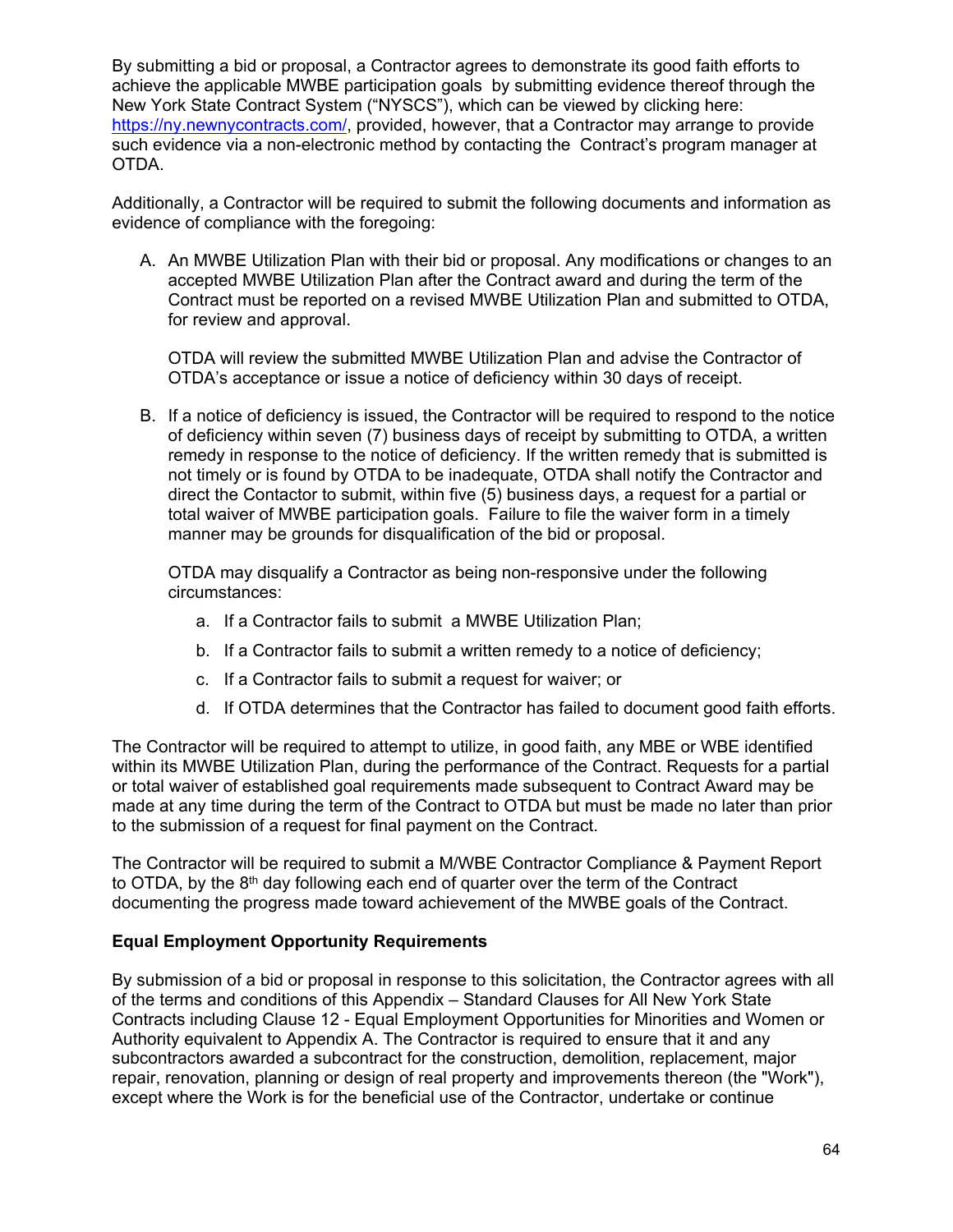By submitting a bid or proposal, a Contractor agrees to demonstrate its good faith efforts to achieve the applicable MWBE participation goals by submitting evidence thereof through the New York State Contract System ("NYSCS"), which can be viewed by clicking here: https://ny.newnycontracts.com/, provided, however, that a Contractor may arrange to provide such evidence via a non-electronic method by contacting the Contract's program manager at OTDA.

Additionally, a Contractor will be required to submit the following documents and information as evidence of compliance with the foregoing:

A. An MWBE Utilization Plan with their bid or proposal. Any modifications or changes to an accepted MWBE Utilization Plan after the Contract award and during the term of the Contract must be reported on a revised MWBE Utilization Plan and submitted to OTDA, for review and approval.

   OTDA will review the submitted MWBE Utilization Plan and advise the Contractor of OTDA's acceptance or issue a notice of deficiency within 30 days of receipt.

B. If a notice of deficiency is issued, the Contractor will be required to respond to the notice of deficiency within seven (7) business days of receipt by submitting to OTDA, a written remedy in response to the notice of deficiency. If the written remedy that is submitted is not timely or is found by OTDA to be inadequate, OTDA shall notify the Contractor and direct the Contactor to submit, within five (5) business days, a request for a partial or total waiver of MWBE participation goals. Failure to file the waiver form in a timely manner may be grounds for disqualification of the bid or proposal.

   OTDA may disqualify a Contractor as being non-responsive under the following circumstances:

   a. If a Contractor fails to submit a MWBE Utilization Plan;
   b. If a Contractor fails to submit a written remedy to a notice of deficiency;
   c. If a Contractor fails to submit a request for waiver; or
   d. If OTDA determines that the Contractor has failed to document good faith efforts.

The Contractor will be required to attempt to utilize, in good faith, any MBE or WBE identified within its MWBE Utilization Plan, during the performance of the Contract. Requests for a partial or total waiver of established goal requirements made subsequent to Contract Award may be made at any time during the term of the Contract to OTDA but must be made no later than prior to the submission of a request for final payment on the Contract.

The Contractor will be required to submit a M/WBE Contractor Compliance & Payment Report to OTDA, by the 8th day following each end of quarter over the term of the Contract documenting the progress made toward achievement of the MWBE goals of the Contract.

**Equal Employment Opportunity Requirements**

By submission of a bid or proposal in response to this solicitation, the Contractor agrees with all of the terms and conditions of this Appendix – Standard Clauses for All New York State Contracts including Clause 12 - Equal Employment Opportunities for Minorities and Women or Authority equivalent to Appendix A. The Contractor is required to ensure that it and any subcontractors awarded a subcontract for the construction, demolition, replacement, major repair, renovation, planning or design of real property and improvements thereon (the "Work"), except where the Work is for the beneficial use of the Contractor, undertake or continue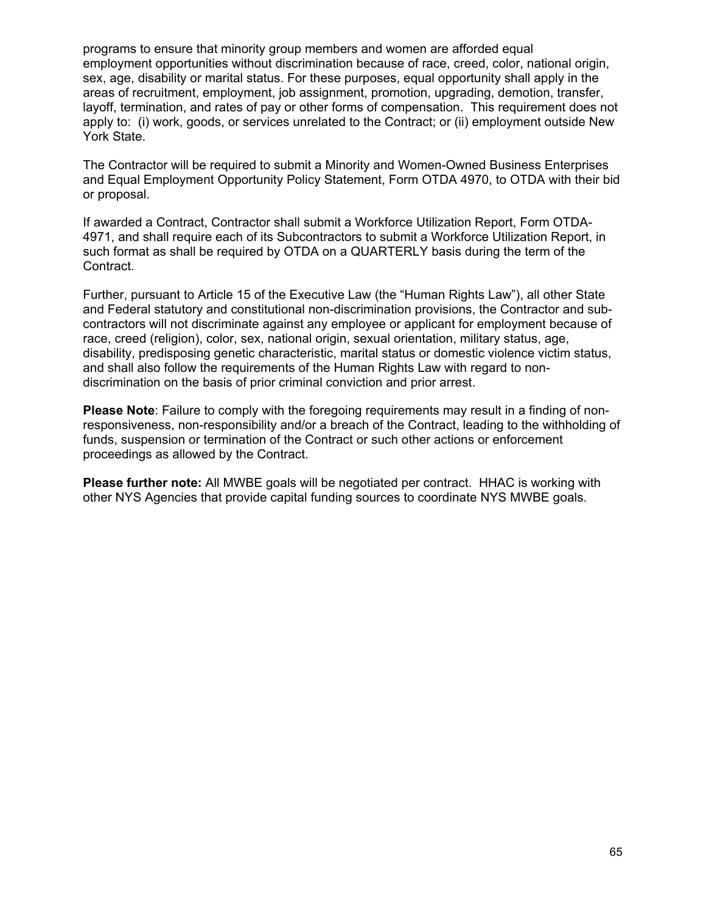programs to ensure that minority group members and women are afforded equal employment opportunities without discrimination because of race, creed, color, national origin, sex, age, disability or marital status. For these purposes, equal opportunity shall apply in the areas of recruitment, employment, job assignment, promotion, upgrading, demotion, transfer, layoff, termination, and rates of pay or other forms of compensation. This requirement does not apply to: (i) work, goods, or services unrelated to the Contract; or (ii) employment outside New York State.

The Contractor will be required to submit a Minority and Women-Owned Business Enterprises and Equal Employment Opportunity Policy Statement, Form OTDA 4970, to OTDA with their bid or proposal.

If awarded a Contract, Contractor shall submit a Workforce Utilization Report, Form OTDA-4971, and shall require each of its Subcontractors to submit a Workforce Utilization Report, in such format as shall be required by OTDA on a QUARTERLY basis during the term of the Contract.

Further, pursuant to Article 15 of the Executive Law (the "Human Rights Law"), all other State and Federal statutory and constitutional non-discrimination provisions, the Contractor and sub-contractors will not discriminate against any employee or applicant for employment because of race, creed (religion), color, sex, national origin, sexual orientation, military status, age, disability, predisposing genetic characteristic, marital status or domestic violence victim status, and shall also follow the requirements of the Human Rights Law with regard to non-discrimination on the basis of prior criminal conviction and prior arrest.

**Please Note**: Failure to comply with the foregoing requirements may result in a finding of non-responsiveness, non-responsibility and/or a breach of the Contract, leading to the withholding of funds, suspension or termination of the Contract or such other actions or enforcement proceedings as allowed by the Contract.

**Please further note:** All MWBE goals will be negotiated per contract. HHAC is working with other NYS Agencies that provide capital funding sources to coordinate NYS MWBE goals.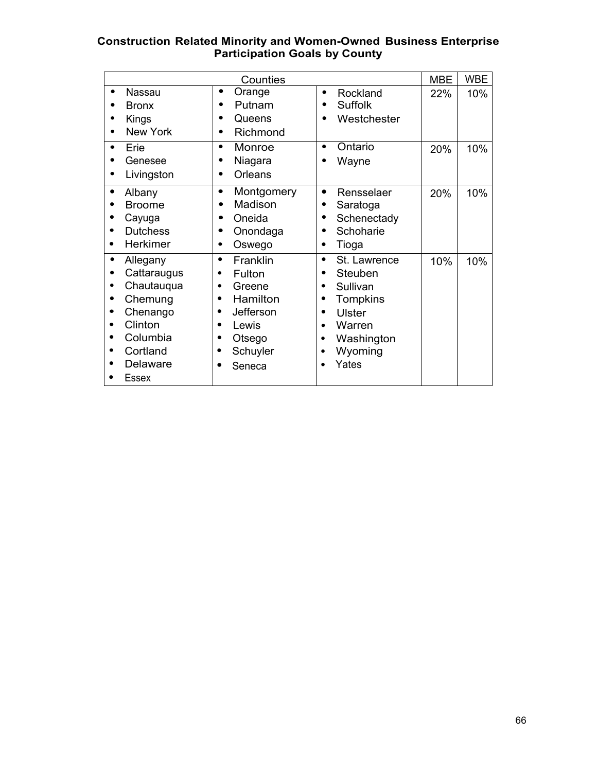**Construction Related Minority and Women-Owned Business Enterprise Participation Goals by County**

| Counties | | | MBE | WBE |
|---|---|---|---|---|
| • Nassau<br>• Bronx<br>• Kings<br>• New York | • Orange<br>• Putnam<br>• Queens<br>• Richmond | • Rockland<br>• Suffolk<br>• Westchester | 22% | 10% |
| • Erie<br>• Genesee<br>• Livingston | • Monroe<br>• Niagara<br>• Orleans | • Ontario<br>• Wayne | 20% | 10% |
| • Albany<br>• Broome<br>• Cayuga<br>• Dutchess<br>• Herkimer | • Montgomery<br>• Madison<br>• Oneida<br>• Onondaga<br>• Oswego | • Rensselaer<br>• Saratoga<br>• Schenectady<br>• Schoharie<br>• Tioga | 20% | 10% |
| • Allegany<br>• Cattaraugus<br>• Chautauqua<br>• Chemung<br>• Chenango<br>• Clinton<br>• Columbia<br>• Cortland<br>• Delaware<br>• Essex | • Franklin<br>• Fulton<br>• Greene<br>• Hamilton<br>• Jefferson<br>• Lewis<br>• Otsego<br>• Schuyler<br>• Seneca | • St. Lawrence<br>• Steuben<br>• Sullivan<br>• Tompkins<br>• Ulster<br>• Warren<br>• Washington<br>• Wyoming<br>• Yates | 10% | 10% |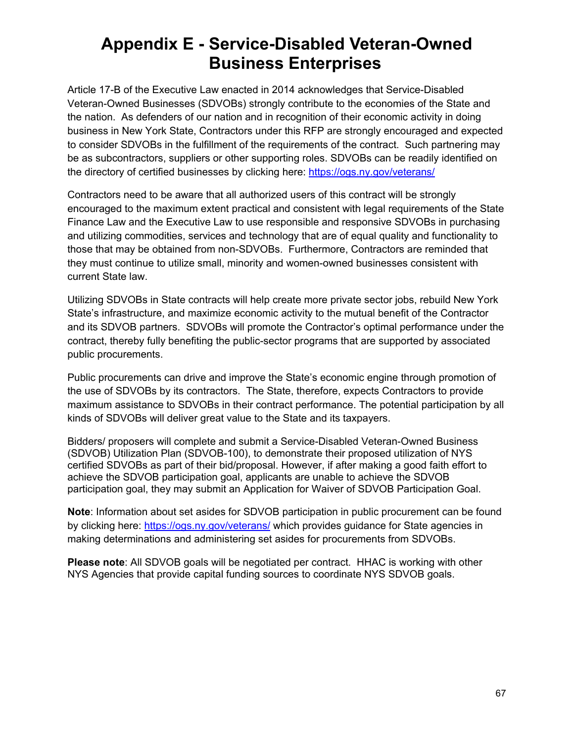# Appendix E - Service-Disabled Veteran-Owned Business Enterprises

Article 17-B of the Executive Law enacted in 2014 acknowledges that Service-Disabled Veteran-Owned Businesses (SDVOBs) strongly contribute to the economies of the State and the nation. As defenders of our nation and in recognition of their economic activity in doing business in New York State, Contractors under this RFP are strongly encouraged and expected to consider SDVOBs in the fulfillment of the requirements of the contract. Such partnering may be as subcontractors, suppliers or other supporting roles. SDVOBs can be readily identified on the directory of certified businesses by clicking here: [https://ogs.ny.gov/veterans/](https://ogs.ny.gov/veterans/)

Contractors need to be aware that all authorized users of this contract will be strongly encouraged to the maximum extent practical and consistent with legal requirements of the State Finance Law and the Executive Law to use responsible and responsive SDVOBs in purchasing and utilizing commodities, services and technology that are of equal quality and functionality to those that may be obtained from non-SDVOBs. Furthermore, Contractors are reminded that they must continue to utilize small, minority and women-owned businesses consistent with current State law.

Utilizing SDVOBs in State contracts will help create more private sector jobs, rebuild New York State's infrastructure, and maximize economic activity to the mutual benefit of the Contractor and its SDVOB partners. SDVOBs will promote the Contractor's optimal performance under the contract, thereby fully benefiting the public-sector programs that are supported by associated public procurements.

Public procurements can drive and improve the State's economic engine through promotion of the use of SDVOBs by its contractors. The State, therefore, expects Contractors to provide maximum assistance to SDVOBs in their contract performance. The potential participation by all kinds of SDVOBs will deliver great value to the State and its taxpayers.

Bidders/ proposers will complete and submit a Service-Disabled Veteran-Owned Business (SDVOB) Utilization Plan (SDVOB-100), to demonstrate their proposed utilization of NYS certified SDVOBs as part of their bid/proposal. However, if after making a good faith effort to achieve the SDVOB participation goal, applicants are unable to achieve the SDVOB participation goal, they may submit an Application for Waiver of SDVOB Participation Goal.

**Note**: Information about set asides for SDVOB participation in public procurement can be found by clicking here: [https://ogs.ny.gov/veterans/](https://ogs.ny.gov/veterans/) which provides guidance for State agencies in making determinations and administering set asides for procurements from SDVOBs.

**Please note**: All SDVOB goals will be negotiated per contract. HHAC is working with other NYS Agencies that provide capital funding sources to coordinate NYS SDVOB goals.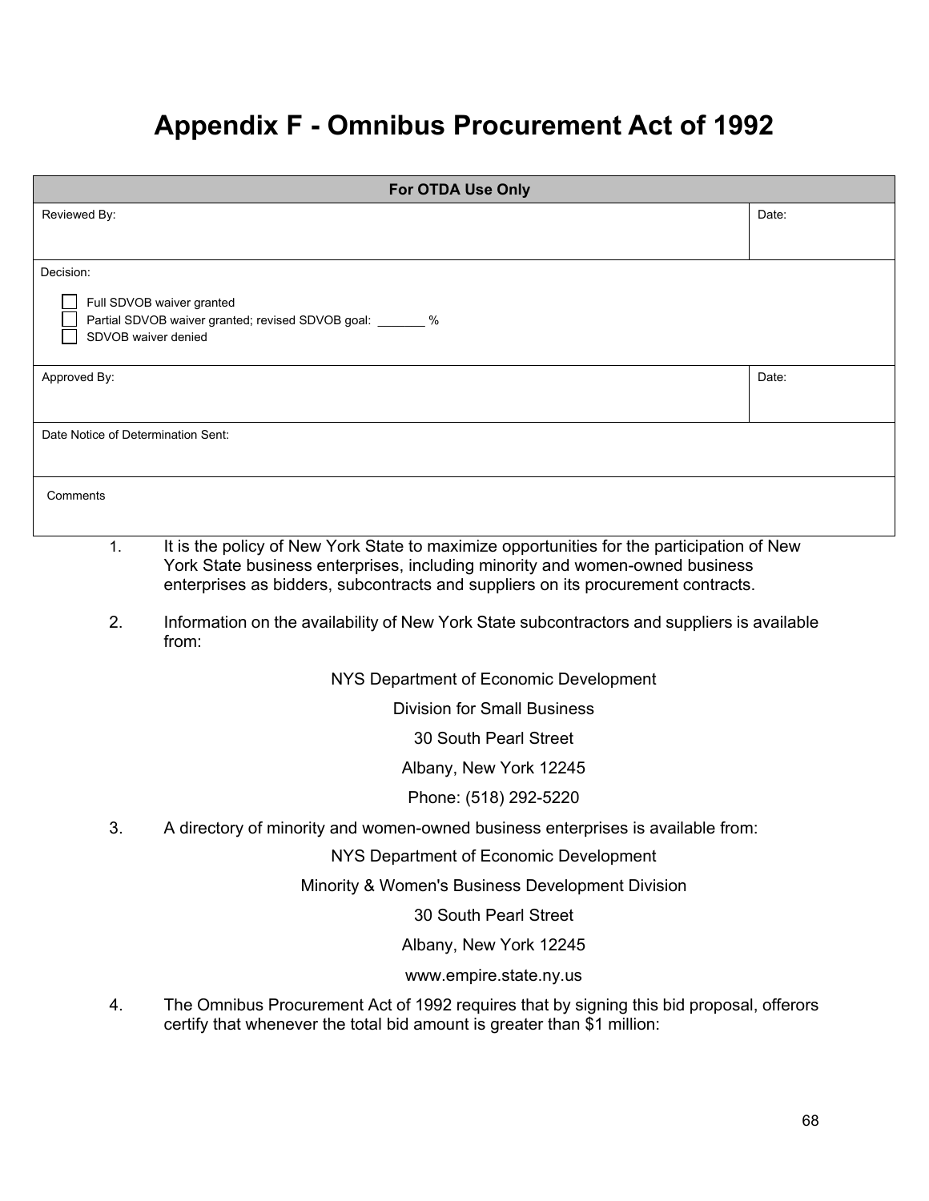# Appendix F - Omnibus Procurement Act of 1992

| For OTDA Use Only | |
|---|---|
| Reviewed By: | Date: |
| Decision:<br><br>☐ Full SDVOB waiver granted<br>☐ Partial SDVOB waiver granted; revised SDVOB goal: _______ %<br>☐ SDVOB waiver denied | |
| Approved By: | Date: |
| Date Notice of Determination Sent: | |
| Comments | |

1. It is the policy of New York State to maximize opportunities for the participation of New York State business enterprises, including minority and women-owned business enterprises as bidders, subcontracts and suppliers on its procurement contracts.

2. Information on the availability of New York State subcontractors and suppliers is available from:

   NYS Department of Economic Development
   
   Division for Small Business
   
   30 South Pearl Street
   
   Albany, New York 12245
   
   Phone: (518) 292-5220

3. A directory of minority and women-owned business enterprises is available from:

   NYS Department of Economic Development
   
   Minority & Women's Business Development Division
   
   30 South Pearl Street
   
   Albany, New York 12245
   
   www.empire.state.ny.us

4. The Omnibus Procurement Act of 1992 requires that by signing this bid proposal, offerors certify that whenever the total bid amount is greater than $1 million: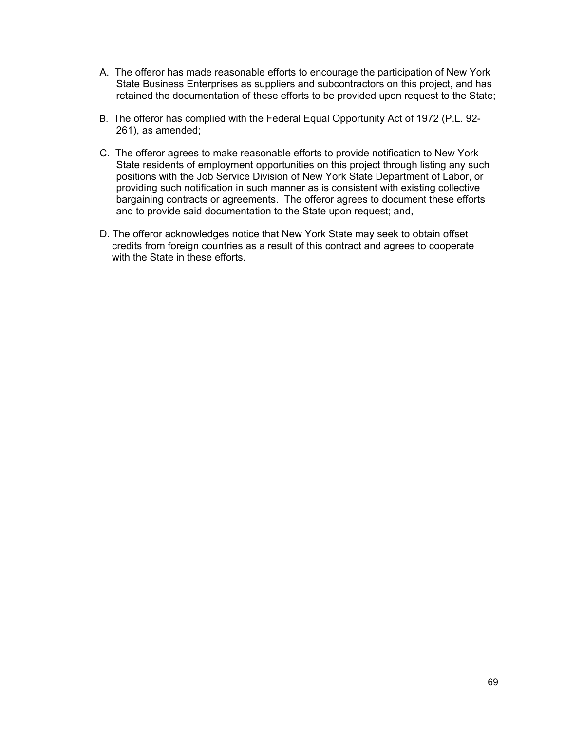A. The offeror has made reasonable efforts to encourage the participation of New York State Business Enterprises as suppliers and subcontractors on this project, and has retained the documentation of these efforts to be provided upon request to the State;

B. The offeror has complied with the Federal Equal Opportunity Act of 1972 (P.L. 92-261), as amended;

C. The offeror agrees to make reasonable efforts to provide notification to New York State residents of employment opportunities on this project through listing any such positions with the Job Service Division of New York State Department of Labor, or providing such notification in such manner as is consistent with existing collective bargaining contracts or agreements. The offeror agrees to document these efforts and to provide said documentation to the State upon request; and,

D. The offeror acknowledges notice that New York State may seek to obtain offset credits from foreign countries as a result of this contract and agrees to cooperate with the State in these efforts.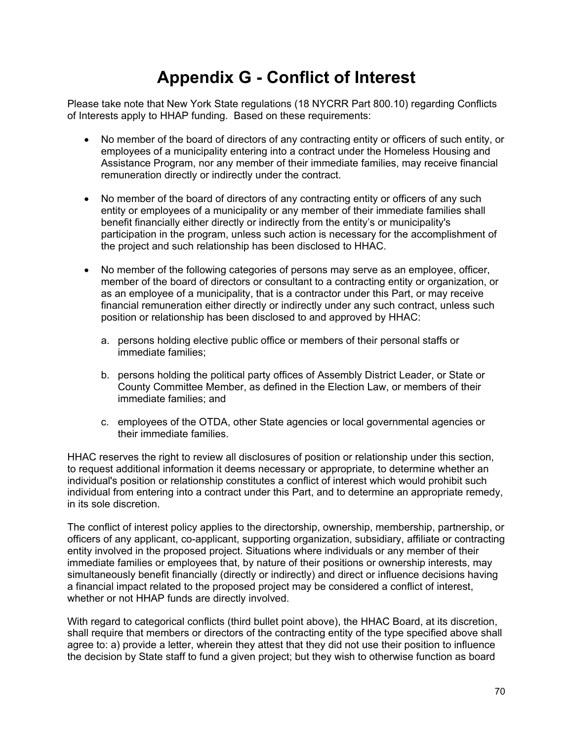# Appendix G - Conflict of Interest

Please take note that New York State regulations (18 NYCRR Part 800.10) regarding Conflicts of Interests apply to HHAP funding. Based on these requirements:

- No member of the board of directors of any contracting entity or officers of such entity, or employees of a municipality entering into a contract under the Homeless Housing and Assistance Program, nor any member of their immediate families, may receive financial remuneration directly or indirectly under the contract.

- No member of the board of directors of any contracting entity or officers of any such entity or employees of a municipality or any member of their immediate families shall benefit financially either directly or indirectly from the entity's or municipality's participation in the program, unless such action is necessary for the accomplishment of the project and such relationship has been disclosed to HHAC.

- No member of the following categories of persons may serve as an employee, officer, member of the board of directors or consultant to a contracting entity or organization, or as an employee of a municipality, that is a contractor under this Part, or may receive financial remuneration either directly or indirectly under any such contract, unless such position or relationship has been disclosed to and approved by HHAC:

    a. persons holding elective public office or members of their personal staffs or immediate families;

    b. persons holding the political party offices of Assembly District Leader, or State or County Committee Member, as defined in the Election Law, or members of their immediate families; and

    c. employees of the OTDA, other State agencies or local governmental agencies or their immediate families.

HHAC reserves the right to review all disclosures of position or relationship under this section, to request additional information it deems necessary or appropriate, to determine whether an individual's position or relationship constitutes a conflict of interest which would prohibit such individual from entering into a contract under this Part, and to determine an appropriate remedy, in its sole discretion.

The conflict of interest policy applies to the directorship, ownership, membership, partnership, or officers of any applicant, co-applicant, supporting organization, subsidiary, affiliate or contracting entity involved in the proposed project. Situations where individuals or any member of their immediate families or employees that, by nature of their positions or ownership interests, may simultaneously benefit financially (directly or indirectly) and direct or influence decisions having a financial impact related to the proposed project may be considered a conflict of interest, whether or not HHAP funds are directly involved.

With regard to categorical conflicts (third bullet point above), the HHAC Board, at its discretion, shall require that members or directors of the contracting entity of the type specified above shall agree to: a) provide a letter, wherein they attest that they did not use their position to influence the decision by State staff to fund a given project; but they wish to otherwise function as board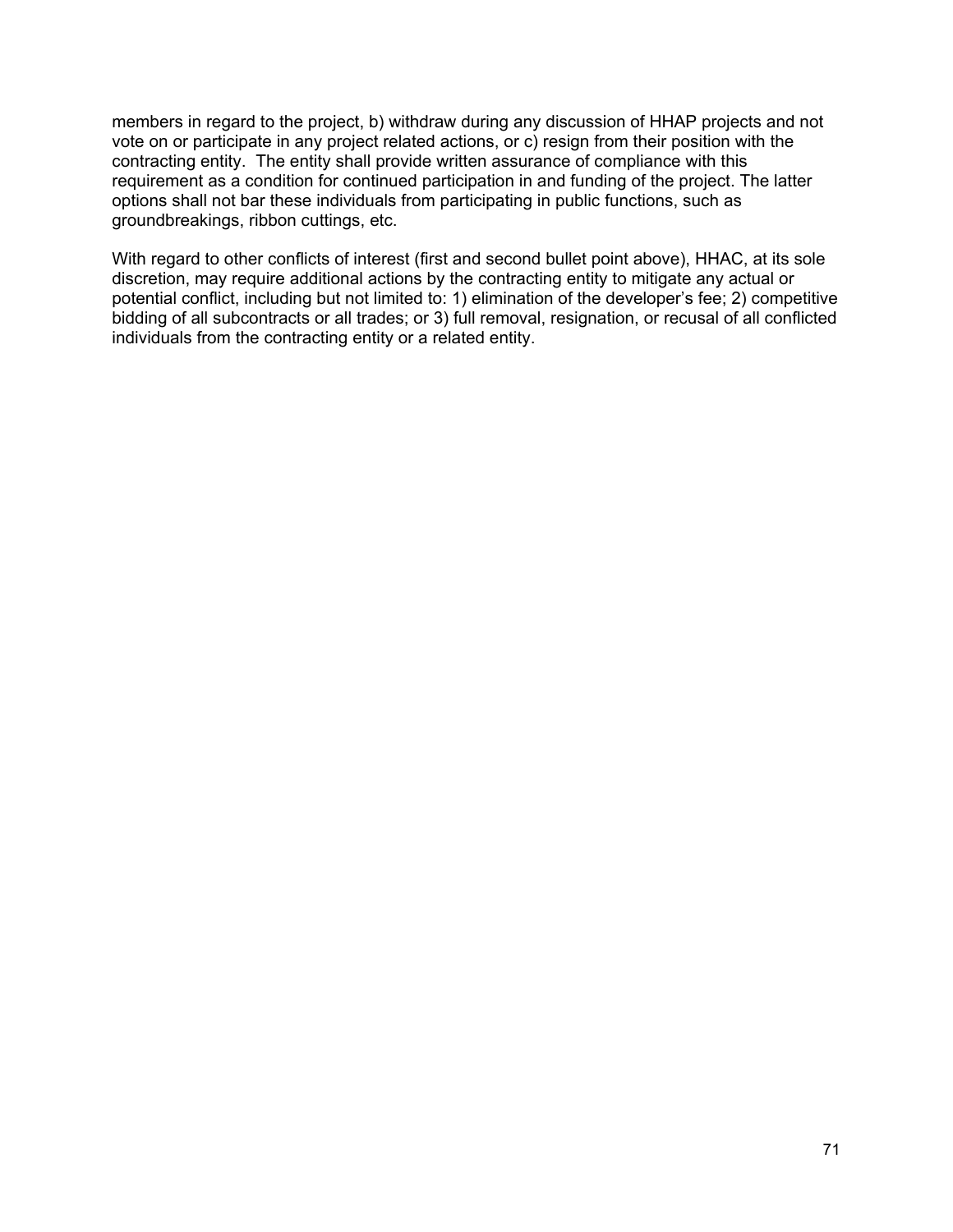members in regard to the project, b) withdraw during any discussion of HHAP projects and not vote on or participate in any project related actions, or c) resign from their position with the contracting entity. The entity shall provide written assurance of compliance with this requirement as a condition for continued participation in and funding of the project. The latter options shall not bar these individuals from participating in public functions, such as groundbreakings, ribbon cuttings, etc.

With regard to other conflicts of interest (first and second bullet point above), HHAC, at its sole discretion, may require additional actions by the contracting entity to mitigate any actual or potential conflict, including but not limited to: 1) elimination of the developer's fee; 2) competitive bidding of all subcontracts or all trades; or 3) full removal, resignation, or recusal of all conflicted individuals from the contracting entity or a related entity.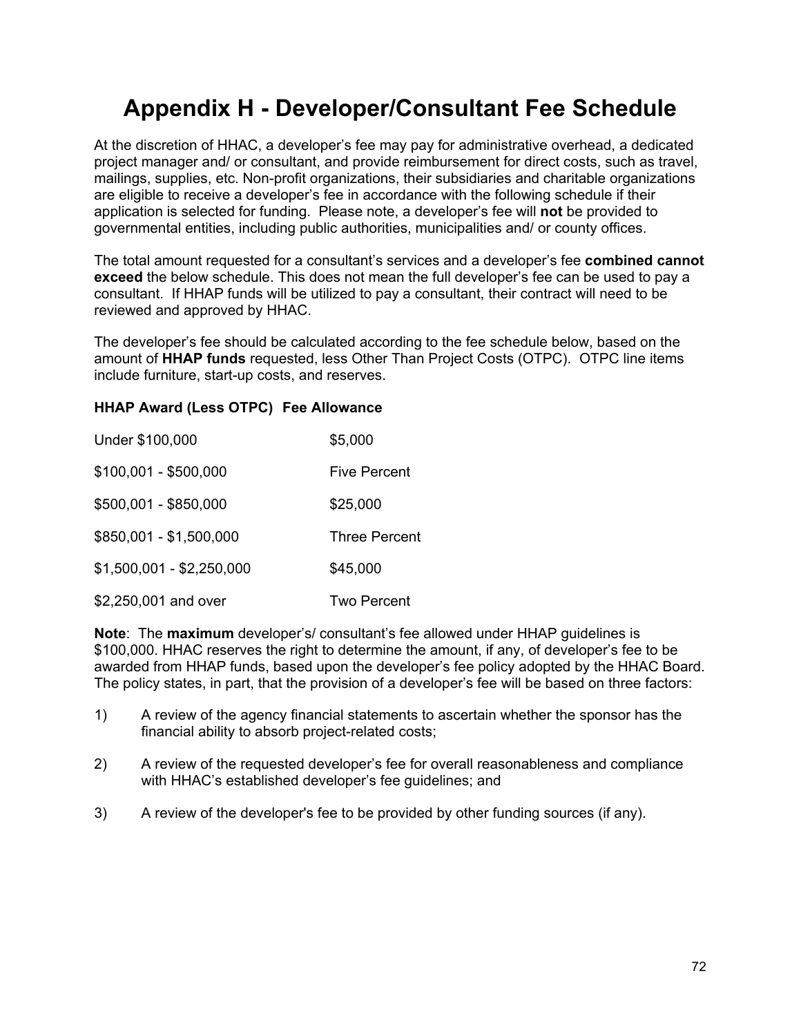# Appendix H - Developer/Consultant Fee Schedule

At the discretion of HHAC, a developer's fee may pay for administrative overhead, a dedicated project manager and/ or consultant, and provide reimbursement for direct costs, such as travel, mailings, supplies, etc. Non-profit organizations, their subsidiaries and charitable organizations are eligible to receive a developer's fee in accordance with the following schedule if their application is selected for funding. Please note, a developer's fee will **not** be provided to governmental entities, including public authorities, municipalities and/ or county offices.

The total amount requested for a consultant's services and a developer's fee **combined cannot exceed** the below schedule. This does not mean the full developer's fee can be used to pay a consultant. If HHAP funds will be utilized to pay a consultant, their contract will need to be reviewed and approved by HHAC.

The developer's fee should be calculated according to the fee schedule below, based on the amount of **HHAP funds** requested, less Other Than Project Costs (OTPC). OTPC line items include furniture, start-up costs, and reserves.

| **HHAP Award (Less OTPC)** | **Fee Allowance** |
| --- | --- |
| Under $100,000 | $5,000 |
| $100,001 - $500,000 | Five Percent |
| $500,001 - $850,000 | $25,000 |
| $850,001 - $1,500,000 | Three Percent |
| $1,500,001 - $2,250,000 | $45,000 |
| $2,250,001 and over | Two Percent |

**Note**: The **maximum** developer's/ consultant's fee allowed under HHAP guidelines is $100,000. HHAC reserves the right to determine the amount, if any, of developer's fee to be awarded from HHAP funds, based upon the developer's fee policy adopted by the HHAC Board. The policy states, in part, that the provision of a developer's fee will be based on three factors:

1) A review of the agency financial statements to ascertain whether the sponsor has the financial ability to absorb project-related costs;

2) A review of the requested developer's fee for overall reasonableness and compliance with HHAC's established developer's fee guidelines; and

3) A review of the developer's fee to be provided by other funding sources (if any).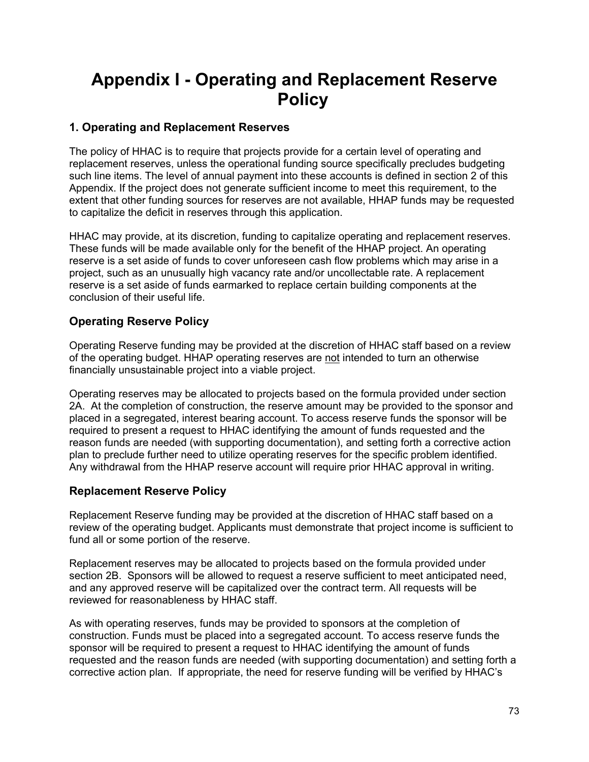# Appendix I - Operating and Replacement Reserve Policy

## 1. Operating and Replacement Reserves

The policy of HHAC is to require that projects provide for a certain level of operating and replacement reserves, unless the operational funding source specifically precludes budgeting such line items. The level of annual payment into these accounts is defined in section 2 of this Appendix. If the project does not generate sufficient income to meet this requirement, to the extent that other funding sources for reserves are not available, HHAP funds may be requested to capitalize the deficit in reserves through this application.

HHAC may provide, at its discretion, funding to capitalize operating and replacement reserves. These funds will be made available only for the benefit of the HHAP project. An operating reserve is a set aside of funds to cover unforeseen cash flow problems which may arise in a project, such as an unusually high vacancy rate and/or uncollectable rate. A replacement reserve is a set aside of funds earmarked to replace certain building components at the conclusion of their useful life.

### Operating Reserve Policy

Operating Reserve funding may be provided at the discretion of HHAC staff based on a review of the operating budget. HHAP operating reserves are <u>not</u> intended to turn an otherwise financially unsustainable project into a viable project.

Operating reserves may be allocated to projects based on the formula provided under section 2A. At the completion of construction, the reserve amount may be provided to the sponsor and placed in a segregated, interest bearing account. To access reserve funds the sponsor will be required to present a request to HHAC identifying the amount of funds requested and the reason funds are needed (with supporting documentation), and setting forth a corrective action plan to preclude further need to utilize operating reserves for the specific problem identified. Any withdrawal from the HHAP reserve account will require prior HHAC approval in writing.

### Replacement Reserve Policy

Replacement Reserve funding may be provided at the discretion of HHAC staff based on a review of the operating budget. Applicants must demonstrate that project income is sufficient to fund all or some portion of the reserve.

Replacement reserves may be allocated to projects based on the formula provided under section 2B. Sponsors will be allowed to request a reserve sufficient to meet anticipated need, and any approved reserve will be capitalized over the contract term. All requests will be reviewed for reasonableness by HHAC staff.

As with operating reserves, funds may be provided to sponsors at the completion of construction. Funds must be placed into a segregated account. To access reserve funds the sponsor will be required to present a request to HHAC identifying the amount of funds requested and the reason funds are needed (with supporting documentation) and setting forth a corrective action plan. If appropriate, the need for reserve funding will be verified by HHAC's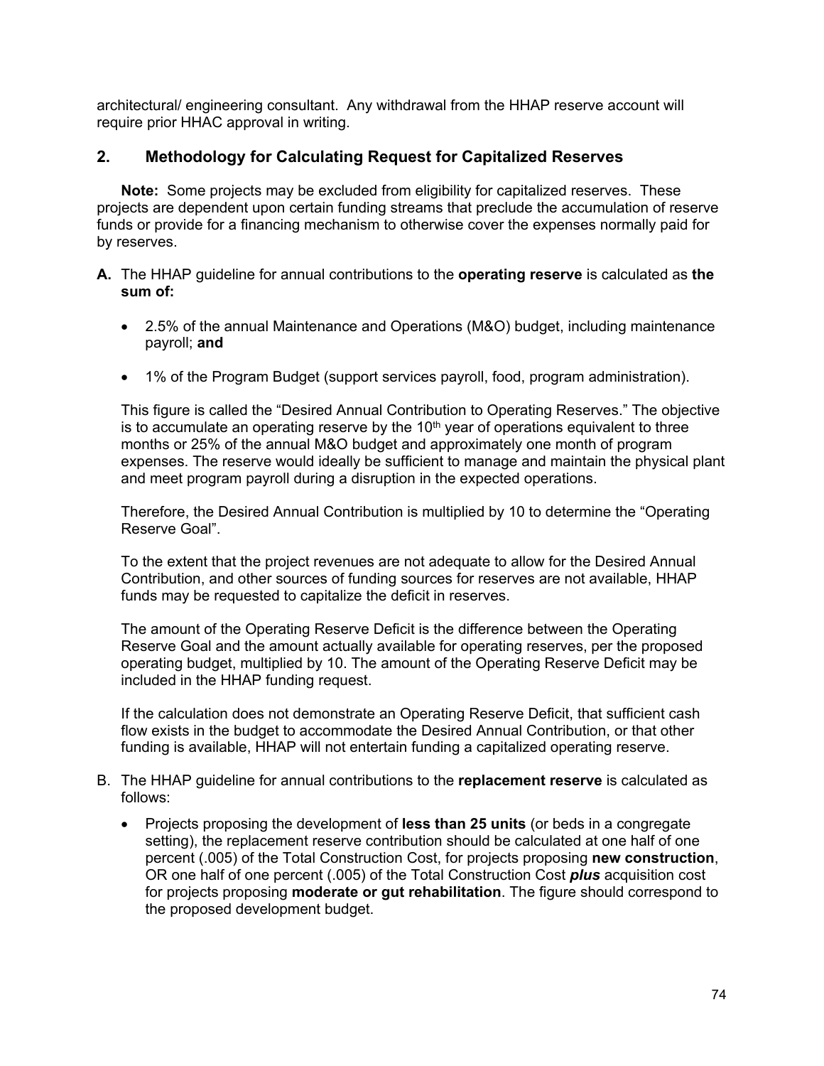architectural/ engineering consultant. Any withdrawal from the HHAP reserve account will require prior HHAC approval in writing.

## 2. Methodology for Calculating Request for Capitalized Reserves

**Note:** Some projects may be excluded from eligibility for capitalized reserves. These projects are dependent upon certain funding streams that preclude the accumulation of reserve funds or provide for a financing mechanism to otherwise cover the expenses normally paid for by reserves.

**A.** The HHAP guideline for annual contributions to the **operating reserve** is calculated as **the sum of:**

- 2.5% of the annual Maintenance and Operations (M&O) budget, including maintenance payroll; **and**
- 1% of the Program Budget (support services payroll, food, program administration).

This figure is called the "Desired Annual Contribution to Operating Reserves." The objective is to accumulate an operating reserve by the 10th year of operations equivalent to three months or 25% of the annual M&O budget and approximately one month of program expenses. The reserve would ideally be sufficient to manage and maintain the physical plant and meet program payroll during a disruption in the expected operations.

Therefore, the Desired Annual Contribution is multiplied by 10 to determine the "Operating Reserve Goal".

To the extent that the project revenues are not adequate to allow for the Desired Annual Contribution, and other sources of funding sources for reserves are not available, HHAP funds may be requested to capitalize the deficit in reserves.

The amount of the Operating Reserve Deficit is the difference between the Operating Reserve Goal and the amount actually available for operating reserves, per the proposed operating budget, multiplied by 10. The amount of the Operating Reserve Deficit may be included in the HHAP funding request.

If the calculation does not demonstrate an Operating Reserve Deficit, that sufficient cash flow exists in the budget to accommodate the Desired Annual Contribution, or that other funding is available, HHAP will not entertain funding a capitalized operating reserve.

B. The HHAP guideline for annual contributions to the **replacement reserve** is calculated as follows:

- Projects proposing the development of **less than 25 units** (or beds in a congregate setting), the replacement reserve contribution should be calculated at one half of one percent (.005) of the Total Construction Cost, for projects proposing **new construction**, OR one half of one percent (.005) of the Total Construction Cost ***plus*** acquisition cost for projects proposing **moderate or gut rehabilitation**. The figure should correspond to the proposed development budget.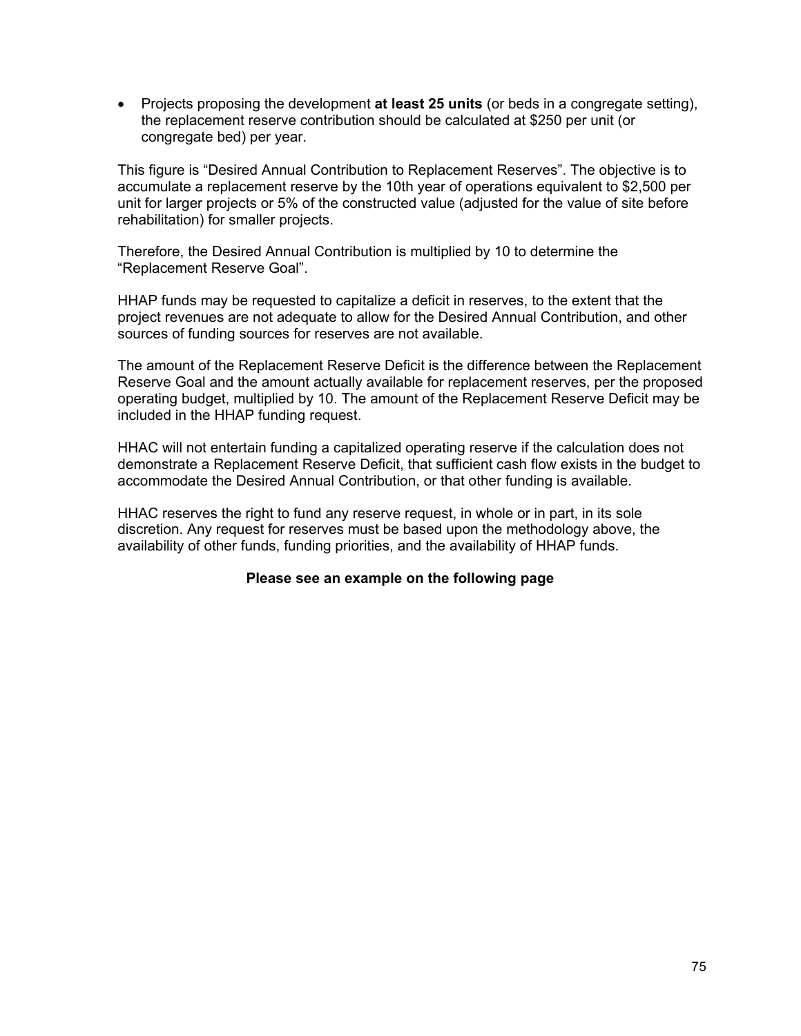- Projects proposing the development **at least 25 units** (or beds in a congregate setting), the replacement reserve contribution should be calculated at $250 per unit (or congregate bed) per year.

This figure is "Desired Annual Contribution to Replacement Reserves". The objective is to accumulate a replacement reserve by the 10th year of operations equivalent to $2,500 per unit for larger projects or 5% of the constructed value (adjusted for the value of site before rehabilitation) for smaller projects.

Therefore, the Desired Annual Contribution is multiplied by 10 to determine the "Replacement Reserve Goal".

HHAP funds may be requested to capitalize a deficit in reserves, to the extent that the project revenues are not adequate to allow for the Desired Annual Contribution, and other sources of funding sources for reserves are not available.

The amount of the Replacement Reserve Deficit is the difference between the Replacement Reserve Goal and the amount actually available for replacement reserves, per the proposed operating budget, multiplied by 10. The amount of the Replacement Reserve Deficit may be included in the HHAP funding request.

HHAC will not entertain funding a capitalized operating reserve if the calculation does not demonstrate a Replacement Reserve Deficit, that sufficient cash flow exists in the budget to accommodate the Desired Annual Contribution, or that other funding is available.

HHAC reserves the right to fund any reserve request, in whole or in part, in its sole discretion. Any request for reserves must be based upon the methodology above, the availability of other funds, funding priorities, and the availability of HHAP funds.

**Please see an example on the following page**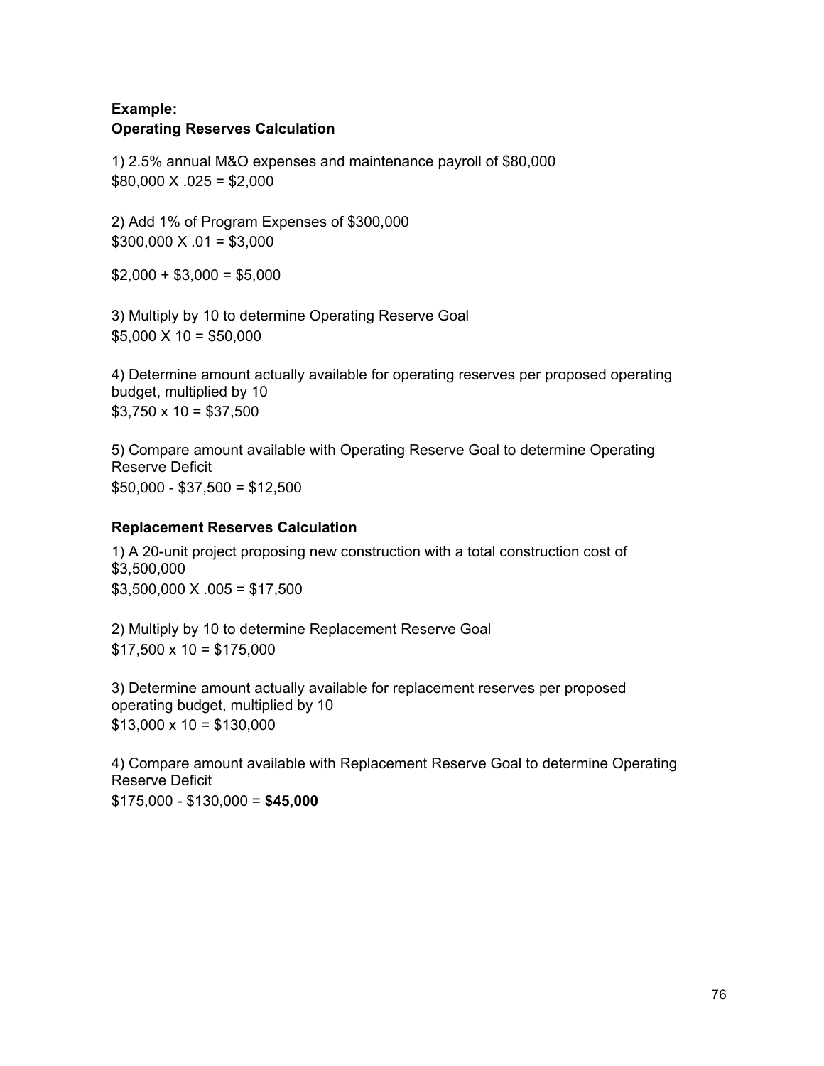**Example:**
**Operating Reserves Calculation**

1) 2.5% annual M&O expenses and maintenance payroll of $80,000
$80,000 X .025 = $2,000

2) Add 1% of Program Expenses of $300,000
$300,000 X .01 = $3,000

$2,000 + $3,000 = $5,000

3) Multiply by 10 to determine Operating Reserve Goal
$5,000 X 10 = $50,000

4) Determine amount actually available for operating reserves per proposed operating budget, multiplied by 10
$3,750 x 10 = $37,500

5) Compare amount available with Operating Reserve Goal to determine Operating Reserve Deficit
$50,000 - $37,500 = $12,500

**Replacement Reserves Calculation**

1) A 20-unit project proposing new construction with a total construction cost of $3,500,000
$3,500,000 X .005 = $17,500

2) Multiply by 10 to determine Replacement Reserve Goal
$17,500 x 10 = $175,000

3) Determine amount actually available for replacement reserves per proposed operating budget, multiplied by 10
$13,000 x 10 = $130,000

4) Compare amount available with Replacement Reserve Goal to determine Operating Reserve Deficit
$175,000 - $130,000 = **$45,000**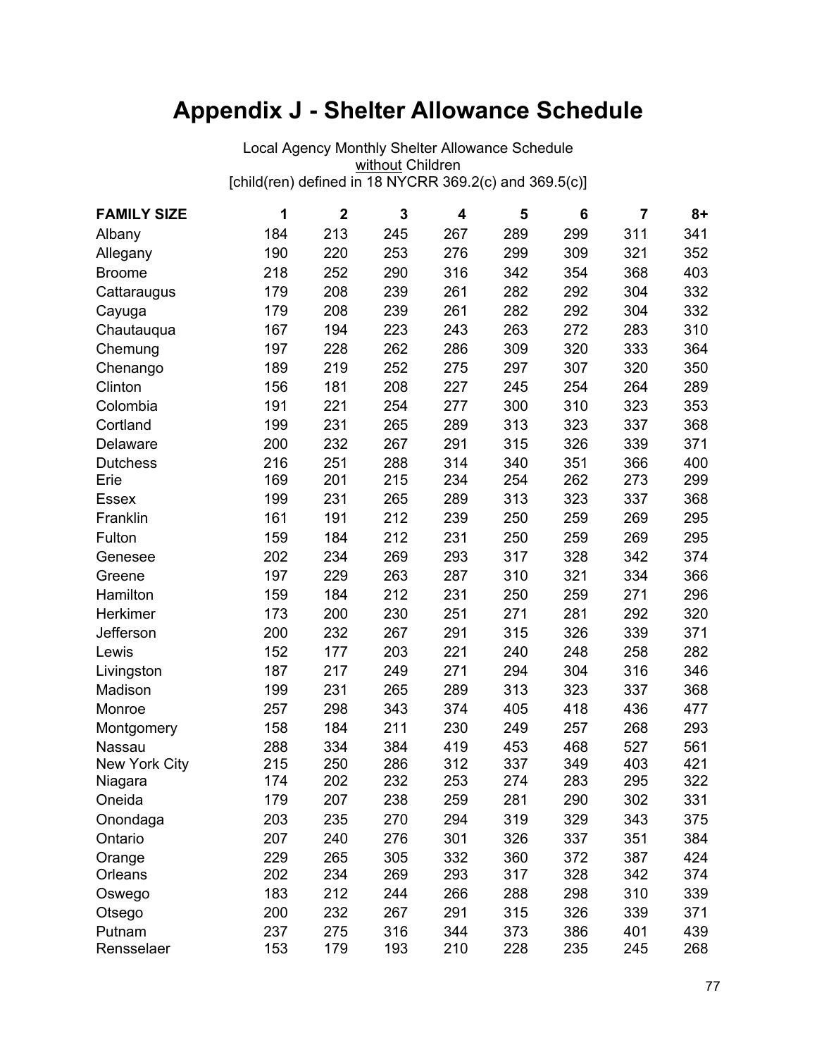# Appendix J - Shelter Allowance Schedule

Local Agency Monthly Shelter Allowance Schedule
without Children
[child(ren) defined in 18 NYCRR 369.2(c) and 369.5(c)]

| FAMILY SIZE | 1 | 2 | 3 | 4 | 5 | 6 | 7 | 8+ |
|---|---|---|---|---|---|---|---|---|
| Albany | 184 | 213 | 245 | 267 | 289 | 299 | 311 | 341 |
| Allegany | 190 | 220 | 253 | 276 | 299 | 309 | 321 | 352 |
| Broome | 218 | 252 | 290 | 316 | 342 | 354 | 368 | 403 |
| Cattaraugus | 179 | 208 | 239 | 261 | 282 | 292 | 304 | 332 |
| Cayuga | 179 | 208 | 239 | 261 | 282 | 292 | 304 | 332 |
| Chautauqua | 167 | 194 | 223 | 243 | 263 | 272 | 283 | 310 |
| Chemung | 197 | 228 | 262 | 286 | 309 | 320 | 333 | 364 |
| Chenango | 189 | 219 | 252 | 275 | 297 | 307 | 320 | 350 |
| Clinton | 156 | 181 | 208 | 227 | 245 | 254 | 264 | 289 |
| Colombia | 191 | 221 | 254 | 277 | 300 | 310 | 323 | 353 |
| Cortland | 199 | 231 | 265 | 289 | 313 | 323 | 337 | 368 |
| Delaware | 200 | 232 | 267 | 291 | 315 | 326 | 339 | 371 |
| Dutchess | 216 | 251 | 288 | 314 | 340 | 351 | 366 | 400 |
| Erie | 169 | 201 | 215 | 234 | 254 | 262 | 273 | 299 |
| Essex | 199 | 231 | 265 | 289 | 313 | 323 | 337 | 368 |
| Franklin | 161 | 191 | 212 | 239 | 250 | 259 | 269 | 295 |
| Fulton | 159 | 184 | 212 | 231 | 250 | 259 | 269 | 295 |
| Genesee | 202 | 234 | 269 | 293 | 317 | 328 | 342 | 374 |
| Greene | 197 | 229 | 263 | 287 | 310 | 321 | 334 | 366 |
| Hamilton | 159 | 184 | 212 | 231 | 250 | 259 | 271 | 296 |
| Herkimer | 173 | 200 | 230 | 251 | 271 | 281 | 292 | 320 |
| Jefferson | 200 | 232 | 267 | 291 | 315 | 326 | 339 | 371 |
| Lewis | 152 | 177 | 203 | 221 | 240 | 248 | 258 | 282 |
| Livingston | 187 | 217 | 249 | 271 | 294 | 304 | 316 | 346 |
| Madison | 199 | 231 | 265 | 289 | 313 | 323 | 337 | 368 |
| Monroe | 257 | 298 | 343 | 374 | 405 | 418 | 436 | 477 |
| Montgomery | 158 | 184 | 211 | 230 | 249 | 257 | 268 | 293 |
| Nassau | 288 | 334 | 384 | 419 | 453 | 468 | 527 | 561 |
| New York City | 215 | 250 | 286 | 312 | 337 | 349 | 403 | 421 |
| Niagara | 174 | 202 | 232 | 253 | 274 | 283 | 295 | 322 |
| Oneida | 179 | 207 | 238 | 259 | 281 | 290 | 302 | 331 |
| Onondaga | 203 | 235 | 270 | 294 | 319 | 329 | 343 | 375 |
| Ontario | 207 | 240 | 276 | 301 | 326 | 337 | 351 | 384 |
| Orange | 229 | 265 | 305 | 332 | 360 | 372 | 387 | 424 |
| Orleans | 202 | 234 | 269 | 293 | 317 | 328 | 342 | 374 |
| Oswego | 183 | 212 | 244 | 266 | 288 | 298 | 310 | 339 |
| Otsego | 200 | 232 | 267 | 291 | 315 | 326 | 339 | 371 |
| Putnam | 237 | 275 | 316 | 344 | 373 | 386 | 401 | 439 |
| Rensselaer | 153 | 179 | 193 | 210 | 228 | 235 | 245 | 268 |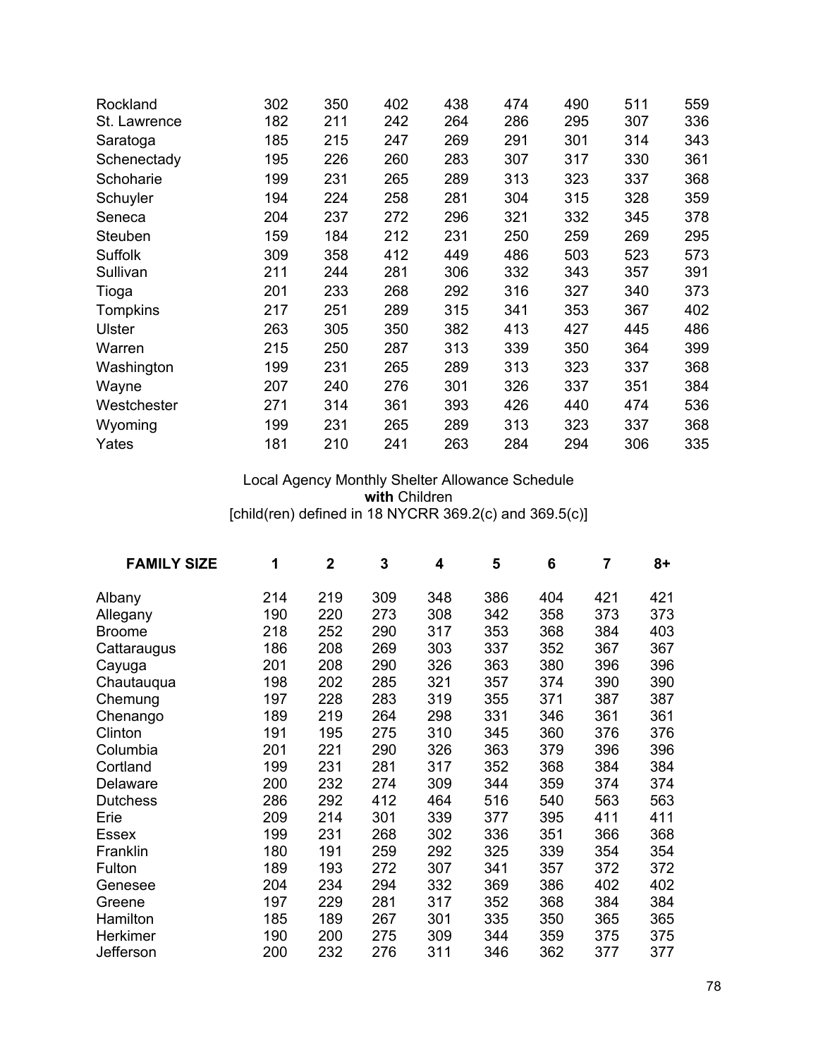| | | | | | | | | |
|---|---|---|---|---|---|---|---|---|
| Rockland | 302 | 350 | 402 | 438 | 474 | 490 | 511 | 559 |
| St. Lawrence | 182 | 211 | 242 | 264 | 286 | 295 | 307 | 336 |
| Saratoga | 185 | 215 | 247 | 269 | 291 | 301 | 314 | 343 |
| Schenectady | 195 | 226 | 260 | 283 | 307 | 317 | 330 | 361 |
| Schoharie | 199 | 231 | 265 | 289 | 313 | 323 | 337 | 368 |
| Schuyler | 194 | 224 | 258 | 281 | 304 | 315 | 328 | 359 |
| Seneca | 204 | 237 | 272 | 296 | 321 | 332 | 345 | 378 |
| Steuben | 159 | 184 | 212 | 231 | 250 | 259 | 269 | 295 |
| Suffolk | 309 | 358 | 412 | 449 | 486 | 503 | 523 | 573 |
| Sullivan | 211 | 244 | 281 | 306 | 332 | 343 | 357 | 391 |
| Tioga | 201 | 233 | 268 | 292 | 316 | 327 | 340 | 373 |
| Tompkins | 217 | 251 | 289 | 315 | 341 | 353 | 367 | 402 |
| Ulster | 263 | 305 | 350 | 382 | 413 | 427 | 445 | 486 |
| Warren | 215 | 250 | 287 | 313 | 339 | 350 | 364 | 399 |
| Washington | 199 | 231 | 265 | 289 | 313 | 323 | 337 | 368 |
| Wayne | 207 | 240 | 276 | 301 | 326 | 337 | 351 | 384 |
| Westchester | 271 | 314 | 361 | 393 | 426 | 440 | 474 | 536 |
| Wyoming | 199 | 231 | 265 | 289 | 313 | 323 | 337 | 368 |
| Yates | 181 | 210 | 241 | 263 | 284 | 294 | 306 | 335 |

Local Agency Monthly Shelter Allowance Schedule
**with** Children
[child(ren) defined in 18 NYCRR 369.2(c) and 369.5(c)]

| **FAMILY SIZE** | **1** | **2** | **3** | **4** | **5** | **6** | **7** | **8+** |
|---|---|---|---|---|---|---|---|---|
| Albany | 214 | 219 | 309 | 348 | 386 | 404 | 421 | 421 |
| Allegany | 190 | 220 | 273 | 308 | 342 | 358 | 373 | 373 |
| Broome | 218 | 252 | 290 | 317 | 353 | 368 | 384 | 403 |
| Cattaraugus | 186 | 208 | 269 | 303 | 337 | 352 | 367 | 367 |
| Cayuga | 201 | 208 | 290 | 326 | 363 | 380 | 396 | 396 |
| Chautauqua | 198 | 202 | 285 | 321 | 357 | 374 | 390 | 390 |
| Chemung | 197 | 228 | 283 | 319 | 355 | 371 | 387 | 387 |
| Chenango | 189 | 219 | 264 | 298 | 331 | 346 | 361 | 361 |
| Clinton | 191 | 195 | 275 | 310 | 345 | 360 | 376 | 376 |
| Columbia | 201 | 221 | 290 | 326 | 363 | 379 | 396 | 396 |
| Cortland | 199 | 231 | 281 | 317 | 352 | 368 | 384 | 384 |
| Delaware | 200 | 232 | 274 | 309 | 344 | 359 | 374 | 374 |
| Dutchess | 286 | 292 | 412 | 464 | 516 | 540 | 563 | 563 |
| Erie | 209 | 214 | 301 | 339 | 377 | 395 | 411 | 411 |
| Essex | 199 | 231 | 268 | 302 | 336 | 351 | 366 | 368 |
| Franklin | 180 | 191 | 259 | 292 | 325 | 339 | 354 | 354 |
| Fulton | 189 | 193 | 272 | 307 | 341 | 357 | 372 | 372 |
| Genesee | 204 | 234 | 294 | 332 | 369 | 386 | 402 | 402 |
| Greene | 197 | 229 | 281 | 317 | 352 | 368 | 384 | 384 |
| Hamilton | 185 | 189 | 267 | 301 | 335 | 350 | 365 | 365 |
| Herkimer | 190 | 200 | 275 | 309 | 344 | 359 | 375 | 375 |
| Jefferson | 200 | 232 | 276 | 311 | 346 | 362 | 377 | 377 |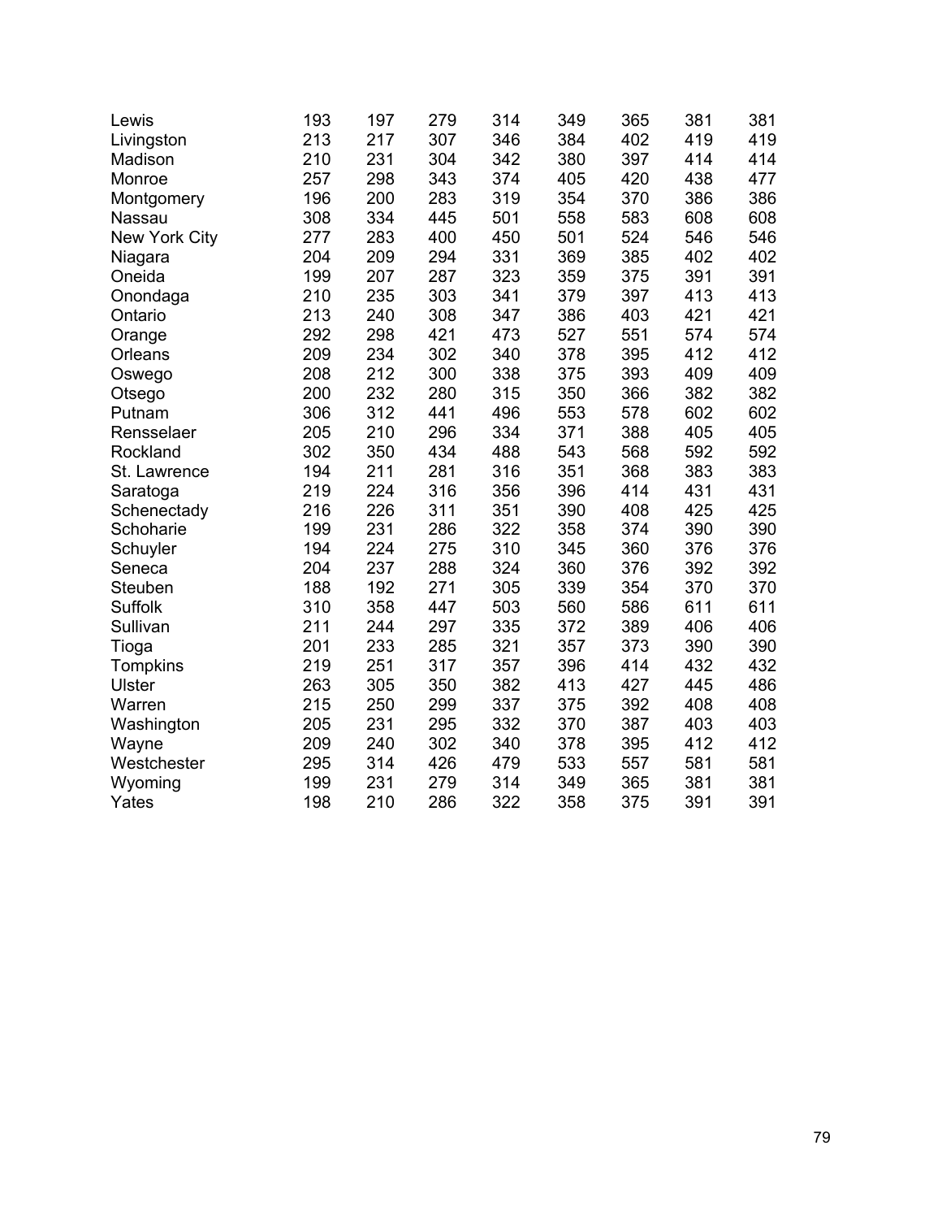| | | | | | | | | |
|---|---|---|---|---|---|---|---|---|
| Lewis | 193 | 197 | 279 | 314 | 349 | 365 | 381 | 381 |
| Livingston | 213 | 217 | 307 | 346 | 384 | 402 | 419 | 419 |
| Madison | 210 | 231 | 304 | 342 | 380 | 397 | 414 | 414 |
| Monroe | 257 | 298 | 343 | 374 | 405 | 420 | 438 | 477 |
| Montgomery | 196 | 200 | 283 | 319 | 354 | 370 | 386 | 386 |
| Nassau | 308 | 334 | 445 | 501 | 558 | 583 | 608 | 608 |
| New York City | 277 | 283 | 400 | 450 | 501 | 524 | 546 | 546 |
| Niagara | 204 | 209 | 294 | 331 | 369 | 385 | 402 | 402 |
| Oneida | 199 | 207 | 287 | 323 | 359 | 375 | 391 | 391 |
| Onondaga | 210 | 235 | 303 | 341 | 379 | 397 | 413 | 413 |
| Ontario | 213 | 240 | 308 | 347 | 386 | 403 | 421 | 421 |
| Orange | 292 | 298 | 421 | 473 | 527 | 551 | 574 | 574 |
| Orleans | 209 | 234 | 302 | 340 | 378 | 395 | 412 | 412 |
| Oswego | 208 | 212 | 300 | 338 | 375 | 393 | 409 | 409 |
| Otsego | 200 | 232 | 280 | 315 | 350 | 366 | 382 | 382 |
| Putnam | 306 | 312 | 441 | 496 | 553 | 578 | 602 | 602 |
| Rensselaer | 205 | 210 | 296 | 334 | 371 | 388 | 405 | 405 |
| Rockland | 302 | 350 | 434 | 488 | 543 | 568 | 592 | 592 |
| St. Lawrence | 194 | 211 | 281 | 316 | 351 | 368 | 383 | 383 |
| Saratoga | 219 | 224 | 316 | 356 | 396 | 414 | 431 | 431 |
| Schenectady | 216 | 226 | 311 | 351 | 390 | 408 | 425 | 425 |
| Schoharie | 199 | 231 | 286 | 322 | 358 | 374 | 390 | 390 |
| Schuyler | 194 | 224 | 275 | 310 | 345 | 360 | 376 | 376 |
| Seneca | 204 | 237 | 288 | 324 | 360 | 376 | 392 | 392 |
| Steuben | 188 | 192 | 271 | 305 | 339 | 354 | 370 | 370 |
| Suffolk | 310 | 358 | 447 | 503 | 560 | 586 | 611 | 611 |
| Sullivan | 211 | 244 | 297 | 335 | 372 | 389 | 406 | 406 |
| Tioga | 201 | 233 | 285 | 321 | 357 | 373 | 390 | 390 |
| Tompkins | 219 | 251 | 317 | 357 | 396 | 414 | 432 | 432 |
| Ulster | 263 | 305 | 350 | 382 | 413 | 427 | 445 | 486 |
| Warren | 215 | 250 | 299 | 337 | 375 | 392 | 408 | 408 |
| Washington | 205 | 231 | 295 | 332 | 370 | 387 | 403 | 403 |
| Wayne | 209 | 240 | 302 | 340 | 378 | 395 | 412 | 412 |
| Westchester | 295 | 314 | 426 | 479 | 533 | 557 | 581 | 581 |
| Wyoming | 199 | 231 | 279 | 314 | 349 | 365 | 381 | 381 |
| Yates | 198 | 210 | 286 | 322 | 358 | 375 | 391 | 391 |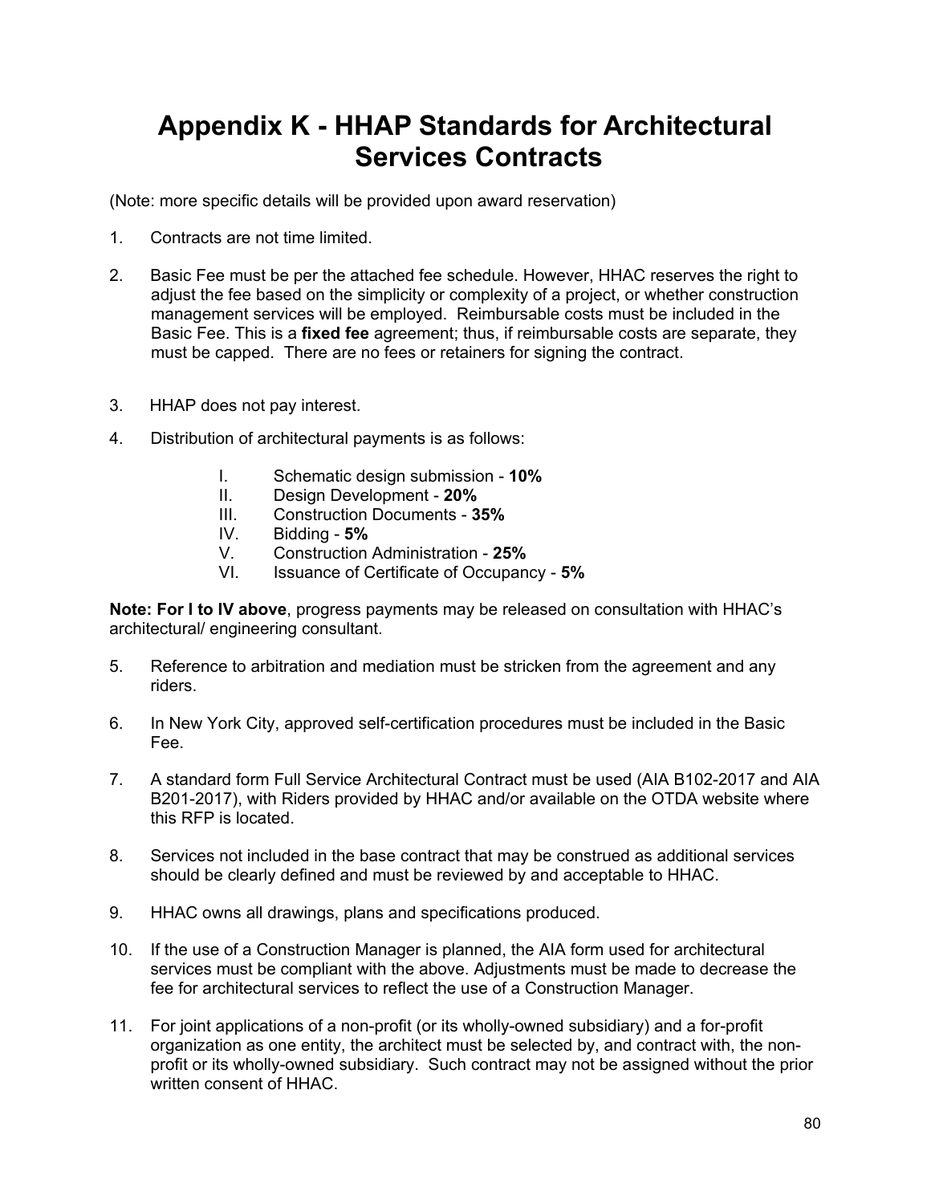# Appendix K - HHAP Standards for Architectural Services Contracts

(Note: more specific details will be provided upon award reservation)

1. Contracts are not time limited.

2. Basic Fee must be per the attached fee schedule. However, HHAC reserves the right to adjust the fee based on the simplicity or complexity of a project, or whether construction management services will be employed. Reimbursable costs must be included in the Basic Fee. This is a **fixed fee** agreement; thus, if reimbursable costs are separate, they must be capped. There are no fees or retainers for signing the contract.

3. HHAP does not pay interest.

4. Distribution of architectural payments is as follows:

   I. Schematic design submission - **10%**
   II. Design Development - **20%**
   III. Construction Documents - **35%**
   IV. Bidding - **5%**
   V. Construction Administration - **25%**
   VI. Issuance of Certificate of Occupancy - **5%**

**Note: For I to IV above**, progress payments may be released on consultation with HHAC's architectural/ engineering consultant.

5. Reference to arbitration and mediation must be stricken from the agreement and any riders.

6. In New York City, approved self-certification procedures must be included in the Basic Fee.

7. A standard form Full Service Architectural Contract must be used (AIA B102-2017 and AIA B201-2017), with Riders provided by HHAC and/or available on the OTDA website where this RFP is located.

8. Services not included in the base contract that may be construed as additional services should be clearly defined and must be reviewed by and acceptable to HHAC.

9. HHAC owns all drawings, plans and specifications produced.

10. If the use of a Construction Manager is planned, the AIA form used for architectural services must be compliant with the above. Adjustments must be made to decrease the fee for architectural services to reflect the use of a Construction Manager.

11. For joint applications of a non-profit (or its wholly-owned subsidiary) and a for-profit organization as one entity, the architect must be selected by, and contract with, the non-profit or its wholly-owned subsidiary. Such contract may not be assigned without the prior written consent of HHAC.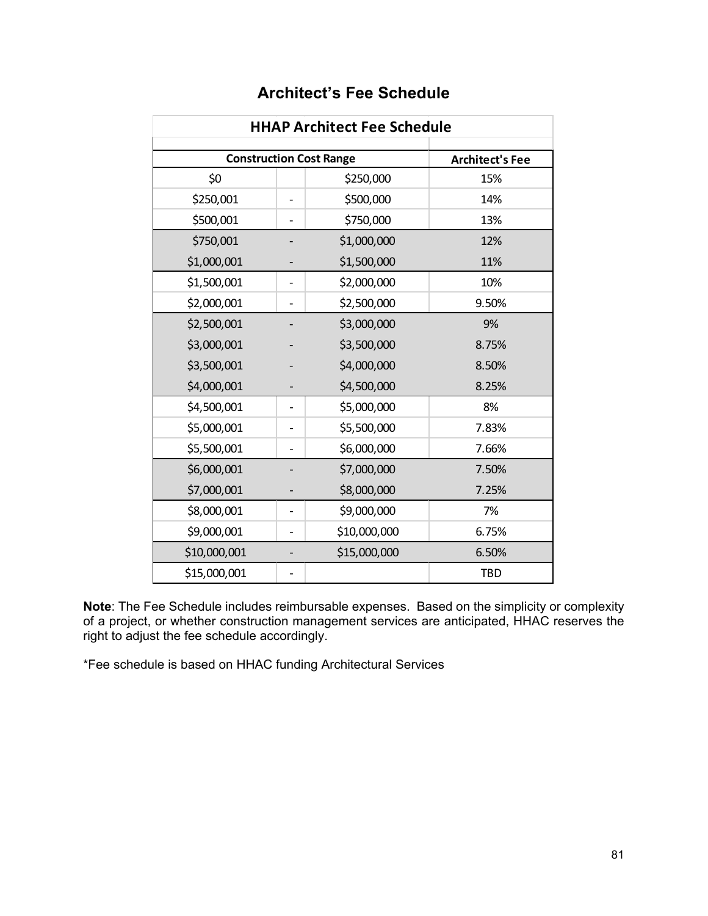# Architect's Fee Schedule

| HHAP Architect Fee Schedule | | | |
|---|---|---|---|
| **Construction Cost Range** | | | **Architect's Fee** |
| $0 | | $250,000 | 15% |
| $250,001 | - | $500,000 | 14% |
| $500,001 | - | $750,000 | 13% |
| $750,001 | - | $1,000,000 | 12% |
| $1,000,001 | - | $1,500,000 | 11% |
| $1,500,001 | - | $2,000,000 | 10% |
| $2,000,001 | - | $2,500,000 | 9.50% |
| $2,500,001 | - | $3,000,000 | 9% |
| $3,000,001 | - | $3,500,000 | 8.75% |
| $3,500,001 | - | $4,000,000 | 8.50% |
| $4,000,001 | - | $4,500,000 | 8.25% |
| $4,500,001 | - | $5,000,000 | 8% |
| $5,000,001 | - | $5,500,000 | 7.83% |
| $5,500,001 | - | $6,000,000 | 7.66% |
| $6,000,001 | - | $7,000,000 | 7.50% |
| $7,000,001 | - | $8,000,000 | 7.25% |
| $8,000,001 | - | $9,000,000 | 7% |
| $9,000,001 | - | $10,000,000 | 6.75% |
| $10,000,001 | - | $15,000,000 | 6.50% |
| $15,000,001 | - | | TBD |

**Note**: The Fee Schedule includes reimbursable expenses. Based on the simplicity or complexity of a project, or whether construction management services are anticipated, HHAC reserves the right to adjust the fee schedule accordingly.

*Fee schedule is based on HHAC funding Architectural Services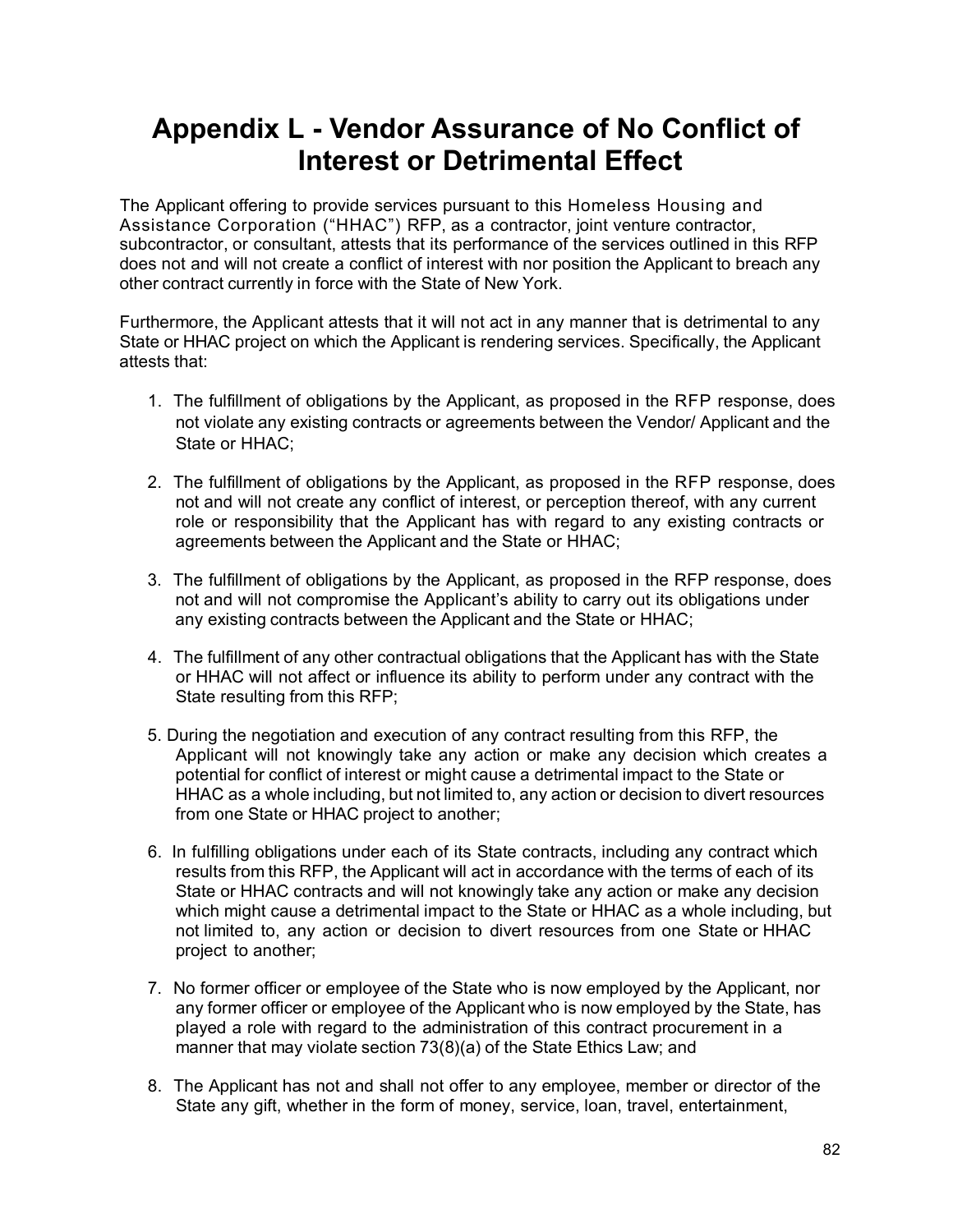# Appendix L - Vendor Assurance of No Conflict of Interest or Detrimental Effect

The Applicant offering to provide services pursuant to this Homeless Housing and Assistance Corporation ("HHAC") RFP, as a contractor, joint venture contractor, subcontractor, or consultant, attests that its performance of the services outlined in this RFP does not and will not create a conflict of interest with nor position the Applicant to breach any other contract currently in force with the State of New York.

Furthermore, the Applicant attests that it will not act in any manner that is detrimental to any State or HHAC project on which the Applicant is rendering services. Specifically, the Applicant attests that:

1. The fulfillment of obligations by the Applicant, as proposed in the RFP response, does not violate any existing contracts or agreements between the Vendor/ Applicant and the State or HHAC;
2. The fulfillment of obligations by the Applicant, as proposed in the RFP response, does not and will not create any conflict of interest, or perception thereof, with any current role or responsibility that the Applicant has with regard to any existing contracts or agreements between the Applicant and the State or HHAC;
3. The fulfillment of obligations by the Applicant, as proposed in the RFP response, does not and will not compromise the Applicant's ability to carry out its obligations under any existing contracts between the Applicant and the State or HHAC;
4. The fulfillment of any other contractual obligations that the Applicant has with the State or HHAC will not affect or influence its ability to perform under any contract with the State resulting from this RFP;
5. During the negotiation and execution of any contract resulting from this RFP, the Applicant will not knowingly take any action or make any decision which creates a potential for conflict of interest or might cause a detrimental impact to the State or HHAC as a whole including, but not limited to, any action or decision to divert resources from one State or HHAC project to another;
6. In fulfilling obligations under each of its State contracts, including any contract which results from this RFP, the Applicant will act in accordance with the terms of each of its State or HHAC contracts and will not knowingly take any action or make any decision which might cause a detrimental impact to the State or HHAC as a whole including, but not limited to, any action or decision to divert resources from one State or HHAC project to another;
7. No former officer or employee of the State who is now employed by the Applicant, nor any former officer or employee of the Applicant who is now employed by the State, has played a role with regard to the administration of this contract procurement in a manner that may violate section 73(8)(a) of the State Ethics Law; and
8. The Applicant has not and shall not offer to any employee, member or director of the State any gift, whether in the form of money, service, loan, travel, entertainment,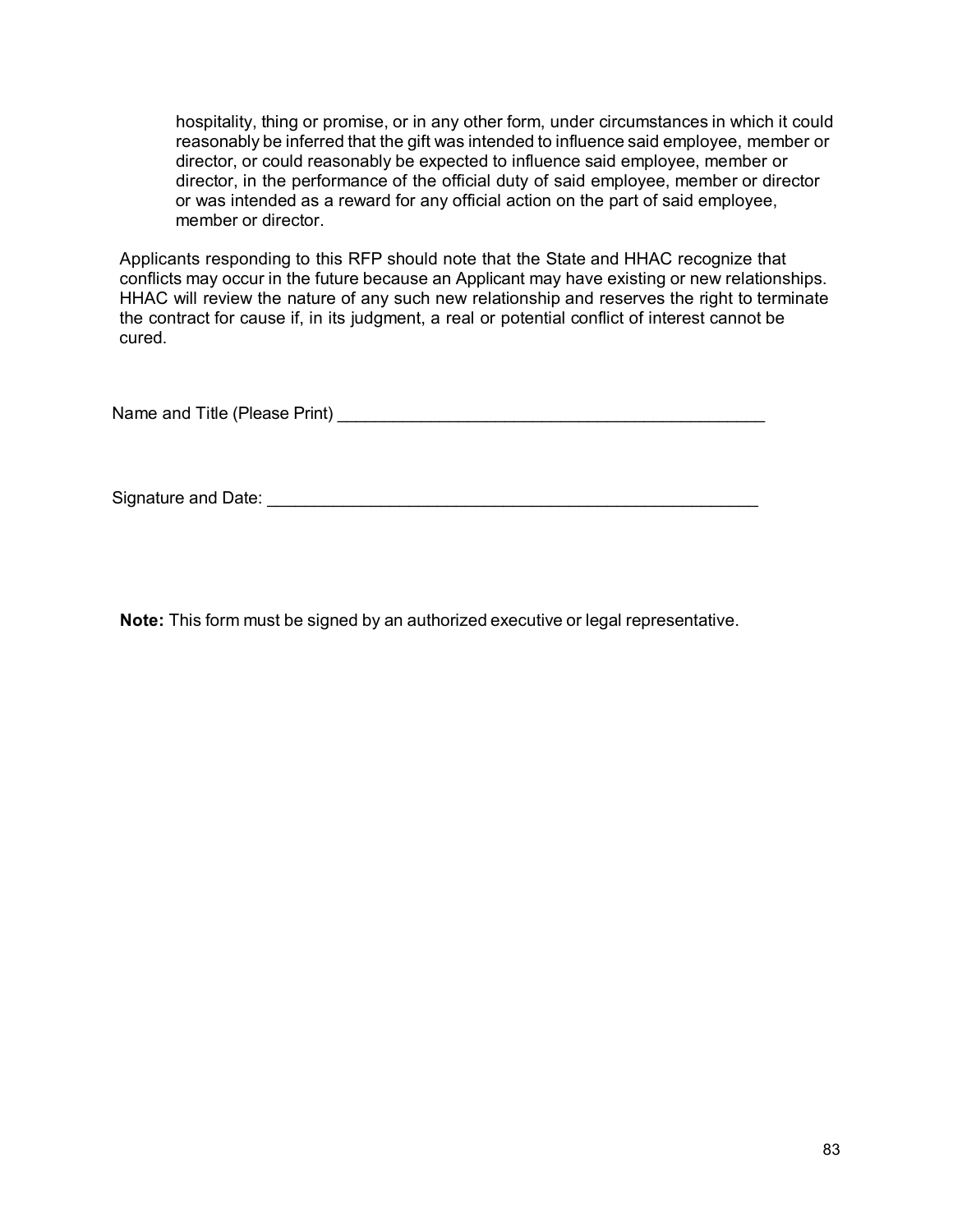hospitality, thing or promise, or in any other form, under circumstances in which it could reasonably be inferred that the gift was intended to influence said employee, member or director, or could reasonably be expected to influence said employee, member or director, in the performance of the official duty of said employee, member or director or was intended as a reward for any official action on the part of said employee, member or director.

Applicants responding to this RFP should note that the State and HHAC recognize that conflicts may occur in the future because an Applicant may have existing or new relationships. HHAC will review the nature of any such new relationship and reserves the right to terminate the contract for cause if, in its judgment, a real or potential conflict of interest cannot be cured.

Name and Title (Please Print) _______________________________________________

Signature and Date: _____________________________________________________

**Note:** This form must be signed by an authorized executive or legal representative.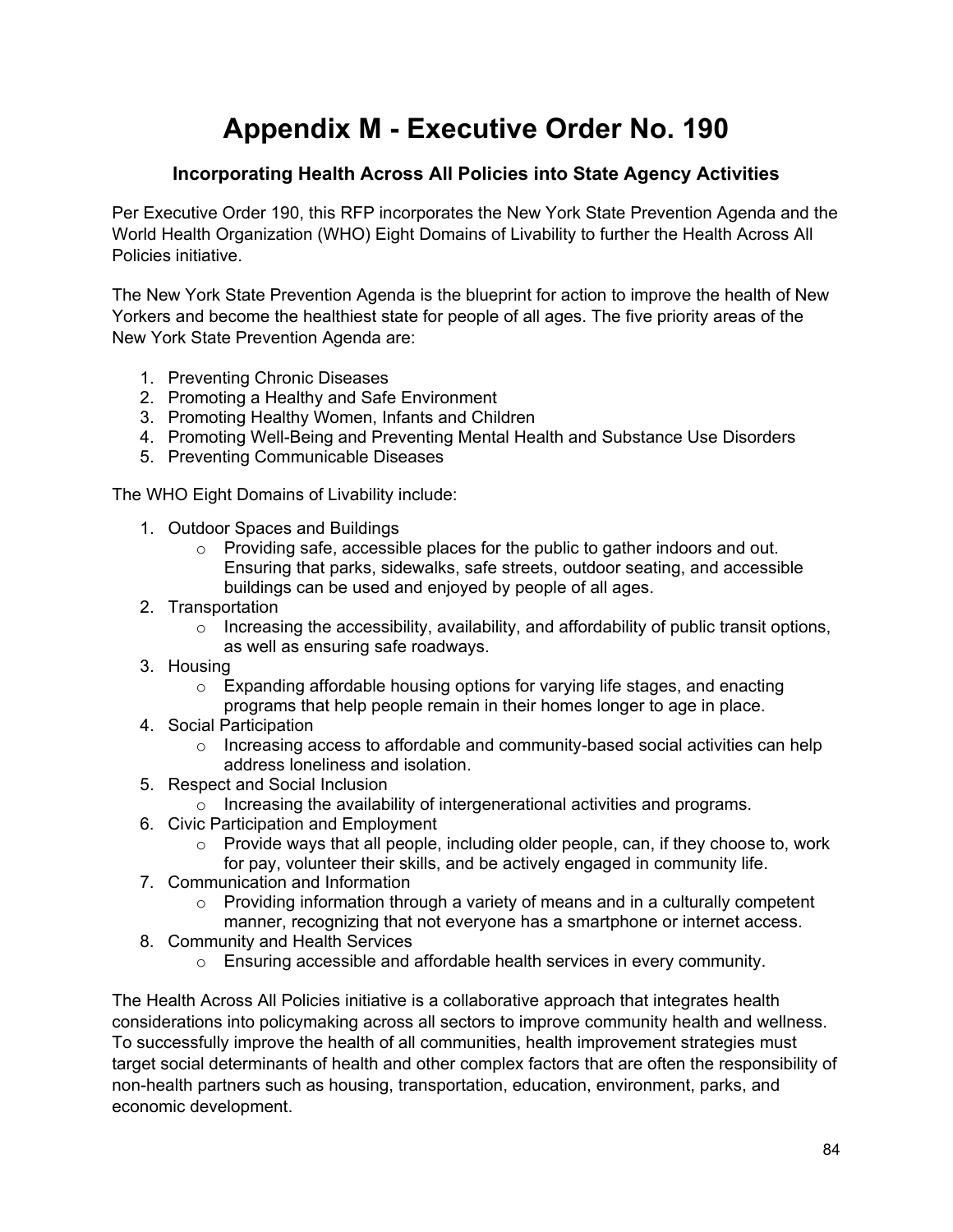# Appendix M - Executive Order No. 190

### Incorporating Health Across All Policies into State Agency Activities

Per Executive Order 190, this RFP incorporates the New York State Prevention Agenda and the World Health Organization (WHO) Eight Domains of Livability to further the Health Across All Policies initiative.

The New York State Prevention Agenda is the blueprint for action to improve the health of New Yorkers and become the healthiest state for people of all ages. The five priority areas of the New York State Prevention Agenda are:

1. Preventing Chronic Diseases
2. Promoting a Healthy and Safe Environment
3. Promoting Healthy Women, Infants and Children
4. Promoting Well-Being and Preventing Mental Health and Substance Use Disorders
5. Preventing Communicable Diseases

The WHO Eight Domains of Livability include:

1. Outdoor Spaces and Buildings
   - Providing safe, accessible places for the public to gather indoors and out. Ensuring that parks, sidewalks, safe streets, outdoor seating, and accessible buildings can be used and enjoyed by people of all ages.
2. Transportation
   - Increasing the accessibility, availability, and affordability of public transit options, as well as ensuring safe roadways.
3. Housing
   - Expanding affordable housing options for varying life stages, and enacting programs that help people remain in their homes longer to age in place.
4. Social Participation
   - Increasing access to affordable and community-based social activities can help address loneliness and isolation.
5. Respect and Social Inclusion
   - Increasing the availability of intergenerational activities and programs.
6. Civic Participation and Employment
   - Provide ways that all people, including older people, can, if they choose to, work for pay, volunteer their skills, and be actively engaged in community life.
7. Communication and Information
   - Providing information through a variety of means and in a culturally competent manner, recognizing that not everyone has a smartphone or internet access.
8. Community and Health Services
   - Ensuring accessible and affordable health services in every community.

The Health Across All Policies initiative is a collaborative approach that integrates health considerations into policymaking across all sectors to improve community health and wellness. To successfully improve the health of all communities, health improvement strategies must target social determinants of health and other complex factors that are often the responsibility of non-health partners such as housing, transportation, education, environment, parks, and economic development.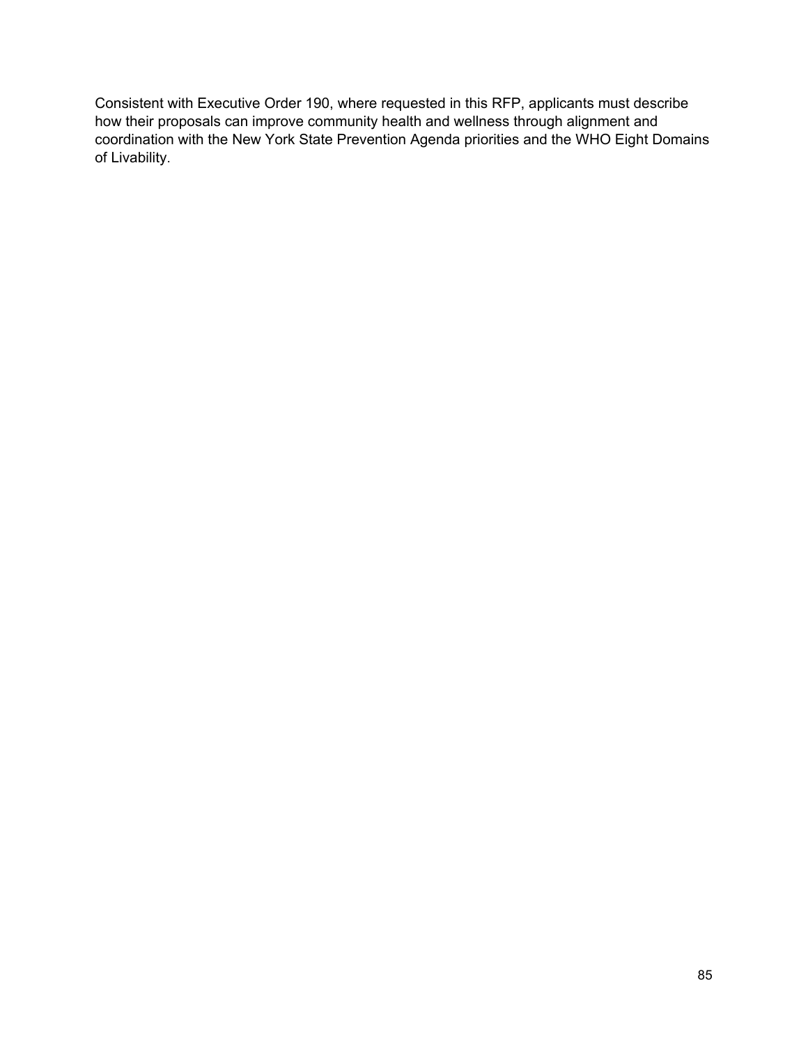Consistent with Executive Order 190, where requested in this RFP, applicants must describe how their proposals can improve community health and wellness through alignment and coordination with the New York State Prevention Agenda priorities and the WHO Eight Domains of Livability.